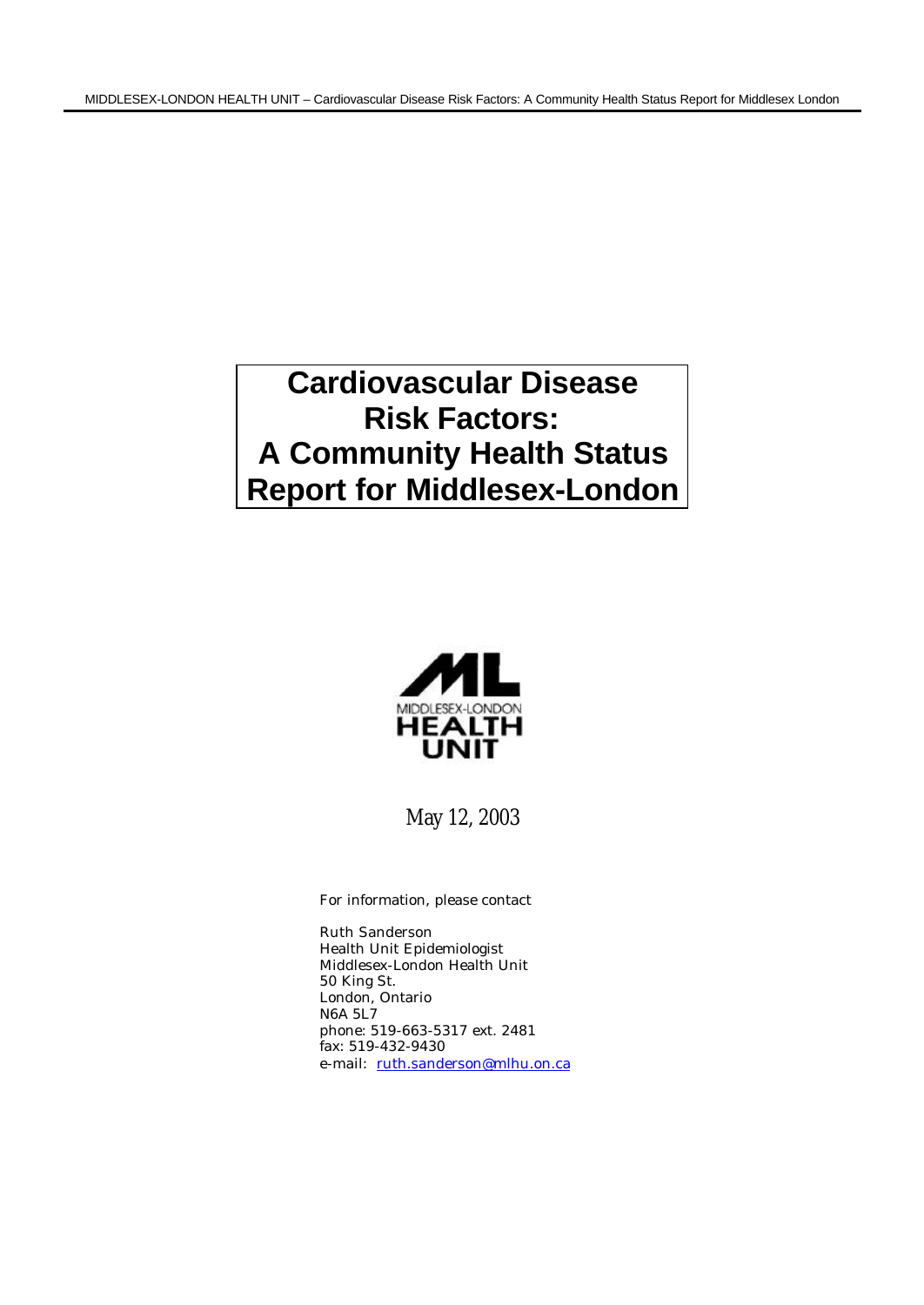# Cardiovascular Disease Risk Factors: A Community Health Status Report for Middlesex-London

MIDDLESEX-LONDON HEALTH UNIT

May 12, 2003

For information, please contact

Ruth Sanderson
Health Unit Epidemiologist
Middlesex-London Health Unit
50 King St.
London, Ontario
N6A 5L7
phone: 519-663-5317 ext. 2481
fax: 519-432-9430
e-mail: ruth.sanderson@mlhu.on.ca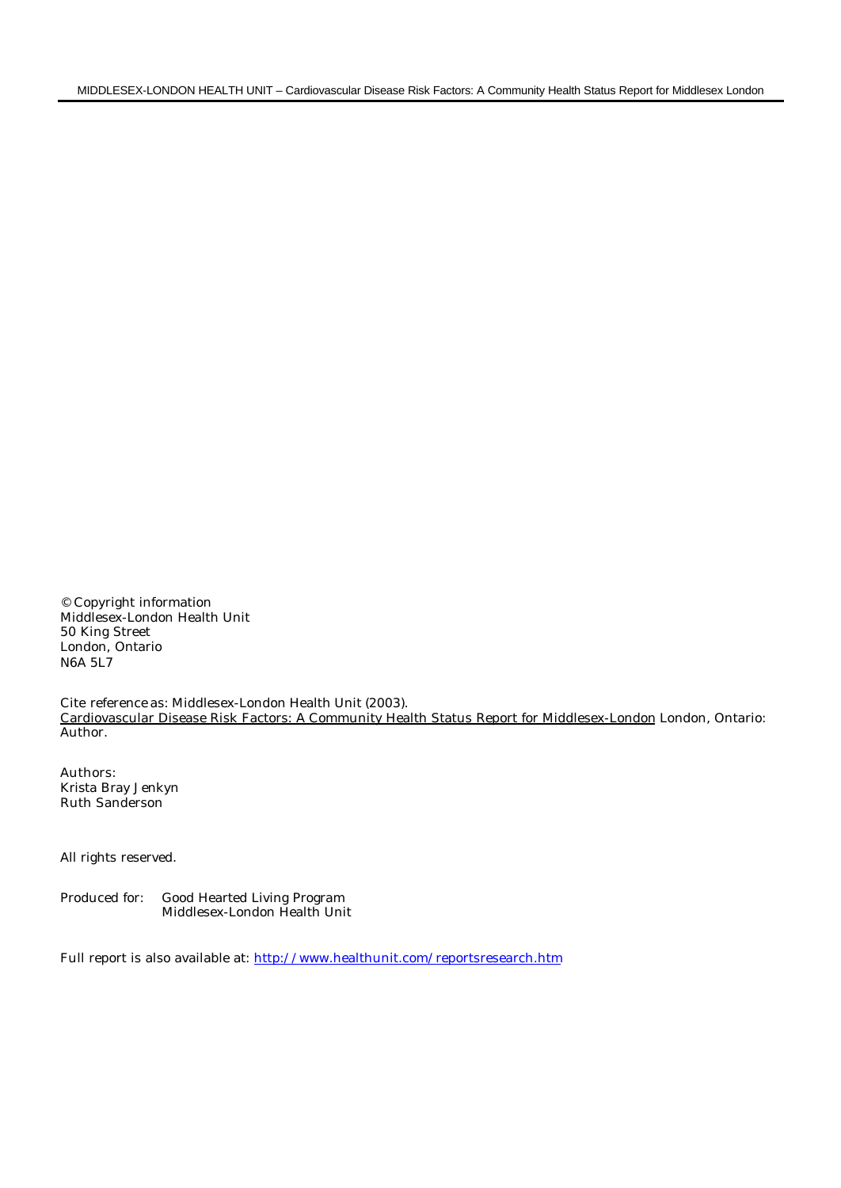© Copyright information
Middlesex-London Health Unit
50 King Street
London, Ontario
N6A 5L7

Cite reference as: Middlesex-London Health Unit (2003).
Cardiovascular Disease Risk Factors: A Community Health Status Report for Middlesex-London London, Ontario: Author.

Authors:
Krista Bray Jenkyn
Ruth Sanderson

All rights reserved.

Produced for: Good Hearted Living Program
Middlesex-London Health Unit

Full report is also available at: http://www.healthunit.com/reportsresearch.htm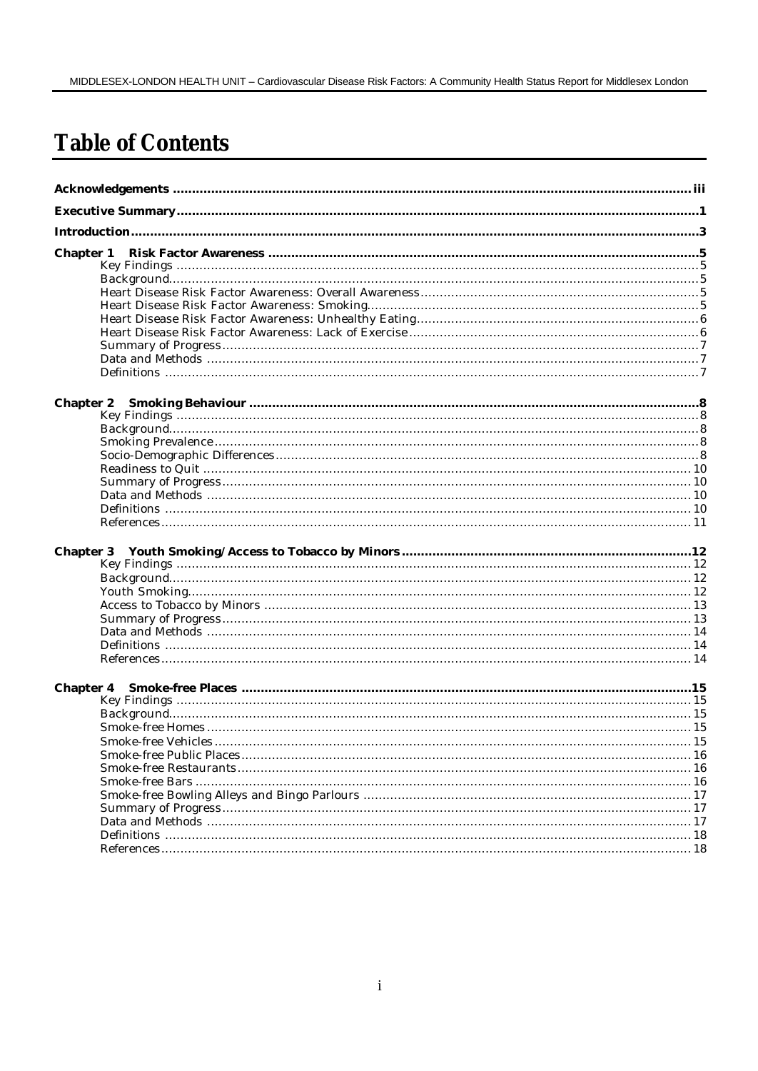# Table of Contents

**Acknowledgements** ..... iii

**Executive Summary** ..... 1

**Introduction** ..... 3

**Chapter 1 Risk Factor Awareness** ..... 5
- Key Findings ..... 5
- Background ..... 5
- Heart Disease Risk Factor Awareness: Overall Awareness ..... 5
- Heart Disease Risk Factor Awareness: Smoking ..... 5
- Heart Disease Risk Factor Awareness: Unhealthy Eating ..... 6
- Heart Disease Risk Factor Awareness: Lack of Exercise ..... 6
- Summary of Progress ..... 7
- Data and Methods ..... 7
- Definitions ..... 7

**Chapter 2 Smoking Behaviour** ..... 8
- Key Findings ..... 8
- Background ..... 8
- Smoking Prevalence ..... 8
- Socio-Demographic Differences ..... 8
- Readiness to Quit ..... 10
- Summary of Progress ..... 10
- Data and Methods ..... 10
- Definitions ..... 10
- References ..... 11

**Chapter 3 Youth Smoking/Access to Tobacco by Minors** ..... 12
- Key Findings ..... 12
- Background ..... 12
- Youth Smoking ..... 12
- Access to Tobacco by Minors ..... 13
- Summary of Progress ..... 13
- Data and Methods ..... 14
- Definitions ..... 14
- References ..... 14

**Chapter 4 Smoke-free Places** ..... 15
- Key Findings ..... 15
- Background ..... 15
- Smoke-free Homes ..... 15
- Smoke-free Vehicles ..... 15
- Smoke-free Public Places ..... 16
- Smoke-free Restaurants ..... 16
- Smoke-free Bars ..... 16
- Smoke-free Bowling Alleys and Bingo Parlours ..... 17
- Summary of Progress ..... 17
- Data and Methods ..... 17
- Definitions ..... 18
- References ..... 18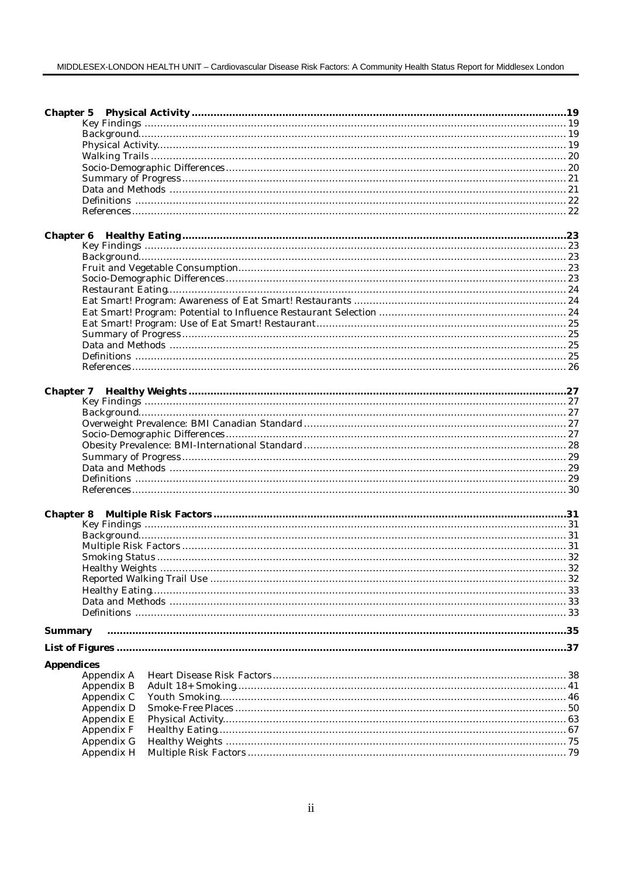**Chapter 5 Physical Activity** ............ 19

- Key Findings ............ 19
- Background ............ 19
- Physical Activity ............ 19
- Walking Trails ............ 20
- Socio-Demographic Differences ............ 20
- Summary of Progress ............ 21
- Data and Methods ............ 21
- Definitions ............ 22
- References ............ 22

**Chapter 6 Healthy Eating** ............ 23

- Key Findings ............ 23
- Background ............ 23
- Fruit and Vegetable Consumption ............ 23
- Socio-Demographic Differences ............ 23
- Restaurant Eating ............ 24
- Eat Smart! Program: Awareness of Eat Smart! Restaurants ............ 24
- Eat Smart! Program: Potential to Influence Restaurant Selection ............ 24
- Eat Smart! Program: Use of Eat Smart! Restaurant ............ 25
- Summary of Progress ............ 25
- Data and Methods ............ 25
- Definitions ............ 25
- References ............ 26

**Chapter 7 Healthy Weights** ............ 27

- Key Findings ............ 27
- Background ............ 27
- Overweight Prevalence: BMI Canadian Standard ............ 27
- Socio-Demographic Differences ............ 27
- Obesity Prevalence: BMI-International Standard ............ 28
- Summary of Progress ............ 29
- Data and Methods ............ 29
- Definitions ............ 29
- References ............ 30

**Chapter 8 Multiple Risk Factors** ............ 31

- Key Findings ............ 31
- Background ............ 31
- Multiple Risk Factors ............ 31
- Smoking Status ............ 32
- Healthy Weights ............ 32
- Reported Walking Trail Use ............ 32
- Healthy Eating ............ 33
- Data and Methods ............ 33
- Definitions ............ 33

**Summary** ............ 35

**List of Figures** ............ 37

**Appendices**

- Appendix A Heart Disease Risk Factors ............ 38
- Appendix B Adult 18+ Smoking ............ 41
- Appendix C Youth Smoking ............ 46
- Appendix D Smoke-Free Places ............ 50
- Appendix E Physical Activity ............ 63
- Appendix F Healthy Eating ............ 67
- Appendix G Healthy Weights ............ 75
- Appendix H Multiple Risk Factors ............ 79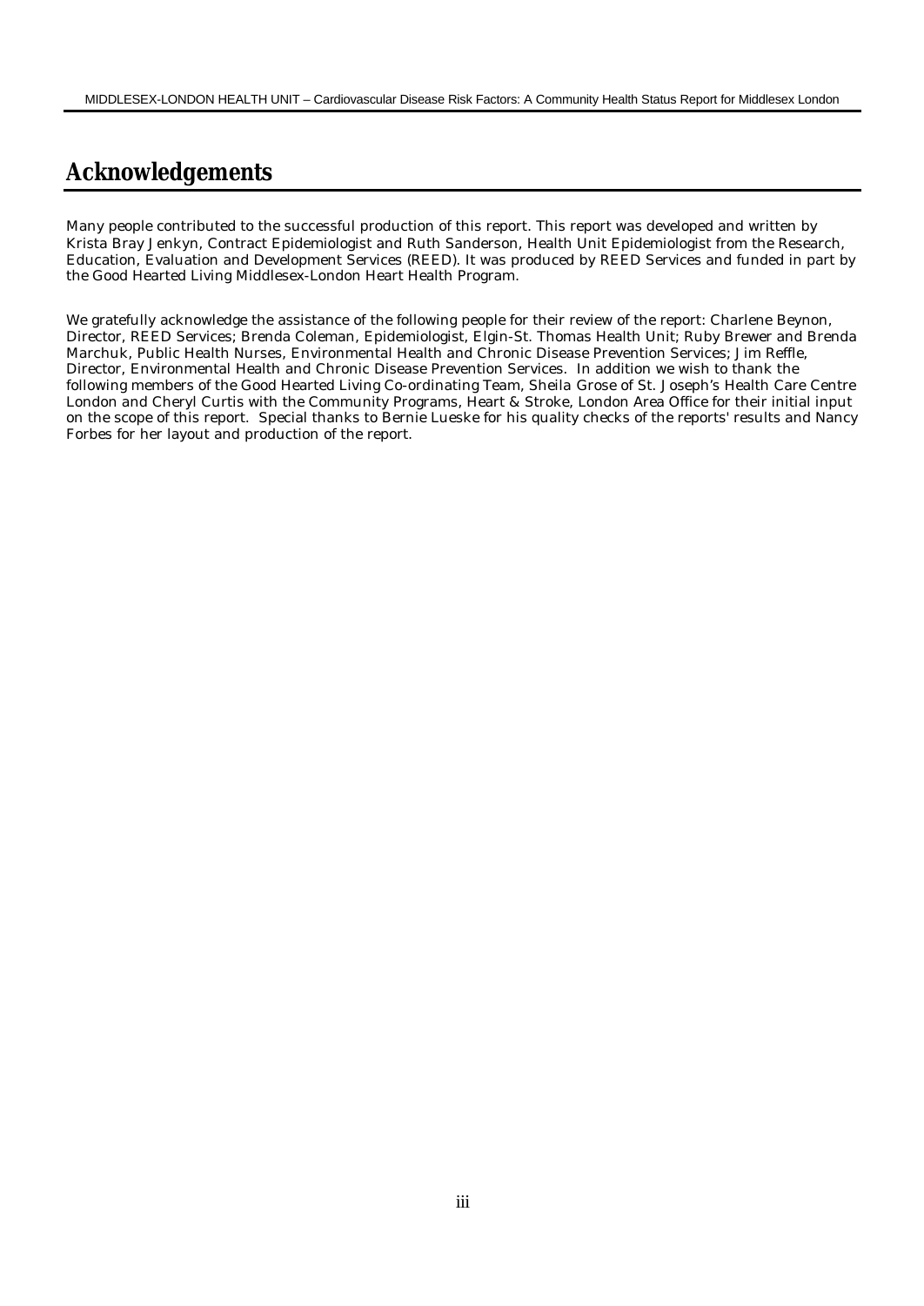# Acknowledgements

Many people contributed to the successful production of this report. This report was developed and written by Krista Bray Jenkyn, Contract Epidemiologist and Ruth Sanderson, Health Unit Epidemiologist from the Research, Education, Evaluation and Development Services (REED). It was produced by REED Services and funded in part by the Good Hearted Living Middlesex-London Heart Health Program.

We gratefully acknowledge the assistance of the following people for their review of the report: Charlene Beynon, Director, REED Services; Brenda Coleman, Epidemiologist, Elgin-St. Thomas Health Unit; Ruby Brewer and Brenda Marchuk, Public Health Nurses, Environmental Health and Chronic Disease Prevention Services; Jim Reffle, Director, Environmental Health and Chronic Disease Prevention Services. In addition we wish to thank the following members of the Good Hearted Living Co-ordinating Team, Sheila Grose of St. Joseph's Health Care Centre London and Cheryl Curtis with the Community Programs, Heart & Stroke, London Area Office for their initial input on the scope of this report. Special thanks to Bernie Lueske for his quality checks of the reports' results and Nancy Forbes for her layout and production of the report.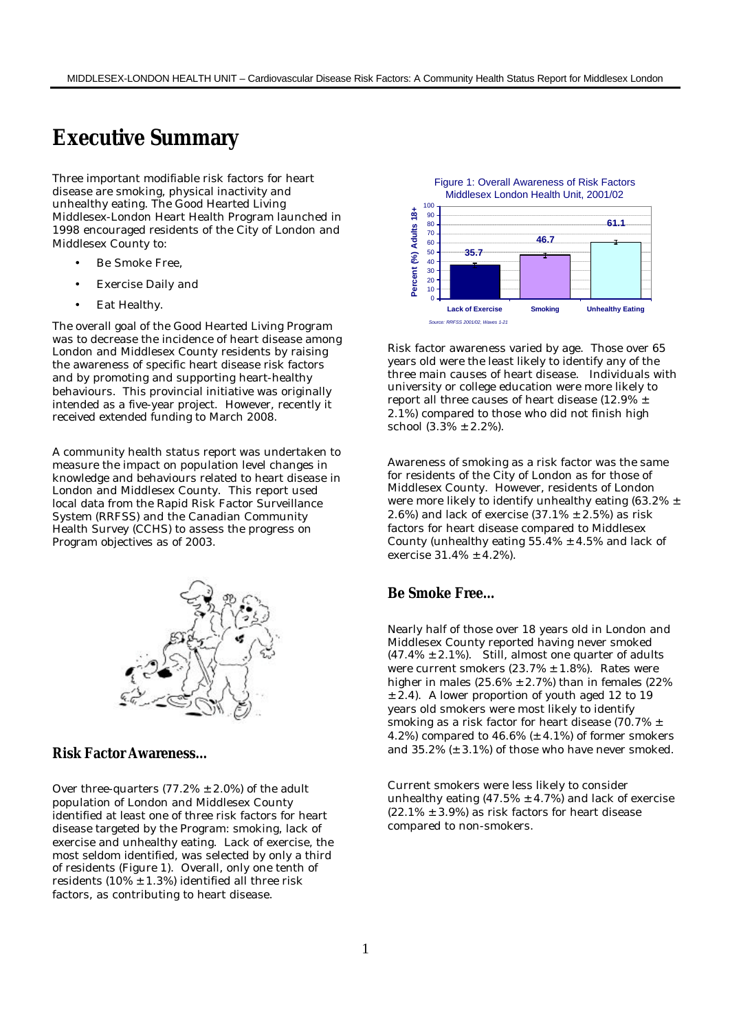# Executive Summary

Three important modifiable risk factors for heart disease are smoking, physical inactivity and unhealthy eating. The Good Hearted Living Middlesex-London Heart Health Program launched in 1998 encouraged residents of the City of London and Middlesex County to:

- Be Smoke Free,
- Exercise Daily and
- Eat Healthy.

The overall goal of the Good Hearted Living Program was to decrease the incidence of heart disease among London and Middlesex County residents by raising the awareness of specific heart disease risk factors and by promoting and supporting heart-healthy behaviours. This provincial initiative was originally intended as a five-year project. However, recently it received extended funding to March 2008.

A community health status report was undertaken to measure the impact on population level changes in knowledge and behaviours related to heart disease in London and Middlesex County. This report used local data from the Rapid Risk Factor Surveillance System (RRFSS) and the Canadian Community Health Survey (CCHS) to assess the progress on Program objectives as of 2003.

## Risk Factor Awareness…

Over three-quarters (77.2% ± 2.0%) of the adult population of London and Middlesex County identified at least one of three risk factors for heart disease targeted by the Program: smoking, lack of exercise and unhealthy eating. Lack of exercise, the most seldom identified, was selected by only a third of residents (Figure 1). Overall, only one tenth of residents (10% ± 1.3%) identified all three risk factors, as contributing to heart disease.

Figure 1: Overall Awareness of Risk Factors Middlesex London Health Unit, 2001/02

| Risk Factor | Percent (%) Adults 18+ |
|---|---|
| Lack of Exercise | 35.7 |
| Smoking | 46.7 |
| Unhealthy Eating | 61.1 |

*Source: RRFSS 2001/02, Waves 1-21*

Risk factor awareness varied by age. Those over 65 years old were the least likely to identify any of the three main causes of heart disease. Individuals with university or college education were more likely to report all three causes of heart disease (12.9% ± 2.1%) compared to those who did not finish high school (3.3% ± 2.2%).

Awareness of smoking as a risk factor was the same for residents of the City of London as for those of Middlesex County. However, residents of London were more likely to identify unhealthy eating (63.2% ± 2.6%) and lack of exercise (37.1% ± 2.5%) as risk factors for heart disease compared to Middlesex County (unhealthy eating 55.4% ± 4.5% and lack of exercise 31.4% ± 4.2%).

## Be Smoke Free…

Nearly half of those over 18 years old in London and Middlesex County reported having never smoked (47.4% ± 2.1%). Still, almost one quarter of adults were current smokers (23.7% ± 1.8%). Rates were higher in males (25.6% ± 2.7%) than in females (22% ± 2.4). A lower proportion of youth aged 12 to 19 years old smokers were most likely to identify smoking as a risk factor for heart disease (70.7% ± 4.2%) compared to 46.6% (± 4.1%) of former smokers and 35.2% (± 3.1%) of those who have never smoked.

Current smokers were less likely to consider unhealthy eating (47.5% ± 4.7%) and lack of exercise (22.1% ± 3.9%) as risk factors for heart disease compared to non-smokers.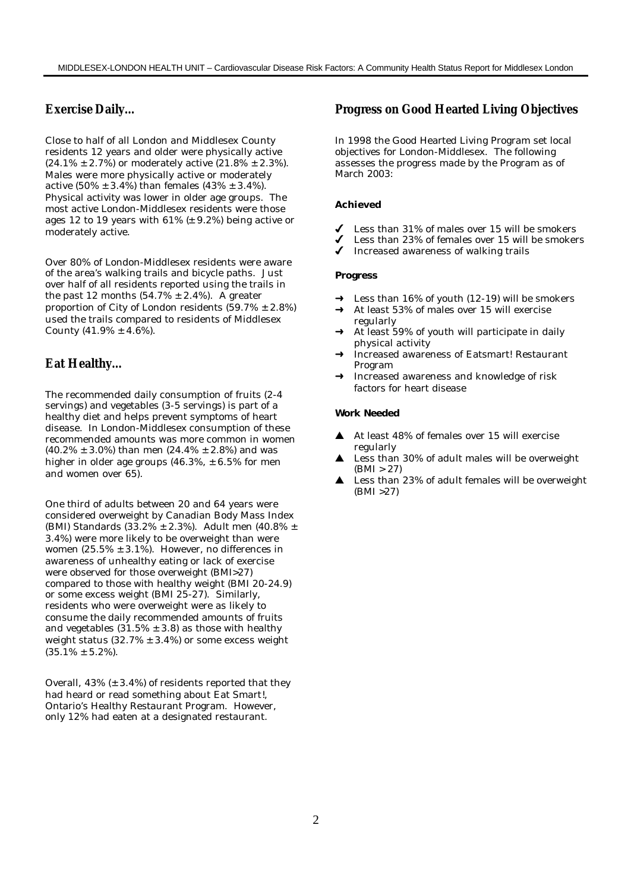## Exercise Daily…

Close to half of all London and Middlesex County residents 12 years and older were physically active (24.1% ± 2.7%) or moderately active (21.8% ± 2.3%). Males were more physically active or moderately active (50% ± 3.4%) than females (43% ± 3.4%). Physical activity was lower in older age groups. The most active London-Middlesex residents were those ages 12 to 19 years with 61% (± 9.2%) being active or moderately active.

Over 80% of London-Middlesex residents were aware of the area's walking trails and bicycle paths. Just over half of all residents reported using the trails in the past 12 months (54.7% ± 2.4%). A greater proportion of City of London residents (59.7% ± 2.8%) used the trails compared to residents of Middlesex County (41.9% ± 4.6%).

## Eat Healthy…

The recommended daily consumption of fruits (2-4 servings) and vegetables (3-5 servings) is part of a healthy diet and helps prevent symptoms of heart disease. In London-Middlesex consumption of these recommended amounts was more common in women (40.2% ± 3.0%) than men (24.4% ± 2.8%) and was higher in older age groups (46.3%, ± 6.5% for men and women over 65).

One third of adults between 20 and 64 years were considered overweight by Canadian Body Mass Index (BMI) Standards (33.2% ± 2.3%). Adult men (40.8% ± 3.4%) were more likely to be overweight than were women (25.5% ± 3.1%). However, no differences in awareness of unhealthy eating or lack of exercise were observed for those overweight (BMI>27) compared to those with healthy weight (BMI 20-24.9) or some excess weight (BMI 25-27). Similarly, residents who were overweight were as likely to consume the daily recommended amounts of fruits and vegetables (31.5% ± 3.8) as those with healthy weight status (32.7% ± 3.4%) or some excess weight (35.1% ± 5.2%).

Overall, 43% (± 3.4%) of residents reported that they had heard or read something about Eat Smart!, Ontario's Healthy Restaurant Program. However, only 12% had eaten at a designated restaurant.

## Progress on Good Hearted Living Objectives

In 1998 the Good Hearted Living Program set local objectives for London-Middlesex. The following assesses the progress made by the Program as of March 2003:

**Achieved**

- ✓ Less than 31% of males over 15 will be smokers
- ✓ Less than 23% of females over 15 will be smokers
- ✓ Increased awareness of walking trails

**Progress**

- → Less than 16% of youth (12-19) will be smokers
- → At least 53% of males over 15 will exercise regularly
- → At least 59% of youth will participate in daily physical activity
- → Increased awareness of Eatsmart! Restaurant Program
- → Increased awareness and knowledge of risk factors for heart disease

**Work Needed**

- ▲ At least 48% of females over 15 will exercise regularly
- ▲ Less than 30% of adult males will be overweight (BMI > 27)
- ▲ Less than 23% of adult females will be overweight (BMI >27)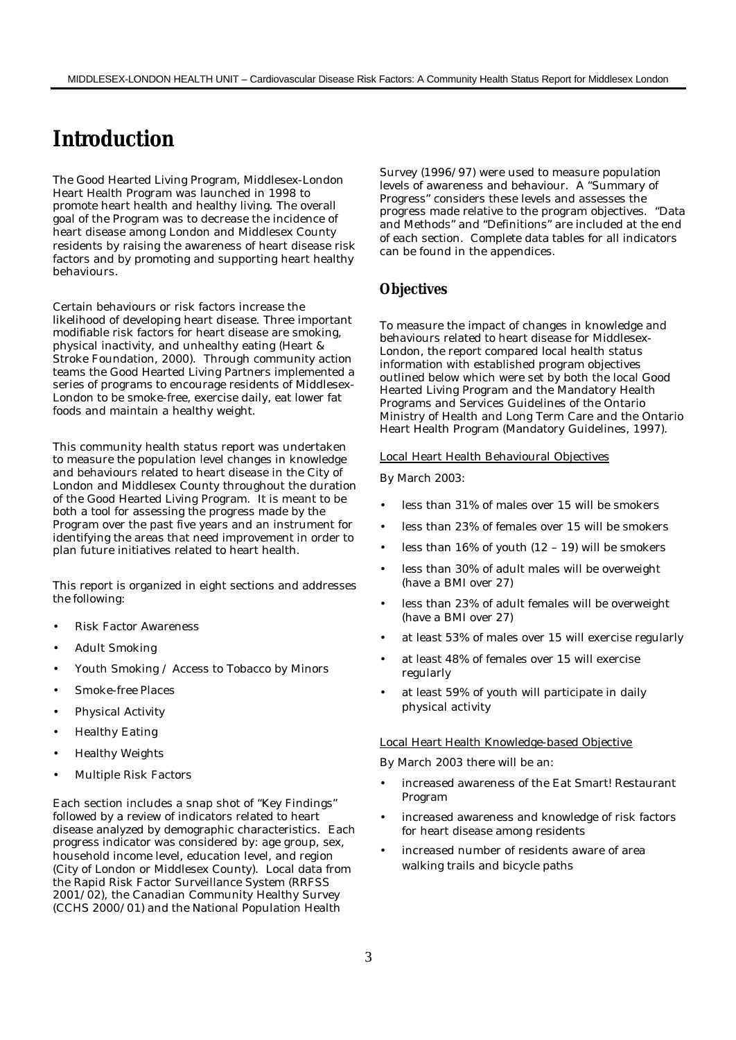# Introduction

The Good Hearted Living Program, Middlesex-London Heart Health Program was launched in 1998 to promote heart health and healthy living. The overall goal of the Program was to decrease the incidence of heart disease among London and Middlesex County residents by raising the awareness of heart disease risk factors and by promoting and supporting heart healthy behaviours.

Certain behaviours or risk factors increase the likelihood of developing heart disease. Three important modifiable risk factors for heart disease are smoking, physical inactivity, and unhealthy eating (Heart & Stroke Foundation, 2000). Through community action teams the Good Hearted Living Partners implemented a series of programs to encourage residents of Middlesex-London to be smoke-free, exercise daily, eat lower fat foods and maintain a healthy weight.

This community health status report was undertaken to measure the population level changes in knowledge and behaviours related to heart disease in the City of London and Middlesex County throughout the duration of the Good Hearted Living Program. It is meant to be both a tool for assessing the progress made by the Program over the past five years and an instrument for identifying the areas that need improvement in order to plan future initiatives related to heart health.

This report is organized in eight sections and addresses the following:

- Risk Factor Awareness
- Adult Smoking
- Youth Smoking / Access to Tobacco by Minors
- Smoke-free Places
- Physical Activity
- Healthy Eating
- Healthy Weights
- Multiple Risk Factors

Each section includes a snap shot of "Key Findings" followed by a review of indicators related to heart disease analyzed by demographic characteristics. Each progress indicator was considered by: age group, sex, household income level, education level, and region (City of London or Middlesex County). Local data from the Rapid Risk Factor Surveillance System (RRFSS 2001/02), the Canadian Community Healthy Survey (CCHS 2000/01) and the National Population Health Survey (1996/97) were used to measure population levels of awareness and behaviour. A "Summary of Progress" considers these levels and assesses the progress made relative to the program objectives. "Data and Methods" and "Definitions" are included at the end of each section. Complete data tables for all indicators can be found in the appendices.

## Objectives

To measure the impact of changes in knowledge and behaviours related to heart disease for Middlesex-London, the report compared local health status information with established program objectives outlined below which were set by both the local Good Hearted Living Program and the Mandatory Health Programs and Services Guidelines of the Ontario Ministry of Health and Long Term Care and the Ontario Heart Health Program (Mandatory Guidelines, 1997).

<u>Local Heart Health Behavioural Objectives</u>

By March 2003:

- less than 31% of males over 15 will be smokers
- less than 23% of females over 15 will be smokers
- less than 16% of youth (12 – 19) will be smokers
- less than 30% of adult males will be overweight (have a BMI over 27)
- less than 23% of adult females will be overweight (have a BMI over 27)
- at least 53% of males over 15 will exercise regularly
- at least 48% of females over 15 will exercise regularly
- at least 59% of youth will participate in daily physical activity

<u>Local Heart Health Knowledge-based Objective</u>

By March 2003 there will be an:

- increased awareness of the Eat Smart! Restaurant Program
- increased awareness and knowledge of risk factors for heart disease among residents
- increased number of residents aware of area walking trails and bicycle paths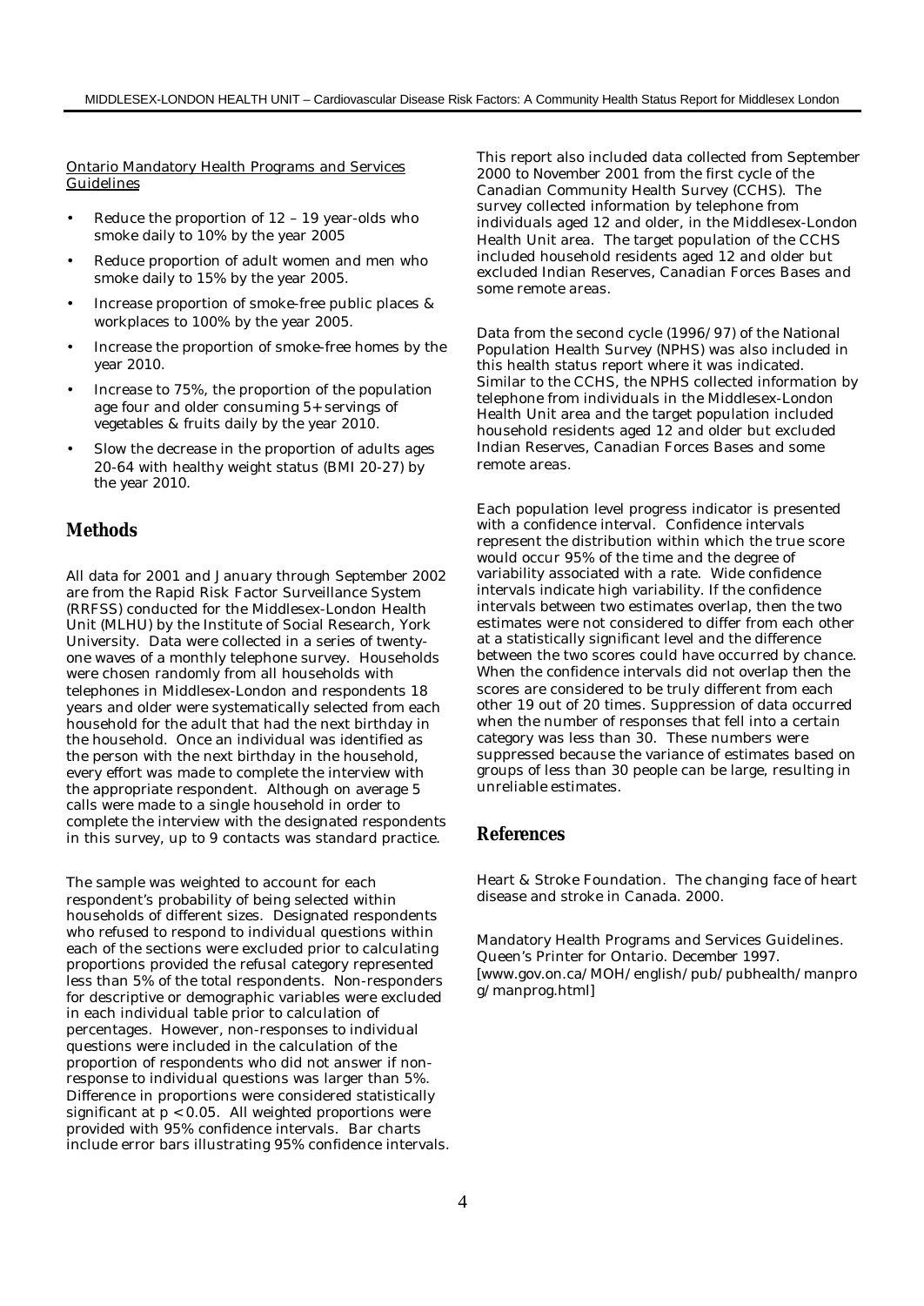Ontario Mandatory Health Programs and Services Guidelines

- Reduce the proportion of 12 – 19 year-olds who smoke daily to 10% by the year 2005
- Reduce proportion of adult women and men who smoke daily to 15% by the year 2005.
- Increase proportion of smoke-free public places & workplaces to 100% by the year 2005.
- Increase the proportion of smoke-free homes by the year 2010.
- Increase to 75%, the proportion of the population age four and older consuming 5+ servings of vegetables & fruits daily by the year 2010.
- Slow the decrease in the proportion of adults ages 20-64 with healthy weight status (BMI 20-27) by the year 2010.

## Methods

All data for 2001 and January through September 2002 are from the Rapid Risk Factor Surveillance System (RRFSS) conducted for the Middlesex-London Health Unit (MLHU) by the Institute of Social Research, York University. Data were collected in a series of twenty-one waves of a monthly telephone survey. Households were chosen randomly from all households with telephones in Middlesex-London and respondents 18 years and older were systematically selected from each household for the adult that had the next birthday in the household. Once an individual was identified as the person with the next birthday in the household, every effort was made to complete the interview with the appropriate respondent. Although on average 5 calls were made to a single household in order to complete the interview with the designated respondents in this survey, up to 9 contacts was standard practice.

The sample was weighted to account for each respondent's probability of being selected within households of different sizes. Designated respondents who refused to respond to individual questions within each of the sections were excluded prior to calculating proportions provided the refusal category represented less than 5% of the total respondents. Non-responders for descriptive or demographic variables were excluded in each individual table prior to calculation of percentages. However, non-responses to individual questions were included in the calculation of the proportion of respondents who did not answer if non-response to individual questions was larger than 5%. Difference in proportions were considered statistically significant at $p < 0.05$. All weighted proportions were provided with 95% confidence intervals. Bar charts include error bars illustrating 95% confidence intervals.

This report also included data collected from September 2000 to November 2001 from the first cycle of the Canadian Community Health Survey (CCHS). The survey collected information by telephone from individuals aged 12 and older, in the Middlesex-London Health Unit area. The target population of the CCHS included household residents aged 12 and older but excluded Indian Reserves, Canadian Forces Bases and some remote areas.

Data from the second cycle (1996/97) of the National Population Health Survey (NPHS) was also included in this health status report where it was indicated. Similar to the CCHS, the NPHS collected information by telephone from individuals in the Middlesex-London Health Unit area and the target population included household residents aged 12 and older but excluded Indian Reserves, Canadian Forces Bases and some remote areas.

Each population level progress indicator is presented with a confidence interval. Confidence intervals represent the distribution within which the true score would occur 95% of the time and the degree of variability associated with a rate. Wide confidence intervals indicate high variability. If the confidence intervals between two estimates overlap, then the two estimates were not considered to differ from each other at a statistically significant level and the difference between the two scores could have occurred by chance. When the confidence intervals did not overlap then the scores are considered to be truly different from each other 19 out of 20 times. Suppression of data occurred when the number of responses that fell into a certain category was less than 30. These numbers were suppressed because the variance of estimates based on groups of less than 30 people can be large, resulting in unreliable estimates.

## References

Heart & Stroke Foundation. The changing face of heart disease and stroke in Canada. 2000.

Mandatory Health Programs and Services Guidelines. Queen's Printer for Ontario. December 1997. [www.gov.on.ca/MOH/english/pub/pubhealth/manprog/manprog.html]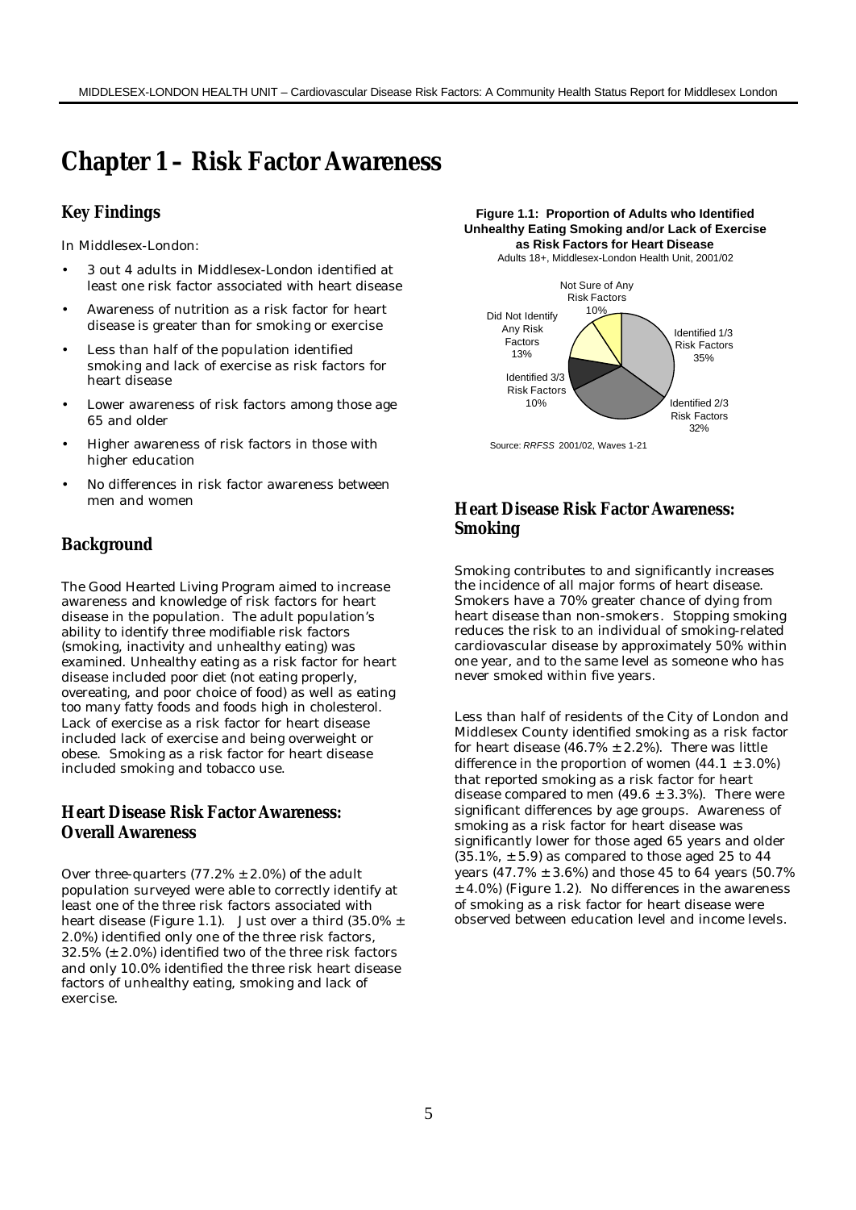# Chapter 1 – Risk Factor Awareness

## Key Findings

In Middlesex-London:

- 3 out 4 adults in Middlesex-London identified at least one risk factor associated with heart disease
- Awareness of nutrition as a risk factor for heart disease is greater than for smoking or exercise
- Less than half of the population identified smoking and lack of exercise as risk factors for heart disease
- Lower awareness of risk factors among those age 65 and older
- Higher awareness of risk factors in those with higher education
- No differences in risk factor awareness between men and women

## Background

The Good Hearted Living Program aimed to increase awareness and knowledge of risk factors for heart disease in the population. The adult population's ability to identify three modifiable risk factors (smoking, inactivity and unhealthy eating) was examined. Unhealthy eating as a risk factor for heart disease included poor diet (not eating properly, overeating, and poor choice of food) as well as eating too many fatty foods and foods high in cholesterol. Lack of exercise as a risk factor for heart disease included lack of exercise and being overweight or obese. Smoking as a risk factor for heart disease included smoking and tobacco use.

## Heart Disease Risk Factor Awareness: Overall Awareness

Over three-quarters (77.2% ± 2.0%) of the adult population surveyed were able to correctly identify at least one of the three risk factors associated with heart disease (Figure 1.1). Just over a third (35.0% ± 2.0%) identified only one of the three risk factors, 32.5% (± 2.0%) identified two of the three risk factors and only 10.0% identified the three risk heart disease factors of unhealthy eating, smoking and lack of exercise.

**Figure 1.1: Proportion of Adults who Identified Unhealthy Eating Smoking and/or Lack of Exercise as Risk Factors for Heart Disease**
Adults 18+, Middlesex-London Health Unit, 2001/02

| Category | Percent |
|---|---|
| Identified 1/3 Risk Factors | 35% |
| Identified 2/3 Risk Factors | 32% |
| Identified 3/3 Risk Factors | 10% |
| Did Not Identify Any Risk Factors | 13% |
| Not Sure of Any Risk Factors | 10% |

Source: *RRFSS* 2001/02, Waves 1-21

## Heart Disease Risk Factor Awareness: Smoking

Smoking contributes to and significantly increases the incidence of all major forms of heart disease. Smokers have a 70% greater chance of dying from heart disease than non-smokers. Stopping smoking reduces the risk to an individual of smoking-related cardiovascular disease by approximately 50% within one year, and to the same level as someone who has never smoked within five years.

Less than half of residents of the City of London and Middlesex County identified smoking as a risk factor for heart disease (46.7% ± 2.2%). There was little difference in the proportion of women (44.1 ± 3.0%) that reported smoking as a risk factor for heart disease compared to men (49.6 ± 3.3%). There were significant differences by age groups. Awareness of smoking as a risk factor for heart disease was significantly lower for those aged 65 years and older (35.1%, ± 5.9) as compared to those aged 25 to 44 years (47.7% ± 3.6%) and those 45 to 64 years (50.7% ± 4.0%) (Figure 1.2). No differences in the awareness of smoking as a risk factor for heart disease were observed between education level and income levels.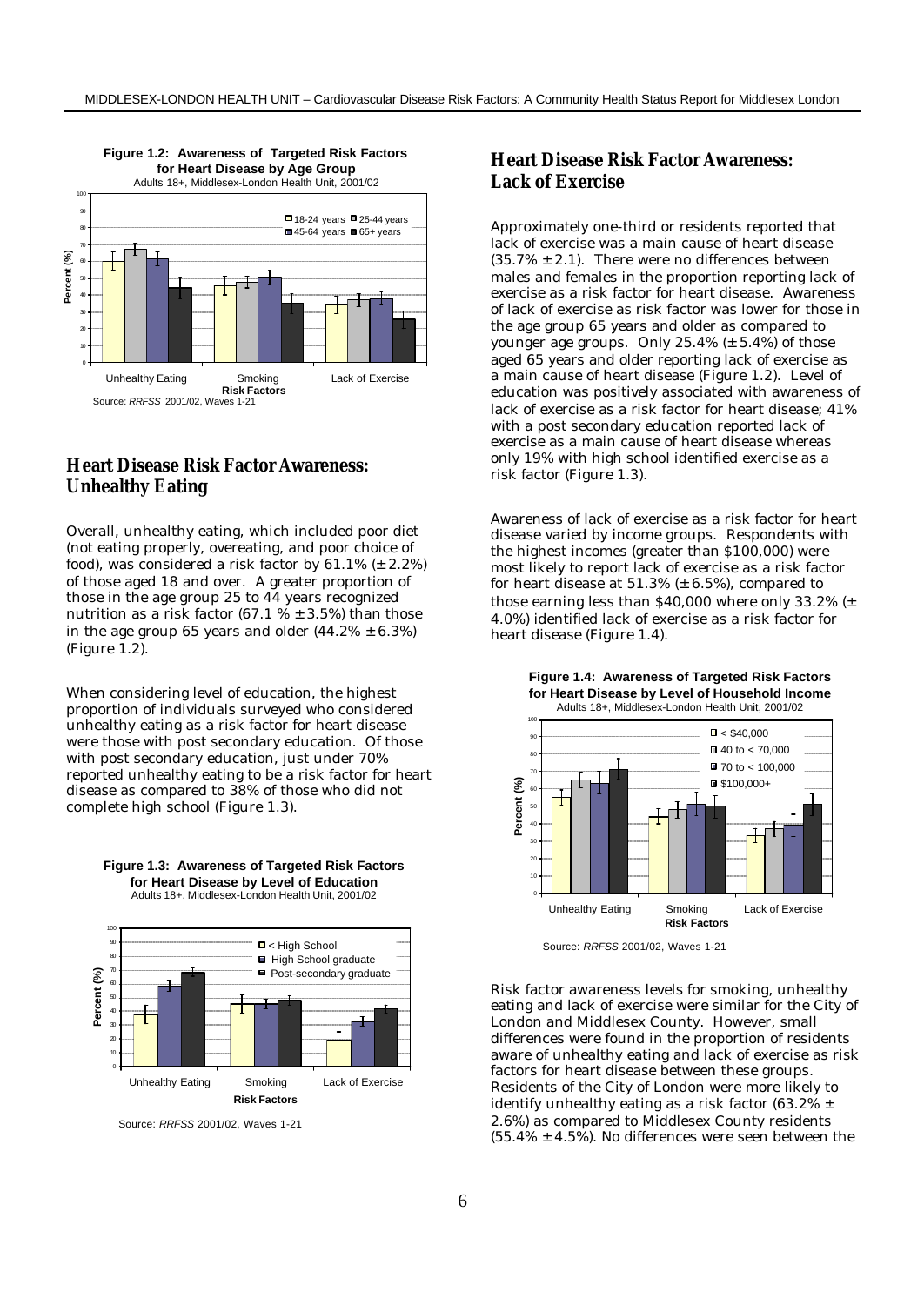**Figure 1.2: Awareness of Targeted Risk Factors for Heart Disease by Age Group**
Adults 18+, Middlesex-London Health Unit, 2001/02

Source: *RRFSS* 2001/02, Waves 1-21

## Heart Disease Risk Factor Awareness: Unhealthy Eating

Overall, unhealthy eating, which included poor diet (not eating properly, overeating, and poor choice of food), was considered a risk factor by 61.1% (± 2.2%) of those aged 18 and over. A greater proportion of those in the age group 25 to 44 years recognized nutrition as a risk factor (67.1 % ± 3.5%) than those in the age group 65 years and older (44.2% ± 6.3%) (Figure 1.2).

When considering level of education, the highest proportion of individuals surveyed who considered unhealthy eating as a risk factor for heart disease were those with post secondary education. Of those with post secondary education, just under 70% reported unhealthy eating to be a risk factor for heart disease as compared to 38% of those who did not complete high school (Figure 1.3).

**Figure 1.3: Awareness of Targeted Risk Factors for Heart Disease by Level of Education**
Adults 18+, Middlesex-London Health Unit, 2001/02

Source: *RRFSS* 2001/02, Waves 1-21

## Heart Disease Risk Factor Awareness: Lack of Exercise

Approximately one-third or residents reported that lack of exercise was a main cause of heart disease (35.7% ± 2.1). There were no differences between males and females in the proportion reporting lack of exercise as a risk factor for heart disease. Awareness of lack of exercise as risk factor was lower for those in the age group 65 years and older as compared to younger age groups. Only 25.4% (± 5.4%) of those aged 65 years and older reporting lack of exercise as a main cause of heart disease (Figure 1.2). Level of education was positively associated with awareness of lack of exercise as a risk factor for heart disease; 41% with a post secondary education reported lack of exercise as a main cause of heart disease whereas only 19% with high school identified exercise as a risk factor (Figure 1.3).

Awareness of lack of exercise as a risk factor for heart disease varied by income groups. Respondents with the highest incomes (greater than $100,000) were most likely to report lack of exercise as a risk factor for heart disease at 51.3% (± 6.5%), compared to those earning less than $40,000 where only 33.2% (± 4.0%) identified lack of exercise as a risk factor for heart disease (Figure 1.4).

**Figure 1.4: Awareness of Targeted Risk Factors for Heart Disease by Level of Household Income**
Adults 18+, Middlesex-London Health Unit, 2001/02

Source: *RRFSS* 2001/02, Waves 1-21

Risk factor awareness levels for smoking, unhealthy eating and lack of exercise were similar for the City of London and Middlesex County. However, small differences were found in the proportion of residents aware of unhealthy eating and lack of exercise as risk factors for heart disease between these groups. Residents of the City of London were more likely to identify unhealthy eating as a risk factor (63.2% ± 2.6%) as compared to Middlesex County residents (55.4% ± 4.5%). No differences were seen between the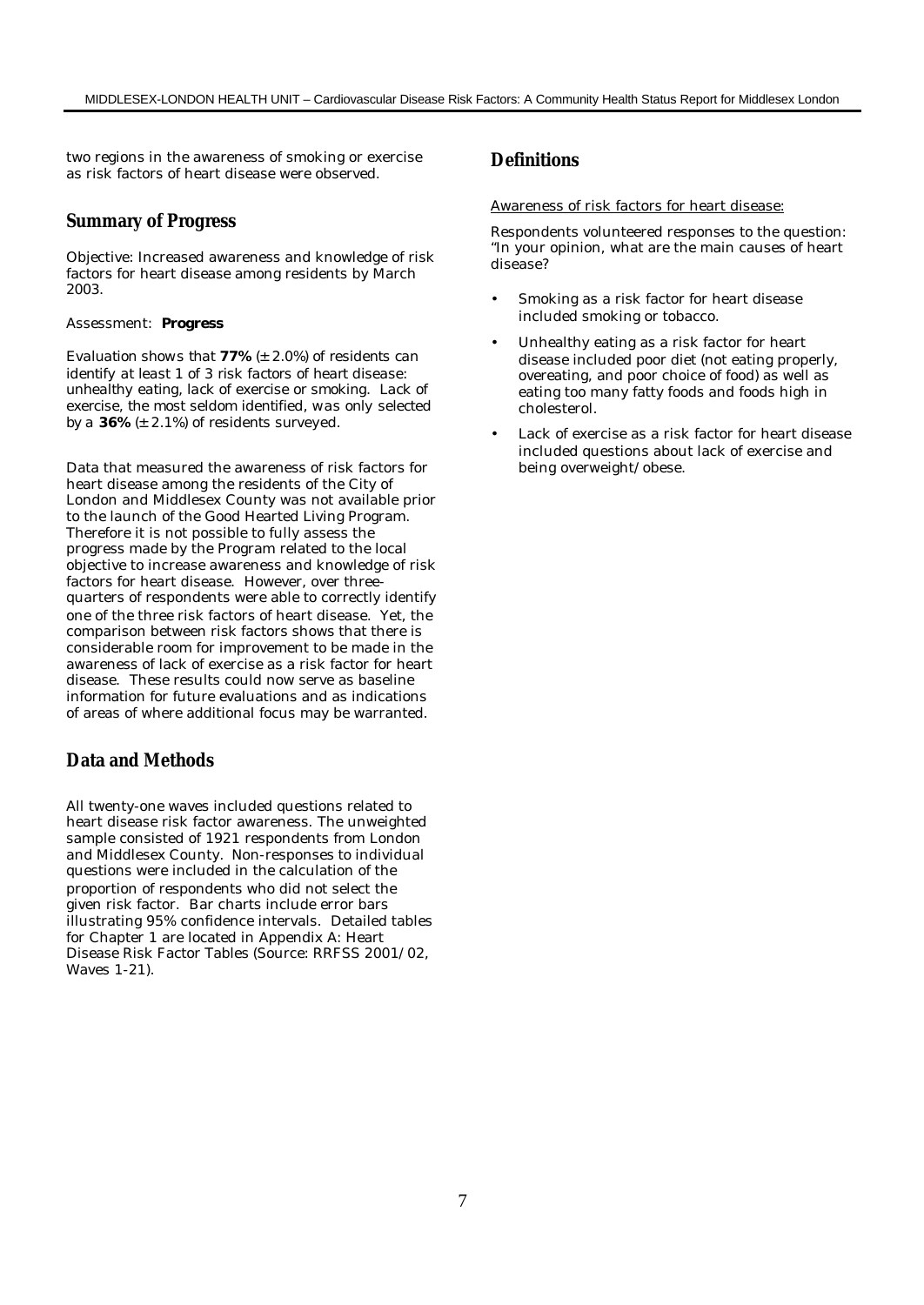two regions in the awareness of smoking or exercise as risk factors of heart disease were observed.

## Summary of Progress

Objective: Increased awareness and knowledge of risk factors for heart disease among residents by March 2003.

Assessment: **Progress**

Evaluation shows that **77%** (± 2.0%) of residents can identify at least 1 of 3 risk factors of heart disease: unhealthy eating, lack of exercise or smoking. Lack of exercise, the most seldom identified, was only selected by a **36%** (± 2.1%) of residents surveyed.

Data that measured the awareness of risk factors for heart disease among the residents of the City of London and Middlesex County was not available prior to the launch of the Good Hearted Living Program. Therefore it is not possible to fully assess the progress made by the Program related to the local objective to increase awareness and knowledge of risk factors for heart disease. However, over three-quarters of respondents were able to correctly identify one of the three risk factors of heart disease. Yet, the comparison between risk factors shows that there is considerable room for improvement to be made in the awareness of lack of exercise as a risk factor for heart disease. These results could now serve as baseline information for future evaluations and as indications of areas of where additional focus may be warranted.

## Data and Methods

All twenty-one waves included questions related to heart disease risk factor awareness. The unweighted sample consisted of 1921 respondents from London and Middlesex County. Non-responses to individual questions were included in the calculation of the proportion of respondents who did not select the given risk factor. Bar charts include error bars illustrating 95% confidence intervals. Detailed tables for Chapter 1 are located in Appendix A: Heart Disease Risk Factor Tables (Source: RRFSS 2001/02, Waves 1-21).

## Definitions

Awareness of risk factors for heart disease:

Respondents volunteered responses to the question: "In your opinion, what are the main causes of heart disease?

- Smoking as a risk factor for heart disease included smoking or tobacco.
- Unhealthy eating as a risk factor for heart disease included poor diet (not eating properly, overeating, and poor choice of food) as well as eating too many fatty foods and foods high in cholesterol.
- Lack of exercise as a risk factor for heart disease included questions about lack of exercise and being overweight/obese.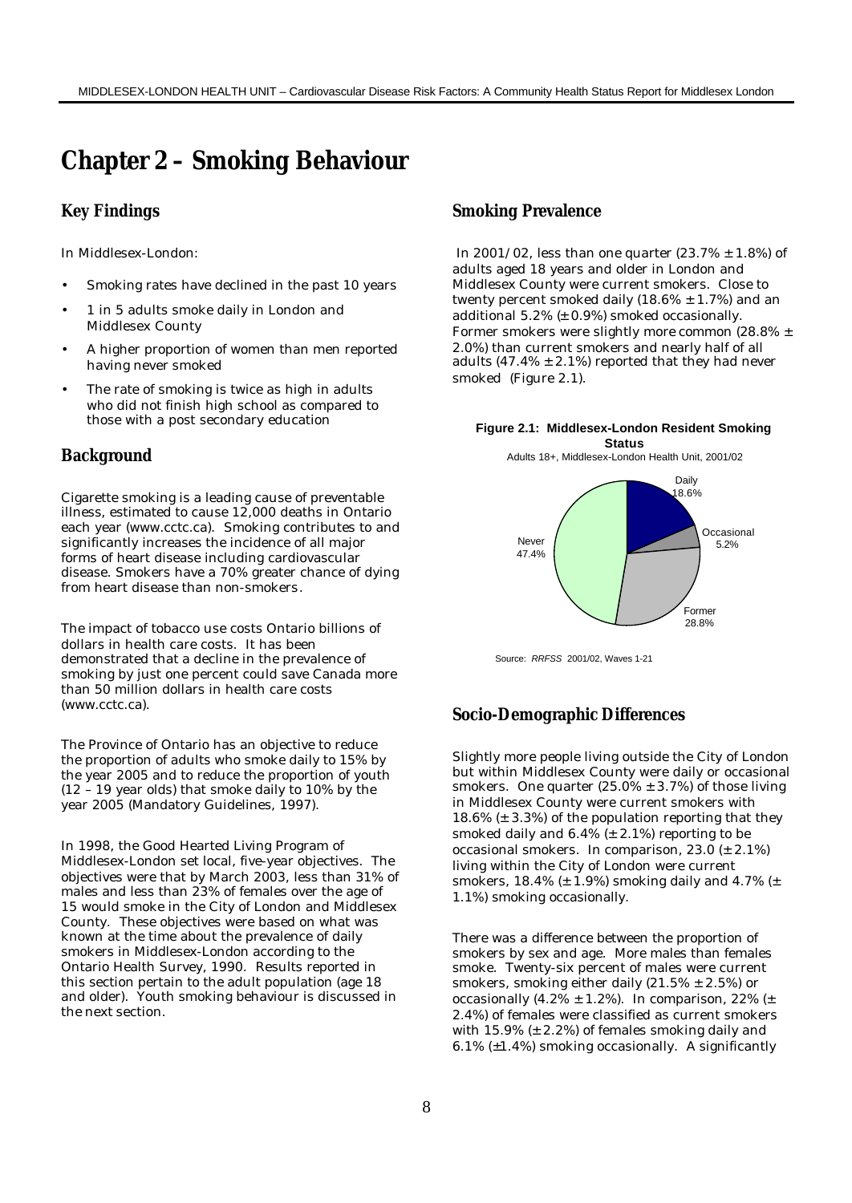# Chapter 2 – Smoking Behaviour

## Key Findings

In Middlesex-London:

- Smoking rates have declined in the past 10 years
- 1 in 5 adults smoke daily in London and Middlesex County
- A higher proportion of women than men reported having never smoked
- The rate of smoking is twice as high in adults who did not finish high school as compared to those with a post secondary education

## Background

Cigarette smoking is a leading cause of preventable illness, estimated to cause 12,000 deaths in Ontario each year (www.cctc.ca). Smoking contributes to and significantly increases the incidence of all major forms of heart disease including cardiovascular disease. Smokers have a 70% greater chance of dying from heart disease than non-smokers.

The impact of tobacco use costs Ontario billions of dollars in health care costs. It has been demonstrated that a decline in the prevalence of smoking by just one percent could save Canada more than 50 million dollars in health care costs (www.cctc.ca).

The Province of Ontario has an objective to reduce the proportion of adults who smoke daily to 15% by the year 2005 and to reduce the proportion of youth (12 – 19 year olds) that smoke daily to 10% by the year 2005 (Mandatory Guidelines, 1997).

In 1998, the Good Hearted Living Program of Middlesex-London set local, five-year objectives. The objectives were that by March 2003, less than 31% of males and less than 23% of females over the age of 15 would smoke in the City of London and Middlesex County. These objectives were based on what was known at the time about the prevalence of daily smokers in Middlesex-London according to the Ontario Health Survey, 1990. Results reported in this section pertain to the adult population (age 18 and older). Youth smoking behaviour is discussed in the next section.

## Smoking Prevalence

In 2001/02, less than one quarter (23.7% ± 1.8%) of adults aged 18 years and older in London and Middlesex County were current smokers. Close to twenty percent smoked daily (18.6% ± 1.7%) and an additional 5.2% (± 0.9%) smoked occasionally. Former smokers were slightly more common (28.8% ± 2.0%) than current smokers and nearly half of all adults (47.4% ± 2.1%) reported that they had never smoked (Figure 2.1).

**Figure 2.1: Middlesex-London Resident Smoking Status**

Adults 18+, Middlesex-London Health Unit, 2001/02

| Status | Percent |
|---|---|
| Daily | 18.6% |
| Occasional | 5.2% |
| Former | 28.8% |
| Never | 47.4% |

Source: *RRFSS* 2001/02, Waves 1-21

## Socio-Demographic Differences

Slightly more people living outside the City of London but within Middlesex County were daily or occasional smokers. One quarter (25.0% ± 3.7%) of those living in Middlesex County were current smokers with 18.6% (± 3.3%) of the population reporting that they smoked daily and 6.4% (± 2.1%) reporting to be occasional smokers. In comparison, 23.0 (± 2.1%) living within the City of London were current smokers, 18.4% (± 1.9%) smoking daily and 4.7% (± 1.1%) smoking occasionally.

There was a difference between the proportion of smokers by sex and age. More males than females smoke. Twenty-six percent of males were current smokers, smoking either daily (21.5% ± 2.5%) or occasionally (4.2% ± 1.2%). In comparison, 22% (± 2.4%) of females were classified as current smokers with 15.9% (± 2.2%) of females smoking daily and 6.1% (±1.4%) smoking occasionally. A significantly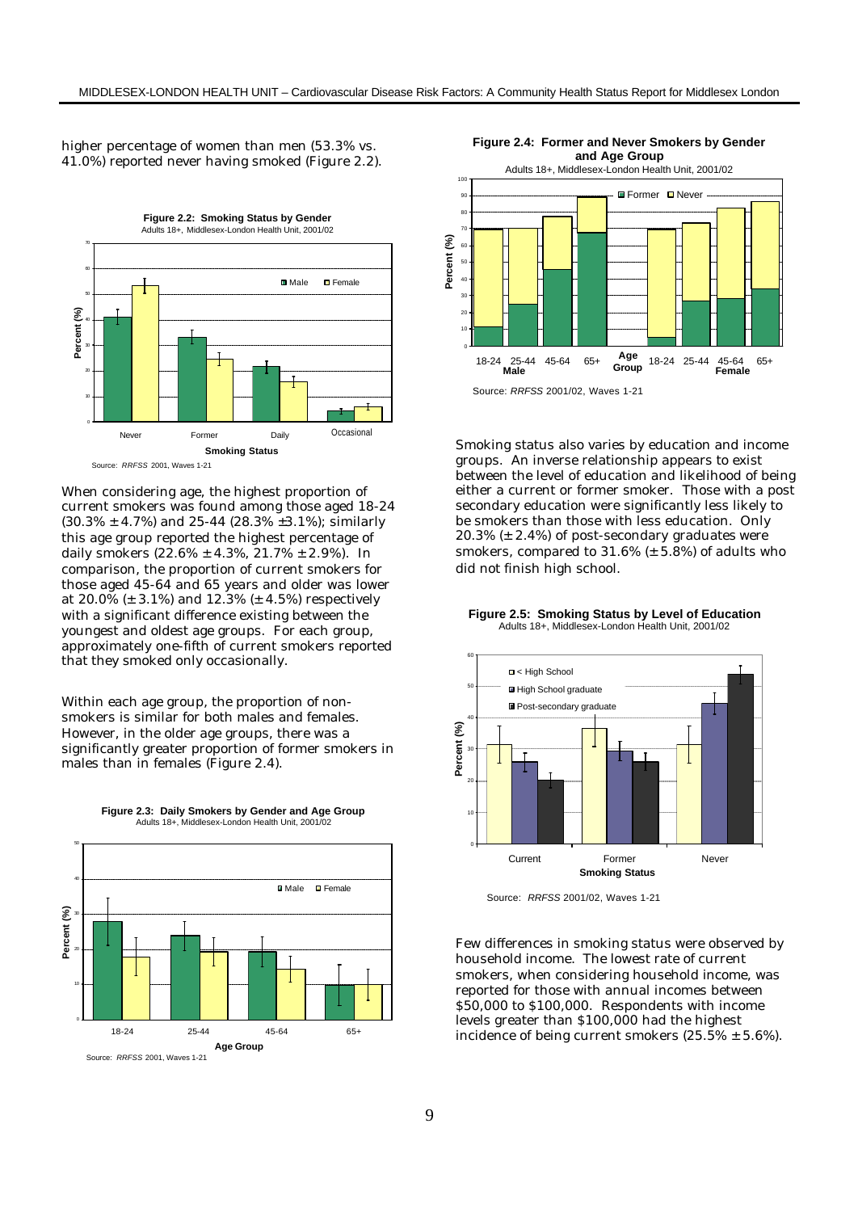higher percentage of women than men (53.3% vs. 41.0%) reported never having smoked (Figure 2.2).

**Figure 2.2: Smoking Status by Gender**
Adults 18+, Middlesex-London Health Unit, 2001/02

Source: *RRFSS* 2001, Waves 1-21

When considering age, the highest proportion of current smokers was found among those aged 18-24 (30.3% ± 4.7%) and 25-44 (28.3% ±3.1%); similarly this age group reported the highest percentage of daily smokers (22.6% ± 4.3%, 21.7% ± 2.9%). In comparison, the proportion of current smokers for those aged 45-64 and 65 years and older was lower at 20.0% (± 3.1%) and 12.3% (± 4.5%) respectively with a significant difference existing between the youngest and oldest age groups. For each group, approximately one-fifth of current smokers reported that they smoked only occasionally.

Within each age group, the proportion of non-smokers is similar for both males and females. However, in the older age groups, there was a significantly greater proportion of former smokers in males than in females (Figure 2.4).

**Figure 2.3: Daily Smokers by Gender and Age Group**
Adults 18+, Middlesex-London Health Unit, 2001/02

Source: *RRFSS* 2001, Waves 1-21

**Figure 2.4: Former and Never Smokers by Gender and Age Group**
Adults 18+, Middlesex-London Health Unit, 2001/02

Source: *RRFSS* 2001/02, Waves 1-21

Smoking status also varies by education and income groups. An inverse relationship appears to exist between the level of education and likelihood of being either a current or former smoker. Those with a post secondary education were significantly less likely to be smokers than those with less education. Only 20.3% (± 2.4%) of post-secondary graduates were smokers, compared to 31.6% (± 5.8%) of adults who did not finish high school.

**Figure 2.5: Smoking Status by Level of Education**
Adults 18+, Middlesex-London Health Unit, 2001/02

Source: *RRFSS* 2001/02, Waves 1-21

Few differences in smoking status were observed by household income. The lowest rate of current smokers, when considering household income, was reported for those with annual incomes between $50,000 to $100,000. Respondents with income levels greater than $100,000 had the highest incidence of being current smokers (25.5% ± 5.6%).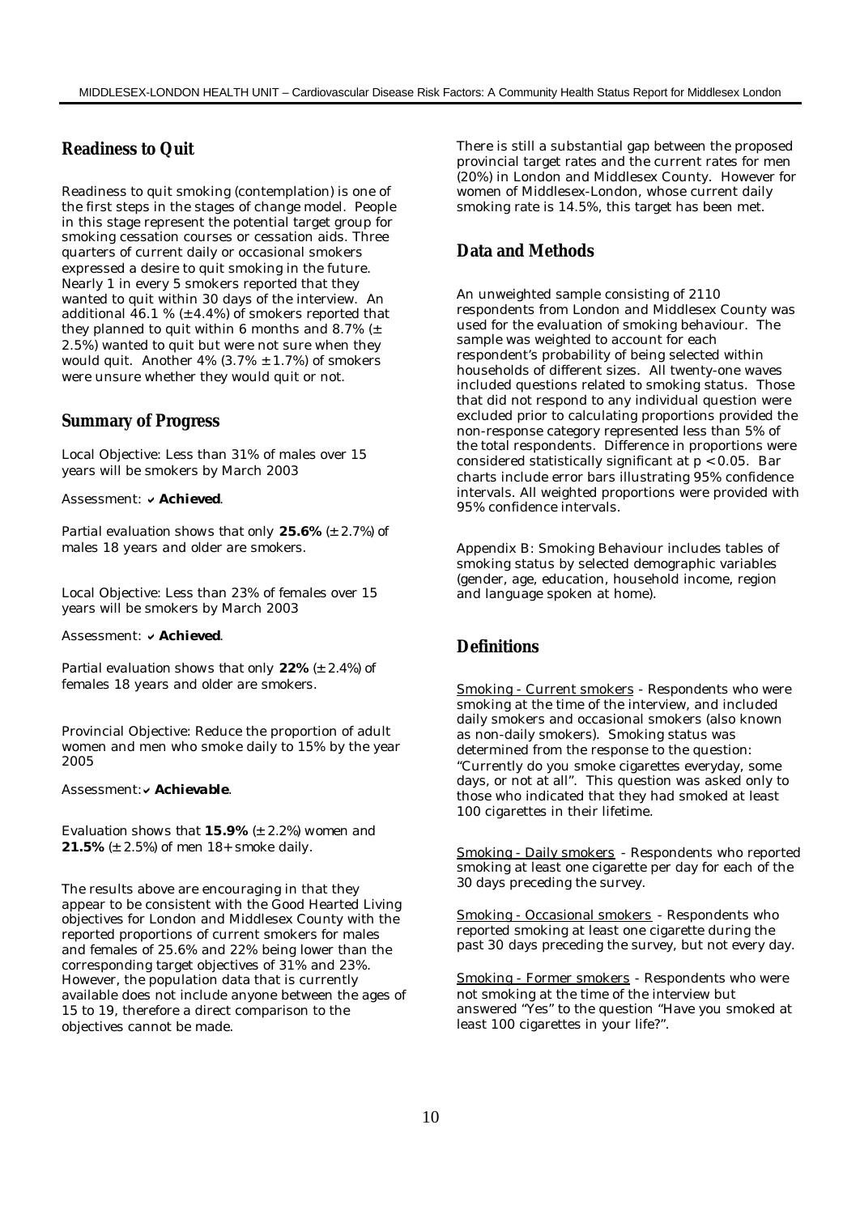## Readiness to Quit

Readiness to quit smoking (contemplation) is one of the first steps in the stages of change model. People in this stage represent the potential target group for smoking cessation courses or cessation aids. Three quarters of current daily or occasional smokers expressed a desire to quit smoking in the future. Nearly 1 in every 5 smokers reported that they wanted to quit within 30 days of the interview. An additional 46.1 % (±4.4%) of smokers reported that they planned to quit within 6 months and 8.7% (± 2.5%) wanted to quit but were not sure when they would quit. Another 4% (3.7% ± 1.7%) of smokers were unsure whether they would quit or not.

## Summary of Progress

Local Objective: Less than 31% of males over 15 years will be smokers by March 2003

Assessment: ✔ ***Achieved***.

Partial evaluation shows that only **25.6%** (± 2.7%) of males 18 years and older are smokers.

Local Objective: Less than 23% of females over 15 years will be smokers by March 2003

Assessment: ✔ ***Achieved***.

Partial evaluation shows that only **22%** (± 2.4%) of females 18 years and older are smokers.

Provincial Objective: Reduce the proportion of adult women and men who smoke daily to 15% by the year 2005

Assessment: ✔ ***Achievable***.

Evaluation shows that **15.9%** (± 2.2%) women and **21.5%** (± 2.5%) of men 18+ smoke daily.

The results above are encouraging in that they appear to be consistent with the Good Hearted Living objectives for London and Middlesex County with the reported proportions of current smokers for males and females of 25.6% and 22% being lower than the corresponding target objectives of 31% and 23%. However, the population data that is currently available does not include anyone between the ages of 15 to 19, therefore a direct comparison to the objectives cannot be made.

There is still a substantial gap between the proposed provincial target rates and the current rates for men (20%) in London and Middlesex County. However for women of Middlesex-London, whose current daily smoking rate is 14.5%, this target has been met.

## Data and Methods

An unweighted sample consisting of 2110 respondents from London and Middlesex County was used for the evaluation of smoking behaviour. The sample was weighted to account for each respondent's probability of being selected within households of different sizes. All twenty-one waves included questions related to smoking status. Those that did not respond to any individual question were excluded prior to calculating proportions provided the non-response category represented less than 5% of the total respondents. Difference in proportions were considered statistically significant at $p < 0.05$. Bar charts include error bars illustrating 95% confidence intervals. All weighted proportions were provided with 95% confidence intervals.

Appendix B: Smoking Behaviour includes tables of smoking status by selected demographic variables (gender, age, education, household income, region and language spoken at home).

## Definitions

Smoking - Current smokers - Respondents who were smoking at the time of the interview, and included daily smokers and occasional smokers (also known as non-daily smokers). Smoking status was determined from the response to the question: "Currently do you smoke cigarettes everyday, some days, or not at all". This question was asked only to those who indicated that they had smoked at least 100 cigarettes in their lifetime.

Smoking - Daily smokers - Respondents who reported smoking at least one cigarette per day for each of the 30 days preceding the survey.

Smoking - Occasional smokers - Respondents who reported smoking at least one cigarette during the past 30 days preceding the survey, but not every day.

Smoking - Former smokers - Respondents who were not smoking at the time of the interview but answered "Yes" to the question "Have you smoked at least 100 cigarettes in your life?".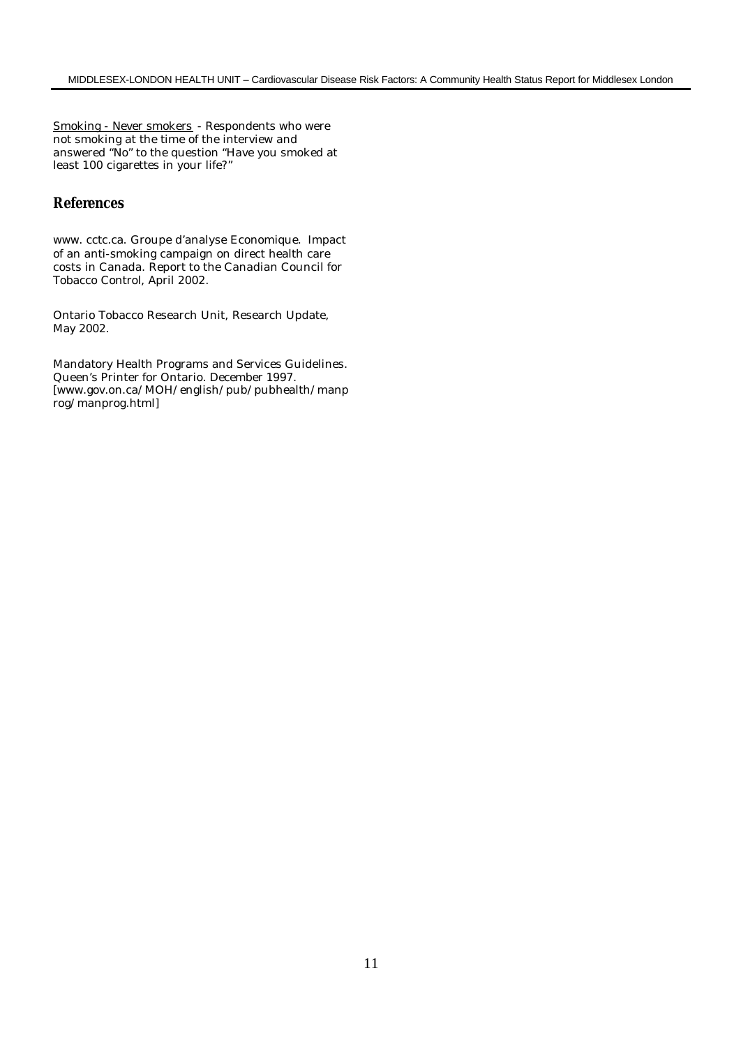<u>Smoking - Never smokers</u> - Respondents who were not smoking at the time of the interview and answered "No" to the question "Have you smoked at least 100 cigarettes in your life?"

## References

www. cctc.ca. Groupe d'analyse Economique. Impact of an anti-smoking campaign on direct health care costs in Canada. Report to the Canadian Council for Tobacco Control, April 2002.

Ontario Tobacco Research Unit, Research Update, May 2002.

Mandatory Health Programs and Services Guidelines. Queen's Printer for Ontario. December 1997. [www.gov.on.ca/MOH/english/pub/pubhealth/manprog/manprog.html]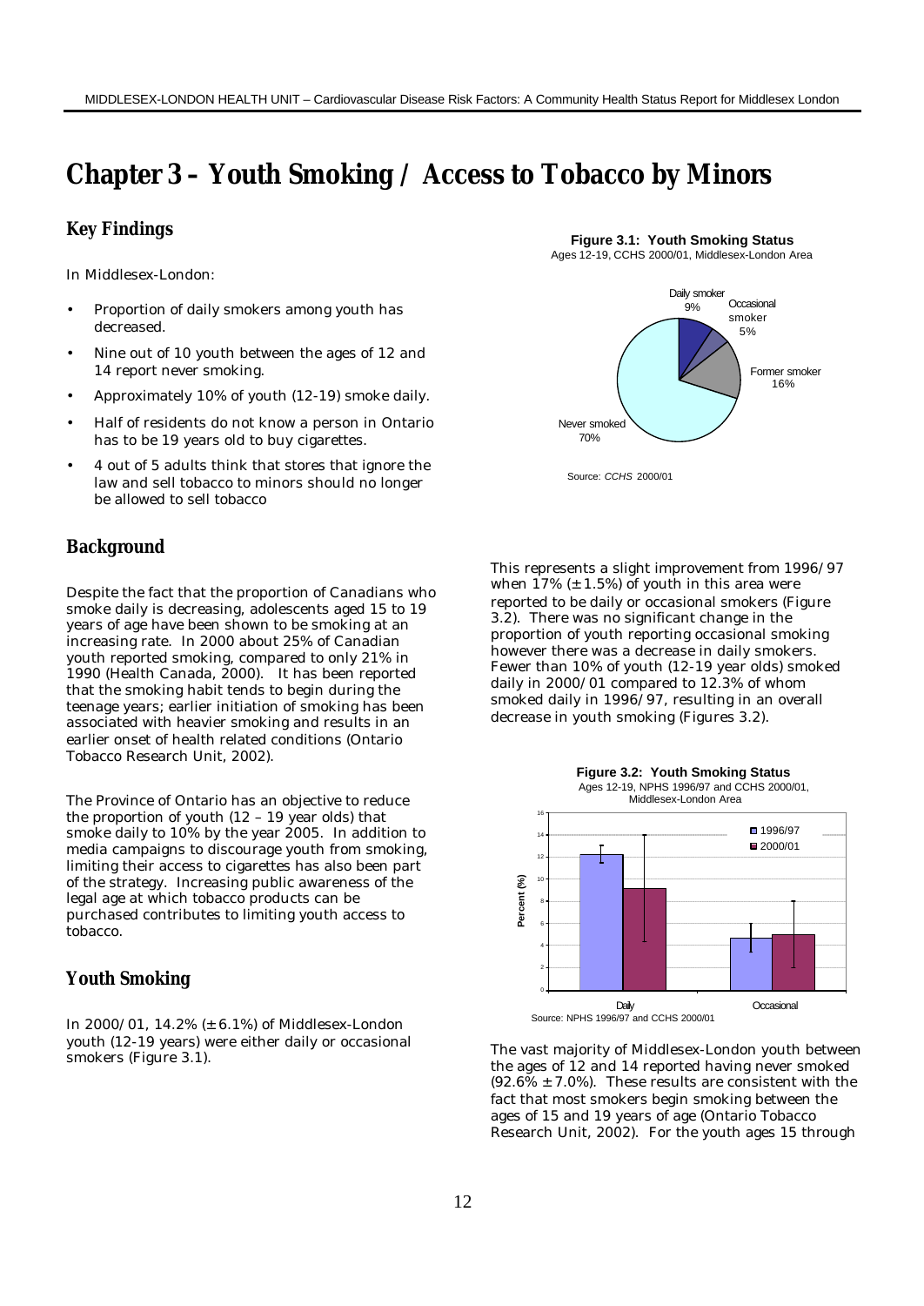# Chapter 3 – Youth Smoking / Access to Tobacco by Minors

## Key Findings

In Middlesex-London:

- Proportion of daily smokers among youth has decreased.
- Nine out of 10 youth between the ages of 12 and 14 report never smoking.
- Approximately 10% of youth (12-19) smoke daily.
- Half of residents do not know a person in Ontario has to be 19 years old to buy cigarettes.
- 4 out of 5 adults think that stores that ignore the law and sell tobacco to minors should no longer be allowed to sell tobacco

**Figure 3.1: Youth Smoking Status**
Ages 12-19, CCHS 2000/01, Middlesex-London Area

| Smoking Status | Percent |
|---|---|
| Daily smoker | 9% |
| Occasional smoker | 5% |
| Former smoker | 16% |
| Never smoked | 70% |

Source: *CCHS* 2000/01

## Background

Despite the fact that the proportion of Canadians who smoke daily is decreasing, adolescents aged 15 to 19 years of age have been shown to be smoking at an increasing rate. In 2000 about 25% of Canadian youth reported smoking, compared to only 21% in 1990 (Health Canada, 2000). It has been reported that the smoking habit tends to begin during the teenage years; earlier initiation of smoking has been associated with heavier smoking and results in an earlier onset of health related conditions (Ontario Tobacco Research Unit, 2002).

The Province of Ontario has an objective to reduce the proportion of youth (12 – 19 year olds) that smoke daily to 10% by the year 2005. In addition to media campaigns to discourage youth from smoking, limiting their access to cigarettes has also been part of the strategy. Increasing public awareness of the legal age at which tobacco products can be purchased contributes to limiting youth access to tobacco.

## Youth Smoking

In 2000/01, 14.2% (± 6.1%) of Middlesex-London youth (12-19 years) were either daily or occasional smokers (Figure 3.1).

This represents a slight improvement from 1996/97 when 17% (± 1.5%) of youth in this area were reported to be daily or occasional smokers (Figure 3.2). There was no significant change in the proportion of youth reporting occasional smoking however there was a decrease in daily smokers. Fewer than 10% of youth (12-19 year olds) smoked daily in 2000/01 compared to 12.3% of whom smoked daily in 1996/97, resulting in an overall decrease in youth smoking (Figures 3.2).

**Figure 3.2: Youth Smoking Status**
Ages 12-19, NPHS 1996/97 and CCHS 2000/01, Middlesex-London Area

(Bar chart: Percent (%) of youth who are Daily and Occasional smokers, 1996/97 vs 2000/01; y-axis 0–16)

Source: NPHS 1996/97 and CCHS 2000/01

The vast majority of Middlesex-London youth between the ages of 12 and 14 reported having never smoked (92.6% ± 7.0%). These results are consistent with the fact that most smokers begin smoking between the ages of 15 and 19 years of age (Ontario Tobacco Research Unit, 2002). For the youth ages 15 through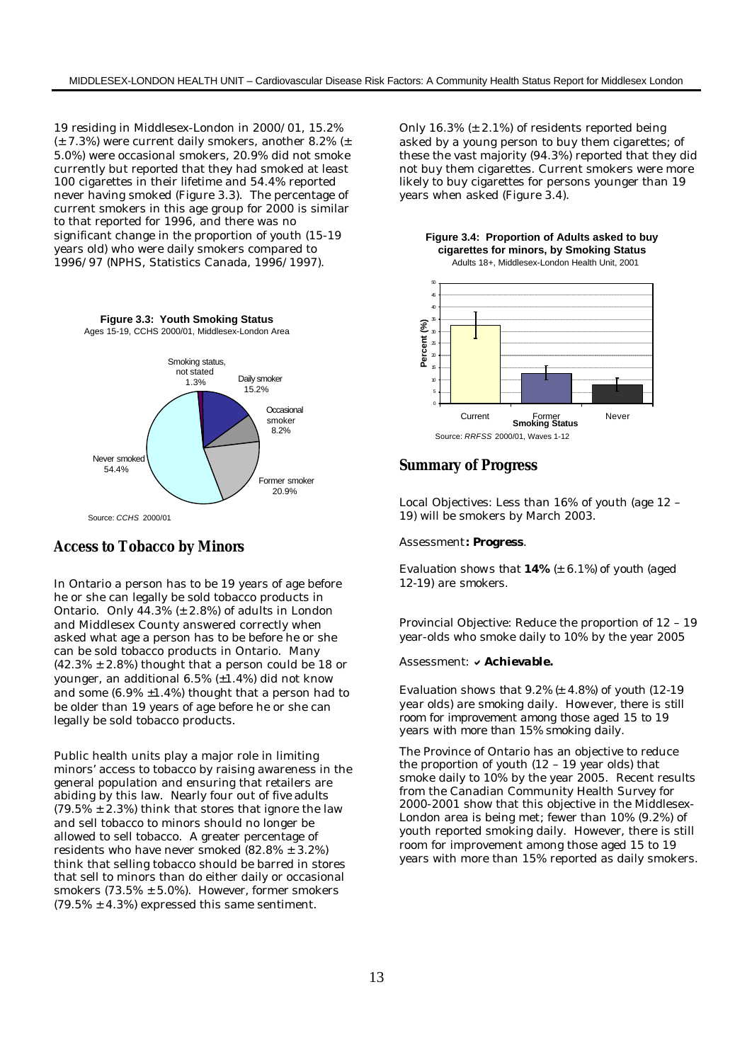19 residing in Middlesex-London in 2000/01, 15.2% (± 7.3%) were current daily smokers, another 8.2% (± 5.0%) were occasional smokers, 20.9% did not smoke currently but reported that they had smoked at least 100 cigarettes in their lifetime and 54.4% reported never having smoked (Figure 3.3). The percentage of current smokers in this age group for 2000 is similar to that reported for 1996, and there was no significant change in the proportion of youth (15-19 years old) who were daily smokers compared to 1996/97 (NPHS, Statistics Canada, 1996/1997).

**Figure 3.3: Youth Smoking Status**
Ages 15-19, CCHS 2000/01, Middlesex-London Area

Smoking status, not stated 1.3%; Daily smoker 15.2%; Occasional smoker 8.2%; Former smoker 20.9%; Never smoked 54.4%

Source: *CCHS* 2000/01

## Access to Tobacco by Minors

In Ontario a person has to be 19 years of age before he or she can legally be sold tobacco products in Ontario. Only 44.3% (± 2.8%) of adults in London and Middlesex County answered correctly when asked what age a person has to be before he or she can be sold tobacco products in Ontario. Many (42.3% ± 2.8%) thought that a person could be 18 or younger, an additional 6.5% (±1.4%) did not know and some (6.9% ±1.4%) thought that a person had to be older than 19 years of age before he or she can legally be sold tobacco products.

Public health units play a major role in limiting minors' access to tobacco by raising awareness in the general population and ensuring that retailers are abiding by this law. Nearly four out of five adults (79.5% ± 2.3%) think that stores that ignore the law and sell tobacco to minors should no longer be allowed to sell tobacco. A greater percentage of residents who have never smoked (82.8% ± 3.2%) think that selling tobacco should be barred in stores that sell to minors than do either daily or occasional smokers (73.5% ± 5.0%). However, former smokers (79.5% ± 4.3%) expressed this same sentiment.

Only 16.3% (± 2.1%) of residents reported being asked by a young person to buy them cigarettes; of these the vast majority (94.3%) reported that they did not buy them cigarettes. Current smokers were more likely to buy cigarettes for persons younger than 19 years when asked (Figure 3.4).

**Figure 3.4: Proportion of Adults asked to buy cigarettes for minors, by Smoking Status**
Adults 18+, Middlesex-London Health Unit, 2001

Source: *RRFSS* 2000/01, Waves 1-12

## Summary of Progress

Local Objectives: Less than 16% of youth (age 12 – 19) will be smokers by March 2003.

Assessment**: *Progress***.

Evaluation shows that **14%** (± 6.1%) of youth (aged 12-19) are smokers.

Provincial Objective: Reduce the proportion of 12 – 19 year-olds who smoke daily to 10% by the year 2005

Assessment: ✔ ***Achievable.***

Evaluation shows that 9.2% (± 4.8%) of youth (12-19 year olds) are smoking daily. However, there is still room for improvement among those aged 15 to 19 years with more than 15% smoking daily.

The Province of Ontario has an objective to reduce the proportion of youth (12 – 19 year olds) that smoke daily to 10% by the year 2005. Recent results from the Canadian Community Health Survey for 2000-2001 show that this objective in the Middlesex-London area is being met; fewer than 10% (9.2%) of youth reported smoking daily. However, there is still room for improvement among those aged 15 to 19 years with more than 15% reported as daily smokers.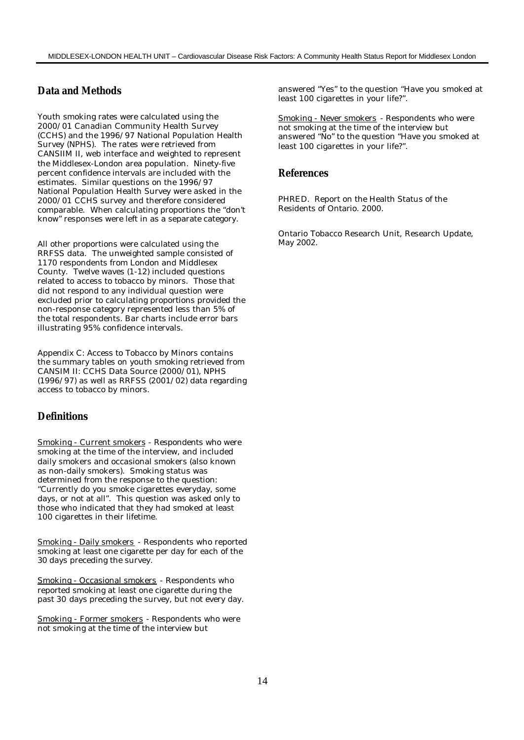## Data and Methods

Youth smoking rates were calculated using the 2000/01 Canadian Community Health Survey (CCHS) and the 1996/97 National Population Health Survey (NPHS). The rates were retrieved from CANSIIM II, web interface and weighted to represent the Middlesex-London area population. Ninety-five percent confidence intervals are included with the estimates. Similar questions on the 1996/97 National Population Health Survey were asked in the 2000/01 CCHS survey and therefore considered comparable. When calculating proportions the "don't know" responses were left in as a separate category.

All other proportions were calculated using the RRFSS data. The unweighted sample consisted of 1170 respondents from London and Middlesex County. Twelve waves (1-12) included questions related to access to tobacco by minors. Those that did not respond to any individual question were excluded prior to calculating proportions provided the non-response category represented less than 5% of the total respondents. Bar charts include error bars illustrating 95% confidence intervals.

Appendix C: Access to Tobacco by Minors contains the summary tables on youth smoking retrieved from CANSIM II: CCHS Data Source (2000/01), NPHS (1996/97) as well as RRFSS (2001/02) data regarding access to tobacco by minors.

## Definitions

Smoking - Current smokers - Respondents who were smoking at the time of the interview, and included daily smokers and occasional smokers (also known as non-daily smokers). Smoking status was determined from the response to the question: "Currently do you smoke cigarettes everyday, some days, or not at all". This question was asked only to those who indicated that they had smoked at least 100 cigarettes in their lifetime.

Smoking - Daily smokers - Respondents who reported smoking at least one cigarette per day for each of the 30 days preceding the survey.

Smoking - Occasional smokers - Respondents who reported smoking at least one cigarette during the past 30 days preceding the survey, but not every day.

Smoking - Former smokers - Respondents who were not smoking at the time of the interview but answered "Yes" to the question "Have you smoked at least 100 cigarettes in your life?".

Smoking - Never smokers - Respondents who were not smoking at the time of the interview but answered "No" to the question "Have you smoked at least 100 cigarettes in your life?".

## References

PHRED. Report on the Health Status of the Residents of Ontario. 2000.

Ontario Tobacco Research Unit, Research Update, May 2002.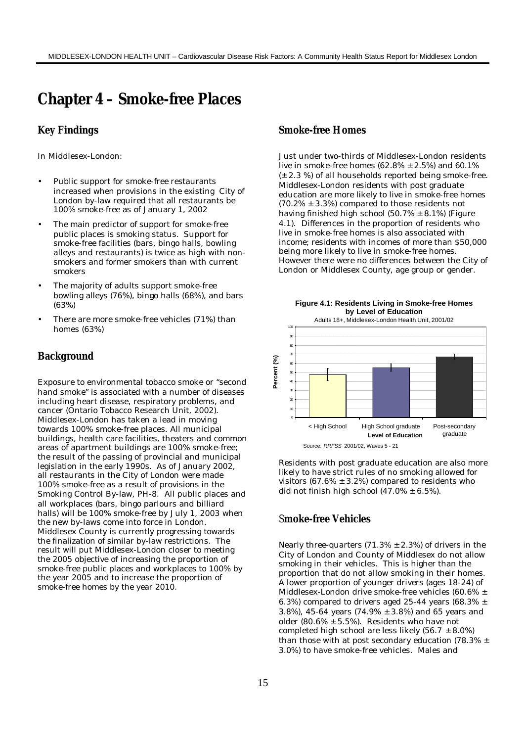# Chapter 4 – Smoke-free Places

## Key Findings

In Middlesex-London:

- Public support for smoke-free restaurants increased when provisions in the existing City of London by-law required that all restaurants be 100% smoke-free as of January 1, 2002
- The main predictor of support for smoke-free public places is smoking status. Support for smoke-free facilities (bars, bingo halls, bowling alleys and restaurants) is twice as high with non-smokers and former smokers than with current smokers
- The majority of adults support smoke-free bowling alleys (76%), bingo halls (68%), and bars (63%)
- There are more smoke-free vehicles (71%) than homes (63%)

## Background

Exposure to environmental tobacco smoke or "second hand smoke" is associated with a number of diseases including heart disease, respiratory problems, and cancer (Ontario Tobacco Research Unit, 2002). Middlesex-London has taken a lead in moving towards 100% smoke-free places. All municipal buildings, health care facilities, theaters and common areas of apartment buildings are 100% smoke-free; the result of the passing of provincial and municipal legislation in the early 1990s. As of January 2002, all restaurants in the City of London were made 100% smoke-free as a result of provisions in the Smoking Control By-law, PH-8. All public places and all workplaces (bars, bingo parlours and billiard halls) will be 100% smoke-free by July 1, 2003 when the new by-laws come into force in London. Middlesex County is currently progressing towards the finalization of similar by-law restrictions. The result will put Middlesex-London closer to meeting the 2005 objective of increasing the proportion of smoke-free public places and workplaces to 100% by the year 2005 and to increase the proportion of smoke-free homes by the year 2010.

## Smoke-free Homes

Just under two-thirds of Middlesex-London residents live in smoke-free homes (62.8% ± 2.5%) and 60.1% (± 2.3 %) of all households reported being smoke-free. Middlesex-London residents with post graduate education are more likely to live in smoke-free homes (70.2% ± 3.3%) compared to those residents not having finished high school (50.7% ± 8.1%) (Figure 4.1). Differences in the proportion of residents who live in smoke-free homes is also associated with income; residents with incomes of more than $50,000 being more likely to live in smoke-free homes. However there were no differences between the City of London or Middlesex County, age group or gender.

**Figure 4.1: Residents Living in Smoke-free Homes by Level of Education**

Adults 18+, Middlesex-London Health Unit, 2001/02

| Level of Education | Percent (%) |
|---|---|
| < High School | ~48 |
| High School graduate | ~55 |
| Post-secondary graduate | ~67 |

Source: *RRFSS* 2001/02, Waves 5 - 21

Residents with post graduate education are also more likely to have strict rules of no smoking allowed for visitors (67.6% ± 3.2%) compared to residents who did not finish high school (47.0% ± 6.5%).

## Smoke-free Vehicles

Nearly three-quarters (71.3% ± 2.3%) of drivers in the City of London and County of Middlesex do not allow smoking in their vehicles. This is higher than the proportion that do not allow smoking in their homes. A lower proportion of younger drivers (ages 18-24) of Middlesex-London drive smoke-free vehicles (60.6% ± 6.3%) compared to drivers aged 25-44 years (68.3% ± 3.8%), 45-64 years (74.9% ± 3.8%) and 65 years and older (80.6% ± 5.5%). Residents who have not completed high school are less likely (56.7 ± 8.0%) than those with at post secondary education (78.3% ± 3.0%) to have smoke-free vehicles. Males and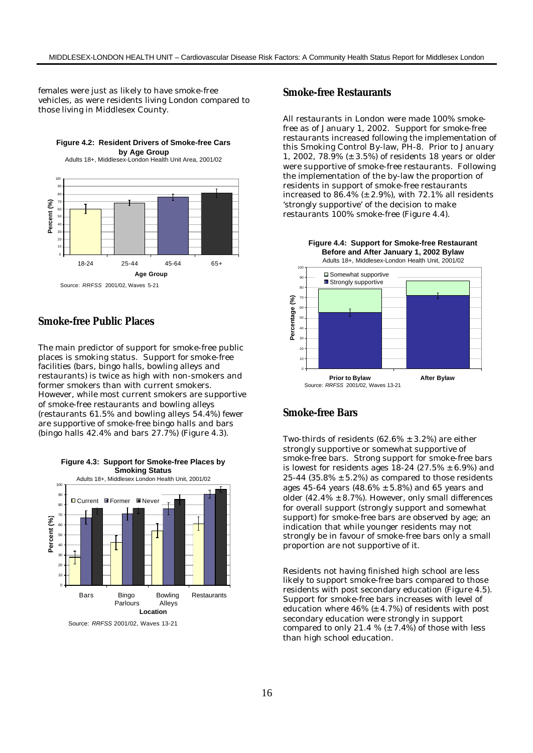females were just as likely to have smoke-free vehicles, as were residents living London compared to those living in Middlesex County.

**Figure 4.2: Resident Drivers of Smoke-free Cars by Age Group**
Adults 18+, Middlesex-London Health Unit Area, 2001/02

Source: *RRFSS* 2001/02, Waves 5-21

## Smoke-free Public Places

The main predictor of support for smoke-free public places is smoking status. Support for smoke-free facilities (bars, bingo halls, bowling alleys and restaurants) is twice as high with non-smokers and former smokers than with current smokers. However, while most current smokers are supportive of smoke-free restaurants and bowling alleys (restaurants 61.5% and bowling alleys 54.4%) fewer are supportive of smoke-free bingo halls and bars (bingo halls 42.4% and bars 27.7%) (Figure 4.3).

**Figure 4.3: Support for Smoke-free Places by Smoking Status**
Adults 18+, Middlesex London Health Unit, 2001/02

Source: *RRFSS* 2001/02, Waves 13-21

## Smoke-free Restaurants

All restaurants in London were made 100% smoke-free as of January 1, 2002. Support for smoke-free restaurants increased following the implementation of this Smoking Control By-law, PH-8. Prior to January 1, 2002, 78.9% (± 3.5%) of residents 18 years or older were supportive of smoke-free restaurants. Following the implementation of the by-law the proportion of residents in support of smoke-free restaurants increased to 86.4% (± 2.9%), with 72.1% all residents 'strongly supportive' of the decision to make restaurants 100% smoke-free (Figure 4.4).

**Figure 4.4: Support for Smoke-free Restaurant Before and After January 1, 2002 Bylaw**
Adults 18+, Middlesex-London Health Unit, 2001/02

Source: *RRFSS* 2001/02, Waves 13-21

## Smoke-free Bars

Two-thirds of residents (62.6% ± 3.2%) are either strongly supportive or somewhat supportive of smoke-free bars. Strong support for smoke-free bars is lowest for residents ages 18-24 (27.5% ± 6.9%) and 25-44 (35.8% ± 5.2%) as compared to those residents ages 45-64 years (48.6% ± 5.8%) and 65 years and older (42.4% ± 8.7%). However, only small differences for overall support (strongly support and somewhat support) for smoke-free bars are observed by age; an indication that while younger residents may not strongly be in favour of smoke-free bars only a small proportion are not supportive of it.

Residents not having finished high school are less likely to support smoke-free bars compared to those residents with post secondary education (Figure 4.5). Support for smoke-free bars increases with level of education where 46% (± 4.7%) of residents with post secondary education were strongly in support compared to only 21.4 % (± 7.4%) of those with less than high school education.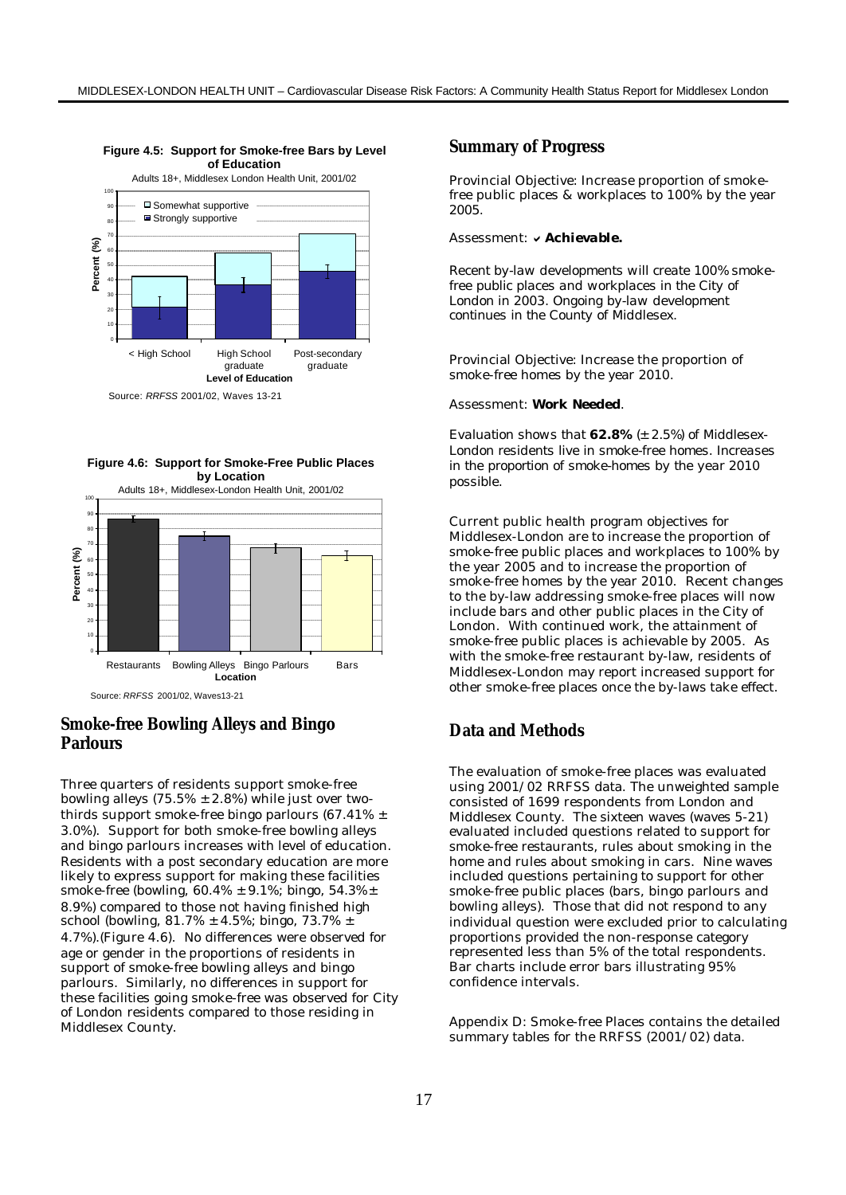**Figure 4.5: Support for Smoke-free Bars by Level of Education**

Adults 18+, Middlesex London Health Unit, 2001/02

Source: *RRFSS* 2001/02, Waves 13-21

**Figure 4.6: Support for Smoke-Free Public Places by Location**

Adults 18+, Middlesex-London Health Unit, 2001/02

Source: *RRFSS* 2001/02, Waves13-21

## Smoke-free Bowling Alleys and Bingo Parlours

Three quarters of residents support smoke-free bowling alleys (75.5% ± 2.8%) while just over two-thirds support smoke-free bingo parlours (67.41% ± 3.0%). Support for both smoke-free bowling alleys and bingo parlours increases with level of education. Residents with a post secondary education are more likely to express support for making these facilities smoke-free (bowling, 60.4% ± 9.1%; bingo, 54.3% ± 8.9%) compared to those not having finished high school (bowling, 81.7% ± 4.5%; bingo, 73.7% ± 4.7%).(Figure 4.6). No differences were observed for age or gender in the proportions of residents in support of smoke-free bowling alleys and bingo parlours. Similarly, no differences in support for these facilities going smoke-free was observed for City of London residents compared to those residing in Middlesex County.

## Summary of Progress

Provincial Objective: Increase proportion of smoke-free public places & workplaces to 100% by the year 2005.

Assessment: ✔ ***Achievable.***

Recent by-law developments will create 100% smoke-free public places and workplaces in the City of London in 2003. Ongoing by-law development continues in the County of Middlesex.

Provincial Objective: Increase the proportion of smoke-free homes by the year 2010.

Assessment: **Work Needed**.

Evaluation shows that **62.8%** (± 2.5%) of Middlesex-London residents live in smoke-free homes. Increases in the proportion of smoke-homes by the year 2010 possible.

Current public health program objectives for Middlesex-London are to increase the proportion of smoke-free public places and workplaces to 100% by the year 2005 and to increase the proportion of smoke-free homes by the year 2010. Recent changes to the by-law addressing smoke-free places will now include bars and other public places in the City of London. With continued work, the attainment of smoke-free public places is achievable by 2005. As with the smoke-free restaurant by-law, residents of Middlesex-London may report increased support for other smoke-free places once the by-laws take effect.

## Data and Methods

The evaluation of smoke-free places was evaluated using 2001/02 RRFSS data. The unweighted sample consisted of 1699 respondents from London and Middlesex County. The sixteen waves (waves 5-21) evaluated included questions related to support for smoke-free restaurants, rules about smoking in the home and rules about smoking in cars. Nine waves included questions pertaining to support for other smoke-free public places (bars, bingo parlours and bowling alleys). Those that did not respond to any individual question were excluded prior to calculating proportions provided the non-response category represented less than 5% of the total respondents. Bar charts include error bars illustrating 95% confidence intervals.

Appendix D: Smoke-free Places contains the detailed summary tables for the RRFSS (2001/02) data.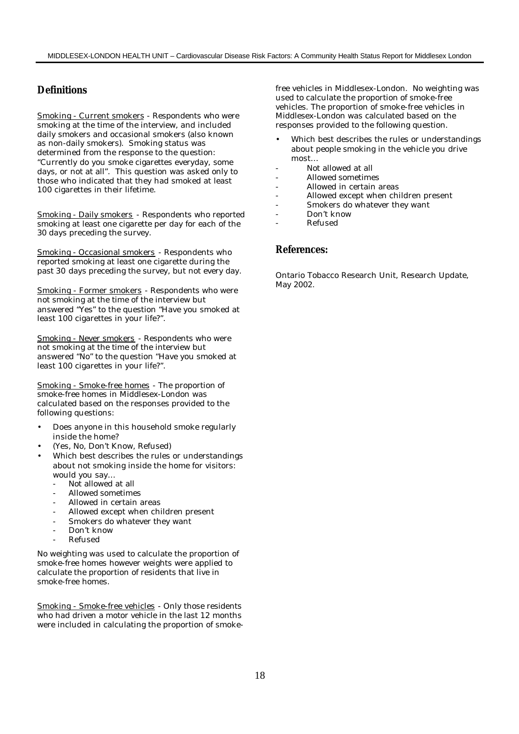## Definitions

Smoking - Current smokers - Respondents who were smoking at the time of the interview, and included daily smokers and occasional smokers (also known as non-daily smokers). Smoking status was determined from the response to the question: "Currently do you smoke cigarettes everyday, some days, or not at all". This question was asked only to those who indicated that they had smoked at least 100 cigarettes in their lifetime.

Smoking - Daily smokers - Respondents who reported smoking at least one cigarette per day for each of the 30 days preceding the survey.

Smoking - Occasional smokers - Respondents who reported smoking at least one cigarette during the past 30 days preceding the survey, but not every day.

Smoking - Former smokers - Respondents who were not smoking at the time of the interview but answered "Yes" to the question "Have you smoked at least 100 cigarettes in your life?".

Smoking - Never smokers - Respondents who were not smoking at the time of the interview but answered "No" to the question "Have you smoked at least 100 cigarettes in your life?".

Smoking - Smoke-free homes - The proportion of smoke-free homes in Middlesex-London was calculated based on the responses provided to the following questions:

- Does anyone in this household smoke regularly inside the home?
- (Yes, No, Don't Know, Refused)
- Which best describes the rules or understandings about not smoking inside the home for visitors: would you say…
  - Not allowed at all
  - Allowed sometimes
  - Allowed in certain areas
  - Allowed except when children present
  - Smokers do whatever they want
  - Don't know
  - Refused

No weighting was used to calculate the proportion of smoke-free homes however weights were applied to calculate the proportion of residents that live in smoke-free homes.

Smoking - Smoke-free vehicles - Only those residents who had driven a motor vehicle in the last 12 months were included in calculating the proportion of smoke-free vehicles in Middlesex-London. No weighting was used to calculate the proportion of smoke-free vehicles. The proportion of smoke-free vehicles in Middlesex-London was calculated based on the responses provided to the following question.

- Which best describes the rules or understandings about people smoking in the vehicle you drive most…
  - Not allowed at all
  - Allowed sometimes
  - Allowed in certain areas
  - Allowed except when children present
  - Smokers do whatever they want
  - Don't know
  - Refused

## References:

Ontario Tobacco Research Unit, Research Update, May 2002.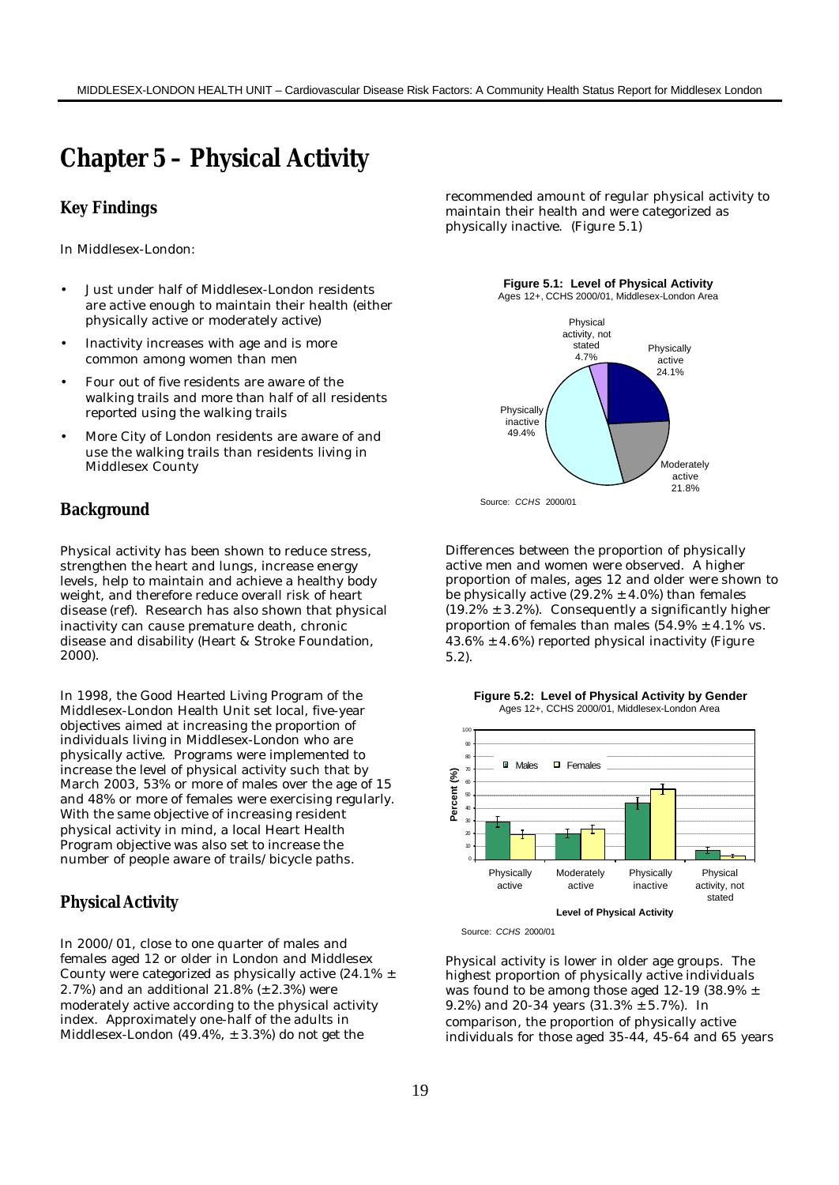# Chapter 5 – Physical Activity

## Key Findings

In Middlesex-London:

- Just under half of Middlesex-London residents are active enough to maintain their health (either physically active or moderately active)
- Inactivity increases with age and is more common among women than men
- Four out of five residents are aware of the walking trails and more than half of all residents reported using the walking trails
- More City of London residents are aware of and use the walking trails than residents living in Middlesex County

## Background

Physical activity has been shown to reduce stress, strengthen the heart and lungs, increase energy levels, help to maintain and achieve a healthy body weight, and therefore reduce overall risk of heart disease (ref). Research has also shown that physical inactivity can cause premature death, chronic disease and disability (Heart & Stroke Foundation, 2000).

In 1998, the Good Hearted Living Program of the Middlesex-London Health Unit set local, five-year objectives aimed at increasing the proportion of individuals living in Middlesex-London who are physically active. Programs were implemented to increase the level of physical activity such that by March 2003, 53% or more of males over the age of 15 and 48% or more of females were exercising regularly. With the same objective of increasing resident physical activity in mind, a local Heart Health Program objective was also set to increase the number of people aware of trails/bicycle paths.

## Physical Activity

In 2000/01, close to one quarter of males and females aged 12 or older in London and Middlesex County were categorized as physically active (24.1% ± 2.7%) and an additional 21.8% (±2.3%) were moderately active according to the physical activity index. Approximately one-half of the adults in Middlesex-London (49.4%, ± 3.3%) do not get the recommended amount of regular physical activity to maintain their health and were categorized as physically inactive. (Figure 5.1)

**Figure 5.1: Level of Physical Activity**
Ages 12+, CCHS 2000/01, Middlesex-London Area

| Level of Physical Activity | Percent |
|---|---|
| Physically active | 24.1% |
| Moderately active | 21.8% |
| Physically inactive | 49.4% |
| Physical activity, not stated | 4.7% |

Source: *CCHS* 2000/01

Differences between the proportion of physically active men and women were observed. A higher proportion of males, ages 12 and older were shown to be physically active (29.2% ± 4.0%) than females (19.2% ± 3.2%). Consequently a significantly higher proportion of females than males (54.9% ± 4.1% vs. 43.6% ± 4.6%) reported physical inactivity (Figure 5.2).

**Figure 5.2: Level of Physical Activity by Gender**
Ages 12+, CCHS 2000/01, Middlesex-London Area

Source: *CCHS* 2000/01

Physical activity is lower in older age groups. The highest proportion of physically active individuals was found to be among those aged 12-19 (38.9% ± 9.2%) and 20-34 years (31.3% ± 5.7%). In comparison, the proportion of physically active individuals for those aged 35-44, 45-64 and 65 years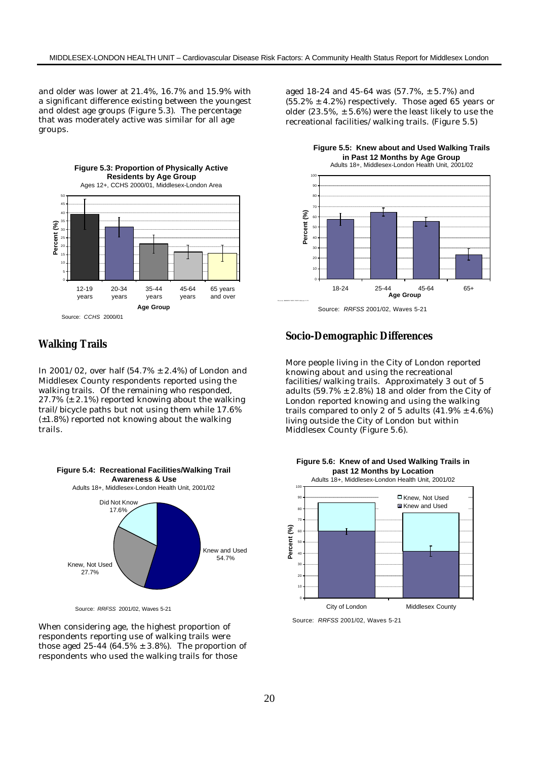and older was lower at 21.4%, 16.7% and 15.9% with a significant difference existing between the youngest and oldest age groups (Figure 5.3). The percentage that was moderately active was similar for all age groups.

**Figure 5.3: Proportion of Physically Active Residents by Age Group**
Ages 12+, CCHS 2000/01, Middlesex-London Area

Source: *CCHS* 2000/01

## Walking Trails

In 2001/02, over half (54.7% ± 2.4%) of London and Middlesex County respondents reported using the walking trails. Of the remaining who responded, 27.7% (± 2.1%) reported knowing about the walking trail/bicycle paths but not using them while 17.6% (±1.8%) reported not knowing about the walking trails.

**Figure 5.4: Recreational Facilities/Walking Trail Awareness & Use**
Adults 18+, Middlesex-London Health Unit, 2001/02

Source: *RRFSS* 2001/02, Waves 5-21

When considering age, the highest proportion of respondents reporting use of walking trails were those aged 25-44 (64.5% ± 3.8%). The proportion of respondents who used the walking trails for those aged 18-24 and 45-64 was (57.7%, ± 5.7%) and (55.2% ± 4.2%) respectively. Those aged 65 years or older (23.5%, ± 5.6%) were the least likely to use the recreational facilities/walking trails. (Figure 5.5)

**Figure 5.5: Knew about and Used Walking Trails in Past 12 Months by Age Group**
Adults 18+, Middlesex-London Health Unit, 2001/02

Source: *RRFSS* 2001/02, Waves 5-21

## Socio-Demographic Differences

More people living in the City of London reported knowing about and using the recreational facilities/walking trails. Approximately 3 out of 5 adults (59.7% ± 2.8%) 18 and older from the City of London reported knowing and using the walking trails compared to only 2 of 5 adults (41.9% ± 4.6%) living outside the City of London but within Middlesex County (Figure 5.6).

**Figure 5.6: Knew of and Used Walking Trails in past 12 Months by Location**
Adults 18+, Middlesex-London Health Unit, 2001/02

Source: *RRFSS* 2001/02, Waves 5-21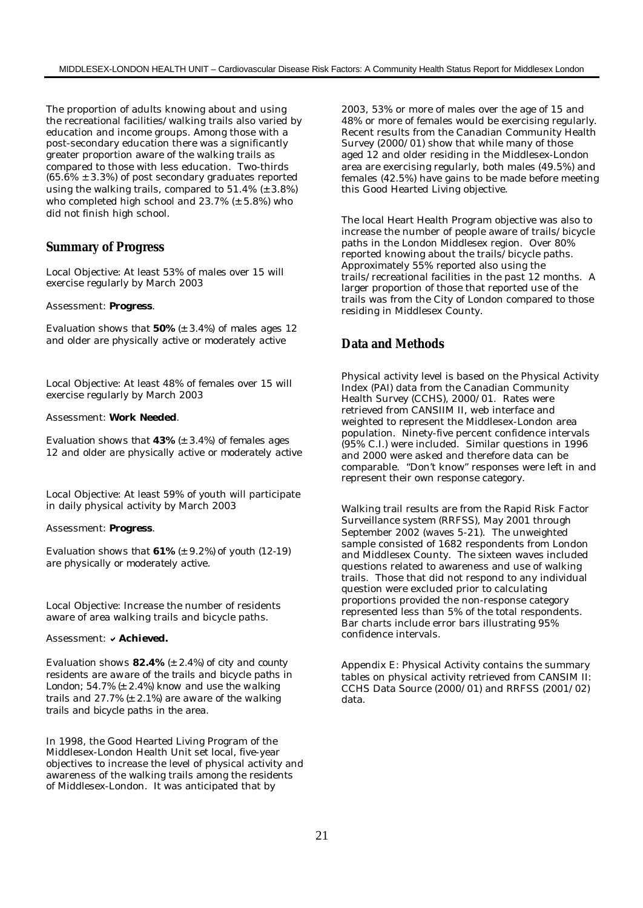The proportion of adults knowing about and using the recreational facilities/walking trails also varied by education and income groups. Among those with a post-secondary education there was a significantly greater proportion aware of the walking trails as compared to those with less education. Two-thirds (65.6% ± 3.3%) of post secondary graduates reported using the walking trails, compared to 51.4% (± 3.8%) who completed high school and 23.7% (± 5.8%) who did not finish high school.

## Summary of Progress

Local Objective: At least 53% of males over 15 will exercise regularly by March 2003

Assessment: **Progress**.

*Evaluation shows that **50%** (± 3.4%) of males ages 12 and older are physically active or moderately active*

Local Objective: At least 48% of females over 15 will exercise regularly by March 2003

Assessment: **Work Needed**.

*Evaluation shows that **43%** (± 3.4%) of females ages 12 and older are physically active or moderately active*

Local Objective: At least 59% of youth will participate in daily physical activity by March 2003

Assessment: **Progress**.

*Evaluation shows that **61%** (± 9.2%) of youth (12-19) are physically or moderately active.*

Local Objective: Increase the number of residents aware of area walking trails and bicycle paths.

Assessment: ✔ **Achieved.**

*Evaluation shows **82.4%** (± 2.4%) of city and county residents are aware of the trails and bicycle paths in London; 54.7% (± 2.4%) know and use the walking trails and 27.7% (± 2.1%) are aware of the walking trails and bicycle paths in the area.*

In 1998, the Good Hearted Living Program of the Middlesex-London Health Unit set local, five-year objectives to increase the level of physical activity and awareness of the walking trails among the residents of Middlesex-London. It was anticipated that by 2003, 53% or more of males over the age of 15 and 48% or more of females would be exercising regularly. Recent results from the Canadian Community Health Survey (2000/01) show that while many of those aged 12 and older residing in the Middlesex-London area are exercising regularly, both males (49.5%) and females (42.5%) have gains to be made before meeting this Good Hearted Living objective.

The local Heart Health Program objective was also to increase the number of people aware of trails/bicycle paths in the London Middlesex region. Over 80% reported knowing about the trails/bicycle paths. Approximately 55% reported also using the trails/recreational facilities in the past 12 months. A larger proportion of those that reported use of the trails was from the City of London compared to those residing in Middlesex County.

## Data and Methods

Physical activity level is based on the Physical Activity Index (PAI) data from the Canadian Community Health Survey (CCHS), 2000/01. Rates were retrieved from CANSIIM II, web interface and weighted to represent the Middlesex-London area population. Ninety-five percent confidence intervals (95% C.I.) were included. Similar questions in 1996 and 2000 were asked and therefore data can be comparable. "Don't know" responses were left in and represent their own response category.

Walking trail results are from the Rapid Risk Factor Surveillance system (RRFSS), May 2001 through September 2002 (waves 5-21). The unweighted sample consisted of 1682 respondents from London and Middlesex County. The sixteen waves included questions related to awareness and use of walking trails. Those that did not respond to any individual question were excluded prior to calculating proportions provided the non-response category represented less than 5% of the total respondents. Bar charts include error bars illustrating 95% confidence intervals.

Appendix E: Physical Activity contains the summary tables on physical activity retrieved from CANSIM II: CCHS Data Source (2000/01) and RRFSS (2001/02) data.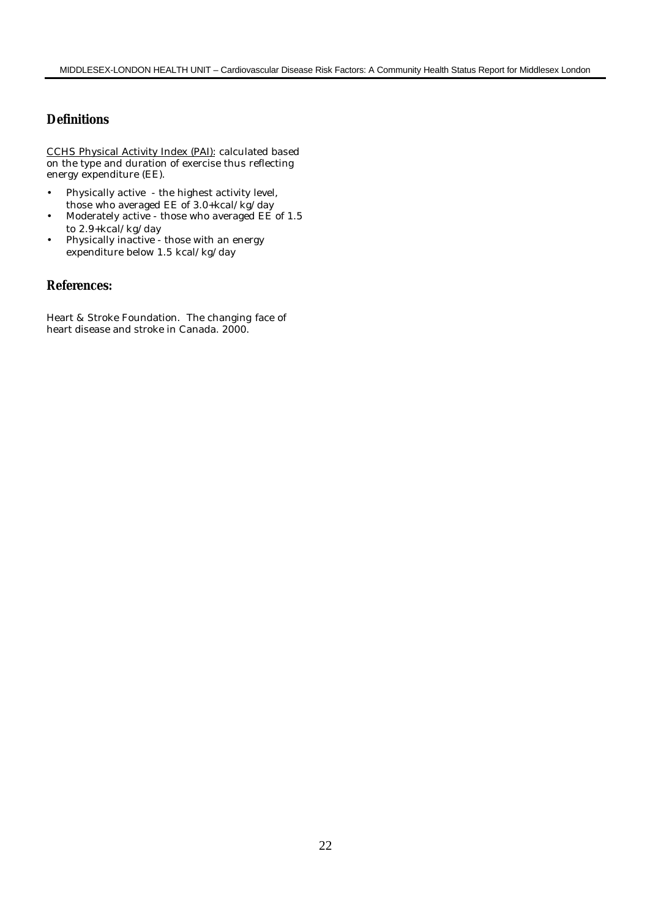## Definitions

CCHS Physical Activity Index (PAI): calculated based on the type and duration of exercise thus reflecting energy expenditure (EE).

- Physically active - the highest activity level, those who averaged EE of 3.0+kcal/kg/day
- Moderately active - those who averaged EE of 1.5 to 2.9+kcal/kg/day
- Physically inactive - those with an energy expenditure below 1.5 kcal/kg/day

## References:

Heart & Stroke Foundation. The changing face of heart disease and stroke in Canada. 2000.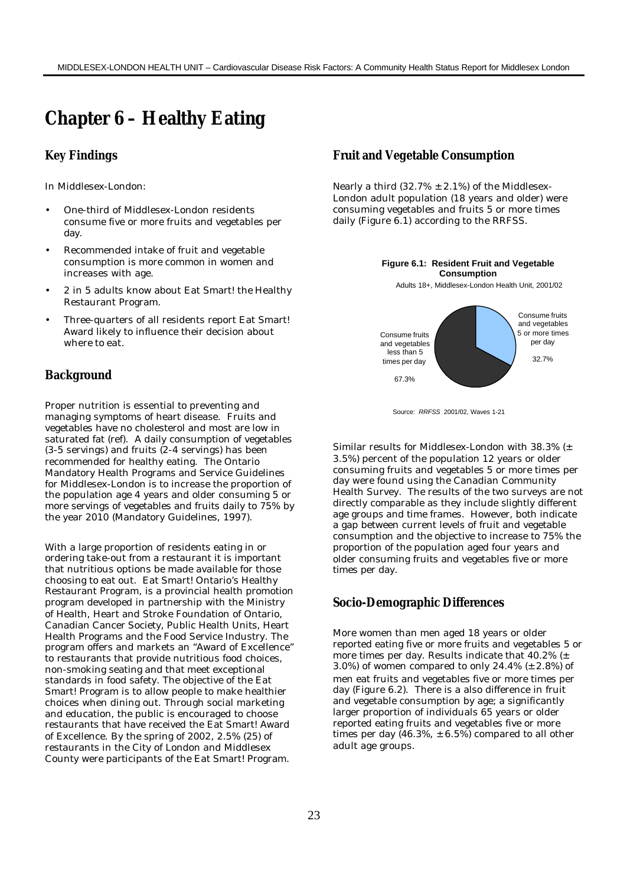# Chapter 6 – Healthy Eating

## Key Findings

In Middlesex-London:

- One-third of Middlesex-London residents consume five or more fruits and vegetables per day.
- Recommended intake of fruit and vegetable consumption is more common in women and increases with age.
- 2 in 5 adults know about Eat Smart! the Healthy Restaurant Program.
- Three-quarters of all residents report Eat Smart! Award likely to influence their decision about where to eat.

## Background

Proper nutrition is essential to preventing and managing symptoms of heart disease. Fruits and vegetables have no cholesterol and most are low in saturated fat (ref). A daily consumption of vegetables (3-5 servings) and fruits (2-4 servings) has been recommended for healthy eating. The Ontario Mandatory Health Programs and Service Guidelines for Middlesex-London is to increase the proportion of the population age 4 years and older consuming 5 or more servings of vegetables and fruits daily to 75% by the year 2010 (Mandatory Guidelines, 1997).

With a large proportion of residents eating in or ordering take-out from a restaurant it is important that nutritious options be made available for those choosing to eat out. Eat Smart! Ontario's Healthy Restaurant Program, is a provincial health promotion program developed in partnership with the Ministry of Health, Heart and Stroke Foundation of Ontario, Canadian Cancer Society, Public Health Units, Heart Health Programs and the Food Service Industry. The program offers and markets an "Award of Excellence" to restaurants that provide nutritious food choices, non-smoking seating and that meet exceptional standards in food safety. The objective of the Eat Smart! Program is to allow people to make healthier choices when dining out. Through social marketing and education, the public is encouraged to choose restaurants that have received the Eat Smart! Award of Excellence. By the spring of 2002, 2.5% (25) of restaurants in the City of London and Middlesex County were participants of the Eat Smart! Program.

## Fruit and Vegetable Consumption

Nearly a third (32.7% ± 2.1%) of the Middlesex-London adult population (18 years and older) were consuming vegetables and fruits 5 or more times daily (Figure 6.1) according to the RRFSS.

**Figure 6.1: Resident Fruit and Vegetable Consumption**

Adults 18+, Middlesex-London Health Unit, 2001/02

| Category | Percent |
|---|---|
| Consume fruits and vegetables 5 or more times per day | 32.7% |
| Consume fruits and vegetables less than 5 times per day | 67.3% |

Source: *RRFSS* 2001/02, Waves 1-21

Similar results for Middlesex-London with 38.3% (± 3.5%) percent of the population 12 years or older consuming fruits and vegetables 5 or more times per day were found using the Canadian Community Health Survey. The results of the two surveys are not directly comparable as they include slightly different age groups and time frames. However, both indicate a gap between current levels of fruit and vegetable consumption and the objective to increase to 75% the proportion of the population aged four years and older consuming fruits and vegetables five or more times per day.

## Socio-Demographic Differences

More women than men aged 18 years or older reported eating five or more fruits and vegetables 5 or more times per day. Results indicate that 40.2% (± 3.0%) of women compared to only 24.4% (± 2.8%) of men eat fruits and vegetables five or more times per day (Figure 6.2). There is a also difference in fruit and vegetable consumption by age; a significantly larger proportion of individuals 65 years or older reported eating fruits and vegetables five or more times per day (46.3%, ± 6.5%) compared to all other adult age groups.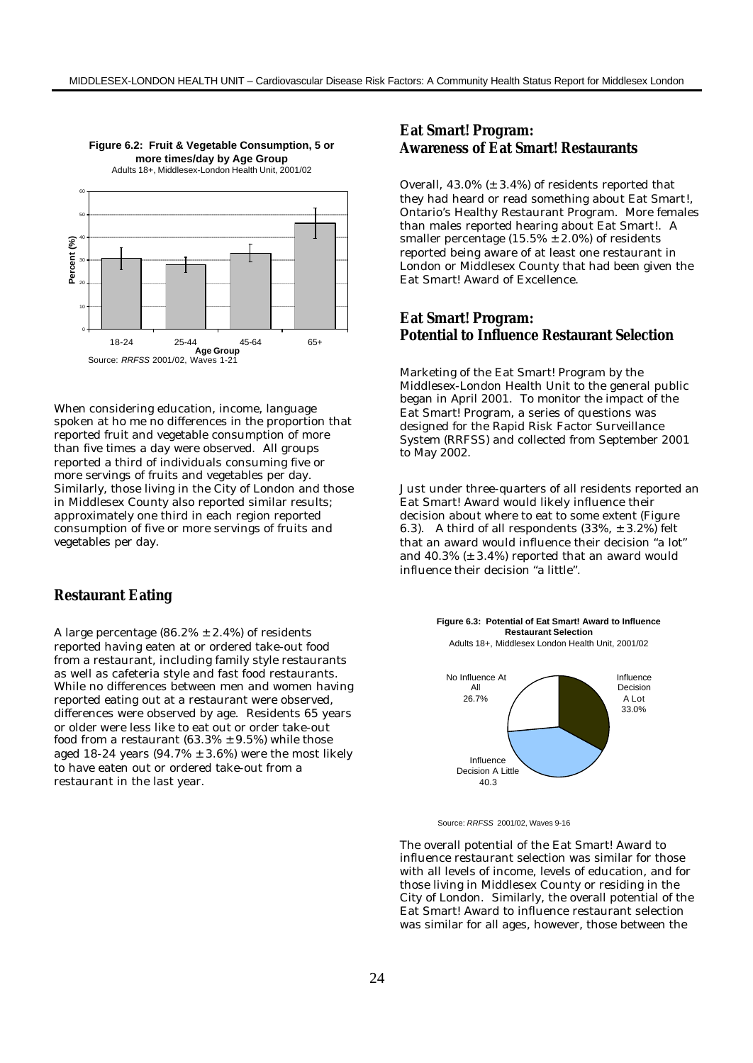**Figure 6.2: Fruit & Vegetable Consumption, 5 or more times/day by Age Group**
Adults 18+, Middlesex-London Health Unit, 2001/02

Source: *RRFSS* 2001/02, Waves 1-21

When considering education, income, language spoken at ho me no differences in the proportion that reported fruit and vegetable consumption of more than five times a day were observed. All groups reported a third of individuals consuming five or more servings of fruits and vegetables per day. Similarly, those living in the City of London and those in Middlesex County also reported similar results; approximately one third in each region reported consumption of five or more servings of fruits and vegetables per day.

## Restaurant Eating

A large percentage (86.2% ± 2.4%) of residents reported having eaten at or ordered take-out food from a restaurant, including family style restaurants as well as cafeteria style and fast food restaurants. While no differences between men and women having reported eating out at a restaurant were observed, differences were observed by age. Residents 65 years or older were less like to eat out or order take-out food from a restaurant (63.3% ± 9.5%) while those aged 18-24 years (94.7% ± 3.6%) were the most likely to have eaten out or ordered take-out from a restaurant in the last year.

## Eat Smart! Program: Awareness of Eat Smart! Restaurants

Overall, 43.0% (± 3.4%) of residents reported that they had heard or read something about Eat Smart!, Ontario's Healthy Restaurant Program. More females than males reported hearing about Eat Smart!. A smaller percentage (15.5% ± 2.0%) of residents reported being aware of at least one restaurant in London or Middlesex County that had been given the Eat Smart! Award of Excellence.

## Eat Smart! Program: Potential to Influence Restaurant Selection

Marketing of the Eat Smart! Program by the Middlesex-London Health Unit to the general public began in April 2001. To monitor the impact of the Eat Smart! Program, a series of questions was designed for the Rapid Risk Factor Surveillance System (RRFSS) and collected from September 2001 to May 2002.

Just under three-quarters of all residents reported an Eat Smart! Award would likely influence their decision about where to eat to some extent (Figure 6.3). A third of all respondents (33%, ± 3.2%) felt that an award would influence their decision "a lot" and 40.3% (± 3.4%) reported that an award would influence their decision "a little".

**Figure 6.3: Potential of Eat Smart! Award to Influence Restaurant Selection**
Adults 18+, Middlesex London Health Unit, 2001/02

Source: *RRFSS* 2001/02, Waves 9-16

The overall potential of the Eat Smart! Award to influence restaurant selection was similar for those with all levels of income, levels of education, and for those living in Middlesex County or residing in the City of London. Similarly, the overall potential of the Eat Smart! Award to influence restaurant selection was similar for all ages, however, those between the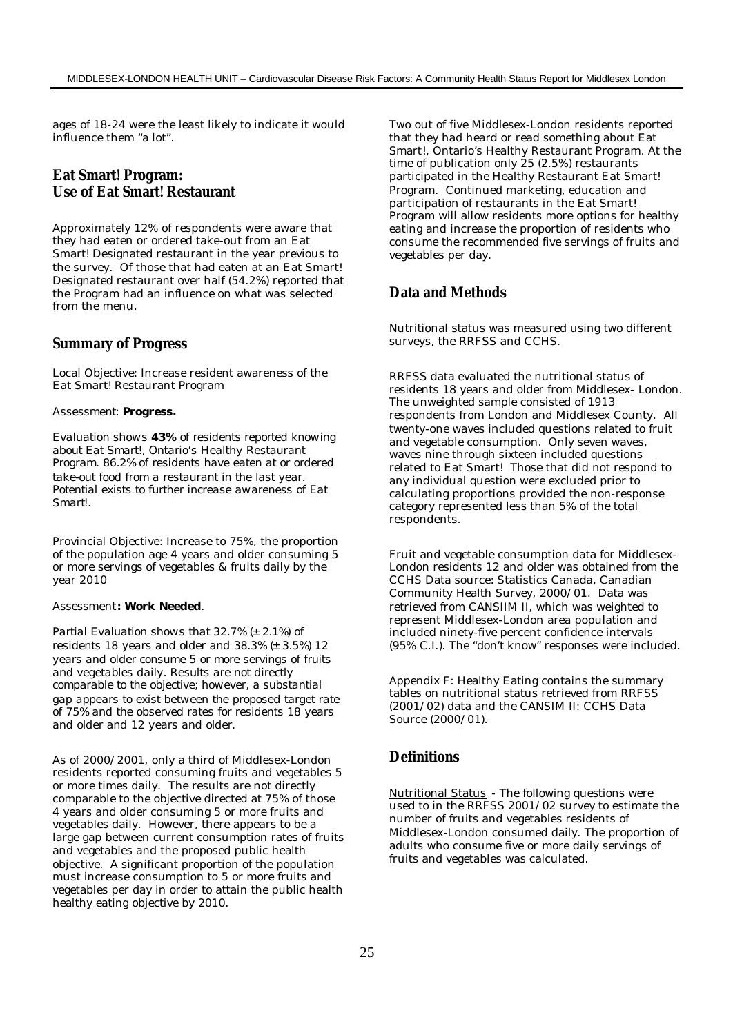ages of 18-24 were the least likely to indicate it would influence them "a lot".

## Eat Smart! Program: Use of Eat Smart! Restaurant

Approximately 12% of respondents were aware that they had eaten or ordered take-out from an Eat Smart! Designated restaurant in the year previous to the survey. Of those that had eaten at an Eat Smart! Designated restaurant over half (54.2%) reported that the Program had an influence on what was selected from the menu.

## Summary of Progress

Local Objective: Increase resident awareness of the Eat Smart! Restaurant Program

Assessment: **Progress.**

*Evaluation shows* ***43%*** *of residents reported knowing about Eat Smart!, Ontario's Healthy Restaurant Program. 86.2% of residents have eaten at or ordered take-out food from a restaurant in the last year. Potential exists to further increase awareness of Eat Smart!.*

Provincial Objective: Increase to 75%, the proportion of the population age 4 years and older consuming 5 or more servings of vegetables & fruits daily by the year 2010

Assessment**: Work Needed**.

*Partial Evaluation shows that 32.7% (± 2.1%) of residents 18 years and older and 38.3% (± 3.5%) 12 years and older consume 5 or more servings of fruits and vegetables daily. Results are not directly comparable to the objective; however, a substantial gap appears to exist between the proposed target rate of 75% and the observed rates for residents 18 years and older and 12 years and older.*

As of 2000/2001, only a third of Middlesex-London residents reported consuming fruits and vegetables 5 or more times daily. The results are not directly comparable to the objective directed at 75% of those 4 years and older consuming 5 or more fruits and vegetables daily. However, there appears to be a large gap between current consumption rates of fruits and vegetables and the proposed public health objective. A significant proportion of the population must increase consumption to 5 or more fruits and vegetables per day in order to attain the public health healthy eating objective by 2010.

Two out of five Middlesex-London residents reported that they had heard or read something about Eat Smart!, Ontario's Healthy Restaurant Program. At the time of publication only 25 (2.5%) restaurants participated in the Healthy Restaurant Eat Smart! Program. Continued marketing, education and participation of restaurants in the Eat Smart! Program will allow residents more options for healthy eating and increase the proportion of residents who consume the recommended five servings of fruits and vegetables per day.

## Data and Methods

Nutritional status was measured using two different surveys, the RRFSS and CCHS.

RRFSS data evaluated the nutritional status of residents 18 years and older from Middlesex- London. The unweighted sample consisted of 1913 respondents from London and Middlesex County. All twenty-one waves included questions related to fruit and vegetable consumption. Only seven waves, waves nine through sixteen included questions related to Eat Smart! Those that did not respond to any individual question were excluded prior to calculating proportions provided the non-response category represented less than 5% of the total respondents.

Fruit and vegetable consumption data for Middlesex-London residents 12 and older was obtained from the CCHS Data source: Statistics Canada, Canadian Community Health Survey, 2000/01. Data was retrieved from CANSIIM II, which was weighted to represent Middlesex-London area population and included ninety-five percent confidence intervals (95% C.I.). The "don't know" responses were included.

Appendix F: Healthy Eating contains the summary tables on nutritional status retrieved from RRFSS (2001/02) data and the CANSIM II: CCHS Data Source (2000/01).

## Definitions

Nutritional Status - The following questions were used to in the RRFSS 2001/02 survey to estimate the number of fruits and vegetables residents of Middlesex-London consumed daily. The proportion of adults who consume five or more daily servings of fruits and vegetables was calculated.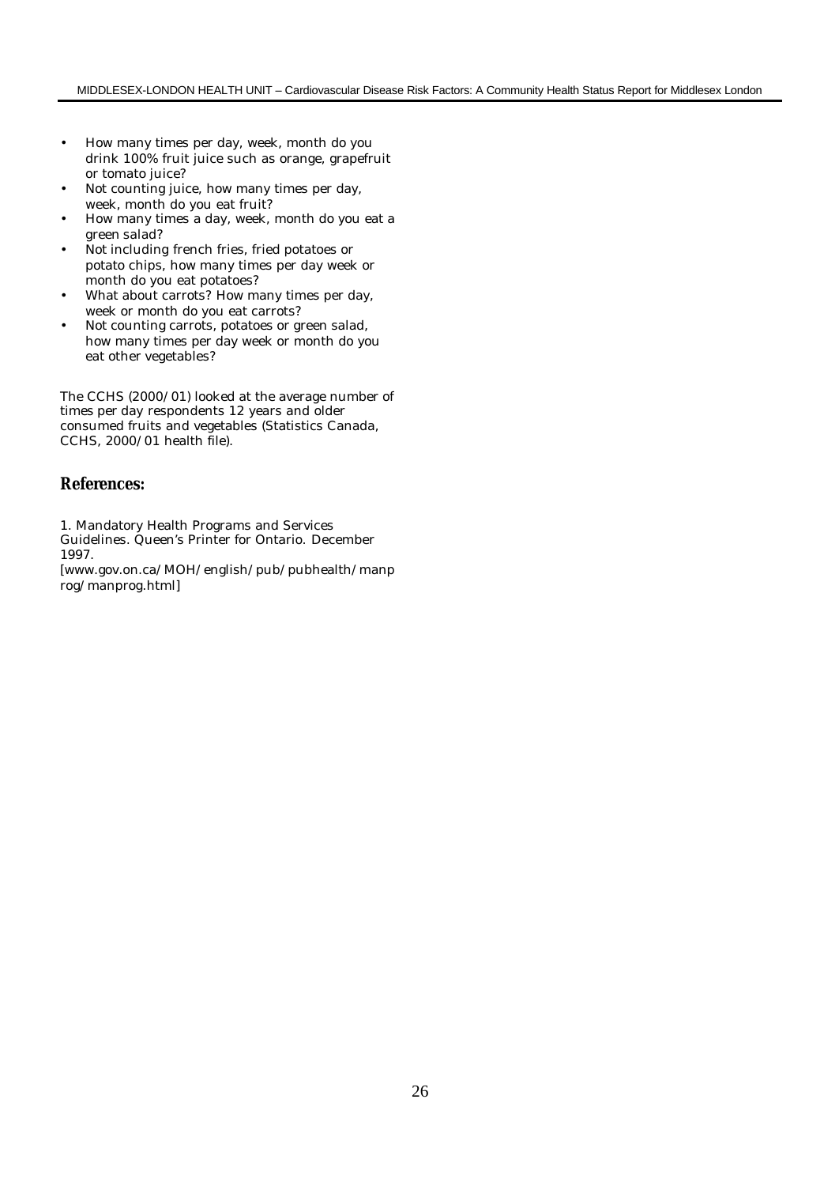- How many times per day, week, month do you drink 100% fruit juice such as orange, grapefruit or tomato juice?
- Not counting juice, how many times per day, week, month do you eat fruit?
- How many times a day, week, month do you eat a green salad?
- Not including french fries, fried potatoes or potato chips, how many times per day week or month do you eat potatoes?
- What about carrots? How many times per day, week or month do you eat carrots?
- Not counting carrots, potatoes or green salad, how many times per day week or month do you eat other vegetables?

The CCHS (2000/01) looked at the average number of times per day respondents 12 years and older consumed fruits and vegetables (Statistics Canada, CCHS, 2000/01 health file).

## References:

1. Mandatory Health Programs and Services Guidelines. Queen's Printer for Ontario. December 1997. [www.gov.on.ca/MOH/english/pub/pubhealth/manprog/manprog.html]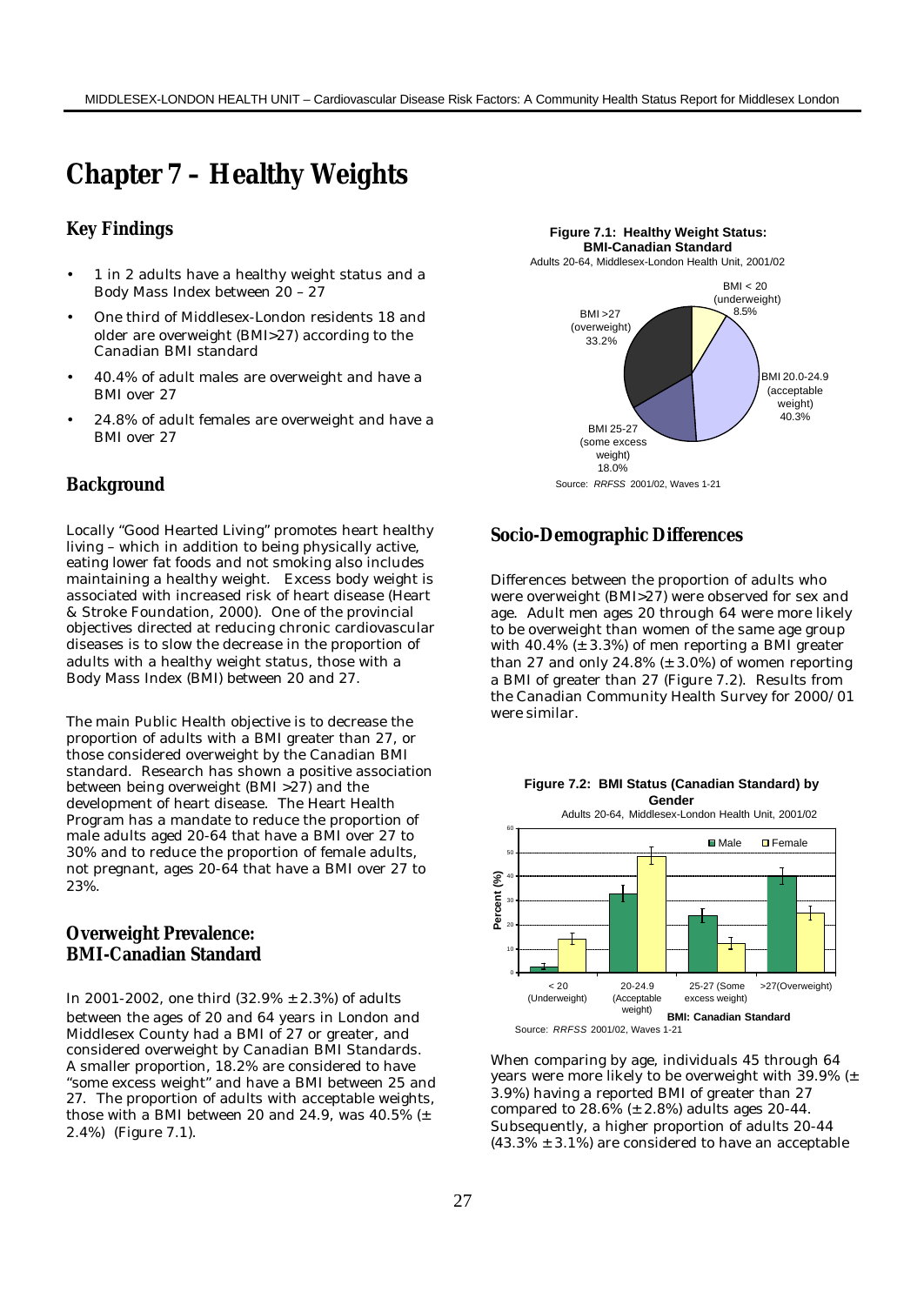# Chapter 7 – Healthy Weights

## Key Findings

- 1 in 2 adults have a healthy weight status and a Body Mass Index between 20 – 27
- One third of Middlesex-London residents 18 and older are overweight (BMI>27) according to the Canadian BMI standard
- 40.4% of adult males are overweight and have a BMI over 27
- 24.8% of adult females are overweight and have a BMI over 27

## Background

Locally "Good Hearted Living" promotes heart healthy living – which in addition to being physically active, eating lower fat foods and not smoking also includes maintaining a healthy weight. Excess body weight is associated with increased risk of heart disease (Heart & Stroke Foundation, 2000). One of the provincial objectives directed at reducing chronic cardiovascular diseases is to slow the decrease in the proportion of adults with a healthy weight status, those with a Body Mass Index (BMI) between 20 and 27.

The main Public Health objective is to decrease the proportion of adults with a BMI greater than 27, or those considered overweight by the Canadian BMI standard. Research has shown a positive association between being overweight (BMI >27) and the development of heart disease. The Heart Health Program has a mandate to reduce the proportion of male adults aged 20-64 that have a BMI over 27 to 30% and to reduce the proportion of female adults, not pregnant, ages 20-64 that have a BMI over 27 to 23%.

## Overweight Prevalence: BMI-Canadian Standard

In 2001-2002, one third (32.9% ± 2.3%) of adults between the ages of 20 and 64 years in London and Middlesex County had a BMI of 27 or greater, and considered overweight by Canadian BMI Standards. A smaller proportion, 18.2% are considered to have "some excess weight" and have a BMI between 25 and 27. The proportion of adults with acceptable weights, those with a BMI between 20 and 24.9, was 40.5% (± 2.4%) (Figure 7.1).

**Figure 7.1: Healthy Weight Status: BMI-Canadian Standard**
Adults 20-64, Middlesex-London Health Unit, 2001/02

| BMI Category | Percent |
|---|---|
| BMI < 20 (underweight) | 8.5% |
| BMI 20.0-24.9 (acceptable weight) | 40.3% |
| BMI 25-27 (some excess weight) | 18.0% |
| BMI >27 (overweight) | 33.2% |

Source: *RRFSS* 2001/02, Waves 1-21

## Socio-Demographic Differences

Differences between the proportion of adults who were overweight (BMI>27) were observed for sex and age. Adult men ages 20 through 64 were more likely to be overweight than women of the same age group with 40.4% (± 3.3%) of men reporting a BMI greater than 27 and only 24.8% (± 3.0%) of women reporting a BMI of greater than 27 (Figure 7.2). Results from the Canadian Community Health Survey for 2000/01 were similar.

**Figure 7.2: BMI Status (Canadian Standard) by Gender**
Adults 20-64, Middlesex-London Health Unit, 2001/02

Source: *RRFSS* 2001/02, Waves 1-21

When comparing by age, individuals 45 through 64 years were more likely to be overweight with 39.9% (± 3.9%) having a reported BMI of greater than 27 compared to 28.6% (± 2.8%) adults ages 20-44. Subsequently, a higher proportion of adults 20-44 (43.3% ± 3.1%) are considered to have an acceptable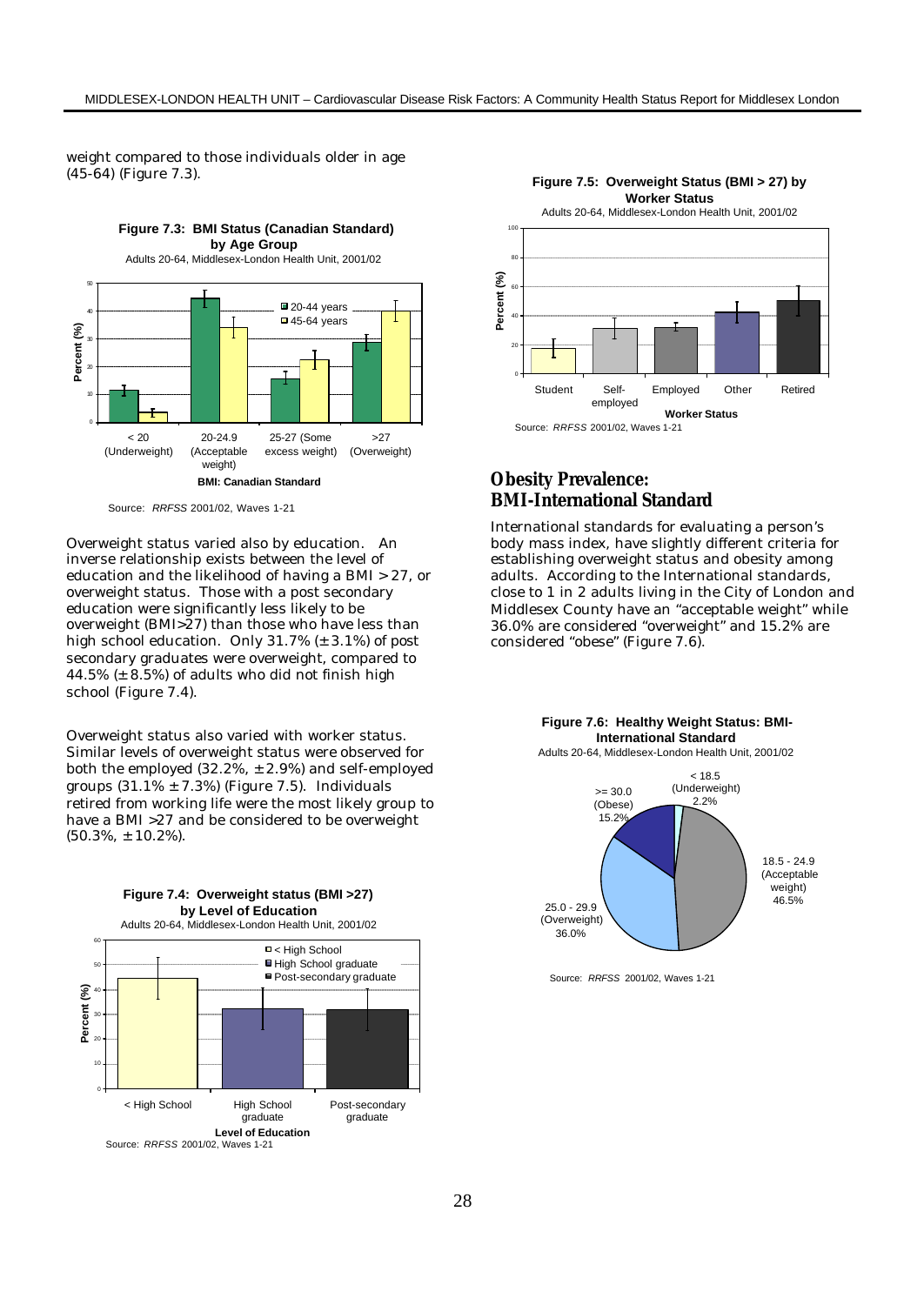weight compared to those individuals older in age (45-64) (Figure 7.3).

**Figure 7.3: BMI Status (Canadian Standard) by Age Group**
Adults 20-64, Middlesex-London Health Unit, 2001/02

Source: *RRFSS* 2001/02, Waves 1-21

Overweight status varied also by education. An inverse relationship exists between the level of education and the likelihood of having a BMI > 27, or overweight status. Those with a post secondary education were significantly less likely to be overweight (BMI>27) than those who have less than high school education. Only 31.7% (±3.1%) of post secondary graduates were overweight, compared to 44.5% (±8.5%) of adults who did not finish high school (Figure 7.4).

Overweight status also varied with worker status. Similar levels of overweight status were observed for both the employed (32.2%, ±2.9%) and self-employed groups (31.1% ±7.3%) (Figure 7.5). Individuals retired from working life were the most likely group to have a BMI >27 and be considered to be overweight (50.3%, ±10.2%).

**Figure 7.4: Overweight status (BMI >27) by Level of Education**
Adults 20-64, Middlesex-London Health Unit, 2001/02

Source: *RRFSS* 2001/02, Waves 1-21

**Figure 7.5: Overweight Status (BMI > 27) by Worker Status**
Adults 20-64, Middlesex-London Health Unit, 2001/02

Source: *RRFSS* 2001/02, Waves 1-21

## Obesity Prevalence: BMI-International Standard

International standards for evaluating a person's body mass index, have slightly different criteria for establishing overweight status and obesity among adults. According to the International standards, close to 1 in 2 adults living in the City of London and Middlesex County have an "acceptable weight" while 36.0% are considered "overweight" and 15.2% are considered "obese" (Figure 7.6).

**Figure 7.6: Healthy Weight Status: BMI-International Standard**
Adults 20-64, Middlesex-London Health Unit, 2001/02

Source: *RRFSS* 2001/02, Waves 1-21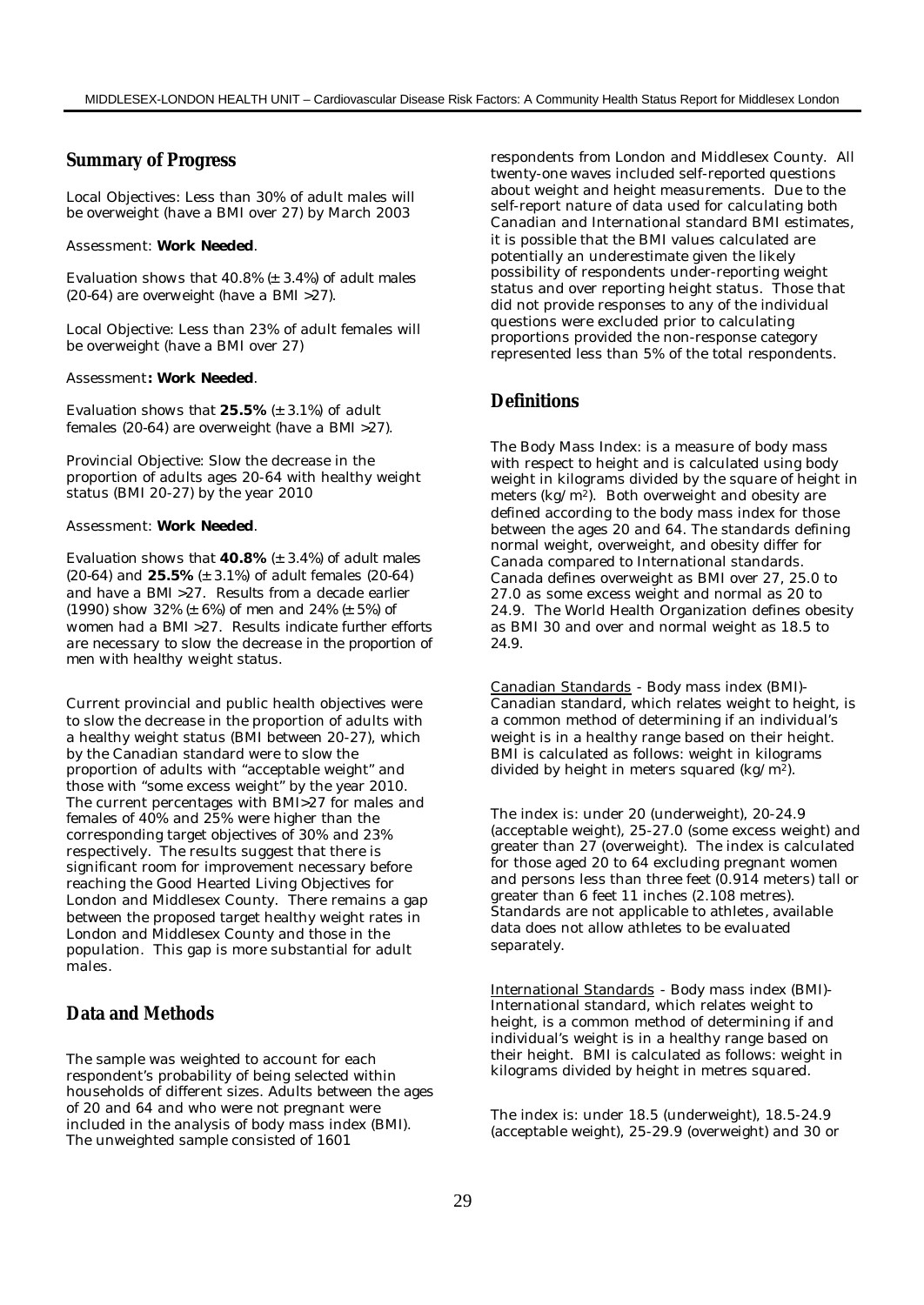## Summary of Progress

Local Objectives: Less than 30% of adult males will be overweight (have a BMI over 27) by March 2003

Assessment: **Work Needed**.

Evaluation shows that 40.8% (± 3.4%) of adult males (20-64) are overweight (have a BMI >27).

Local Objective: Less than 23% of adult females will be overweight (have a BMI over 27)

Assessment**: Work Needed**.

Evaluation shows that **25.5%** (± 3.1%) of adult females (20-64) are overweight (have a BMI >27).

Provincial Objective: Slow the decrease in the proportion of adults ages 20-64 with healthy weight status (BMI 20-27) by the year 2010

Assessment: **Work Needed**.

Evaluation shows that **40.8%** (± 3.4%) of adult males (20-64) and **25.5%** (± 3.1%) of adult females (20-64) and have a BMI >27. Results from a decade earlier (1990) show 32% (± 6%) of men and 24% (± 5%) of women had a BMI >27. Results indicate further efforts are necessary to slow the decrease in the proportion of men with healthy weight status.

Current provincial and public health objectives were to slow the decrease in the proportion of adults with a healthy weight status (BMI between 20-27), which by the Canadian standard were to slow the proportion of adults with "acceptable weight" and those with "some excess weight" by the year 2010. The current percentages with BMI>27 for males and females of 40% and 25% were higher than the corresponding target objectives of 30% and 23% respectively. The results suggest that there is significant room for improvement necessary before reaching the Good Hearted Living Objectives for London and Middlesex County. There remains a gap between the proposed target healthy weight rates in London and Middlesex County and those in the population. This gap is more substantial for adult males.

## Data and Methods

The sample was weighted to account for each respondent's probability of being selected within households of different sizes. Adults between the ages of 20 and 64 and who were not pregnant were included in the analysis of body mass index (BMI). The unweighted sample consisted of 1601 respondents from London and Middlesex County. All twenty-one waves included self-reported questions about weight and height measurements. Due to the self-report nature of data used for calculating both Canadian and International standard BMI estimates, it is possible that the BMI values calculated are potentially an underestimate given the likely possibility of respondents under-reporting weight status and over reporting height status. Those that did not provide responses to any of the individual questions were excluded prior to calculating proportions provided the non-response category represented less than 5% of the total respondents.

## Definitions

The Body Mass Index: is a measure of body mass with respect to height and is calculated using body weight in kilograms divided by the square of height in meters ($kg/m^2$). Both overweight and obesity are defined according to the body mass index for those between the ages 20 and 64. The standards defining normal weight, overweight, and obesity differ for Canada compared to International standards. Canada defines overweight as BMI over 27, 25.0 to 27.0 as some excess weight and normal as 20 to 24.9. The World Health Organization defines obesity as BMI 30 and over and normal weight as 18.5 to 24.9.

Canadian Standards - Body mass index (BMI)-Canadian standard, which relates weight to height, is a common method of determining if an individual's weight is in a healthy range based on their height. BMI is calculated as follows: weight in kilograms divided by height in meters squared ($kg/m^2$).

The index is: under 20 (underweight), 20-24.9 (acceptable weight), 25-27.0 (some excess weight) and greater than 27 (overweight). The index is calculated for those aged 20 to 64 excluding pregnant women and persons less than three feet (0.914 meters) tall or greater than 6 feet 11 inches (2.108 metres). Standards are not applicable to athletes, available data does not allow athletes to be evaluated separately.

International Standards - Body mass index (BMI)-International standard, which relates weight to height, is a common method of determining if and individual's weight is in a healthy range based on their height. BMI is calculated as follows: weight in kilograms divided by height in metres squared.

The index is: under 18.5 (underweight), 18.5-24.9 (acceptable weight), 25-29.9 (overweight) and 30 or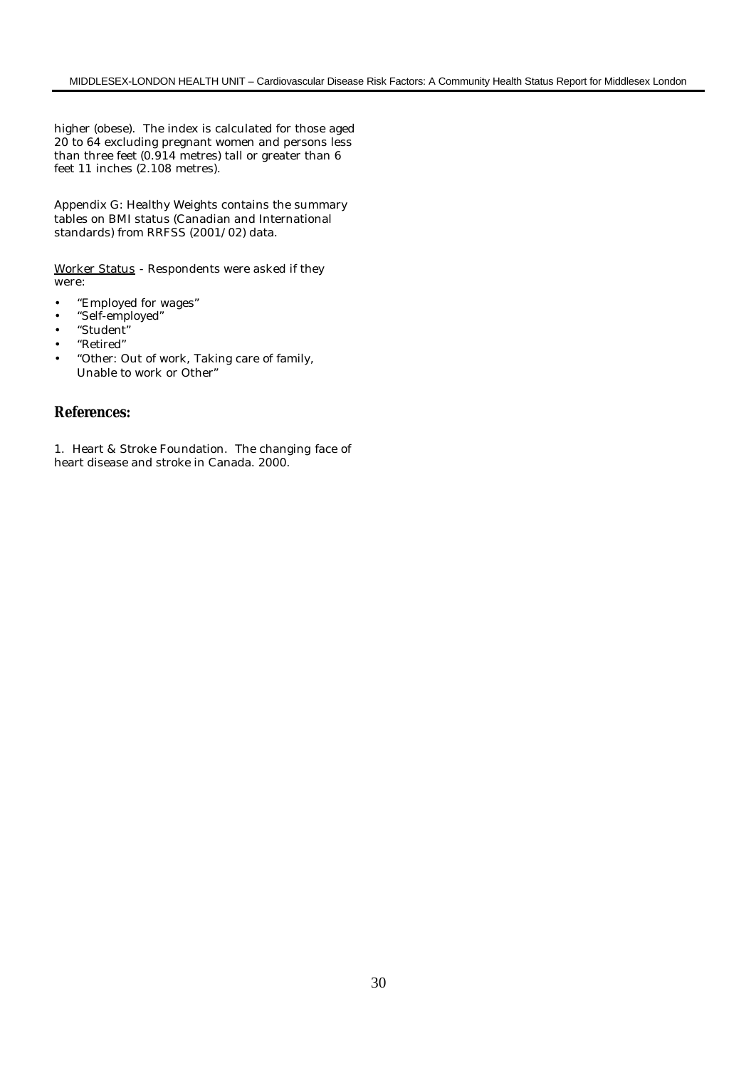higher (obese). The index is calculated for those aged 20 to 64 excluding pregnant women and persons less than three feet (0.914 metres) tall or greater than 6 feet 11 inches (2.108 metres).

Appendix G: Healthy Weights contains the summary tables on BMI status (Canadian and International standards) from RRFSS (2001/02) data.

<u>Worker Status</u> - Respondents were asked if they were:

- "Employed for wages"
- "Self-employed"
- "Student"
- "Retired"
- "Other: Out of work, Taking care of family, Unable to work or Other"

## References:

1. Heart & Stroke Foundation. The changing face of heart disease and stroke in Canada. 2000.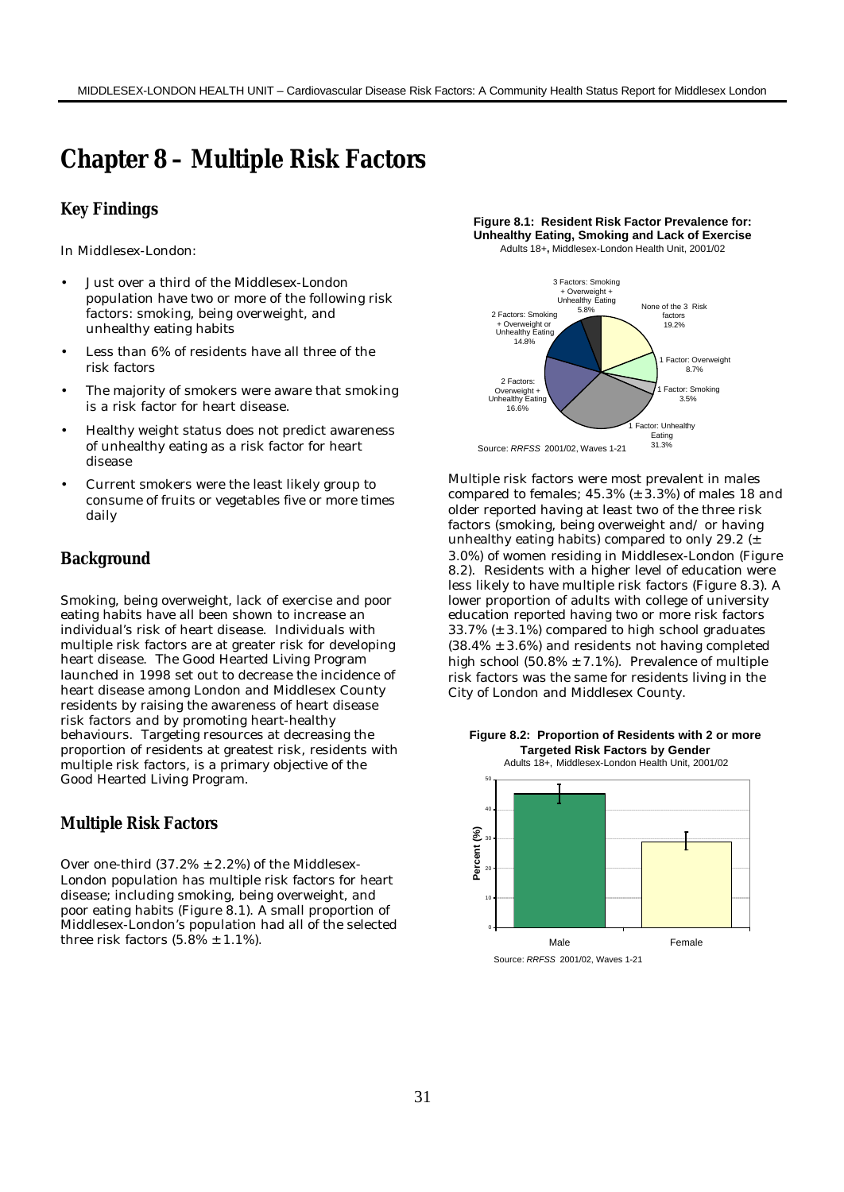# Chapter 8 – Multiple Risk Factors

## Key Findings

In Middlesex-London:

- Just over a third of the Middlesex-London population have two or more of the following risk factors: smoking, being overweight, and unhealthy eating habits
- Less than 6% of residents have all three of the risk factors
- The majority of smokers were aware that smoking is a risk factor for heart disease.
- Healthy weight status does not predict awareness of unhealthy eating as a risk factor for heart disease
- Current smokers were the least likely group to consume of fruits or vegetables five or more times daily

## Background

Smoking, being overweight, lack of exercise and poor eating habits have all been shown to increase an individual's risk of heart disease. Individuals with multiple risk factors are at greater risk for developing heart disease. The Good Hearted Living Program launched in 1998 set out to decrease the incidence of heart disease among London and Middlesex County residents by raising the awareness of heart disease risk factors and by promoting heart-healthy behaviours. Targeting resources at decreasing the proportion of residents at greatest risk, residents with multiple risk factors, is a primary objective of the Good Hearted Living Program.

## Multiple Risk Factors

Over one-third (37.2% ± 2.2%) of the Middlesex-London population has multiple risk factors for heart disease; including smoking, being overweight, and poor eating habits (Figure 8.1). A small proportion of Middlesex-London's population had all of the selected three risk factors (5.8% ± 1.1%).

**Figure 8.1: Resident Risk Factor Prevalence for: Unhealthy Eating, Smoking and Lack of Exercise**
Adults 18+, Middlesex-London Health Unit, 2001/02

| Category | Percent |
|---|---|
| None of the 3 Risk factors | 19.2% |
| 1 Factor: Overweight | 8.7% |
| 1 Factor: Smoking | 3.5% |
| 1 Factor: Unhealthy Eating | 31.3% |
| 2 Factors: Overweight + Unhealthy Eating | 16.6% |
| 2 Factors: Smoking + Overweight or Unhealthy Eating | 14.8% |
| 3 Factors: Smoking + Overweight + Unhealthy Eating | 5.8% |

Source: *RRFSS* 2001/02, Waves 1-21

Multiple risk factors were most prevalent in males compared to females; 45.3% (± 3.3%) of males 18 and older reported having at least two of the three risk factors (smoking, being overweight and/ or having unhealthy eating habits) compared to only 29.2 (± 3.0%) of women residing in Middlesex-London (Figure 8.2). Residents with a higher level of education were less likely to have multiple risk factors (Figure 8.3). A lower proportion of adults with college of university education reported having two or more risk factors 33.7% (± 3.1%) compared to high school graduates (38.4% ± 3.6%) and residents not having completed high school (50.8% ± 7.1%). Prevalence of multiple risk factors was the same for residents living in the City of London and Middlesex County.

**Figure 8.2: Proportion of Residents with 2 or more Targeted Risk Factors by Gender**
Adults 18+, Middlesex-London Health Unit, 2001/02

| Gender | Percent (%) |
|---|---|
| Male | 45.3 |
| Female | 29.2 |

Source: *RRFSS* 2001/02, Waves 1-21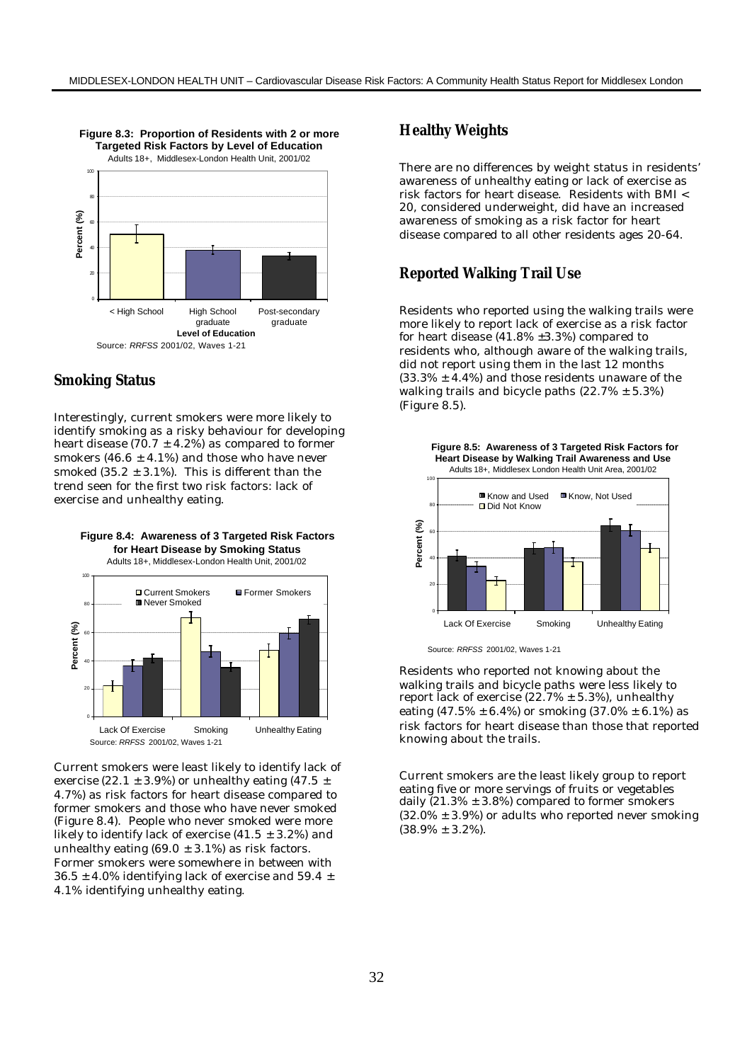**Figure 8.3: Proportion of Residents with 2 or more Targeted Risk Factors by Level of Education**
Adults 18+, Middlesex-London Health Unit, 2001/02

Source: *RRFSS* 2001/02, Waves 1-21

## Smoking Status

Interestingly, current smokers were more likely to identify smoking as a risky behaviour for developing heart disease (70.7 ± 4.2%) as compared to former smokers (46.6 ± 4.1%) and those who have never smoked (35.2 ± 3.1%). This is different than the trend seen for the first two risk factors: lack of exercise and unhealthy eating.

**Figure 8.4: Awareness of 3 Targeted Risk Factors for Heart Disease by Smoking Status**
Adults 18+, Middlesex-London Health Unit, 2001/02

Source: *RRFSS* 2001/02, Waves 1-21

Current smokers were least likely to identify lack of exercise (22.1 ± 3.9%) or unhealthy eating (47.5 ± 4.7%) as risk factors for heart disease compared to former smokers and those who have never smoked (Figure 8.4). People who never smoked were more likely to identify lack of exercise (41.5 ± 3.2%) and unhealthy eating (69.0 ± 3.1%) as risk factors. Former smokers were somewhere in between with 36.5 ± 4.0% identifying lack of exercise and 59.4 ± 4.1% identifying unhealthy eating.

## Healthy Weights

There are no differences by weight status in residents' awareness of unhealthy eating or lack of exercise as risk factors for heart disease. Residents with BMI < 20, considered underweight, did have an increased awareness of smoking as a risk factor for heart disease compared to all other residents ages 20-64.

## Reported Walking Trail Use

Residents who reported using the walking trails were more likely to report lack of exercise as a risk factor for heart disease (41.8% ±3.3%) compared to residents who, although aware of the walking trails, did not report using them in the last 12 months (33.3% ± 4.4%) and those residents unaware of the walking trails and bicycle paths (22.7% ± 5.3%) (Figure 8.5).

**Figure 8.5: Awareness of 3 Targeted Risk Factors for Heart Disease by Walking Trail Awareness and Use**
Adults 18+, Middlesex London Health Unit Area, 2001/02

Source: *RRFSS* 2001/02, Waves 1-21

Residents who reported not knowing about the walking trails and bicycle paths were less likely to report lack of exercise (22.7% ± 5.3%), unhealthy eating (47.5% ± 6.4%) or smoking (37.0% ± 6.1%) as risk factors for heart disease than those that reported knowing about the trails.

Current smokers are the least likely group to report eating five or more servings of fruits or vegetables daily (21.3% ± 3.8%) compared to former smokers (32.0% ± 3.9%) or adults who reported never smoking (38.9% ± 3.2%).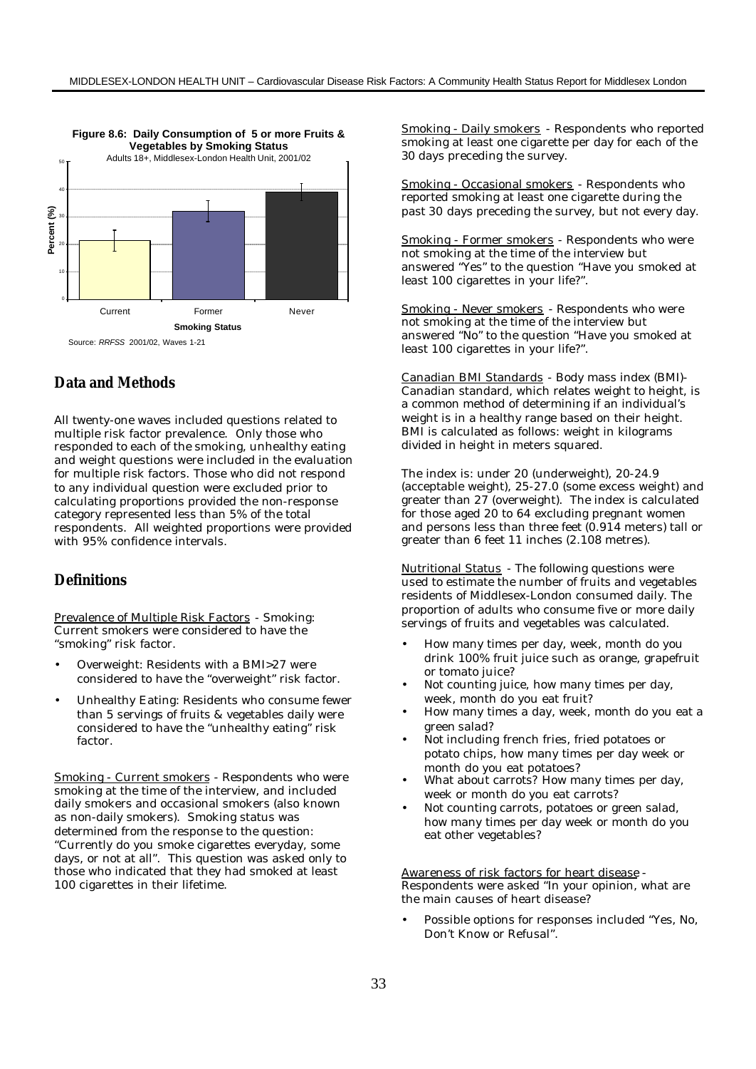**Figure 8.6: Daily Consumption of 5 or more Fruits & Vegetables by Smoking Status**

Adults 18+, Middlesex-London Health Unit, 2001/02

Source: *RRFSS* 2001/02, Waves 1-21

## Data and Methods

All twenty-one waves included questions related to multiple risk factor prevalence. Only those who responded to each of the smoking, unhealthy eating and weight questions were included in the evaluation for multiple risk factors. Those who did not respond to any individual question were excluded prior to calculating proportions provided the non-response category represented less than 5% of the total respondents. All weighted proportions were provided with 95% confidence intervals.

## Definitions

Prevalence of Multiple Risk Factors - Smoking: Current smokers were considered to have the "smoking" risk factor.

- Overweight: Residents with a BMI>27 were considered to have the "overweight" risk factor.
- Unhealthy Eating: Residents who consume fewer than 5 servings of fruits & vegetables daily were considered to have the "unhealthy eating" risk factor.

Smoking - Current smokers - Respondents who were smoking at the time of the interview, and included daily smokers and occasional smokers (also known as non-daily smokers). Smoking status was determined from the response to the question: "Currently do you smoke cigarettes everyday, some days, or not at all". This question was asked only to those who indicated that they had smoked at least 100 cigarettes in their lifetime.

Smoking - Daily smokers - Respondents who reported smoking at least one cigarette per day for each of the 30 days preceding the survey.

Smoking - Occasional smokers - Respondents who reported smoking at least one cigarette during the past 30 days preceding the survey, but not every day.

Smoking - Former smokers - Respondents who were not smoking at the time of the interview but answered "Yes" to the question "Have you smoked at least 100 cigarettes in your life?".

Smoking - Never smokers - Respondents who were not smoking at the time of the interview but answered "No" to the question "Have you smoked at least 100 cigarettes in your life?".

Canadian BMI Standards - Body mass index (BMI)- Canadian standard, which relates weight to height, is a common method of determining if an individual's weight is in a healthy range based on their height. BMI is calculated as follows: weight in kilograms divided in height in meters squared.

The index is: under 20 (underweight), 20-24.9 (acceptable weight), 25-27.0 (some excess weight) and greater than 27 (overweight). The index is calculated for those aged 20 to 64 excluding pregnant women and persons less than three feet (0.914 meters) tall or greater than 6 feet 11 inches (2.108 metres).

Nutritional Status - The following questions were used to estimate the number of fruits and vegetables residents of Middlesex-London consumed daily. The proportion of adults who consume five or more daily servings of fruits and vegetables was calculated.

- How many times per day, week, month do you drink 100% fruit juice such as orange, grapefruit or tomato juice?
- Not counting juice, how many times per day, week, month do you eat fruit?
- How many times a day, week, month do you eat a green salad?
- Not including french fries, fried potatoes or potato chips, how many times per day week or month do you eat potatoes?
- What about carrots? How many times per day, week or month do you eat carrots?
- Not counting carrots, potatoes or green salad, how many times per day week or month do you eat other vegetables?

Awareness of risk factors for heart disease - Respondents were asked "In your opinion, what are the main causes of heart disease?

- Possible options for responses included "Yes, No, Don't Know or Refusal".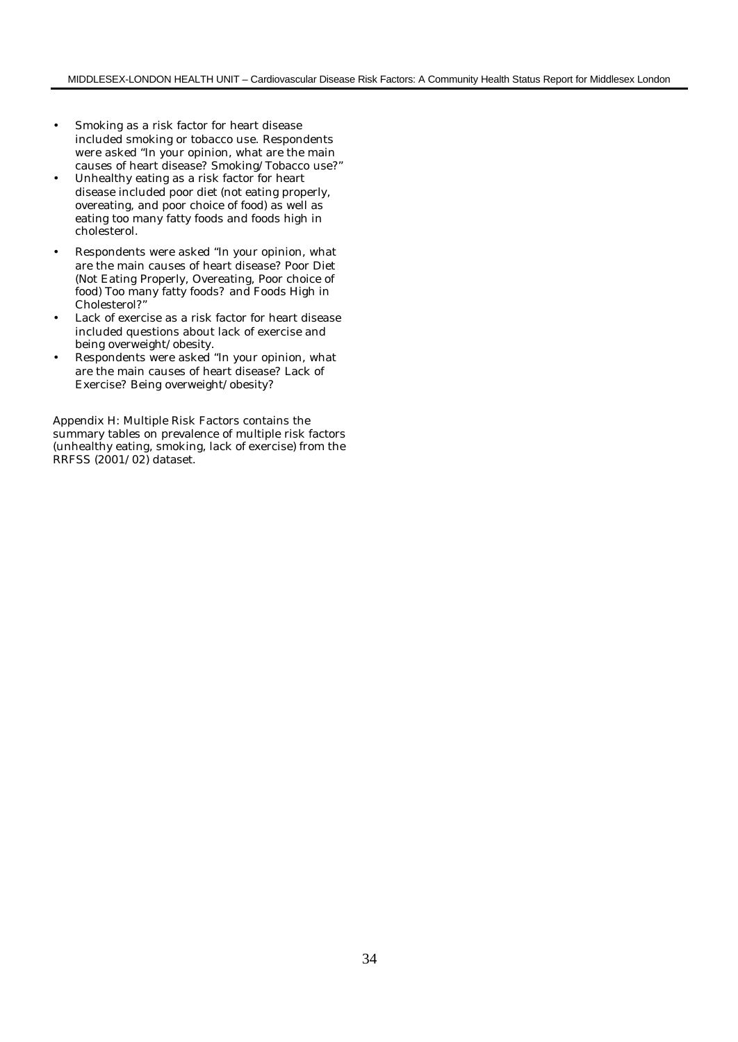- Smoking as a risk factor for heart disease included smoking or tobacco use. Respondents were asked "In your opinion, what are the main causes of heart disease? Smoking/Tobacco use?"
- Unhealthy eating as a risk factor for heart disease included poor diet (not eating properly, overeating, and poor choice of food) as well as eating too many fatty foods and foods high in cholesterol.
- Respondents were asked "In your opinion, what are the main causes of heart disease? Poor Diet (Not Eating Properly, Overeating, Poor choice of food) Too many fatty foods? and Foods High in Cholesterol?"
- Lack of exercise as a risk factor for heart disease included questions about lack of exercise and being overweight/obesity.
- Respondents were asked "In your opinion, what are the main causes of heart disease? Lack of Exercise? Being overweight/obesity?

Appendix H: Multiple Risk Factors contains the summary tables on prevalence of multiple risk factors (unhealthy eating, smoking, lack of exercise) from the RRFSS (2001/02) dataset.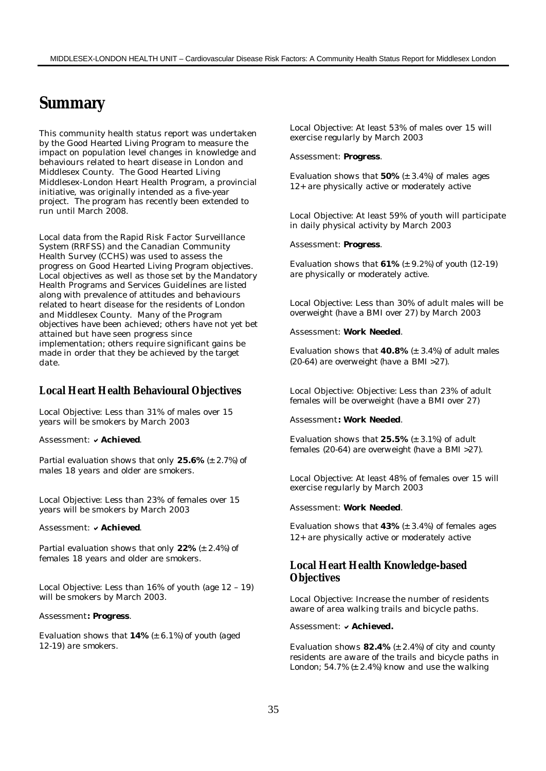# Summary

This community health status report was undertaken by the Good Hearted Living Program to measure the impact on population level changes in knowledge and behaviours related to heart disease in London and Middlesex County. The Good Hearted Living Middlesex-London Heart Health Program, a provincial initiative, was originally intended as a five-year project. The program has recently been extended to run until March 2008.

Local data from the Rapid Risk Factor Surveillance System (RRFSS) and the Canadian Community Health Survey (CCHS) was used to assess the progress on Good Hearted Living Program objectives. Local objectives as well as those set by the Mandatory Health Programs and Services Guidelines are listed along with prevalence of attitudes and behaviours related to heart disease for the residents of London and Middlesex County. Many of the Program objectives have been achieved; others have not yet bet attained but have seen progress since implementation; others require significant gains be made in order that they be achieved by the target date.

## Local Heart Health Behavioural Objectives

*Local Objective: Less than 31% of males over 15 years will be smokers by March 2003*

*Assessment: ✔ **Achieved**.*

*Partial evaluation shows that only **25.6%** (± 2.7%) of males 18 years and older are smokers.*

*Local Objective: Less than 23% of females over 15 years will be smokers by March 2003*

*Assessment: ✔ **Achieved**.*

*Partial evaluation shows that only **22%** (± 2.4%) of females 18 years and older are smokers.*

*Local Objective: Less than 16% of youth (age 12 – 19) will be smokers by March 2003.*

*Assessment**: Progress**.*

*Evaluation shows that **14%** (± 6.1%) of youth (aged 12-19) are smokers.*

*Local Objective: At least 53% of males over 15 will exercise regularly by March 2003*

*Assessment: **Progress**.*

*Evaluation shows that **50%** (± 3.4%) of males ages 12+ are physically active or moderately active*

*Local Objective: At least 59% of youth will participate in daily physical activity by March 2003*

*Assessment: **Progress**.*

*Evaluation shows that **61%** (± 9.2%) of youth (12-19) are physically or moderately active.*

*Local Objective: Less than 30% of adult males will be overweight (have a BMI over 27) by March 2003*

*Assessment: **Work Needed**.*

*Evaluation shows that **40.8%** (± 3.4%) of adult males (20-64) are overweight (have a BMI >27).*

*Local Objective: Objective: Less than 23% of adult females will be overweight (have a BMI over 27)*

*Assessment**: Work Needed**.*

*Evaluation shows that **25.5%** (± 3.1%) of adult females (20-64) are overweight (have a BMI >27).*

*Local Objective: At least 48% of females over 15 will exercise regularly by March 2003*

*Assessment: **Work Needed**.*

*Evaluation shows that **43%** (± 3.4%) of females ages 12+ are physically active or moderately active*

## Local Heart Health Knowledge-based Objectives

*Local Objective: Increase the number of residents aware of area walking trails and bicycle paths.*

*Assessment: ✔ **Achieved.***

*Evaluation shows **82.4%** (± 2.4%) of city and county residents are aware of the trails and bicycle paths in London; 54.7% (± 2.4%) know and use the walking*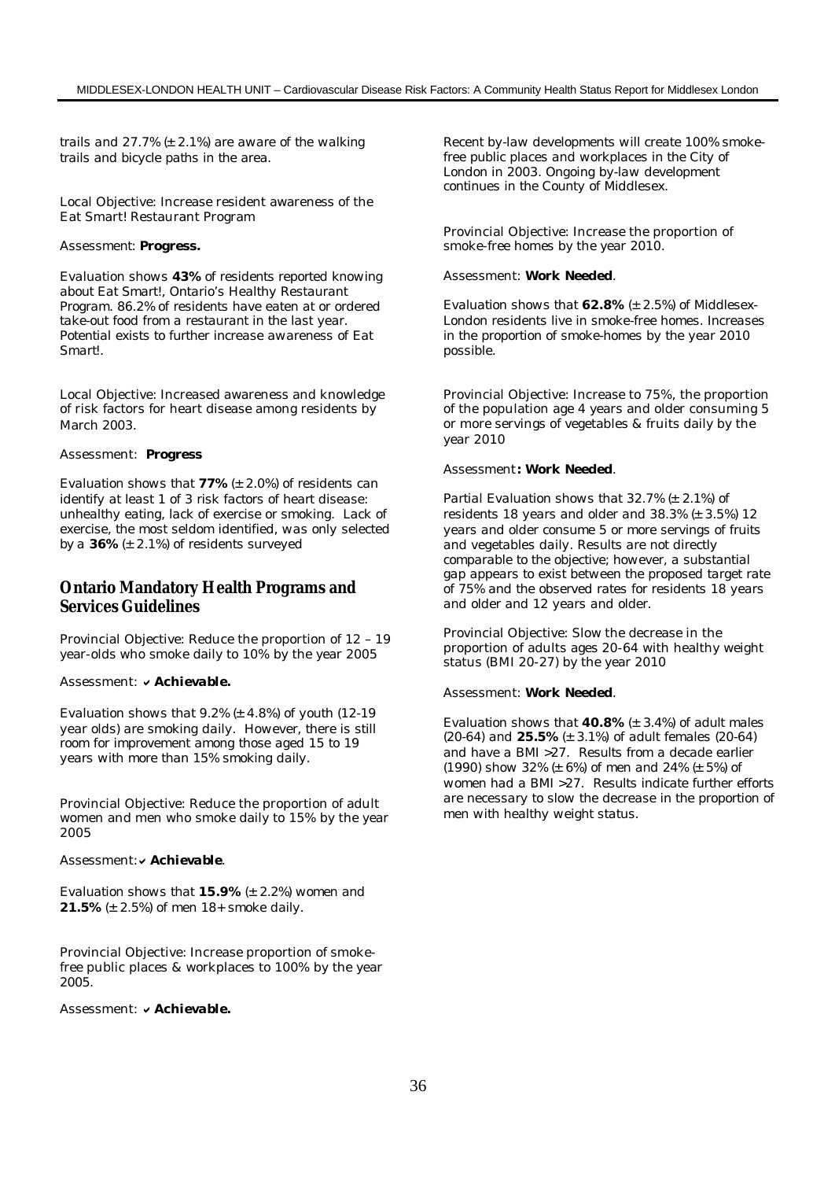trails and 27.7% (± 2.1%) are aware of the walking trails and bicycle paths in the area.

Local Objective: Increase resident awareness of the Eat Smart! Restaurant Program

Assessment: **Progress.**

Evaluation shows **43%** of residents reported knowing about Eat Smart!, Ontario's Healthy Restaurant Program. 86.2% of residents have eaten at or ordered take-out food from a restaurant in the last year. Potential exists to further increase awareness of Eat Smart!.

Local Objective: Increased awareness and knowledge of risk factors for heart disease among residents by March 2003.

Assessment: **Progress**

Evaluation shows that **77%** (± 2.0%) of residents can identify at least 1 of 3 risk factors of heart disease: unhealthy eating, lack of exercise or smoking. Lack of exercise, the most seldom identified, was only selected by a **36%** (± 2.1%) of residents surveyed

## Ontario Mandatory Health Programs and Services Guidelines

Provincial Objective: Reduce the proportion of 12 – 19 year-olds who smoke daily to 10% by the year 2005

Assessment: ✔ ***Achievable.***

Evaluation shows that 9.2% (± 4.8%) of youth (12-19 year olds) are smoking daily. However, there is still room for improvement among those aged 15 to 19 years with more than 15% smoking daily.

Provincial Objective: Reduce the proportion of adult women and men who smoke daily to 15% by the year 2005

Assessment: ✔ ***Achievable***.

Evaluation shows that **15.9%** (± 2.2%) women and **21.5%** (± 2.5%) of men 18+ smoke daily.

Provincial Objective: Increase proportion of smoke-free public places & workplaces to 100% by the year 2005.

Assessment: ✔ ***Achievable.***

Recent by-law developments will create 100% smoke-free public places and workplaces in the City of London in 2003. Ongoing by-law development continues in the County of Middlesex.

Provincial Objective: Increase the proportion of smoke-free homes by the year 2010.

Assessment: **Work Needed**.

Evaluation shows that **62.8%** (± 2.5%) of Middlesex-London residents live in smoke-free homes. Increases in the proportion of smoke-homes by the year 2010 possible.

Provincial Objective: Increase to 75%, the proportion of the population age 4 years and older consuming 5 or more servings of vegetables & fruits daily by the year 2010

Assessment**: Work Needed**.

Partial Evaluation shows that 32.7% (± 2.1%) of residents 18 years and older and 38.3% (± 3.5%) 12 years and older consume 5 or more servings of fruits and vegetables daily. Results are not directly comparable to the objective; however, a substantial gap appears to exist between the proposed target rate of 75% and the observed rates for residents 18 years and older and 12 years and older.

Provincial Objective: Slow the decrease in the proportion of adults ages 20-64 with healthy weight status (BMI 20-27) by the year 2010

Assessment: **Work Needed**.

Evaluation shows that **40.8%** (± 3.4%) of adult males (20-64) and **25.5%** (± 3.1%) of adult females (20-64) and have a BMI >27. Results from a decade earlier (1990) show 32% (± 6%) of men and 24% (± 5%) of women had a BMI >27. Results indicate further efforts are necessary to slow the decrease in the proportion of men with healthy weight status.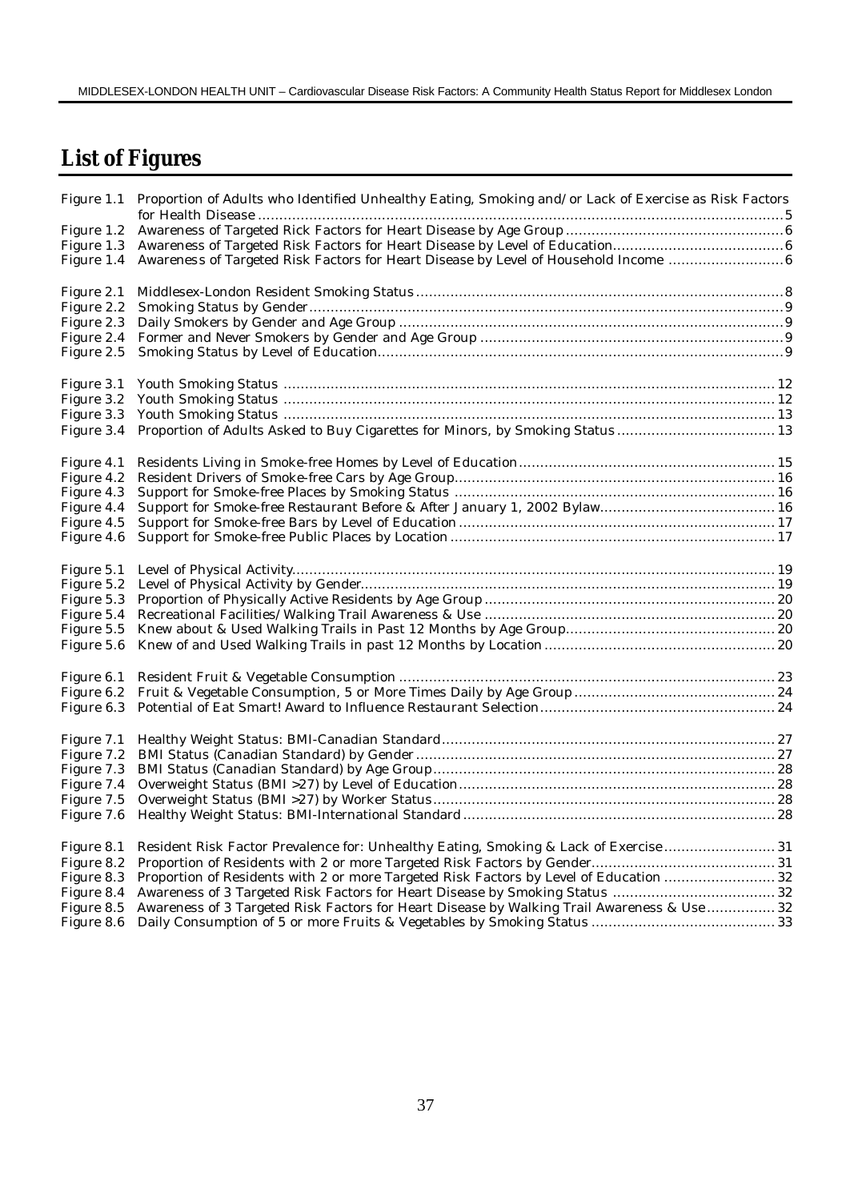# List of Figures

| Figure | Title | Page |
|---|---|---|
| Figure 1.1 | Proportion of Adults who Identified Unhealthy Eating, Smoking and/or Lack of Exercise as Risk Factors for Health Disease | 5 |
| Figure 1.2 | Awareness of Targeted Rick Factors for Heart Disease by Age Group | 6 |
| Figure 1.3 | Awareness of Targeted Risk Factors for Heart Disease by Level of Education | 6 |
| Figure 1.4 | Awareness of Targeted Risk Factors for Heart Disease by Level of Household Income | 6 |
| Figure 2.1 | Middlesex-London Resident Smoking Status | 8 |
| Figure 2.2 | Smoking Status by Gender | 9 |
| Figure 2.3 | Daily Smokers by Gender and Age Group | 9 |
| Figure 2.4 | Former and Never Smokers by Gender and Age Group | 9 |
| Figure 2.5 | Smoking Status by Level of Education | 9 |
| Figure 3.1 | Youth Smoking Status | 12 |
| Figure 3.2 | Youth Smoking Status | 12 |
| Figure 3.3 | Youth Smoking Status | 13 |
| Figure 3.4 | Proportion of Adults Asked to Buy Cigarettes for Minors, by Smoking Status | 13 |
| Figure 4.1 | Residents Living in Smoke-free Homes by Level of Education | 15 |
| Figure 4.2 | Resident Drivers of Smoke-free Cars by Age Group | 16 |
| Figure 4.3 | Support for Smoke-free Places by Smoking Status | 16 |
| Figure 4.4 | Support for Smoke-free Restaurant Before & After January 1, 2002 Bylaw | 16 |
| Figure 4.5 | Support for Smoke-free Bars by Level of Education | 17 |
| Figure 4.6 | Support for Smoke-free Public Places by Location | 17 |
| Figure 5.1 | Level of Physical Activity | 19 |
| Figure 5.2 | Level of Physical Activity by Gender | 19 |
| Figure 5.3 | Proportion of Physically Active Residents by Age Group | 20 |
| Figure 5.4 | Recreational Facilities/Walking Trail Awareness & Use | 20 |
| Figure 5.5 | Knew about & Used Walking Trails in Past 12 Months by Age Group | 20 |
| Figure 5.6 | Knew of and Used Walking Trails in past 12 Months by Location | 20 |
| Figure 6.1 | Resident Fruit & Vegetable Consumption | 23 |
| Figure 6.2 | Fruit & Vegetable Consumption, 5 or More Times Daily by Age Group | 24 |
| Figure 6.3 | Potential of Eat Smart! Award to Influence Restaurant Selection | 24 |
| Figure 7.1 | Healthy Weight Status: BMI-Canadian Standard | 27 |
| Figure 7.2 | BMI Status (Canadian Standard) by Gender | 27 |
| Figure 7.3 | BMI Status (Canadian Standard) by Age Group | 28 |
| Figure 7.4 | Overweight Status (BMI >27) by Level of Education | 28 |
| Figure 7.5 | Overweight Status (BMI >27) by Worker Status | 28 |
| Figure 7.6 | Healthy Weight Status: BMI-International Standard | 28 |
| Figure 8.1 | Resident Risk Factor Prevalence for: Unhealthy Eating, Smoking & Lack of Exercise | 31 |
| Figure 8.2 | Proportion of Residents with 2 or more Targeted Risk Factors by Gender | 31 |
| Figure 8.3 | Proportion of Residents with 2 or more Targeted Risk Factors by Level of Education | 32 |
| Figure 8.4 | Awareness of 3 Targeted Risk Factors for Heart Disease by Smoking Status | 32 |
| Figure 8.5 | Awareness of 3 Targeted Risk Factors for Heart Disease by Walking Trail Awareness & Use | 32 |
| Figure 8.6 | Daily Consumption of 5 or more Fruits & Vegetables by Smoking Status | 33 |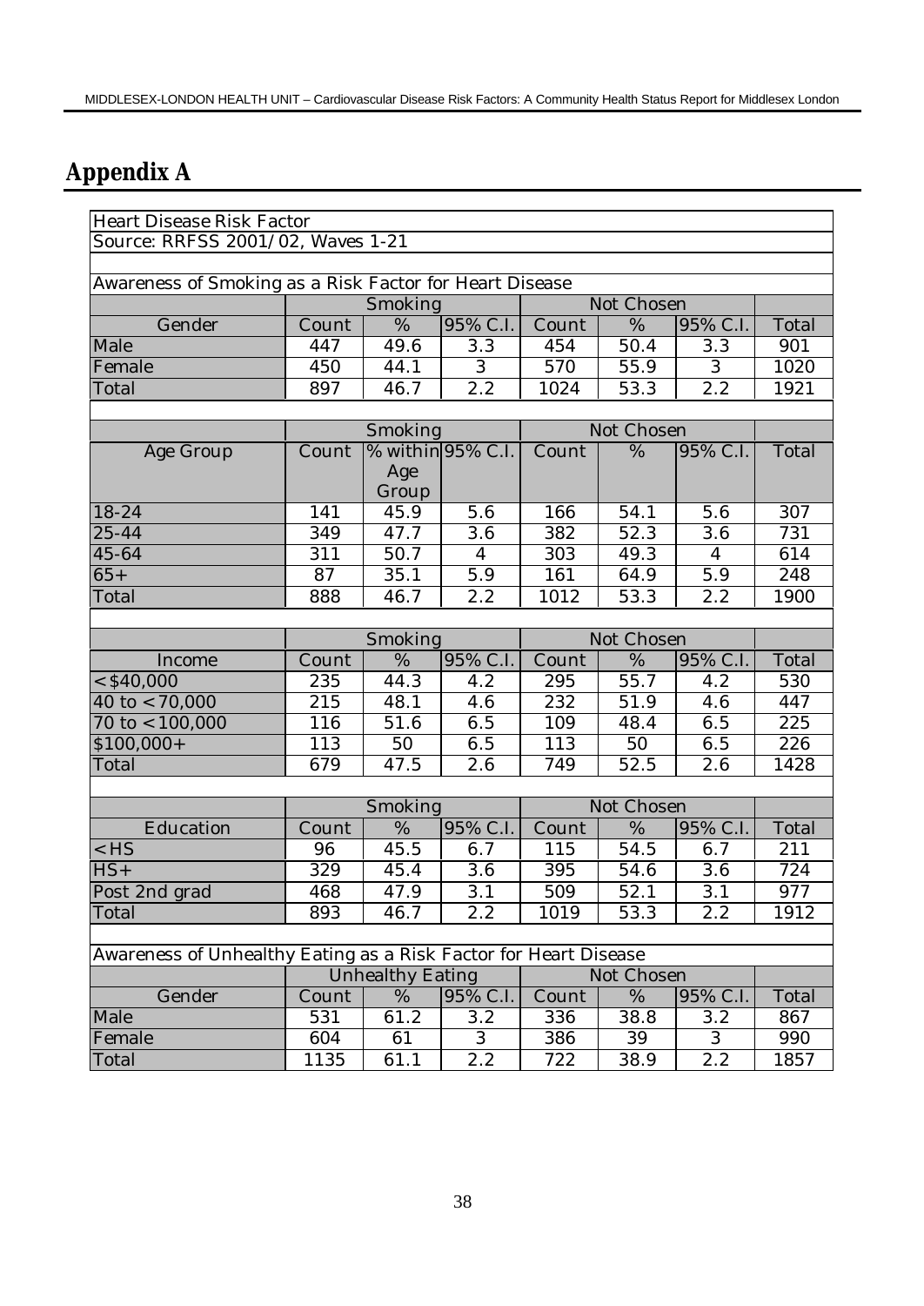# Appendix A

Heart Disease Risk Factor
Source: RRFSS 2001/02, Waves 1-21

**Awareness of Smoking as a Risk Factor for Heart Disease**

| | Smoking | | | Not Chosen | | | |
|---|---|---|---|---|---|---|---|
| Gender | Count | % | 95% C.I. | Count | % | 95% C.I. | Total |
| Male | 447 | 49.6 | 3.3 | 454 | 50.4 | 3.3 | 901 |
| Female | 450 | 44.1 | 3 | 570 | 55.9 | 3 | 1020 |
| Total | 897 | 46.7 | 2.2 | 1024 | 53.3 | 2.2 | 1921 |

| | Smoking | | | Not Chosen | | | |
|---|---|---|---|---|---|---|---|
| Age Group | Count | % within Age Group | 95% C.I. | Count | % | 95% C.I. | Total |
| 18-24 | 141 | 45.9 | 5.6 | 166 | 54.1 | 5.6 | 307 |
| 25-44 | 349 | 47.7 | 3.6 | 382 | 52.3 | 3.6 | 731 |
| 45-64 | 311 | 50.7 | 4 | 303 | 49.3 | 4 | 614 |
| 65+ | 87 | 35.1 | 5.9 | 161 | 64.9 | 5.9 | 248 |
| Total | 888 | 46.7 | 2.2 | 1012 | 53.3 | 2.2 | 1900 |

| | Smoking | | | Not Chosen | | | |
|---|---|---|---|---|---|---|---|
| Income | Count | % | 95% C.I. | Count | % | 95% C.I. | Total |
| <$40,000 | 235 | 44.3 | 4.2 | 295 | 55.7 | 4.2 | 530 |
| 40 to <70,000 | 215 | 48.1 | 4.6 | 232 | 51.9 | 4.6 | 447 |
| 70 to <100,000 | 116 | 51.6 | 6.5 | 109 | 48.4 | 6.5 | 225 |
| $100,000+ | 113 | 50 | 6.5 | 113 | 50 | 6.5 | 226 |
| Total | 679 | 47.5 | 2.6 | 749 | 52.5 | 2.6 | 1428 |

| | Smoking | | | Not Chosen | | | |
|---|---|---|---|---|---|---|---|
| Education | Count | % | 95% C.I. | Count | % | 95% C.I. | Total |
| <HS | 96 | 45.5 | 6.7 | 115 | 54.5 | 6.7 | 211 |
| HS+ | 329 | 45.4 | 3.6 | 395 | 54.6 | 3.6 | 724 |
| Post 2nd grad | 468 | 47.9 | 3.1 | 509 | 52.1 | 3.1 | 977 |
| Total | 893 | 46.7 | 2.2 | 1019 | 53.3 | 2.2 | 1912 |

**Awareness of Unhealthy Eating as a Risk Factor for Heart Disease**

| | Unhealthy Eating | | | Not Chosen | | | |
|---|---|---|---|---|---|---|---|
| Gender | Count | % | 95% C.I. | Count | % | 95% C.I. | Total |
| Male | 531 | 61.2 | 3.2 | 336 | 38.8 | 3.2 | 867 |
| Female | 604 | 61 | 3 | 386 | 39 | 3 | 990 |
| Total | 1135 | 61.1 | 2.2 | 722 | 38.9 | 2.2 | 1857 |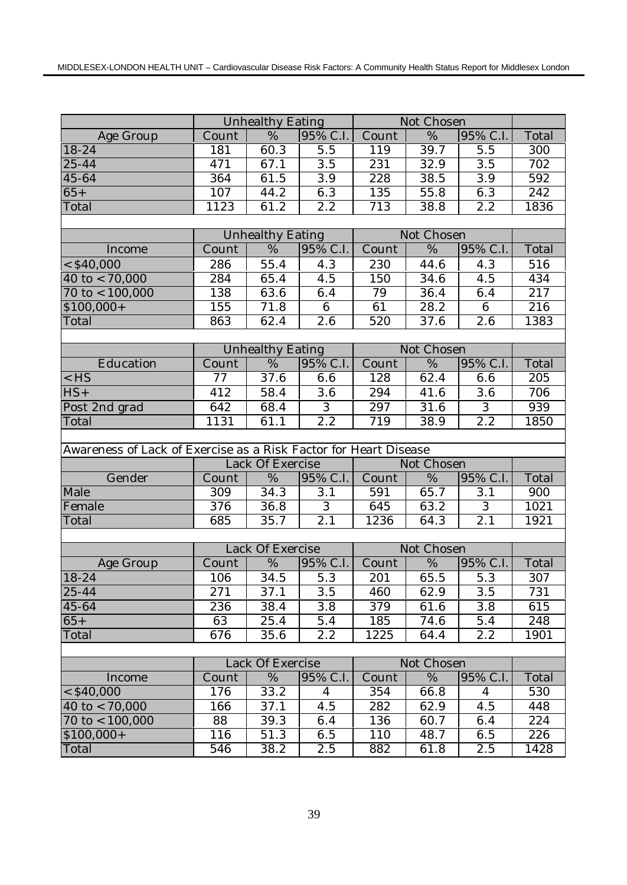| | Unhealthy Eating | | | Not Chosen | | | |
|---|---|---|---|---|---|---|---|
| Age Group | Count | % | 95% C.I. | Count | % | 95% C.I. | Total |
| 18-24 | 181 | 60.3 | 5.5 | 119 | 39.7 | 5.5 | 300 |
| 25-44 | 471 | 67.1 | 3.5 | 231 | 32.9 | 3.5 | 702 |
| 45-64 | 364 | 61.5 | 3.9 | 228 | 38.5 | 3.9 | 592 |
| 65+ | 107 | 44.2 | 6.3 | 135 | 55.8 | 6.3 | 242 |
| Total | 1123 | 61.2 | 2.2 | 713 | 38.8 | 2.2 | 1836 |

| | Unhealthy Eating | | | Not Chosen | | | |
|---|---|---|---|---|---|---|---|
| Income | Count | % | 95% C.I. | Count | % | 95% C.I. | Total |
| <$40,000 | 286 | 55.4 | 4.3 | 230 | 44.6 | 4.3 | 516 |
| 40 to <70,000 | 284 | 65.4 | 4.5 | 150 | 34.6 | 4.5 | 434 |
| 70 to <100,000 | 138 | 63.6 | 6.4 | 79 | 36.4 | 6.4 | 217 |
| $100,000+ | 155 | 71.8 | 6 | 61 | 28.2 | 6 | 216 |
| Total | 863 | 62.4 | 2.6 | 520 | 37.6 | 2.6 | 1383 |

| | Unhealthy Eating | | | Not Chosen | | | |
|---|---|---|---|---|---|---|---|
| Education | Count | % | 95% C.I. | Count | % | 95% C.I. | Total |
| <HS | 77 | 37.6 | 6.6 | 128 | 62.4 | 6.6 | 205 |
| HS+ | 412 | 58.4 | 3.6 | 294 | 41.6 | 3.6 | 706 |
| Post 2nd grad | 642 | 68.4 | 3 | 297 | 31.6 | 3 | 939 |
| Total | 1131 | 61.1 | 2.2 | 719 | 38.9 | 2.2 | 1850 |

Awareness of Lack of Exercise as a Risk Factor for Heart Disease

| | Lack Of Exercise | | | Not Chosen | | | |
|---|---|---|---|---|---|---|---|
| Gender | Count | % | 95% C.I. | Count | % | 95% C.I. | Total |
| Male | 309 | 34.3 | 3.1 | 591 | 65.7 | 3.1 | 900 |
| Female | 376 | 36.8 | 3 | 645 | 63.2 | 3 | 1021 |
| Total | 685 | 35.7 | 2.1 | 1236 | 64.3 | 2.1 | 1921 |

| | Lack Of Exercise | | | Not Chosen | | | |
|---|---|---|---|---|---|---|---|
| Age Group | Count | % | 95% C.I. | Count | % | 95% C.I. | Total |
| 18-24 | 106 | 34.5 | 5.3 | 201 | 65.5 | 5.3 | 307 |
| 25-44 | 271 | 37.1 | 3.5 | 460 | 62.9 | 3.5 | 731 |
| 45-64 | 236 | 38.4 | 3.8 | 379 | 61.6 | 3.8 | 615 |
| 65+ | 63 | 25.4 | 5.4 | 185 | 74.6 | 5.4 | 248 |
| Total | 676 | 35.6 | 2.2 | 1225 | 64.4 | 2.2 | 1901 |

| | Lack Of Exercise | | | Not Chosen | | | |
|---|---|---|---|---|---|---|---|
| Income | Count | % | 95% C.I. | Count | % | 95% C.I. | Total |
| <$40,000 | 176 | 33.2 | 4 | 354 | 66.8 | 4 | 530 |
| 40 to <70,000 | 166 | 37.1 | 4.5 | 282 | 62.9 | 4.5 | 448 |
| 70 to <100,000 | 88 | 39.3 | 6.4 | 136 | 60.7 | 6.4 | 224 |
| $100,000+ | 116 | 51.3 | 6.5 | 110 | 48.7 | 6.5 | 226 |
| Total | 546 | 38.2 | 2.5 | 882 | 61.8 | 2.5 | 1428 |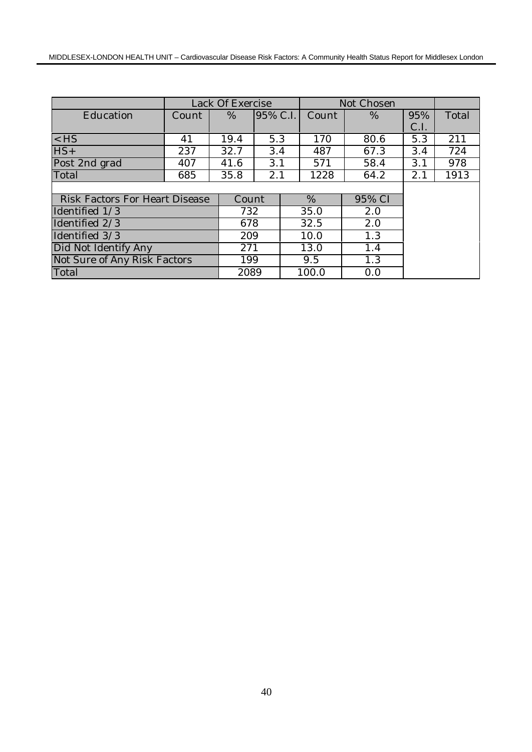| | Lack Of Exercise | | | Not Chosen | | | |
|---|---|---|---|---|---|---|---|
| Education | Count | % | 95% C.I. | Count | % | 95% C.I. | Total |
| <HS | 41 | 19.4 | 5.3 | 170 | 80.6 | 5.3 | 211 |
| HS+ | 237 | 32.7 | 3.4 | 487 | 67.3 | 3.4 | 724 |
| Post 2nd grad | 407 | 41.6 | 3.1 | 571 | 58.4 | 3.1 | 978 |
| Total | 685 | 35.8 | 2.1 | 1228 | 64.2 | 2.1 | 1913 |

| Risk Factors For Heart Disease | Count | % | 95% CI |
|---|---|---|---|
| Identified 1/3 | 732 | 35.0 | 2.0 |
| Identified 2/3 | 678 | 32.5 | 2.0 |
| Identified 3/3 | 209 | 10.0 | 1.3 |
| Did Not Identify Any | 271 | 13.0 | 1.4 |
| Not Sure of Any Risk Factors | 199 | 9.5 | 1.3 |
| Total | 2089 | 100.0 | 0.0 |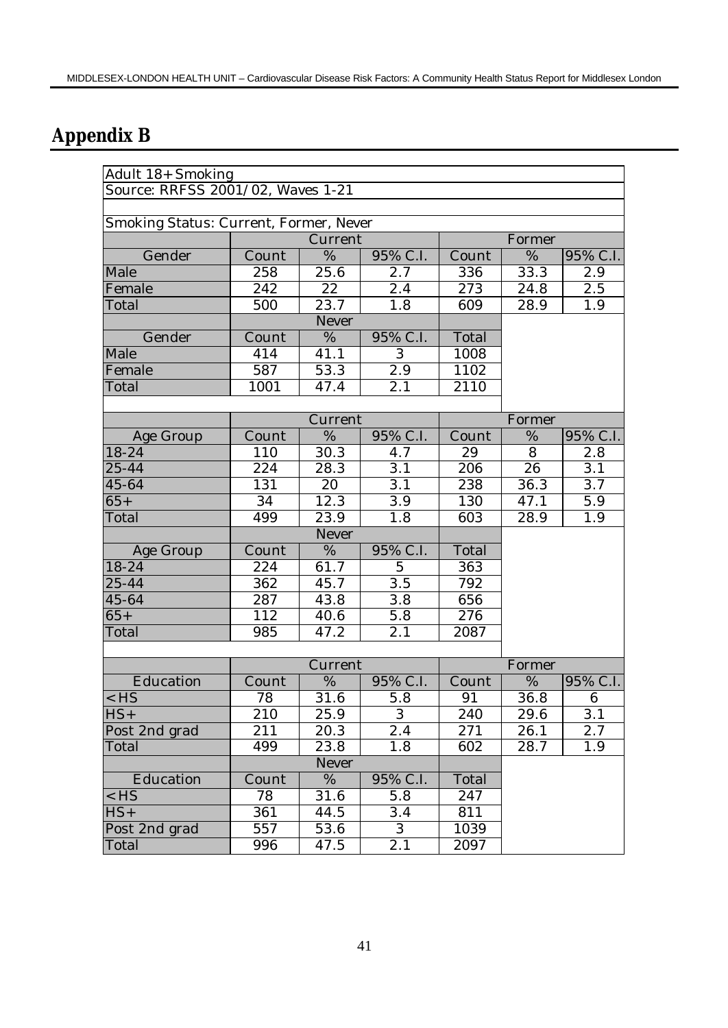## Appendix B

Adult 18+ Smoking

Source: RRFSS 2001/02, Waves 1-21

Smoking Status: Current, Former, Never

| | Current | | | Former | | |
|---|---|---|---|---|---|---|
| Gender | Count | % | 95% C.I. | Count | % | 95% C.I. |
| Male | 258 | 25.6 | 2.7 | 336 | 33.3 | 2.9 |
| Female | 242 | 22 | 2.4 | 273 | 24.8 | 2.5 |
| Total | 500 | 23.7 | 1.8 | 609 | 28.9 | 1.9 |

| | Never | | | |
|---|---|---|---|---|
| Gender | Count | % | 95% C.I. | Total |
| Male | 414 | 41.1 | 3 | 1008 |
| Female | 587 | 53.3 | 2.9 | 1102 |
| Total | 1001 | 47.4 | 2.1 | 2110 |

| | Current | | | Former | | |
|---|---|---|---|---|---|---|
| Age Group | Count | % | 95% C.I. | Count | % | 95% C.I. |
| 18-24 | 110 | 30.3 | 4.7 | 29 | 8 | 2.8 |
| 25-44 | 224 | 28.3 | 3.1 | 206 | 26 | 3.1 |
| 45-64 | 131 | 20 | 3.1 | 238 | 36.3 | 3.7 |
| 65+ | 34 | 12.3 | 3.9 | 130 | 47.1 | 5.9 |
| Total | 499 | 23.9 | 1.8 | 603 | 28.9 | 1.9 |

| | Never | | | |
|---|---|---|---|---|
| Age Group | Count | % | 95% C.I. | Total |
| 18-24 | 224 | 61.7 | 5 | 363 |
| 25-44 | 362 | 45.7 | 3.5 | 792 |
| 45-64 | 287 | 43.8 | 3.8 | 656 |
| 65+ | 112 | 40.6 | 5.8 | 276 |
| Total | 985 | 47.2 | 2.1 | 2087 |

| | Current | | | Former | | |
|---|---|---|---|---|---|---|
| Education | Count | % | 95% C.I. | Count | % | 95% C.I. |
| <HS | 78 | 31.6 | 5.8 | 91 | 36.8 | 6 |
| HS+ | 210 | 25.9 | 3 | 240 | 29.6 | 3.1 |
| Post 2nd grad | 211 | 20.3 | 2.4 | 271 | 26.1 | 2.7 |
| Total | 499 | 23.8 | 1.8 | 602 | 28.7 | 1.9 |

| | Never | | | |
|---|---|---|---|---|
| Education | Count | % | 95% C.I. | Total |
| <HS | 78 | 31.6 | 5.8 | 247 |
| HS+ | 361 | 44.5 | 3.4 | 811 |
| Post 2nd grad | 557 | 53.6 | 3 | 1039 |
| Total | 996 | 47.5 | 2.1 | 2097 |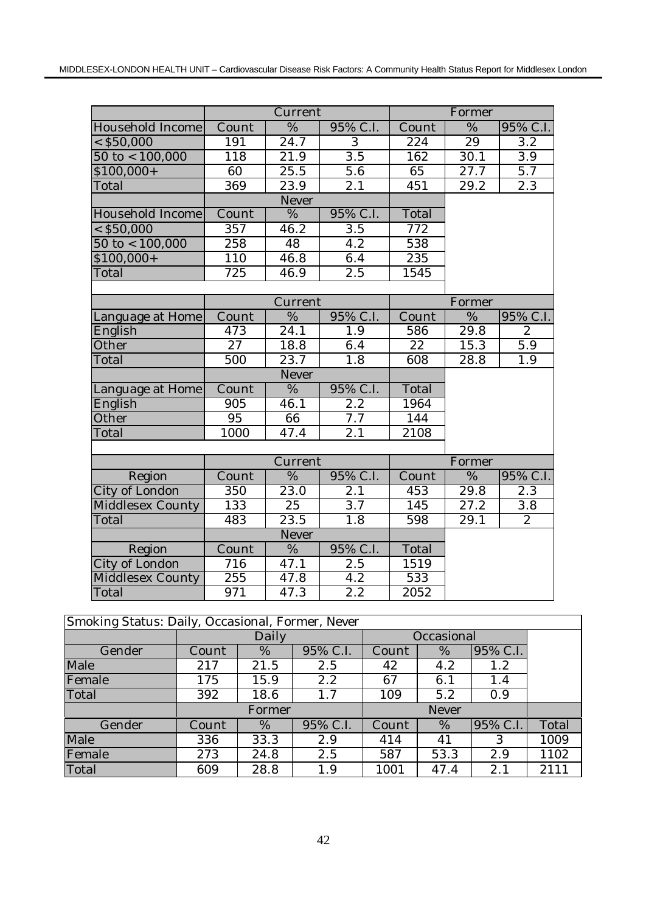| | Current | | | Former | | |
|---|---|---|---|---|---|---|
| Household Income | Count | % | 95% C.I. | Count | % | 95% C.I. |
| <$50,000 | 191 | 24.7 | 3 | 224 | 29 | 3.2 |
| 50 to <100,000 | 118 | 21.9 | 3.5 | 162 | 30.1 | 3.9 |
| $100,000+ | 60 | 25.5 | 5.6 | 65 | 27.7 | 5.7 |
| Total | 369 | 23.9 | 2.1 | 451 | 29.2 | 2.3 |
| | Never | | | | | |
| Household Income | Count | % | 95% C.I. | Total | | |
| <$50,000 | 357 | 46.2 | 3.5 | 772 | | |
| 50 to <100,000 | 258 | 48 | 4.2 | 538 | | |
| $100,000+ | 110 | 46.8 | 6.4 | 235 | | |
| Total | 725 | 46.9 | 2.5 | 1545 | | |

| | Current | | | Former | | |
|---|---|---|---|---|---|---|
| Language at Home | Count | % | 95% C.I. | Count | % | 95% C.I. |
| English | 473 | 24.1 | 1.9 | 586 | 29.8 | 2 |
| Other | 27 | 18.8 | 6.4 | 22 | 15.3 | 5.9 |
| Total | 500 | 23.7 | 1.8 | 608 | 28.8 | 1.9 |
| | Never | | | | | |
| Language at Home | Count | % | 95% C.I. | Total | | |
| English | 905 | 46.1 | 2.2 | 1964 | | |
| Other | 95 | 66 | 7.7 | 144 | | |
| Total | 1000 | 47.4 | 2.1 | 2108 | | |

| | Current | | | Former | | |
|---|---|---|---|---|---|---|
| Region | Count | % | 95% C.I. | Count | % | 95% C.I. |
| City of London | 350 | 23.0 | 2.1 | 453 | 29.8 | 2.3 |
| Middlesex County | 133 | 25 | 3.7 | 145 | 27.2 | 3.8 |
| Total | 483 | 23.5 | 1.8 | 598 | 29.1 | 2 |
| | Never | | | | | |
| Region | Count | % | 95% C.I. | Total | | |
| City of London | 716 | 47.1 | 2.5 | 1519 | | |
| Middlesex County | 255 | 47.8 | 4.2 | 533 | | |
| Total | 971 | 47.3 | 2.2 | 2052 | | |

| Smoking Status: Daily, Occasional, Former, Never | | | | | | | |
|---|---|---|---|---|---|---|---|
| | Daily | | | Occasional | | | |
| Gender | Count | % | 95% C.I. | Count | % | 95% C.I. | |
| Male | 217 | 21.5 | 2.5 | 42 | 4.2 | 1.2 | |
| Female | 175 | 15.9 | 2.2 | 67 | 6.1 | 1.4 | |
| Total | 392 | 18.6 | 1.7 | 109 | 5.2 | 0.9 | |
| | Former | | | Never | | | |
| Gender | Count | % | 95% C.I. | Count | % | 95% C.I. | Total |
| Male | 336 | 33.3 | 2.9 | 414 | 41 | 3 | 1009 |
| Female | 273 | 24.8 | 2.5 | 587 | 53.3 | 2.9 | 1102 |
| Total | 609 | 28.8 | 1.9 | 1001 | 47.4 | 2.1 | 2111 |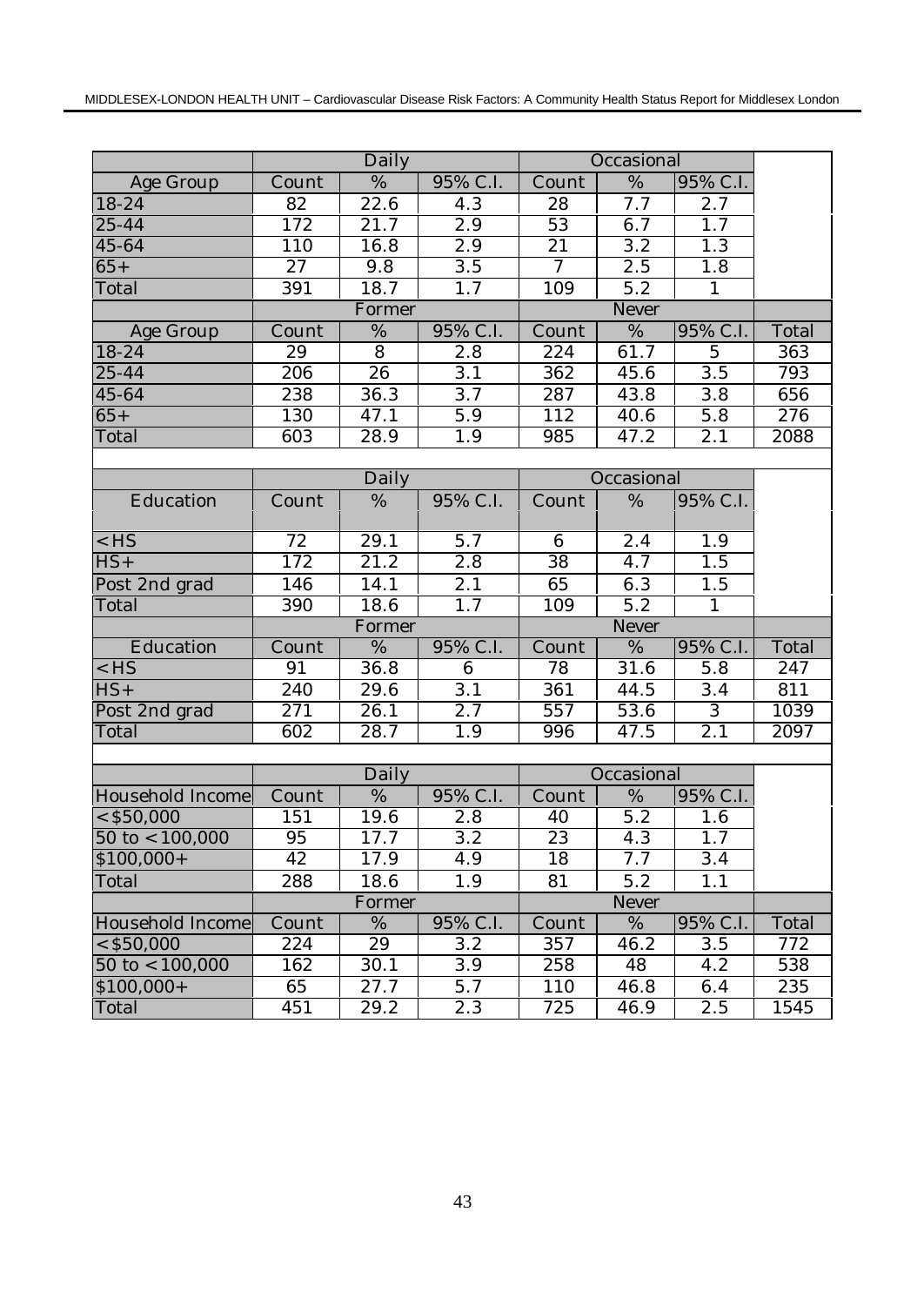| | Daily | | | Occasional | | | |
|---|---|---|---|---|---|---|---|
| Age Group | Count | % | 95% C.I. | Count | % | 95% C.I. | |
| 18-24 | 82 | 22.6 | 4.3 | 28 | 7.7 | 2.7 | |
| 25-44 | 172 | 21.7 | 2.9 | 53 | 6.7 | 1.7 | |
| 45-64 | 110 | 16.8 | 2.9 | 21 | 3.2 | 1.3 | |
| 65+ | 27 | 9.8 | 3.5 | 7 | 2.5 | 1.8 | |
| Total | 391 | 18.7 | 1.7 | 109 | 5.2 | 1 | |
| | Former | | | Never | | | |
| Age Group | Count | % | 95% C.I. | Count | % | 95% C.I. | Total |
| 18-24 | 29 | 8 | 2.8 | 224 | 61.7 | 5 | 363 |
| 25-44 | 206 | 26 | 3.1 | 362 | 45.6 | 3.5 | 793 |
| 45-64 | 238 | 36.3 | 3.7 | 287 | 43.8 | 3.8 | 656 |
| 65+ | 130 | 47.1 | 5.9 | 112 | 40.6 | 5.8 | 276 |
| Total | 603 | 28.9 | 1.9 | 985 | 47.2 | 2.1 | 2088 |

| | Daily | | | Occasional | | | |
|---|---|---|---|---|---|---|---|
| Education | Count | % | 95% C.I. | Count | % | 95% C.I. | |
| <HS | 72 | 29.1 | 5.7 | 6 | 2.4 | 1.9 | |
| HS+ | 172 | 21.2 | 2.8 | 38 | 4.7 | 1.5 | |
| Post 2nd grad | 146 | 14.1 | 2.1 | 65 | 6.3 | 1.5 | |
| Total | 390 | 18.6 | 1.7 | 109 | 5.2 | 1 | |
| | Former | | | Never | | | |
| Education | Count | % | 95% C.I. | Count | % | 95% C.I. | Total |
| <HS | 91 | 36.8 | 6 | 78 | 31.6 | 5.8 | 247 |
| HS+ | 240 | 29.6 | 3.1 | 361 | 44.5 | 3.4 | 811 |
| Post 2nd grad | 271 | 26.1 | 2.7 | 557 | 53.6 | 3 | 1039 |
| Total | 602 | 28.7 | 1.9 | 996 | 47.5 | 2.1 | 2097 |

| | Daily | | | Occasional | | | |
|---|---|---|---|---|---|---|---|
| Household Income | Count | % | 95% C.I. | Count | % | 95% C.I. | |
| <$50,000 | 151 | 19.6 | 2.8 | 40 | 5.2 | 1.6 | |
| 50 to <100,000 | 95 | 17.7 | 3.2 | 23 | 4.3 | 1.7 | |
| $100,000+ | 42 | 17.9 | 4.9 | 18 | 7.7 | 3.4 | |
| Total | 288 | 18.6 | 1.9 | 81 | 5.2 | 1.1 | |
| | Former | | | Never | | | |
| Household Income | Count | % | 95% C.I. | Count | % | 95% C.I. | Total |
| <$50,000 | 224 | 29 | 3.2 | 357 | 46.2 | 3.5 | 772 |
| 50 to <100,000 | 162 | 30.1 | 3.9 | 258 | 48 | 4.2 | 538 |
| $100,000+ | 65 | 27.7 | 5.7 | 110 | 46.8 | 6.4 | 235 |
| Total | 451 | 29.2 | 2.3 | 725 | 46.9 | 2.5 | 1545 |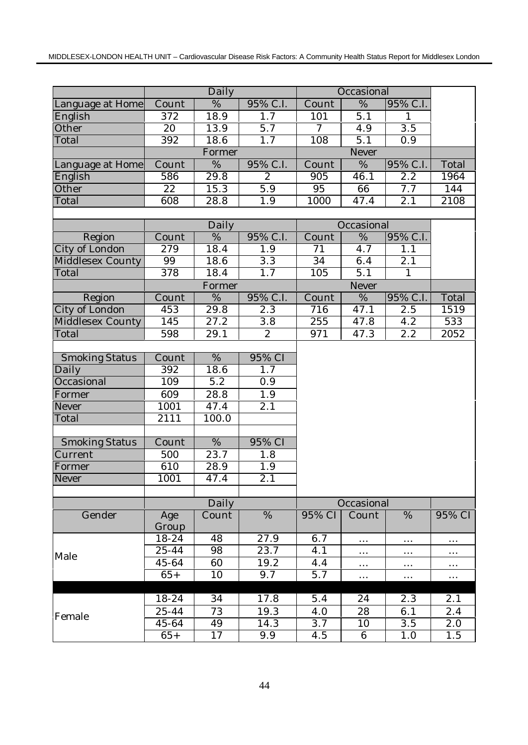| | Daily | | | Occasional | | | |
|---|---|---|---|---|---|---|---|
| Language at Home | Count | % | 95% C.I. | Count | % | 95% C.I. | |
| English | 372 | 18.9 | 1.7 | 101 | 5.1 | 1 | |
| Other | 20 | 13.9 | 5.7 | 7 | 4.9 | 3.5 | |
| Total | 392 | 18.6 | 1.7 | 108 | 5.1 | 0.9 | |
| | Former | | | Never | | | |
| Language at Home | Count | % | 95% C.I. | Count | % | 95% C.I. | Total |
| English | 586 | 29.8 | 2 | 905 | 46.1 | 2.2 | 1964 |
| Other | 22 | 15.3 | 5.9 | 95 | 66 | 7.7 | 144 |
| Total | 608 | 28.8 | 1.9 | 1000 | 47.4 | 2.1 | 2108 |

| | Daily | | | Occasional | | | |
|---|---|---|---|---|---|---|---|
| Region | Count | % | 95% C.I. | Count | % | 95% C.I. | |
| City of London | 279 | 18.4 | 1.9 | 71 | 4.7 | 1.1 | |
| Middlesex County | 99 | 18.6 | 3.3 | 34 | 6.4 | 2.1 | |
| Total | 378 | 18.4 | 1.7 | 105 | 5.1 | 1 | |
| | Former | | | Never | | | |
| Region | Count | % | 95% C.I. | Count | % | 95% C.I. | Total |
| City of London | 453 | 29.8 | 2.3 | 716 | 47.1 | 2.5 | 1519 |
| Middlesex County | 145 | 27.2 | 3.8 | 255 | 47.8 | 4.2 | 533 |
| Total | 598 | 29.1 | 2 | 971 | 47.3 | 2.2 | 2052 |

| Smoking Status | Count | % | 95% CI |
|---|---|---|---|
| Daily | 392 | 18.6 | 1.7 |
| Occasional | 109 | 5.2 | 0.9 |
| Former | 609 | 28.8 | 1.9 |
| Never | 1001 | 47.4 | 2.1 |
| Total | 2111 | 100.0 | |

| Smoking Status | Count | % | 95% CI |
|---|---|---|---|
| Current | 500 | 23.7 | 1.8 |
| Former | 610 | 28.9 | 1.9 |
| Never | 1001 | 47.4 | 2.1 |

| | | Daily | | | Occasional | | |
|---|---|---|---|---|---|---|---|
| Gender | Age Group | Count | % | 95% CI | Count | % | 95% CI |
| Male | 18-24 | 48 | 27.9 | 6.7 | ... | ... | ... |
| | 25-44 | 98 | 23.7 | 4.1 | ... | ... | ... |
| | 45-64 | 60 | 19.2 | 4.4 | ... | ... | ... |
| | 65+ | 10 | 9.7 | 5.7 | ... | ... | ... |
| Female | 18-24 | 34 | 17.8 | 5.4 | 24 | 2.3 | 2.1 |
| | 25-44 | 73 | 19.3 | 4.0 | 28 | 6.1 | 2.4 |
| | 45-64 | 49 | 14.3 | 3.7 | 10 | 3.5 | 2.0 |
| | 65+ | 17 | 9.9 | 4.5 | 6 | 1.0 | 1.5 |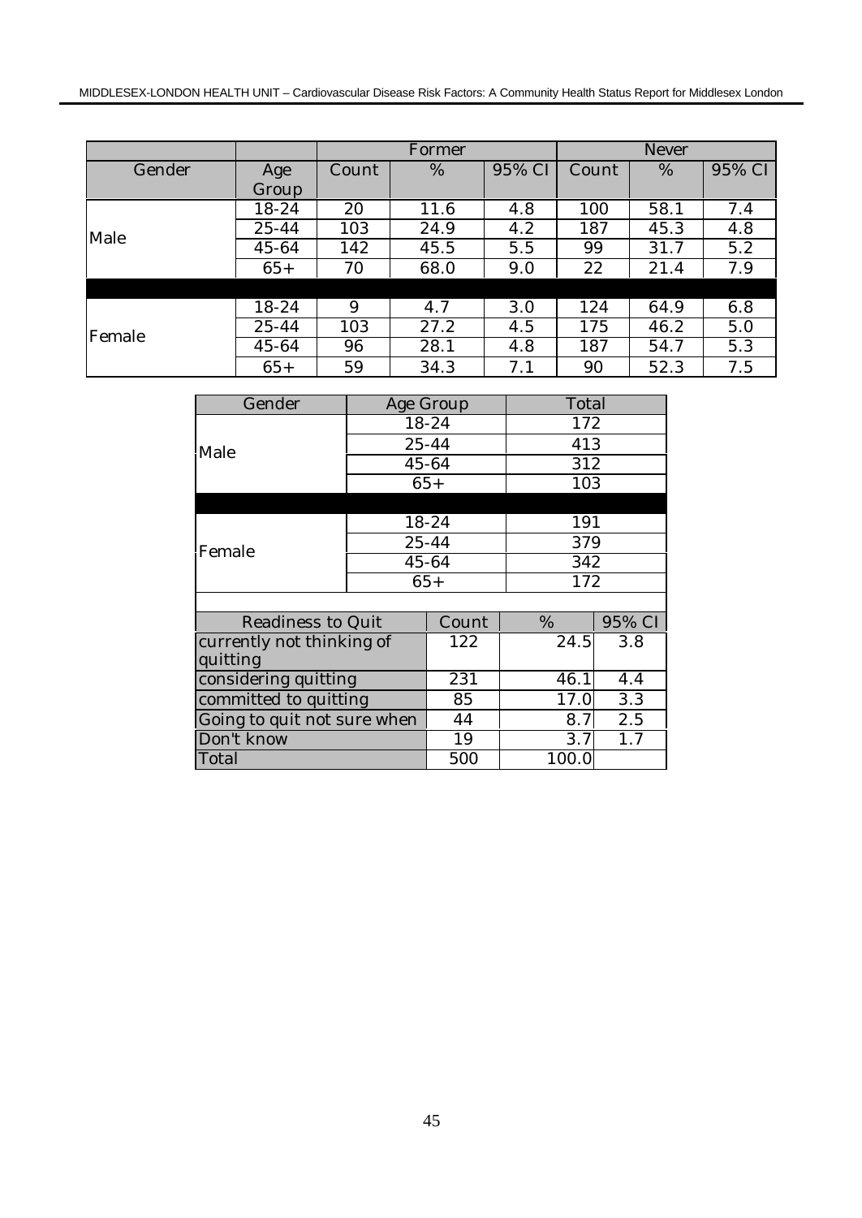| | | Former | | | Never | | |
|---|---|---|---|---|---|---|---|
| Gender | Age Group | Count | % | 95% CI | Count | % | 95% CI |
| Male | 18-24 | 20 | 11.6 | 4.8 | 100 | 58.1 | 7.4 |
| | 25-44 | 103 | 24.9 | 4.2 | 187 | 45.3 | 4.8 |
| | 45-64 | 142 | 45.5 | 5.5 | 99 | 31.7 | 5.2 |
| | 65+ | 70 | 68.0 | 9.0 | 22 | 21.4 | 7.9 |
| Female | 18-24 | 9 | 4.7 | 3.0 | 124 | 64.9 | 6.8 |
| | 25-44 | 103 | 27.2 | 4.5 | 175 | 46.2 | 5.0 |
| | 45-64 | 96 | 28.1 | 4.8 | 187 | 54.7 | 5.3 |
| | 65+ | 59 | 34.3 | 7.1 | 90 | 52.3 | 7.5 |

| Gender | Age Group | Total |
|---|---|---|
| Male | 18-24 | 172 |
| | 25-44 | 413 |
| | 45-64 | 312 |
| | 65+ | 103 |
| Female | 18-24 | 191 |
| | 25-44 | 379 |
| | 45-64 | 342 |
| | 65+ | 172 |

| Readiness to Quit | Count | % | 95% CI |
|---|---|---|---|
| currently not thinking of quitting | 122 | 24.5 | 3.8 |
| considering quitting | 231 | 46.1 | 4.4 |
| committed to quitting | 85 | 17.0 | 3.3 |
| Going to quit not sure when | 44 | 8.7 | 2.5 |
| Don't know | 19 | 3.7 | 1.7 |
| Total | 500 | 100.0 | |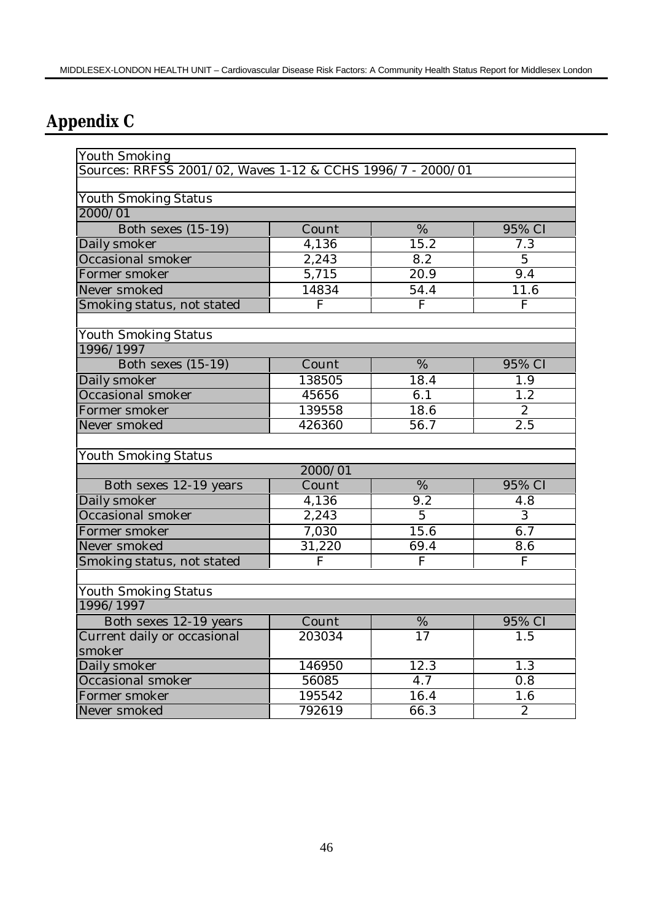# Appendix C

Youth Smoking

Sources: RRFSS 2001/02, Waves 1-12 & CCHS 1996/7 - 2000/01

Youth Smoking Status

2000/01

| Both sexes (15-19) | Count | % | 95% CI |
|---|---|---|---|
| Daily smoker | 4,136 | 15.2 | 7.3 |
| Occasional smoker | 2,243 | 8.2 | 5 |
| Former smoker | 5,715 | 20.9 | 9.4 |
| Never smoked | 14834 | 54.4 | 11.6 |
| Smoking status, not stated | F | F | F |

Youth Smoking Status

1996/1997

| Both sexes (15-19) | Count | % | 95% CI |
|---|---|---|---|
| Daily smoker | 138505 | 18.4 | 1.9 |
| Occasional smoker | 45656 | 6.1 | 1.2 |
| Former smoker | 139558 | 18.6 | 2 |
| Never smoked | 426360 | 56.7 | 2.5 |

Youth Smoking Status

2000/01

| Both sexes 12-19 years | Count | % | 95% CI |
|---|---|---|---|
| Daily smoker | 4,136 | 9.2 | 4.8 |
| Occasional smoker | 2,243 | 5 | 3 |
| Former smoker | 7,030 | 15.6 | 6.7 |
| Never smoked | 31,220 | 69.4 | 8.6 |
| Smoking status, not stated | F | F | F |

Youth Smoking Status

1996/1997

| Both sexes 12-19 years | Count | % | 95% CI |
|---|---|---|---|
| Current daily or occasional smoker | 203034 | 17 | 1.5 |
| Daily smoker | 146950 | 12.3 | 1.3 |
| Occasional smoker | 56085 | 4.7 | 0.8 |
| Former smoker | 195542 | 16.4 | 1.6 |
| Never smoked | 792619 | 66.3 | 2 |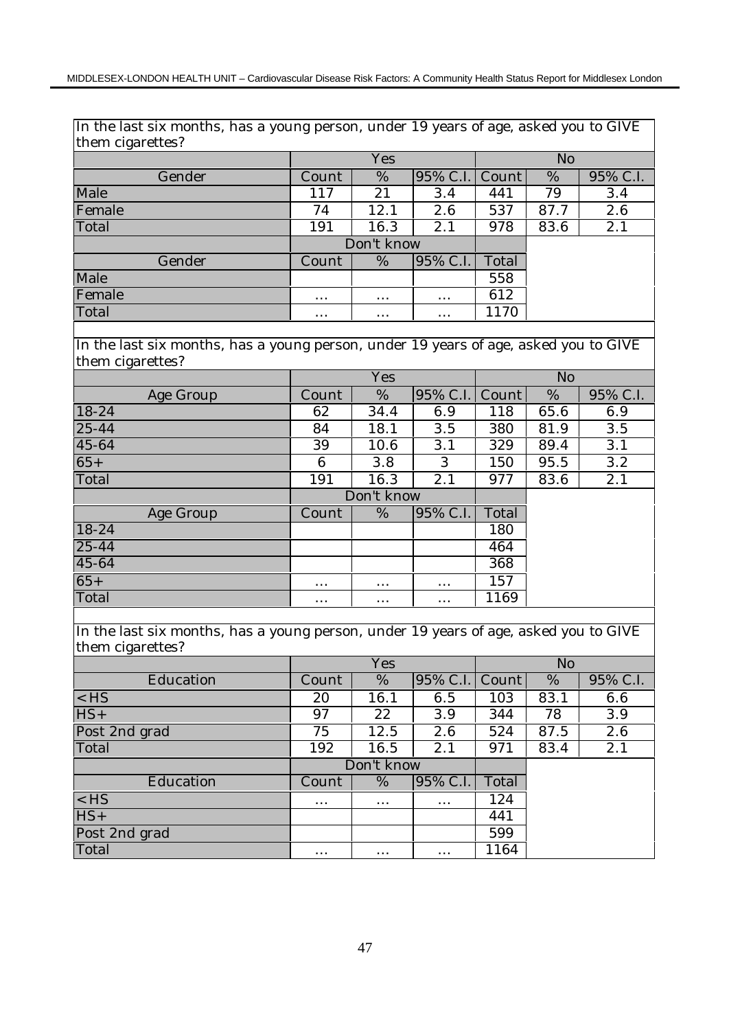In the last six months, has a young person, under 19 years of age, asked you to GIVE them cigarettes?

| | Yes | | | No | | |
|---|---|---|---|---|---|---|
| Gender | Count | % | 95% C.I. | Count | % | 95% C.I. |
| Male | 117 | 21 | 3.4 | 441 | 79 | 3.4 |
| Female | 74 | 12.1 | 2.6 | 537 | 87.7 | 2.6 |
| Total | 191 | 16.3 | 2.1 | 978 | 83.6 | 2.1 |

| | Don't know | | | |
|---|---|---|---|---|
| Gender | Count | % | 95% C.I. | Total |
| Male | | | | 558 |
| Female | ... | ... | ... | 612 |
| Total | ... | ... | ... | 1170 |

In the last six months, has a young person, under 19 years of age, asked you to GIVE them cigarettes?

| | Yes | | | No | | |
|---|---|---|---|---|---|---|
| Age Group | Count | % | 95% C.I. | Count | % | 95% C.I. |
| 18-24 | 62 | 34.4 | 6.9 | 118 | 65.6 | 6.9 |
| 25-44 | 84 | 18.1 | 3.5 | 380 | 81.9 | 3.5 |
| 45-64 | 39 | 10.6 | 3.1 | 329 | 89.4 | 3.1 |
| 65+ | 6 | 3.8 | 3 | 150 | 95.5 | 3.2 |
| Total | 191 | 16.3 | 2.1 | 977 | 83.6 | 2.1 |

| | Don't know | | | |
|---|---|---|---|---|
| Age Group | Count | % | 95% C.I. | Total |
| 18-24 | | | | 180 |
| 25-44 | | | | 464 |
| 45-64 | | | | 368 |
| 65+ | ... | ... | ... | 157 |
| Total | ... | ... | ... | 1169 |

In the last six months, has a young person, under 19 years of age, asked you to GIVE them cigarettes?

| | Yes | | | No | | |
|---|---|---|---|---|---|---|
| Education | Count | % | 95% C.I. | Count | % | 95% C.I. |
| <HS | 20 | 16.1 | 6.5 | 103 | 83.1 | 6.6 |
| HS+ | 97 | 22 | 3.9 | 344 | 78 | 3.9 |
| Post 2nd grad | 75 | 12.5 | 2.6 | 524 | 87.5 | 2.6 |
| Total | 192 | 16.5 | 2.1 | 971 | 83.4 | 2.1 |

| | Don't know | | | |
|---|---|---|---|---|
| Education | Count | % | 95% C.I. | Total |
| <HS | ... | ... | ... | 124 |
| HS+ | | | | 441 |
| Post 2nd grad | | | | 599 |
| Total | ... | ... | ... | 1164 |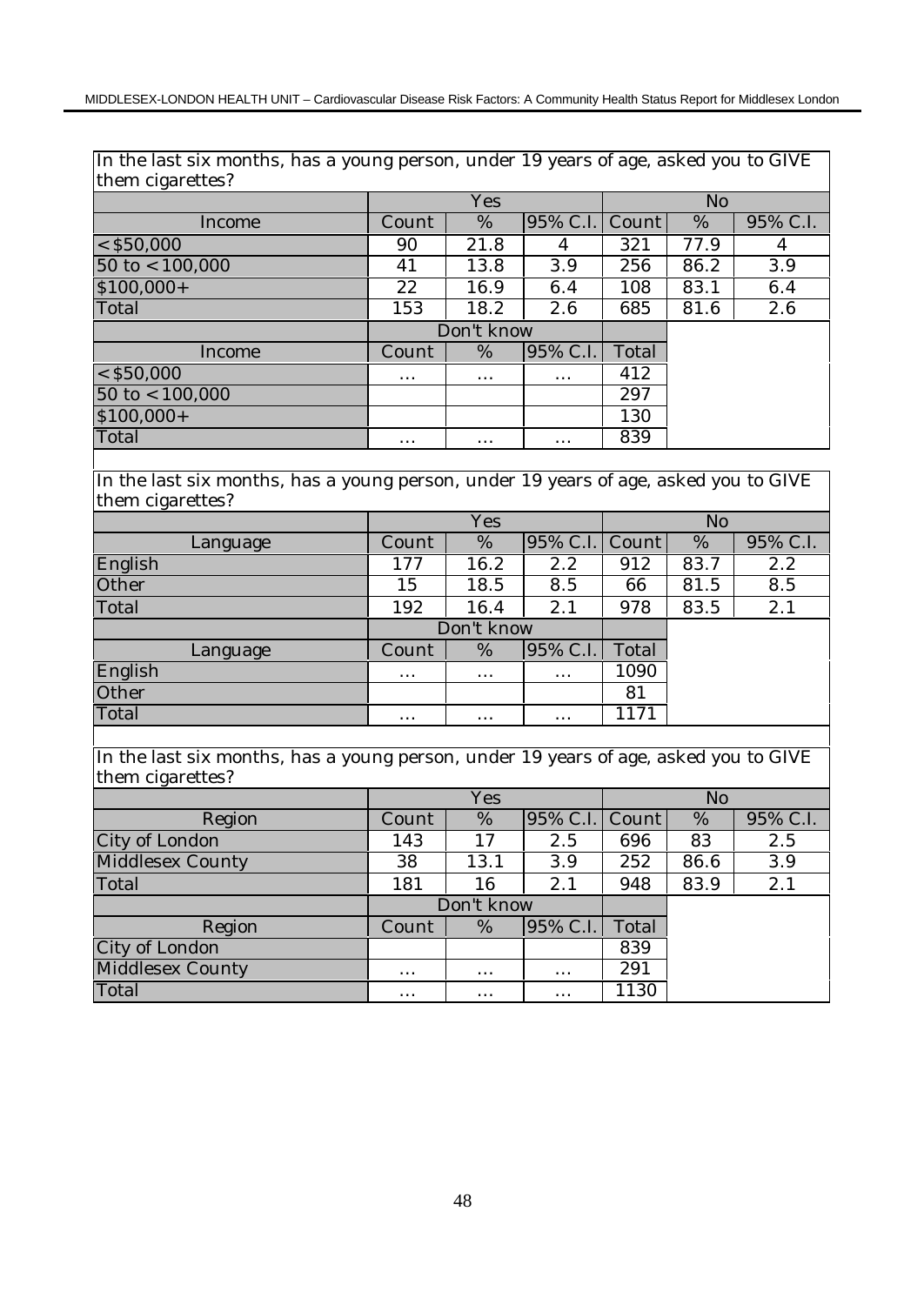| In the last six months, has a young person, under 19 years of age, asked you to GIVE them cigarettes? | | | | | | |
|---|---|---|---|---|---|---|
| | Yes | | | No | | |
| Income | Count | % | 95% C.I. | Count | % | 95% C.I. |
| < $50,000 | 90 | 21.8 | 4 | 321 | 77.9 | 4 |
| 50 to < 100,000 | 41 | 13.8 | 3.9 | 256 | 86.2 | 3.9 |
| $100,000+ | 22 | 16.9 | 6.4 | 108 | 83.1 | 6.4 |
| Total | 153 | 18.2 | 2.6 | 685 | 81.6 | 2.6 |
| | Don't know | | | | | |
| Income | Count | % | 95% C.I. | Total | | |
| < $50,000 | ... | ... | ... | 412 | | |
| 50 to < 100,000 | | | | 297 | | |
| $100,000+ | | | | 130 | | |
| Total | ... | ... | ... | 839 | | |

| In the last six months, has a young person, under 19 years of age, asked you to GIVE them cigarettes? | | | | | | |
|---|---|---|---|---|---|---|
| | Yes | | | No | | |
| Language | Count | % | 95% C.I. | Count | % | 95% C.I. |
| English | 177 | 16.2 | 2.2 | 912 | 83.7 | 2.2 |
| Other | 15 | 18.5 | 8.5 | 66 | 81.5 | 8.5 |
| Total | 192 | 16.4 | 2.1 | 978 | 83.5 | 2.1 |
| | Don't know | | | | | |
| Language | Count | % | 95% C.I. | Total | | |
| English | ... | ... | ... | 1090 | | |
| Other | | | | 81 | | |
| Total | ... | ... | ... | 1171 | | |

| In the last six months, has a young person, under 19 years of age, asked you to GIVE them cigarettes? | | | | | | |
|---|---|---|---|---|---|---|
| | Yes | | | No | | |
| Region | Count | % | 95% C.I. | Count | % | 95% C.I. |
| City of London | 143 | 17 | 2.5 | 696 | 83 | 2.5 |
| Middlesex County | 38 | 13.1 | 3.9 | 252 | 86.6 | 3.9 |
| Total | 181 | 16 | 2.1 | 948 | 83.9 | 2.1 |
| | Don't know | | | | | |
| Region | Count | % | 95% C.I. | Total | | |
| City of London | | | | 839 | | |
| Middlesex County | ... | ... | ... | 291 | | |
| Total | ... | ... | ... | 1130 | | |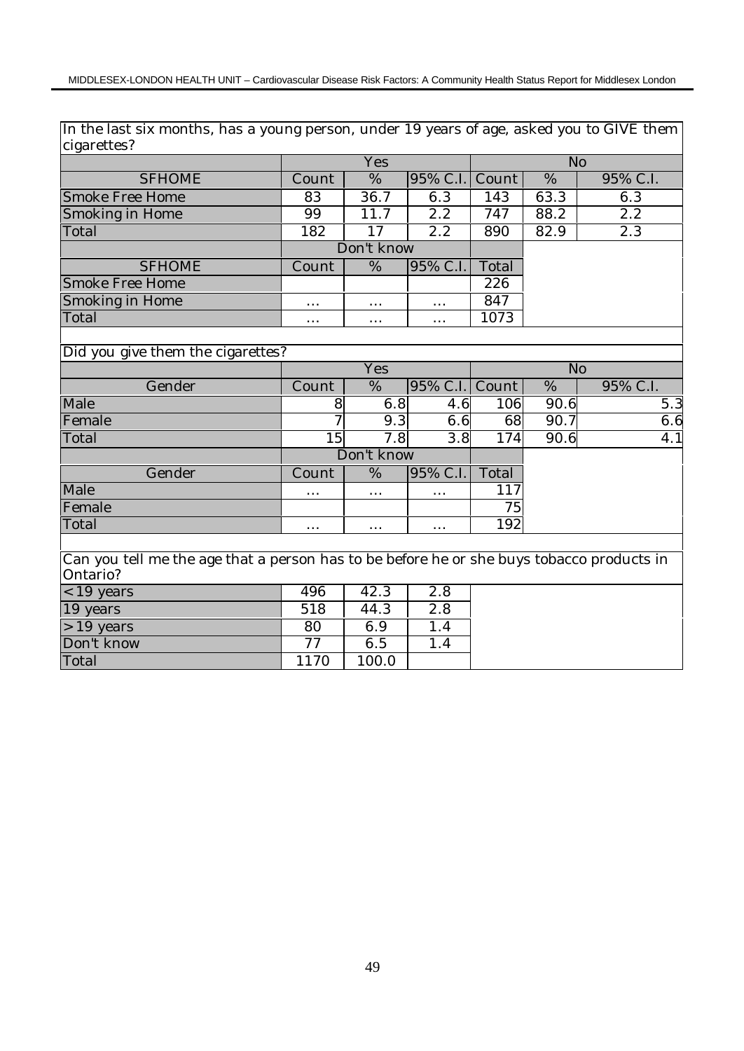In the last six months, has a young person, under 19 years of age, asked you to GIVE them cigarettes?

| | Yes | | | No | | |
|---|---|---|---|---|---|---|
| SFHOME | Count | % | 95% C.I. | Count | % | 95% C.I. |
| Smoke Free Home | 83 | 36.7 | 6.3 | 143 | 63.3 | 6.3 |
| Smoking in Home | 99 | 11.7 | 2.2 | 747 | 88.2 | 2.2 |
| Total | 182 | 17 | 2.2 | 890 | 82.9 | 2.3 |

| | Don't know | | | |
|---|---|---|---|---|
| SFHOME | Count | % | 95% C.I. | Total |
| Smoke Free Home | | | | 226 |
| Smoking in Home | ... | ... | ... | 847 |
| Total | ... | ... | ... | 1073 |

Did you give them the cigarettes?

| | Yes | | | No | | |
|---|---|---|---|---|---|---|
| Gender | Count | % | 95% C.I. | Count | % | 95% C.I. |
| Male | 8 | 6.8 | 4.6 | 106 | 90.6 | 5.3 |
| Female | 7 | 9.3 | 6.6 | 68 | 90.7 | 6.6 |
| Total | 15 | 7.8 | 3.8 | 174 | 90.6 | 4.1 |

| | Don't know | | | |
|---|---|---|---|---|
| Gender | Count | % | 95% C.I. | Total |
| Male | ... | ... | ... | 117 |
| Female | | | | 75 |
| Total | ... | ... | ... | 192 |

Can you tell me the age that a person has to be before he or she buys tobacco products in Ontario?

| | Count | % | 95% C.I. |
|---|---|---|---|
| < 19 years | 496 | 42.3 | 2.8 |
| 19 years | 518 | 44.3 | 2.8 |
| > 19 years | 80 | 6.9 | 1.4 |
| Don't know | 77 | 6.5 | 1.4 |
| Total | 1170 | 100.0 | |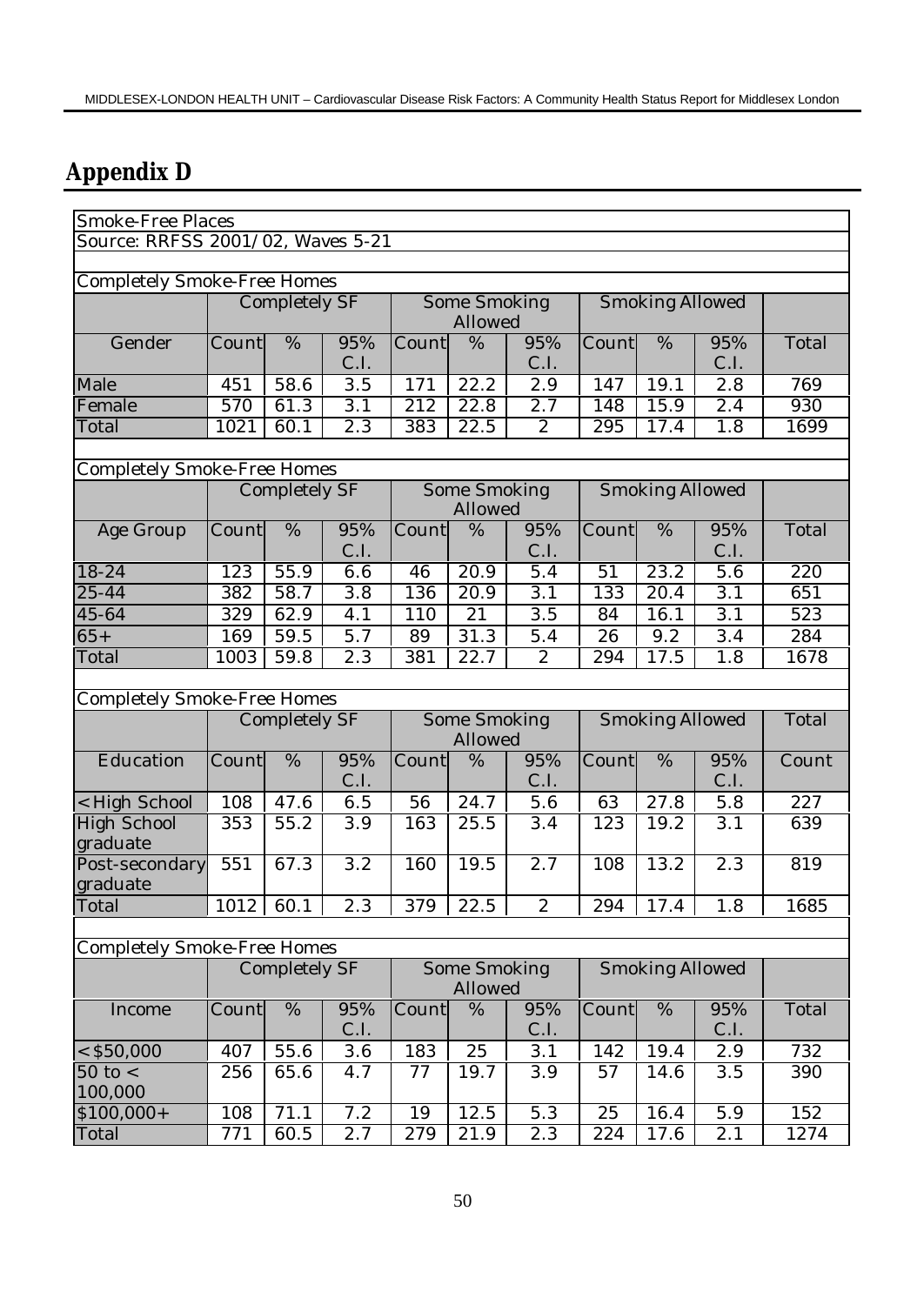## Appendix D

Smoke-Free Places

Source: RRFSS 2001/02, Waves 5-21

Completely Smoke-Free Homes

| | Completely SF | | | Some Smoking Allowed | | | Smoking Allowed | | | |
|---|---|---|---|---|---|---|---|---|---|---|
| Gender | Count | % | 95% C.I. | Count | % | 95% C.I. | Count | % | 95% C.I. | Total |
| Male | 451 | 58.6 | 3.5 | 171 | 22.2 | 2.9 | 147 | 19.1 | 2.8 | 769 |
| Female | 570 | 61.3 | 3.1 | 212 | 22.8 | 2.7 | 148 | 15.9 | 2.4 | 930 |
| Total | 1021 | 60.1 | 2.3 | 383 | 22.5 | 2 | 295 | 17.4 | 1.8 | 1699 |

Completely Smoke-Free Homes

| | Completely SF | | | Some Smoking Allowed | | | Smoking Allowed | | | |
|---|---|---|---|---|---|---|---|---|---|---|
| Age Group | Count | % | 95% C.I. | Count | % | 95% C.I. | Count | % | 95% C.I. | Total |
| 18-24 | 123 | 55.9 | 6.6 | 46 | 20.9 | 5.4 | 51 | 23.2 | 5.6 | 220 |
| 25-44 | 382 | 58.7 | 3.8 | 136 | 20.9 | 3.1 | 133 | 20.4 | 3.1 | 651 |
| 45-64 | 329 | 62.9 | 4.1 | 110 | 21 | 3.5 | 84 | 16.1 | 3.1 | 523 |
| 65+ | 169 | 59.5 | 5.7 | 89 | 31.3 | 5.4 | 26 | 9.2 | 3.4 | 284 |
| Total | 1003 | 59.8 | 2.3 | 381 | 22.7 | 2 | 294 | 17.5 | 1.8 | 1678 |

Completely Smoke-Free Homes

| | Completely SF | | | Some Smoking Allowed | | | Smoking Allowed | | | Total |
|---|---|---|---|---|---|---|---|---|---|---|
| Education | Count | % | 95% C.I. | Count | % | 95% C.I. | Count | % | 95% C.I. | Count |
| <High School | 108 | 47.6 | 6.5 | 56 | 24.7 | 5.6 | 63 | 27.8 | 5.8 | 227 |
| High School graduate | 353 | 55.2 | 3.9 | 163 | 25.5 | 3.4 | 123 | 19.2 | 3.1 | 639 |
| Post-secondary graduate | 551 | 67.3 | 3.2 | 160 | 19.5 | 2.7 | 108 | 13.2 | 2.3 | 819 |
| Total | 1012 | 60.1 | 2.3 | 379 | 22.5 | 2 | 294 | 17.4 | 1.8 | 1685 |

Completely Smoke-Free Homes

| | Completely SF | | | Some Smoking Allowed | | | Smoking Allowed | | | |
|---|---|---|---|---|---|---|---|---|---|---|
| Income | Count | % | 95% C.I. | Count | % | 95% C.I. | Count | % | 95% C.I. | Total |
| <$50,000 | 407 | 55.6 | 3.6 | 183 | 25 | 3.1 | 142 | 19.4 | 2.9 | 732 |
| 50 to < 100,000 | 256 | 65.6 | 4.7 | 77 | 19.7 | 3.9 | 57 | 14.6 | 3.5 | 390 |
| $100,000+ | 108 | 71.1 | 7.2 | 19 | 12.5 | 5.3 | 25 | 16.4 | 5.9 | 152 |
| Total | 771 | 60.5 | 2.7 | 279 | 21.9 | 2.3 | 224 | 17.6 | 2.1 | 1274 |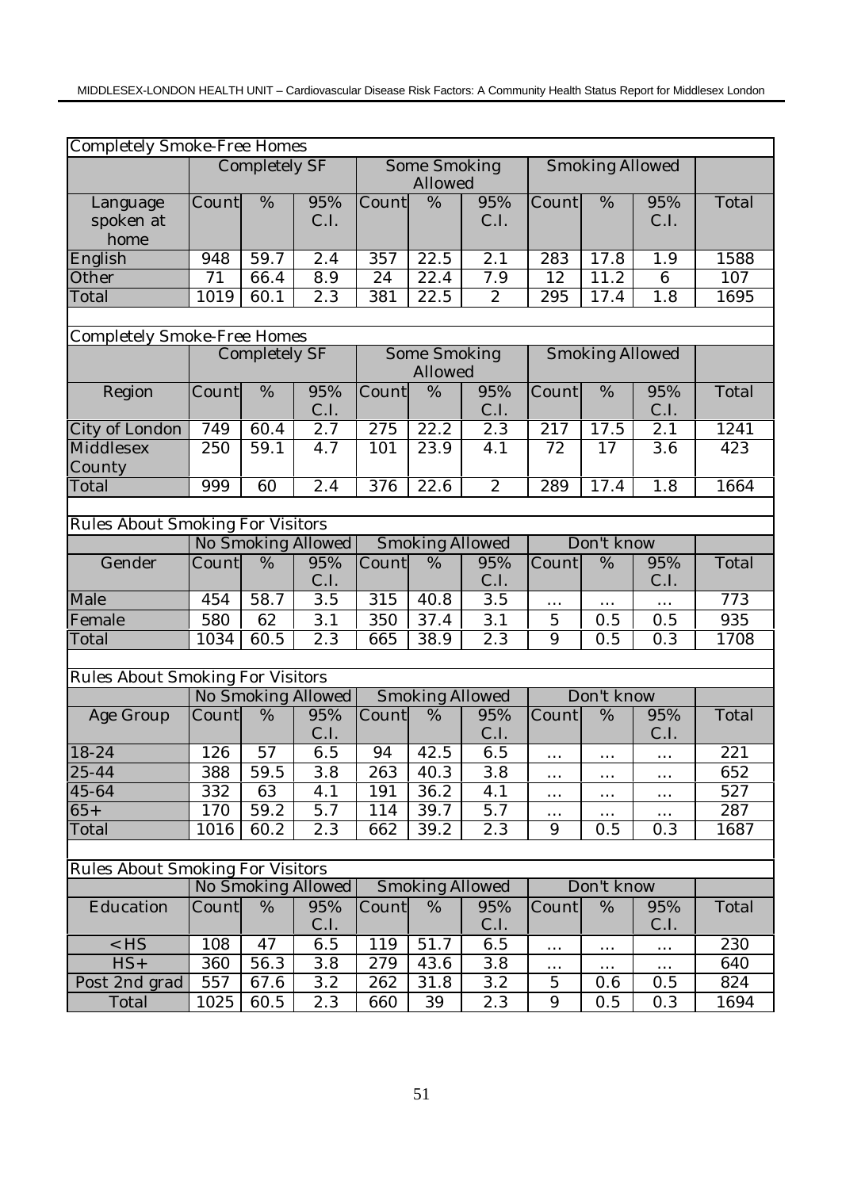| Completely Smoke-Free Homes | | | | | | | | | | |
|---|---|---|---|---|---|---|---|---|---|---|
| | Completely SF | | | Some Smoking Allowed | | | Smoking Allowed | | | |
| Language spoken at home | Count | % | 95% C.I. | Count | % | 95% C.I. | Count | % | 95% C.I. | Total |
| English | 948 | 59.7 | 2.4 | 357 | 22.5 | 2.1 | 283 | 17.8 | 1.9 | 1588 |
| Other | 71 | 66.4 | 8.9 | 24 | 22.4 | 7.9 | 12 | 11.2 | 6 | 107 |
| Total | 1019 | 60.1 | 2.3 | 381 | 22.5 | 2 | 295 | 17.4 | 1.8 | 1695 |

| Completely Smoke-Free Homes | | | | | | | | | | |
|---|---|---|---|---|---|---|---|---|---|---|
| | Completely SF | | | Some Smoking Allowed | | | Smoking Allowed | | | |
| Region | Count | % | 95% C.I. | Count | % | 95% C.I. | Count | % | 95% C.I. | Total |
| City of London | 749 | 60.4 | 2.7 | 275 | 22.2 | 2.3 | 217 | 17.5 | 2.1 | 1241 |
| Middlesex County | 250 | 59.1 | 4.7 | 101 | 23.9 | 4.1 | 72 | 17 | 3.6 | 423 |
| Total | 999 | 60 | 2.4 | 376 | 22.6 | 2 | 289 | 17.4 | 1.8 | 1664 |

| Rules About Smoking For Visitors | | | | | | | | | | |
|---|---|---|---|---|---|---|---|---|---|---|
| | No Smoking Allowed | | | Smoking Allowed | | | Don't know | | | |
| Gender | Count | % | 95% C.I. | Count | % | 95% C.I. | Count | % | 95% C.I. | Total |
| Male | 454 | 58.7 | 3.5 | 315 | 40.8 | 3.5 | ... | ... | ... | 773 |
| Female | 580 | 62 | 3.1 | 350 | 37.4 | 3.1 | 5 | 0.5 | 0.5 | 935 |
| Total | 1034 | 60.5 | 2.3 | 665 | 38.9 | 2.3 | 9 | 0.5 | 0.3 | 1708 |

| Rules About Smoking For Visitors | | | | | | | | | | |
|---|---|---|---|---|---|---|---|---|---|---|
| | No Smoking Allowed | | | Smoking Allowed | | | Don't know | | | |
| Age Group | Count | % | 95% C.I. | Count | % | 95% C.I. | Count | % | 95% C.I. | Total |
| 18-24 | 126 | 57 | 6.5 | 94 | 42.5 | 6.5 | ... | ... | ... | 221 |
| 25-44 | 388 | 59.5 | 3.8 | 263 | 40.3 | 3.8 | ... | ... | ... | 652 |
| 45-64 | 332 | 63 | 4.1 | 191 | 36.2 | 4.1 | ... | ... | ... | 527 |
| 65+ | 170 | 59.2 | 5.7 | 114 | 39.7 | 5.7 | ... | ... | ... | 287 |
| Total | 1016 | 60.2 | 2.3 | 662 | 39.2 | 2.3 | 9 | 0.5 | 0.3 | 1687 |

| Rules About Smoking For Visitors | | | | | | | | | | |
|---|---|---|---|---|---|---|---|---|---|---|
| | No Smoking Allowed | | | Smoking Allowed | | | Don't know | | | |
| Education | Count | % | 95% C.I. | Count | % | 95% C.I. | Count | % | 95% C.I. | Total |
| < HS | 108 | 47 | 6.5 | 119 | 51.7 | 6.5 | ... | ... | ... | 230 |
| HS+ | 360 | 56.3 | 3.8 | 279 | 43.6 | 3.8 | ... | ... | ... | 640 |
| Post 2nd grad | 557 | 67.6 | 3.2 | 262 | 31.8 | 3.2 | 5 | 0.6 | 0.5 | 824 |
| Total | 1025 | 60.5 | 2.3 | 660 | 39 | 2.3 | 9 | 0.5 | 0.3 | 1694 |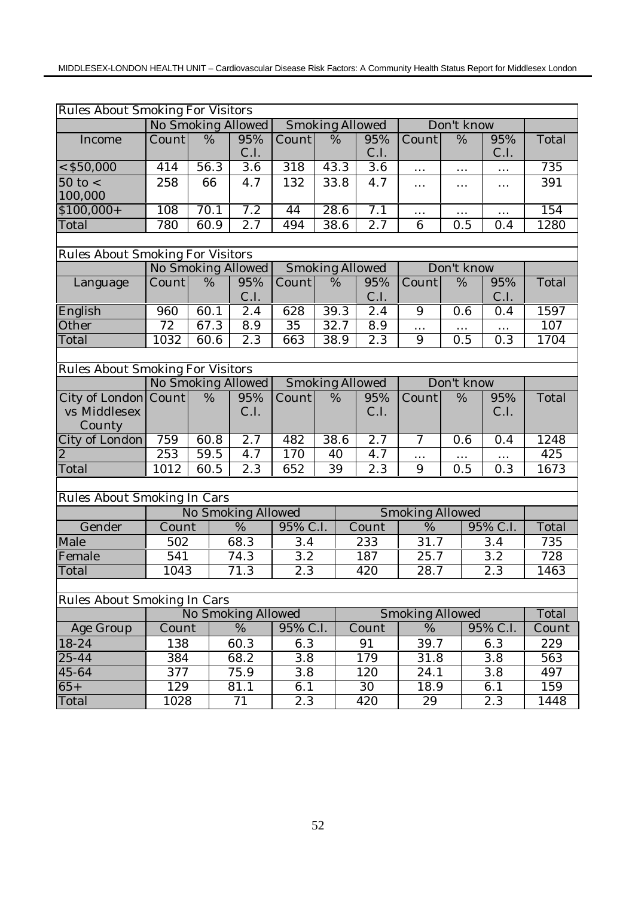| Rules About Smoking For Visitors | | | | | | | | | | |
|---|---|---|---|---|---|---|---|---|---|---|
| | No Smoking Allowed | | | Smoking Allowed | | | Don't know | | | |
| Income | Count | % | 95% C.I. | Count | % | 95% C.I. | Count | % | 95% C.I. | Total |
| <$50,000 | 414 | 56.3 | 3.6 | 318 | 43.3 | 3.6 | ... | ... | ... | 735 |
| 50 to < 100,000 | 258 | 66 | 4.7 | 132 | 33.8 | 4.7 | ... | ... | ... | 391 |
| $100,000+ | 108 | 70.1 | 7.2 | 44 | 28.6 | 7.1 | ... | ... | ... | 154 |
| Total | 780 | 60.9 | 2.7 | 494 | 38.6 | 2.7 | 6 | 0.5 | 0.4 | 1280 |

| Rules About Smoking For Visitors | | | | | | | | | | |
|---|---|---|---|---|---|---|---|---|---|---|
| | No Smoking Allowed | | | Smoking Allowed | | | Don't know | | | |
| Language | Count | % | 95% C.I. | Count | % | 95% C.I. | Count | % | 95% C.I. | Total |
| English | 960 | 60.1 | 2.4 | 628 | 39.3 | 2.4 | 9 | 0.6 | 0.4 | 1597 |
| Other | 72 | 67.3 | 8.9 | 35 | 32.7 | 8.9 | ... | ... | ... | 107 |
| Total | 1032 | 60.6 | 2.3 | 663 | 38.9 | 2.3 | 9 | 0.5 | 0.3 | 1704 |

| Rules About Smoking For Visitors | | | | | | | | | | |
|---|---|---|---|---|---|---|---|---|---|---|
| | No Smoking Allowed | | | Smoking Allowed | | | Don't know | | | |
| City of London vs Middlesex County | Count | % | 95% C.I. | Count | % | 95% C.I. | Count | % | 95% C.I. | Total |
| City of London | 759 | 60.8 | 2.7 | 482 | 38.6 | 2.7 | 7 | 0.6 | 0.4 | 1248 |
| 2 | 253 | 59.5 | 4.7 | 170 | 40 | 4.7 | ... | ... | ... | 425 |
| Total | 1012 | 60.5 | 2.3 | 652 | 39 | 2.3 | 9 | 0.5 | 0.3 | 1673 |

| Rules About Smoking In Cars | | | | | | | |
|---|---|---|---|---|---|---|---|
| | No Smoking Allowed | | | Smoking Allowed | | | |
| Gender | Count | % | 95% C.I. | Count | % | 95% C.I. | Total |
| Male | 502 | 68.3 | 3.4 | 233 | 31.7 | 3.4 | 735 |
| Female | 541 | 74.3 | 3.2 | 187 | 25.7 | 3.2 | 728 |
| Total | 1043 | 71.3 | 2.3 | 420 | 28.7 | 2.3 | 1463 |

| Rules About Smoking In Cars | | | | | | | |
|---|---|---|---|---|---|---|---|
| | No Smoking Allowed | | | Smoking Allowed | | | Total |
| Age Group | Count | % | 95% C.I. | Count | % | 95% C.I. | Count |
| 18-24 | 138 | 60.3 | 6.3 | 91 | 39.7 | 6.3 | 229 |
| 25-44 | 384 | 68.2 | 3.8 | 179 | 31.8 | 3.8 | 563 |
| 45-64 | 377 | 75.9 | 3.8 | 120 | 24.1 | 3.8 | 497 |
| 65+ | 129 | 81.1 | 6.1 | 30 | 18.9 | 6.1 | 159 |
| Total | 1028 | 71 | 2.3 | 420 | 29 | 2.3 | 1448 |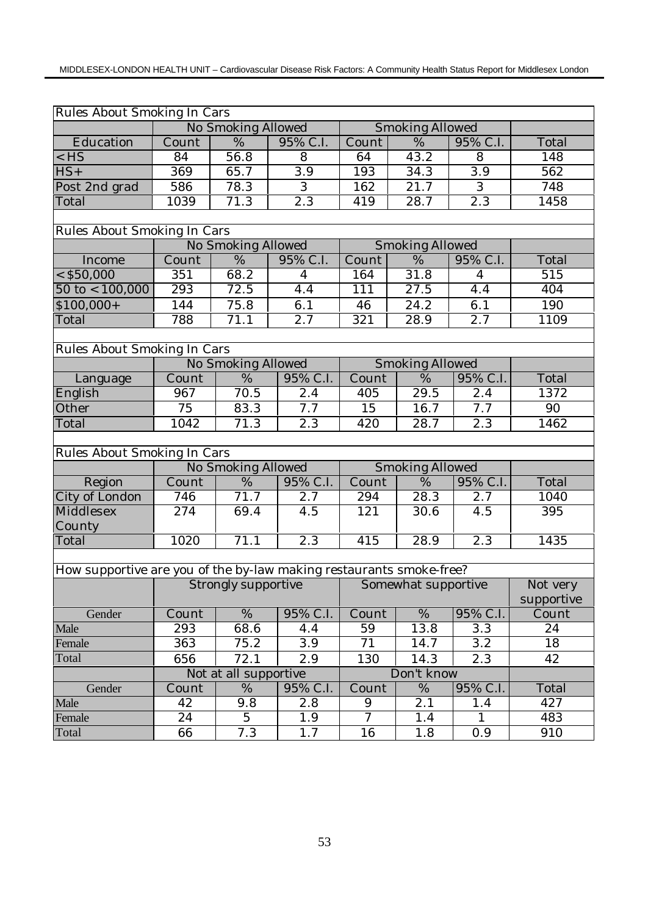| Rules About Smoking In Cars | | | | | | | |
|---|---|---|---|---|---|---|---|
| | No Smoking Allowed | | | Smoking Allowed | | | |
| Education | Count | % | 95% C.I. | Count | % | 95% C.I. | Total |
| <HS | 84 | 56.8 | 8 | 64 | 43.2 | 8 | 148 |
| HS+ | 369 | 65.7 | 3.9 | 193 | 34.3 | 3.9 | 562 |
| Post 2nd grad | 586 | 78.3 | 3 | 162 | 21.7 | 3 | 748 |
| Total | 1039 | 71.3 | 2.3 | 419 | 28.7 | 2.3 | 1458 |

| Rules About Smoking In Cars | | | | | | | |
|---|---|---|---|---|---|---|---|
| | No Smoking Allowed | | | Smoking Allowed | | | |
| Income | Count | % | 95% C.I. | Count | % | 95% C.I. | Total |
| <$50,000 | 351 | 68.2 | 4 | 164 | 31.8 | 4 | 515 |
| 50 to <100,000 | 293 | 72.5 | 4.4 | 111 | 27.5 | 4.4 | 404 |
| $100,000+ | 144 | 75.8 | 6.1 | 46 | 24.2 | 6.1 | 190 |
| Total | 788 | 71.1 | 2.7 | 321 | 28.9 | 2.7 | 1109 |

| Rules About Smoking In Cars | | | | | | | |
|---|---|---|---|---|---|---|---|
| | No Smoking Allowed | | | Smoking Allowed | | | |
| Language | Count | % | 95% C.I. | Count | % | 95% C.I. | Total |
| English | 967 | 70.5 | 2.4 | 405 | 29.5 | 2.4 | 1372 |
| Other | 75 | 83.3 | 7.7 | 15 | 16.7 | 7.7 | 90 |
| Total | 1042 | 71.3 | 2.3 | 420 | 28.7 | 2.3 | 1462 |

| Rules About Smoking In Cars | | | | | | | |
|---|---|---|---|---|---|---|---|
| | No Smoking Allowed | | | Smoking Allowed | | | |
| Region | Count | % | 95% C.I. | Count | % | 95% C.I. | Total |
| City of London | 746 | 71.7 | 2.7 | 294 | 28.3 | 2.7 | 1040 |
| Middlesex County | 274 | 69.4 | 4.5 | 121 | 30.6 | 4.5 | 395 |
| Total | 1020 | 71.1 | 2.3 | 415 | 28.9 | 2.3 | 1435 |

| How supportive are you of the by-law making restaurants smoke-free? | | | | | | | |
|---|---|---|---|---|---|---|---|
| | Strongly supportive | | | Somewhat supportive | | | Not very supportive |
| Gender | Count | % | 95% C.I. | Count | % | 95% C.I. | Count |
| Male | 293 | 68.6 | 4.4 | 59 | 13.8 | 3.3 | 24 |
| Female | 363 | 75.2 | 3.9 | 71 | 14.7 | 3.2 | 18 |
| Total | 656 | 72.1 | 2.9 | 130 | 14.3 | 2.3 | 42 |
| | Not at all supportive | | | Don't know | | | |
| Gender | Count | % | 95% C.I. | Count | % | 95% C.I. | Total |
| Male | 42 | 9.8 | 2.8 | 9 | 2.1 | 1.4 | 427 |
| Female | 24 | 5 | 1.9 | 7 | 1.4 | 1 | 483 |
| Total | 66 | 7.3 | 1.7 | 16 | 1.8 | 0.9 | 910 |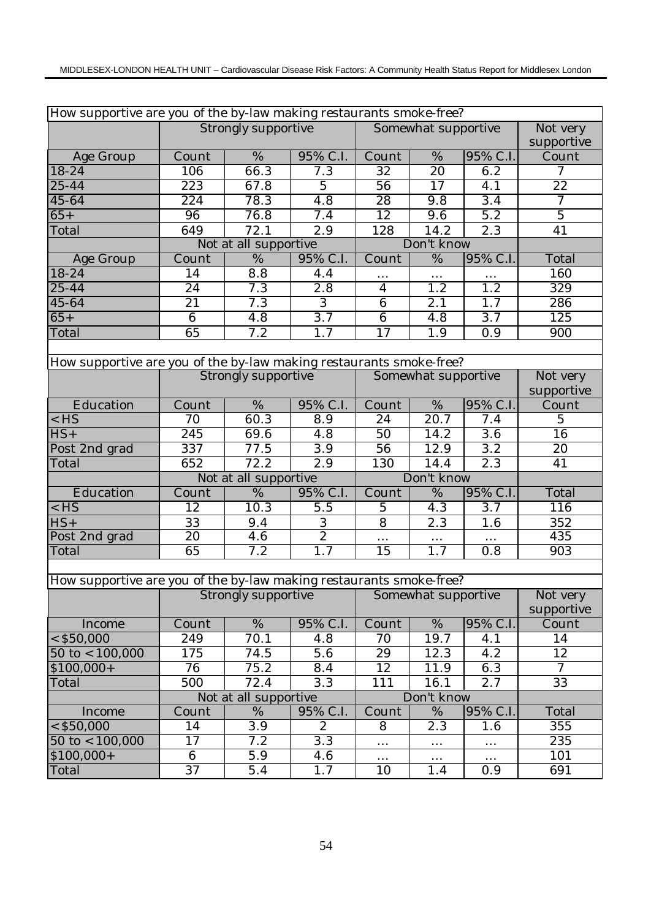| How supportive are you of the by-law making restaurants smoke-free? | | | | | | | |
|---|---|---|---|---|---|---|---|
| | Strongly supportive | | | Somewhat supportive | | | Not very supportive |
| Age Group | Count | % | 95% C.I. | Count | % | 95% C.I. | Count |
| 18-24 | 106 | 66.3 | 7.3 | 32 | 20 | 6.2 | 7 |
| 25-44 | 223 | 67.8 | 5 | 56 | 17 | 4.1 | 22 |
| 45-64 | 224 | 78.3 | 4.8 | 28 | 9.8 | 3.4 | 7 |
| 65+ | 96 | 76.8 | 7.4 | 12 | 9.6 | 5.2 | 5 |
| Total | 649 | 72.1 | 2.9 | 128 | 14.2 | 2.3 | 41 |
| | Not at all supportive | | | Don't know | | | |
| Age Group | Count | % | 95% C.I. | Count | % | 95% C.I. | Total |
| 18-24 | 14 | 8.8 | 4.4 | ... | ... | ... | 160 |
| 25-44 | 24 | 7.3 | 2.8 | 4 | 1.2 | 1.2 | 329 |
| 45-64 | 21 | 7.3 | 3 | 6 | 2.1 | 1.7 | 286 |
| 65+ | 6 | 4.8 | 3.7 | 6 | 4.8 | 3.7 | 125 |
| Total | 65 | 7.2 | 1.7 | 17 | 1.9 | 0.9 | 900 |

| How supportive are you of the by-law making restaurants smoke-free? | | | | | | | |
|---|---|---|---|---|---|---|---|
| | Strongly supportive | | | Somewhat supportive | | | Not very supportive |
| Education | Count | % | 95% C.I. | Count | % | 95% C.I. | Count |
| <HS | 70 | 60.3 | 8.9 | 24 | 20.7 | 7.4 | 5 |
| HS+ | 245 | 69.6 | 4.8 | 50 | 14.2 | 3.6 | 16 |
| Post 2nd grad | 337 | 77.5 | 3.9 | 56 | 12.9 | 3.2 | 20 |
| Total | 652 | 72.2 | 2.9 | 130 | 14.4 | 2.3 | 41 |
| | Not at all supportive | | | Don't know | | | |
| Education | Count | % | 95% C.I. | Count | % | 95% C.I. | Total |
| <HS | 12 | 10.3 | 5.5 | 5 | 4.3 | 3.7 | 116 |
| HS+ | 33 | 9.4 | 3 | 8 | 2.3 | 1.6 | 352 |
| Post 2nd grad | 20 | 4.6 | 2 | ... | ... | ... | 435 |
| Total | 65 | 7.2 | 1.7 | 15 | 1.7 | 0.8 | 903 |

| How supportive are you of the by-law making restaurants smoke-free? | | | | | | | |
|---|---|---|---|---|---|---|---|
| | Strongly supportive | | | Somewhat supportive | | | Not very supportive |
| Income | Count | % | 95% C.I. | Count | % | 95% C.I. | Count |
| <$50,000 | 249 | 70.1 | 4.8 | 70 | 19.7 | 4.1 | 14 |
| 50 to <100,000 | 175 | 74.5 | 5.6 | 29 | 12.3 | 4.2 | 12 |
| $100,000+ | 76 | 75.2 | 8.4 | 12 | 11.9 | 6.3 | 7 |
| Total | 500 | 72.4 | 3.3 | 111 | 16.1 | 2.7 | 33 |
| | Not at all supportive | | | Don't know | | | |
| Income | Count | % | 95% C.I. | Count | % | 95% C.I. | Total |
| <$50,000 | 14 | 3.9 | 2 | 8 | 2.3 | 1.6 | 355 |
| 50 to <100,000 | 17 | 7.2 | 3.3 | ... | ... | ... | 235 |
| $100,000+ | 6 | 5.9 | 4.6 | ... | ... | ... | 101 |
| Total | 37 | 5.4 | 1.7 | 10 | 1.4 | 0.9 | 691 |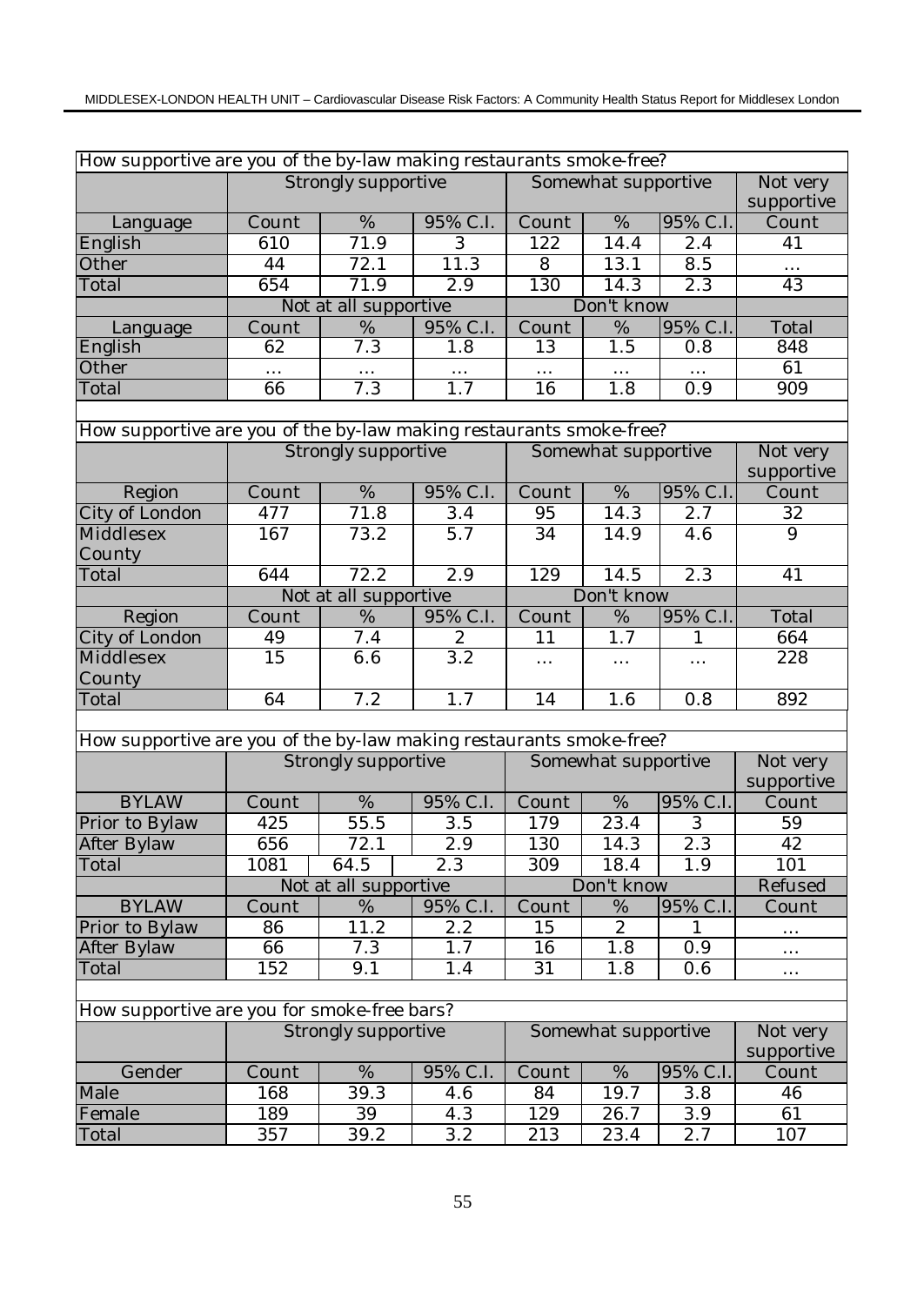| How supportive are you of the by-law making restaurants smoke-free? | | | | | | | |
|---|---|---|---|---|---|---|---|
| | Strongly supportive | | | Somewhat supportive | | | Not very supportive |
| Language | Count | % | 95% C.I. | Count | % | 95% C.I. | Count |
| English | 610 | 71.9 | 3 | 122 | 14.4 | 2.4 | 41 |
| Other | 44 | 72.1 | 11.3 | 8 | 13.1 | 8.5 | ... |
| Total | 654 | 71.9 | 2.9 | 130 | 14.3 | 2.3 | 43 |
| | Not at all supportive | | | Don't know | | | |
| Language | Count | % | 95% C.I. | Count | % | 95% C.I. | Total |
| English | 62 | 7.3 | 1.8 | 13 | 1.5 | 0.8 | 848 |
| Other | ... | ... | ... | ... | ... | ... | 61 |
| Total | 66 | 7.3 | 1.7 | 16 | 1.8 | 0.9 | 909 |

| How supportive are you of the by-law making restaurants smoke-free? | | | | | | | |
|---|---|---|---|---|---|---|---|
| | Strongly supportive | | | Somewhat supportive | | | Not very supportive |
| Region | Count | % | 95% C.I. | Count | % | 95% C.I. | Count |
| City of London | 477 | 71.8 | 3.4 | 95 | 14.3 | 2.7 | 32 |
| Middlesex County | 167 | 73.2 | 5.7 | 34 | 14.9 | 4.6 | 9 |
| Total | 644 | 72.2 | 2.9 | 129 | 14.5 | 2.3 | 41 |
| | Not at all supportive | | | Don't know | | | |
| Region | Count | % | 95% C.I. | Count | % | 95% C.I. | Total |
| City of London | 49 | 7.4 | 2 | 11 | 1.7 | 1 | 664 |
| Middlesex County | 15 | 6.6 | 3.2 | ... | ... | ... | 228 |
| Total | 64 | 7.2 | 1.7 | 14 | 1.6 | 0.8 | 892 |

| How supportive are you of the by-law making restaurants smoke-free? | | | | | | | |
|---|---|---|---|---|---|---|---|
| | Strongly supportive | | | Somewhat supportive | | | Not very supportive |
| BYLAW | Count | % | 95% C.I. | Count | % | 95% C.I. | Count |
| Prior to Bylaw | 425 | 55.5 | 3.5 | 179 | 23.4 | 3 | 59 |
| After Bylaw | 656 | 72.1 | 2.9 | 130 | 14.3 | 2.3 | 42 |
| Total | 1081 | 64.5 | 2.3 | 309 | 18.4 | 1.9 | 101 |
| | Not at all supportive | | | Don't know | | | Refused |
| BYLAW | Count | % | 95% C.I. | Count | % | 95% C.I. | Count |
| Prior to Bylaw | 86 | 11.2 | 2.2 | 15 | 2 | 1 | ... |
| After Bylaw | 66 | 7.3 | 1.7 | 16 | 1.8 | 0.9 | ... |
| Total | 152 | 9.1 | 1.4 | 31 | 1.8 | 0.6 | ... |

| How supportive are you for smoke-free bars? | | | | | | | |
|---|---|---|---|---|---|---|---|
| | Strongly supportive | | | Somewhat supportive | | | Not very supportive |
| Gender | Count | % | 95% C.I. | Count | % | 95% C.I. | Count |
| Male | 168 | 39.3 | 4.6 | 84 | 19.7 | 3.8 | 46 |
| Female | 189 | 39 | 4.3 | 129 | 26.7 | 3.9 | 61 |
| Total | 357 | 39.2 | 3.2 | 213 | 23.4 | 2.7 | 107 |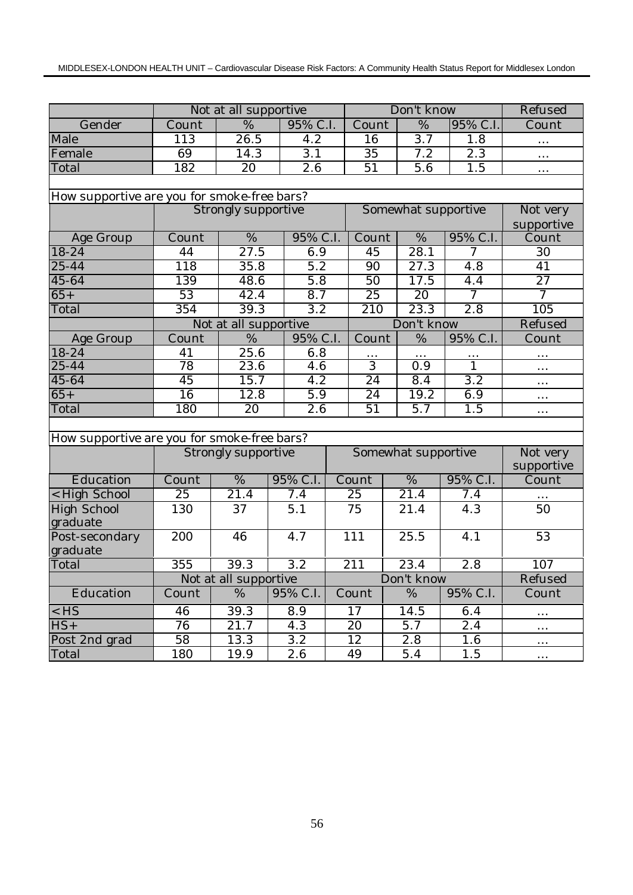| | Not at all supportive | | | Don't know | | | Refused |
|---|---|---|---|---|---|---|---|
| Gender | Count | % | 95% C.I. | Count | % | 95% C.I. | Count |
| Male | 113 | 26.5 | 4.2 | 16 | 3.7 | 1.8 | ... |
| Female | 69 | 14.3 | 3.1 | 35 | 7.2 | 2.3 | ... |
| Total | 182 | 20 | 2.6 | 51 | 5.6 | 1.5 | ... |

How supportive are you for smoke-free bars?

| | Strongly supportive | | | Somewhat supportive | | | Not very supportive |
|---|---|---|---|---|---|---|---|
| Age Group | Count | % | 95% C.I. | Count | % | 95% C.I. | Count |
| 18-24 | 44 | 27.5 | 6.9 | 45 | 28.1 | 7 | 30 |
| 25-44 | 118 | 35.8 | 5.2 | 90 | 27.3 | 4.8 | 41 |
| 45-64 | 139 | 48.6 | 5.8 | 50 | 17.5 | 4.4 | 27 |
| 65+ | 53 | 42.4 | 8.7 | 25 | 20 | 7 | 7 |
| Total | 354 | 39.3 | 3.2 | 210 | 23.3 | 2.8 | 105 |
| | Not at all supportive | | | Don't know | | | Refused |
| Age Group | Count | % | 95% C.I. | Count | % | 95% C.I. | Count |
| 18-24 | 41 | 25.6 | 6.8 | ... | ... | ... | ... |
| 25-44 | 78 | 23.6 | 4.6 | 3 | 0.9 | 1 | ... |
| 45-64 | 45 | 15.7 | 4.2 | 24 | 8.4 | 3.2 | ... |
| 65+ | 16 | 12.8 | 5.9 | 24 | 19.2 | 6.9 | ... |
| Total | 180 | 20 | 2.6 | 51 | 5.7 | 1.5 | ... |

How supportive are you for smoke-free bars?

| | Strongly supportive | | | Somewhat supportive | | | Not very supportive |
|---|---|---|---|---|---|---|---|
| Education | Count | % | 95% C.I. | Count | % | 95% C.I. | Count |
| <High School | 25 | 21.4 | 7.4 | 25 | 21.4 | 7.4 | ... |
| High School graduate | 130 | 37 | 5.1 | 75 | 21.4 | 4.3 | 50 |
| Post-secondary graduate | 200 | 46 | 4.7 | 111 | 25.5 | 4.1 | 53 |
| Total | 355 | 39.3 | 3.2 | 211 | 23.4 | 2.8 | 107 |
| | Not at all supportive | | | Don't know | | | Refused |
| Education | Count | % | 95% C.I. | Count | % | 95% C.I. | Count |
| <HS | 46 | 39.3 | 8.9 | 17 | 14.5 | 6.4 | ... |
| HS+ | 76 | 21.7 | 4.3 | 20 | 5.7 | 2.4 | ... |
| Post 2nd grad | 58 | 13.3 | 3.2 | 12 | 2.8 | 1.6 | ... |
| Total | 180 | 19.9 | 2.6 | 49 | 5.4 | 1.5 | ... |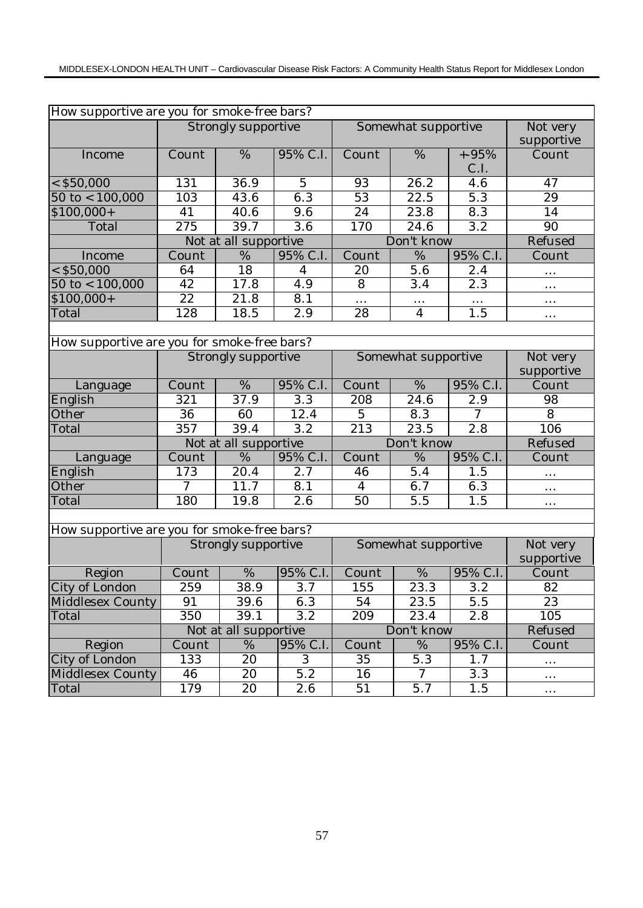| How supportive are you for smoke-free bars? | | | | | | | |
|---|---|---|---|---|---|---|---|
| | Strongly supportive | | | Somewhat supportive | | | Not very supportive |
| Income | Count | % | 95% C.I. | Count | % | +95% C.I. | Count |
| <$50,000 | 131 | 36.9 | 5 | 93 | 26.2 | 4.6 | 47 |
| 50 to <100,000 | 103 | 43.6 | 6.3 | 53 | 22.5 | 5.3 | 29 |
| $100,000+ | 41 | 40.6 | 9.6 | 24 | 23.8 | 8.3 | 14 |
| Total | 275 | 39.7 | 3.6 | 170 | 24.6 | 3.2 | 90 |
| | Not at all supportive | | | Don't know | | | Refused |
| Income | Count | % | 95% C.I. | Count | % | 95% C.I. | Count |
| <$50,000 | 64 | 18 | 4 | 20 | 5.6 | 2.4 | ... |
| 50 to <100,000 | 42 | 17.8 | 4.9 | 8 | 3.4 | 2.3 | ... |
| $100,000+ | 22 | 21.8 | 8.1 | ... | ... | ... | ... |
| Total | 128 | 18.5 | 2.9 | 28 | 4 | 1.5 | ... |

| How supportive are you for smoke-free bars? | | | | | | | |
|---|---|---|---|---|---|---|---|
| | Strongly supportive | | | Somewhat supportive | | | Not very supportive |
| Language | Count | % | 95% C.I. | Count | % | 95% C.I. | Count |
| English | 321 | 37.9 | 3.3 | 208 | 24.6 | 2.9 | 98 |
| Other | 36 | 60 | 12.4 | 5 | 8.3 | 7 | 8 |
| Total | 357 | 39.4 | 3.2 | 213 | 23.5 | 2.8 | 106 |
| | Not at all supportive | | | Don't know | | | Refused |
| Language | Count | % | 95% C.I. | Count | % | 95% C.I. | Count |
| English | 173 | 20.4 | 2.7 | 46 | 5.4 | 1.5 | ... |
| Other | 7 | 11.7 | 8.1 | 4 | 6.7 | 6.3 | ... |
| Total | 180 | 19.8 | 2.6 | 50 | 5.5 | 1.5 | ... |

| How supportive are you for smoke-free bars? | | | | | | | |
|---|---|---|---|---|---|---|---|
| | Strongly supportive | | | Somewhat supportive | | | Not very supportive |
| Region | Count | % | 95% C.I. | Count | % | 95% C.I. | Count |
| City of London | 259 | 38.9 | 3.7 | 155 | 23.3 | 3.2 | 82 |
| Middlesex County | 91 | 39.6 | 6.3 | 54 | 23.5 | 5.5 | 23 |
| Total | 350 | 39.1 | 3.2 | 209 | 23.4 | 2.8 | 105 |
| | Not at all supportive | | | Don't know | | | Refused |
| Region | Count | % | 95% C.I. | Count | % | 95% C.I. | Count |
| City of London | 133 | 20 | 3 | 35 | 5.3 | 1.7 | ... |
| Middlesex County | 46 | 20 | 5.2 | 16 | 7 | 3.3 | ... |
| Total | 179 | 20 | 2.6 | 51 | 5.7 | 1.5 | ... |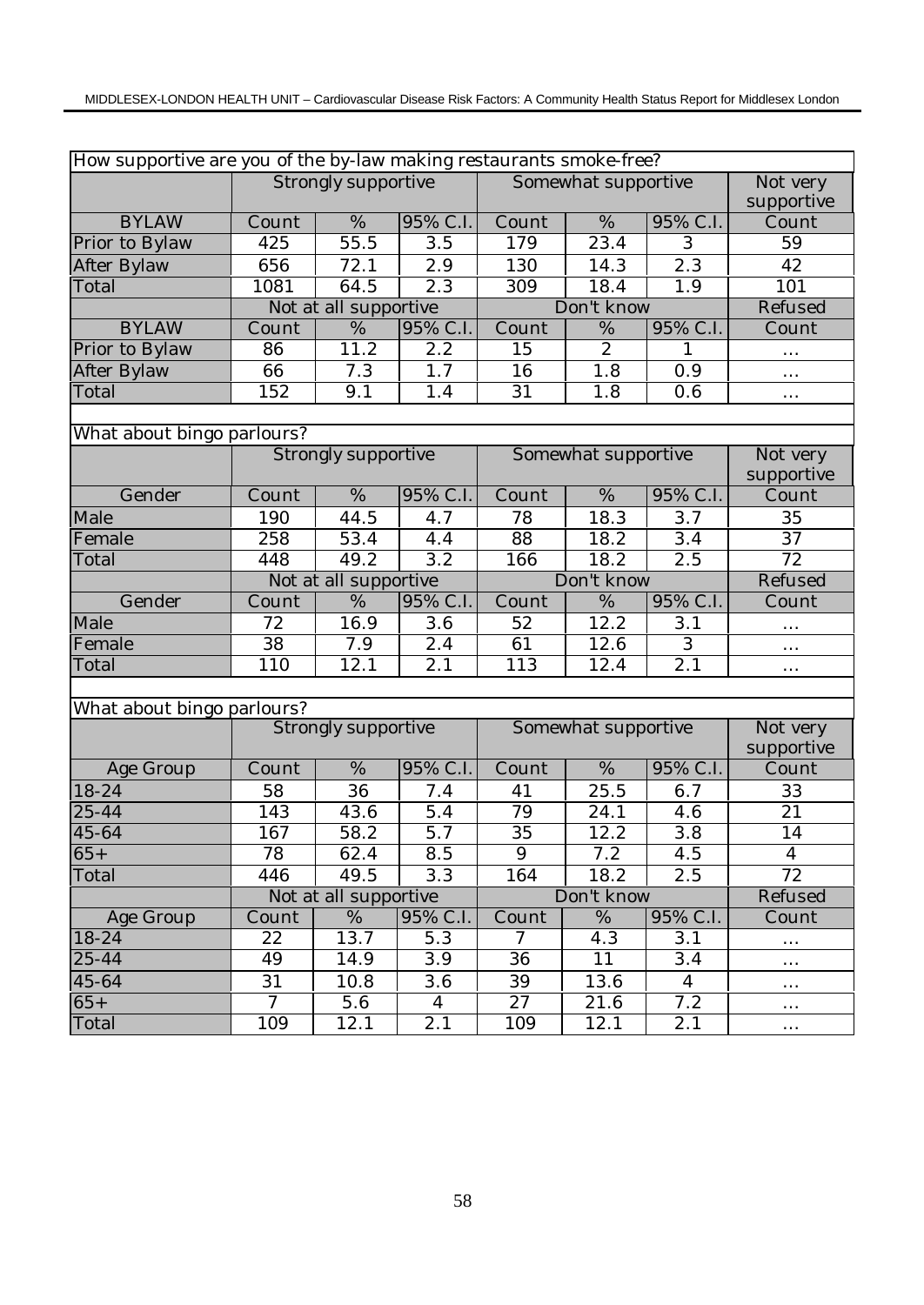| How supportive are you of the by-law making restaurants smoke-free? | | | | | | | |
|---|---|---|---|---|---|---|---|
| | Strongly supportive | | | Somewhat supportive | | | Not very supportive |
| BYLAW | Count | % | 95% C.I. | Count | % | 95% C.I. | Count |
| Prior to Bylaw | 425 | 55.5 | 3.5 | 179 | 23.4 | 3 | 59 |
| After Bylaw | 656 | 72.1 | 2.9 | 130 | 14.3 | 2.3 | 42 |
| Total | 1081 | 64.5 | 2.3 | 309 | 18.4 | 1.9 | 101 |
| | Not at all supportive | | | Don't know | | | Refused |
| BYLAW | Count | % | 95% C.I. | Count | % | 95% C.I. | Count |
| Prior to Bylaw | 86 | 11.2 | 2.2 | 15 | 2 | 1 | ... |
| After Bylaw | 66 | 7.3 | 1.7 | 16 | 1.8 | 0.9 | ... |
| Total | 152 | 9.1 | 1.4 | 31 | 1.8 | 0.6 | ... |

| What about bingo parlours? | | | | | | | |
|---|---|---|---|---|---|---|---|
| | Strongly supportive | | | Somewhat supportive | | | Not very supportive |
| Gender | Count | % | 95% C.I. | Count | % | 95% C.I. | Count |
| Male | 190 | 44.5 | 4.7 | 78 | 18.3 | 3.7 | 35 |
| Female | 258 | 53.4 | 4.4 | 88 | 18.2 | 3.4 | 37 |
| Total | 448 | 49.2 | 3.2 | 166 | 18.2 | 2.5 | 72 |
| | Not at all supportive | | | Don't know | | | Refused |
| Gender | Count | % | 95% C.I. | Count | % | 95% C.I. | Count |
| Male | 72 | 16.9 | 3.6 | 52 | 12.2 | 3.1 | ... |
| Female | 38 | 7.9 | 2.4 | 61 | 12.6 | 3 | ... |
| Total | 110 | 12.1 | 2.1 | 113 | 12.4 | 2.1 | ... |

| What about bingo parlours? | | | | | | | |
|---|---|---|---|---|---|---|---|
| | Strongly supportive | | | Somewhat supportive | | | Not very supportive |
| Age Group | Count | % | 95% C.I. | Count | % | 95% C.I. | Count |
| 18-24 | 58 | 36 | 7.4 | 41 | 25.5 | 6.7 | 33 |
| 25-44 | 143 | 43.6 | 5.4 | 79 | 24.1 | 4.6 | 21 |
| 45-64 | 167 | 58.2 | 5.7 | 35 | 12.2 | 3.8 | 14 |
| 65+ | 78 | 62.4 | 8.5 | 9 | 7.2 | 4.5 | 4 |
| Total | 446 | 49.5 | 3.3 | 164 | 18.2 | 2.5 | 72 |
| | Not at all supportive | | | Don't know | | | Refused |
| Age Group | Count | % | 95% C.I. | Count | % | 95% C.I. | Count |
| 18-24 | 22 | 13.7 | 5.3 | 7 | 4.3 | 3.1 | ... |
| 25-44 | 49 | 14.9 | 3.9 | 36 | 11 | 3.4 | ... |
| 45-64 | 31 | 10.8 | 3.6 | 39 | 13.6 | 4 | ... |
| 65+ | 7 | 5.6 | 4 | 27 | 21.6 | 7.2 | ... |
| Total | 109 | 12.1 | 2.1 | 109 | 12.1 | 2.1 | ... |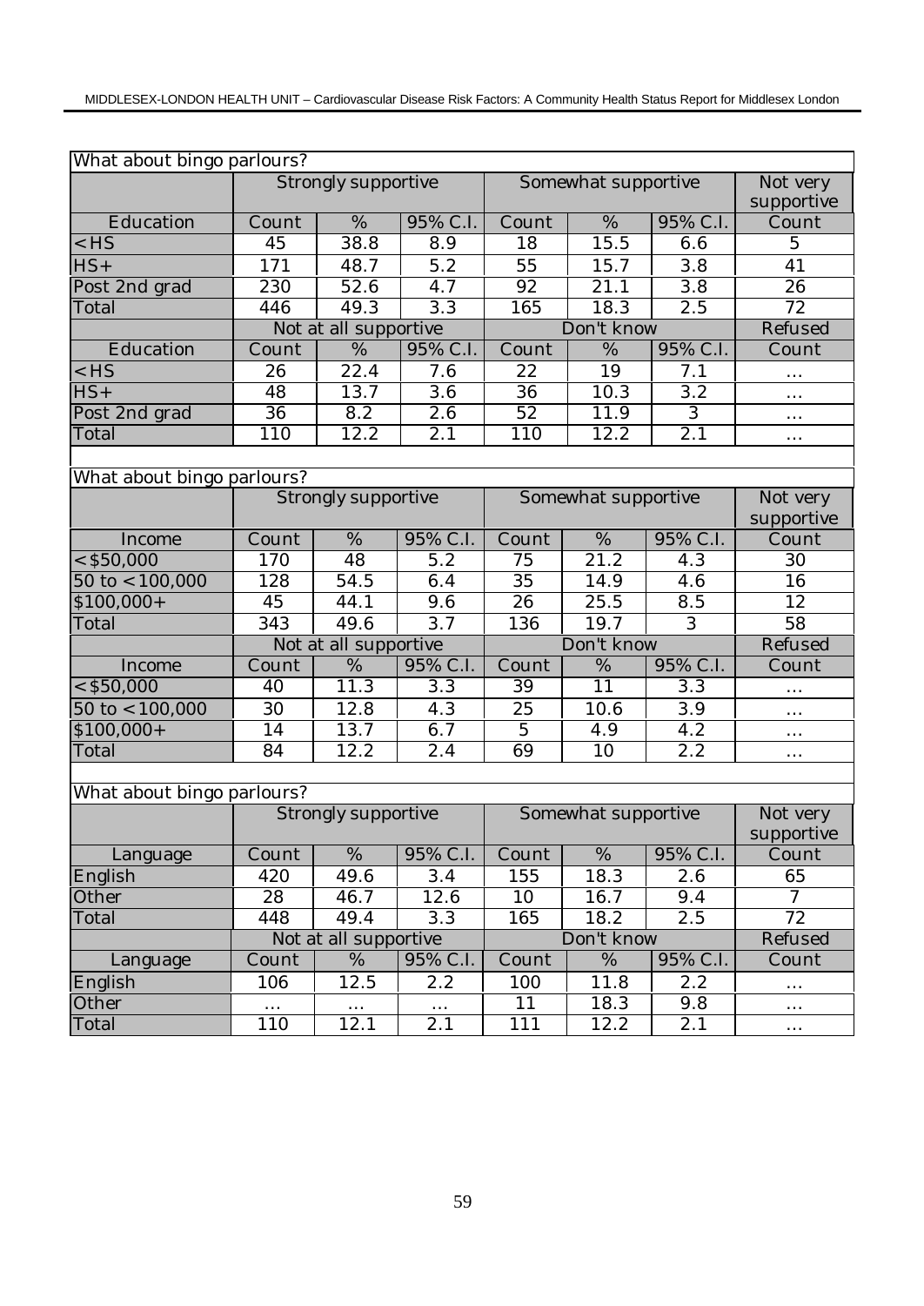| What about bingo parlours? | | | | | | | |
|---|---|---|---|---|---|---|---|
| | Strongly supportive | | | Somewhat supportive | | | Not very supportive |
| Education | Count | % | 95% C.I. | Count | % | 95% C.I. | Count |
| <HS | 45 | 38.8 | 8.9 | 18 | 15.5 | 6.6 | 5 |
| HS+ | 171 | 48.7 | 5.2 | 55 | 15.7 | 3.8 | 41 |
| Post 2nd grad | 230 | 52.6 | 4.7 | 92 | 21.1 | 3.8 | 26 |
| Total | 446 | 49.3 | 3.3 | 165 | 18.3 | 2.5 | 72 |
| | Not at all supportive | | | Don't know | | | Refused |
| Education | Count | % | 95% C.I. | Count | % | 95% C.I. | Count |
| <HS | 26 | 22.4 | 7.6 | 22 | 19 | 7.1 | ... |
| HS+ | 48 | 13.7 | 3.6 | 36 | 10.3 | 3.2 | ... |
| Post 2nd grad | 36 | 8.2 | 2.6 | 52 | 11.9 | 3 | ... |
| Total | 110 | 12.2 | 2.1 | 110 | 12.2 | 2.1 | ... |

| What about bingo parlours? | | | | | | | |
|---|---|---|---|---|---|---|---|
| | Strongly supportive | | | Somewhat supportive | | | Not very supportive |
| Income | Count | % | 95% C.I. | Count | % | 95% C.I. | Count |
| <$50,000 | 170 | 48 | 5.2 | 75 | 21.2 | 4.3 | 30 |
| 50 to <100,000 | 128 | 54.5 | 6.4 | 35 | 14.9 | 4.6 | 16 |
| $100,000+ | 45 | 44.1 | 9.6 | 26 | 25.5 | 8.5 | 12 |
| Total | 343 | 49.6 | 3.7 | 136 | 19.7 | 3 | 58 |
| | Not at all supportive | | | Don't know | | | Refused |
| Income | Count | % | 95% C.I. | Count | % | 95% C.I. | Count |
| <$50,000 | 40 | 11.3 | 3.3 | 39 | 11 | 3.3 | ... |
| 50 to <100,000 | 30 | 12.8 | 4.3 | 25 | 10.6 | 3.9 | ... |
| $100,000+ | 14 | 13.7 | 6.7 | 5 | 4.9 | 4.2 | ... |
| Total | 84 | 12.2 | 2.4 | 69 | 10 | 2.2 | ... |

| What about bingo parlours? | | | | | | | |
|---|---|---|---|---|---|---|---|
| | Strongly supportive | | | Somewhat supportive | | | Not very supportive |
| Language | Count | % | 95% C.I. | Count | % | 95% C.I. | Count |
| English | 420 | 49.6 | 3.4 | 155 | 18.3 | 2.6 | 65 |
| Other | 28 | 46.7 | 12.6 | 10 | 16.7 | 9.4 | 7 |
| Total | 448 | 49.4 | 3.3 | 165 | 18.2 | 2.5 | 72 |
| | Not at all supportive | | | Don't know | | | Refused |
| Language | Count | % | 95% C.I. | Count | % | 95% C.I. | Count |
| English | 106 | 12.5 | 2.2 | 100 | 11.8 | 2.2 | ... |
| Other | ... | ... | ... | 11 | 18.3 | 9.8 | ... |
| Total | 110 | 12.1 | 2.1 | 111 | 12.2 | 2.1 | ... |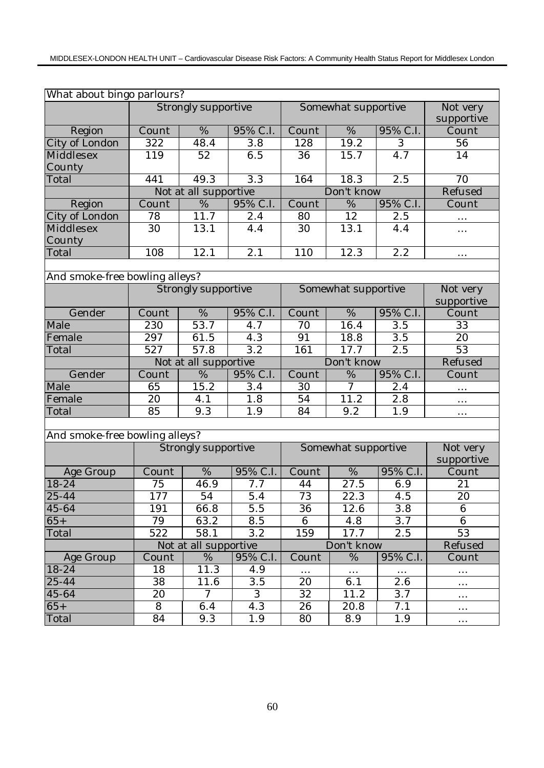| What about bingo parlours? | | | | | | | |
|---|---|---|---|---|---|---|---|
| | Strongly supportive | | | Somewhat supportive | | | Not very supportive |
| Region | Count | % | 95% C.I. | Count | % | 95% C.I. | Count |
| City of London | 322 | 48.4 | 3.8 | 128 | 19.2 | 3 | 56 |
| Middlesex County | 119 | 52 | 6.5 | 36 | 15.7 | 4.7 | 14 |
| Total | 441 | 49.3 | 3.3 | 164 | 18.3 | 2.5 | 70 |
| | Not at all supportive | | | Don't know | | | Refused |
| Region | Count | % | 95% C.I. | Count | % | 95% C.I. | Count |
| City of London | 78 | 11.7 | 2.4 | 80 | 12 | 2.5 | ... |
| Middlesex County | 30 | 13.1 | 4.4 | 30 | 13.1 | 4.4 | ... |
| Total | 108 | 12.1 | 2.1 | 110 | 12.3 | 2.2 | ... |

| And smoke-free bowling alleys? | | | | | | | |
|---|---|---|---|---|---|---|---|
| | Strongly supportive | | | Somewhat supportive | | | Not very supportive |
| Gender | Count | % | 95% C.I. | Count | % | 95% C.I. | Count |
| Male | 230 | 53.7 | 4.7 | 70 | 16.4 | 3.5 | 33 |
| Female | 297 | 61.5 | 4.3 | 91 | 18.8 | 3.5 | 20 |
| Total | 527 | 57.8 | 3.2 | 161 | 17.7 | 2.5 | 53 |
| | Not at all supportive | | | Don't know | | | Refused |
| Gender | Count | % | 95% C.I. | Count | % | 95% C.I. | Count |
| Male | 65 | 15.2 | 3.4 | 30 | 7 | 2.4 | ... |
| Female | 20 | 4.1 | 1.8 | 54 | 11.2 | 2.8 | ... |
| Total | 85 | 9.3 | 1.9 | 84 | 9.2 | 1.9 | ... |

| And smoke-free bowling alleys? | | | | | | | |
|---|---|---|---|---|---|---|---|
| | Strongly supportive | | | Somewhat supportive | | | Not very supportive |
| Age Group | Count | % | 95% C.I. | Count | % | 95% C.I. | Count |
| 18-24 | 75 | 46.9 | 7.7 | 44 | 27.5 | 6.9 | 21 |
| 25-44 | 177 | 54 | 5.4 | 73 | 22.3 | 4.5 | 20 |
| 45-64 | 191 | 66.8 | 5.5 | 36 | 12.6 | 3.8 | 6 |
| 65+ | 79 | 63.2 | 8.5 | 6 | 4.8 | 3.7 | 6 |
| Total | 522 | 58.1 | 3.2 | 159 | 17.7 | 2.5 | 53 |
| | Not at all supportive | | | Don't know | | | Refused |
| Age Group | Count | % | 95% C.I. | Count | % | 95% C.I. | Count |
| 18-24 | 18 | 11.3 | 4.9 | ... | ... | ... | ... |
| 25-44 | 38 | 11.6 | 3.5 | 20 | 6.1 | 2.6 | ... |
| 45-64 | 20 | 7 | 3 | 32 | 11.2 | 3.7 | ... |
| 65+ | 8 | 6.4 | 4.3 | 26 | 20.8 | 7.1 | ... |
| Total | 84 | 9.3 | 1.9 | 80 | 8.9 | 1.9 | ... |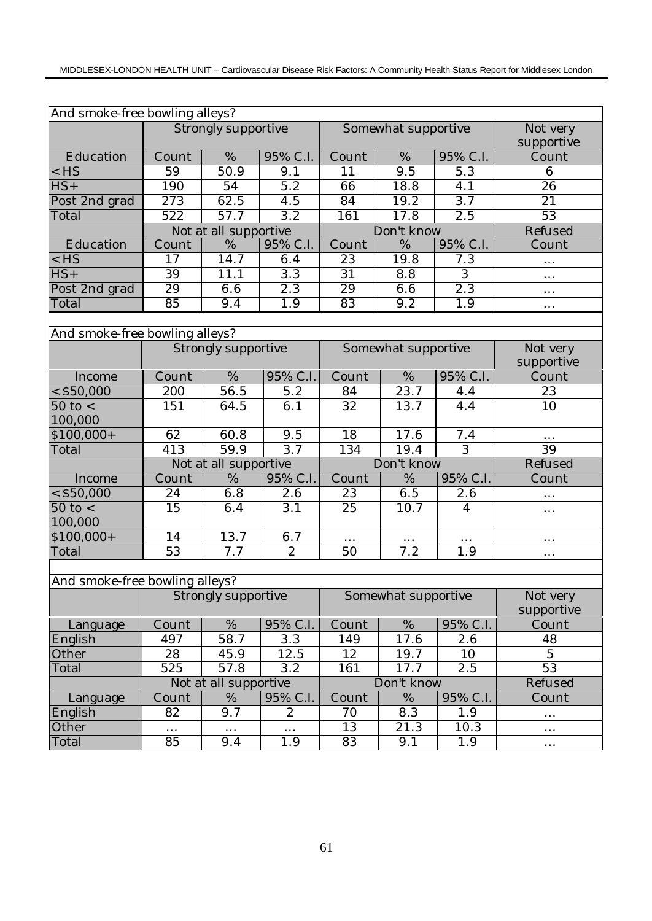| And smoke-free bowling alleys? | | | | | | | |
|---|---|---|---|---|---|---|---|
| | Strongly supportive | | | Somewhat supportive | | | Not very supportive |
| Education | Count | % | 95% C.I. | Count | % | 95% C.I. | Count |
| <HS | 59 | 50.9 | 9.1 | 11 | 9.5 | 5.3 | 6 |
| HS+ | 190 | 54 | 5.2 | 66 | 18.8 | 4.1 | 26 |
| Post 2nd grad | 273 | 62.5 | 4.5 | 84 | 19.2 | 3.7 | 21 |
| Total | 522 | 57.7 | 3.2 | 161 | 17.8 | 2.5 | 53 |
| | Not at all supportive | | | Don't know | | | Refused |
| Education | Count | % | 95% C.I. | Count | % | 95% C.I. | Count |
| <HS | 17 | 14.7 | 6.4 | 23 | 19.8 | 7.3 | ... |
| HS+ | 39 | 11.1 | 3.3 | 31 | 8.8 | 3 | ... |
| Post 2nd grad | 29 | 6.6 | 2.3 | 29 | 6.6 | 2.3 | ... |
| Total | 85 | 9.4 | 1.9 | 83 | 9.2 | 1.9 | ... |

| And smoke-free bowling alleys? | | | | | | | |
|---|---|---|---|---|---|---|---|
| | Strongly supportive | | | Somewhat supportive | | | Not very supportive |
| Income | Count | % | 95% C.I. | Count | % | 95% C.I. | Count |
| <$50,000 | 200 | 56.5 | 5.2 | 84 | 23.7 | 4.4 | 23 |
| 50 to < 100,000 | 151 | 64.5 | 6.1 | 32 | 13.7 | 4.4 | 10 |
| $100,000+ | 62 | 60.8 | 9.5 | 18 | 17.6 | 7.4 | ... |
| Total | 413 | 59.9 | 3.7 | 134 | 19.4 | 3 | 39 |
| | Not at all supportive | | | Don't know | | | Refused |
| Income | Count | % | 95% C.I. | Count | % | 95% C.I. | Count |
| <$50,000 | 24 | 6.8 | 2.6 | 23 | 6.5 | 2.6 | ... |
| 50 to < 100,000 | 15 | 6.4 | 3.1 | 25 | 10.7 | 4 | ... |
| $100,000+ | 14 | 13.7 | 6.7 | ... | ... | ... | ... |
| Total | 53 | 7.7 | 2 | 50 | 7.2 | 1.9 | ... |

| And smoke-free bowling alleys? | | | | | | | |
|---|---|---|---|---|---|---|---|
| | Strongly supportive | | | Somewhat supportive | | | Not very supportive |
| Language | Count | % | 95% C.I. | Count | % | 95% C.I. | Count |
| English | 497 | 58.7 | 3.3 | 149 | 17.6 | 2.6 | 48 |
| Other | 28 | 45.9 | 12.5 | 12 | 19.7 | 10 | 5 |
| Total | 525 | 57.8 | 3.2 | 161 | 17.7 | 2.5 | 53 |
| | Not at all supportive | | | Don't know | | | Refused |
| Language | Count | % | 95% C.I. | Count | % | 95% C.I. | Count |
| English | 82 | 9.7 | 2 | 70 | 8.3 | 1.9 | ... |
| Other | ... | ... | ... | 13 | 21.3 | 10.3 | ... |
| Total | 85 | 9.4 | 1.9 | 83 | 9.1 | 1.9 | ... |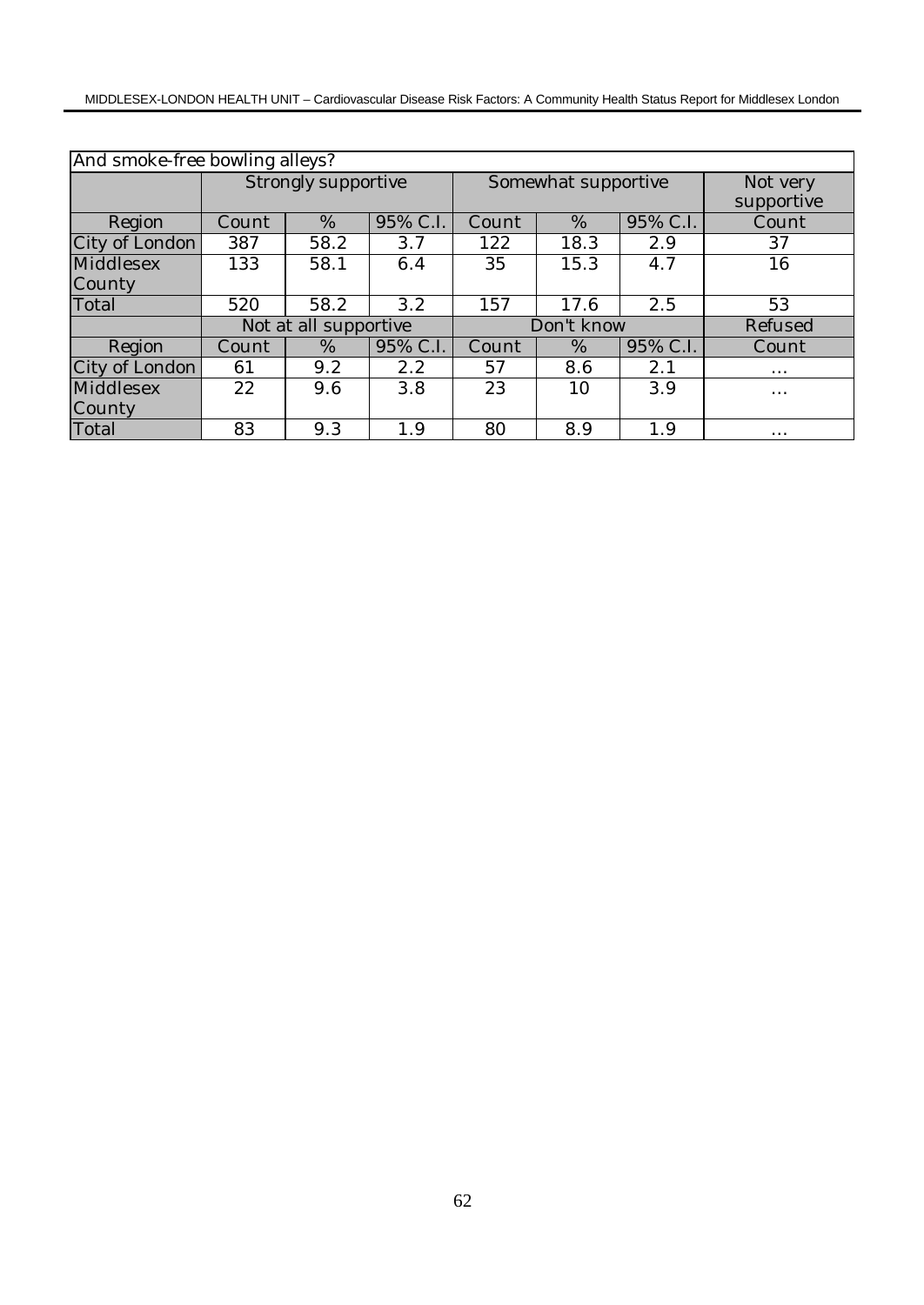| And smoke-free bowling alleys? | | | | | | | |
|---|---|---|---|---|---|---|---|
| | Strongly supportive | | | Somewhat supportive | | | Not very supportive |
| Region | Count | % | 95% C.I. | Count | % | 95% C.I. | Count |
| City of London | 387 | 58.2 | 3.7 | 122 | 18.3 | 2.9 | 37 |
| Middlesex County | 133 | 58.1 | 6.4 | 35 | 15.3 | 4.7 | 16 |
| Total | 520 | 58.2 | 3.2 | 157 | 17.6 | 2.5 | 53 |
| | Not at all supportive | | | Don't know | | | Refused |
| Region | Count | % | 95% C.I. | Count | % | 95% C.I. | Count |
| City of London | 61 | 9.2 | 2.2 | 57 | 8.6 | 2.1 | ... |
| Middlesex County | 22 | 9.6 | 3.8 | 23 | 10 | 3.9 | ... |
| Total | 83 | 9.3 | 1.9 | 80 | 8.9 | 1.9 | ... |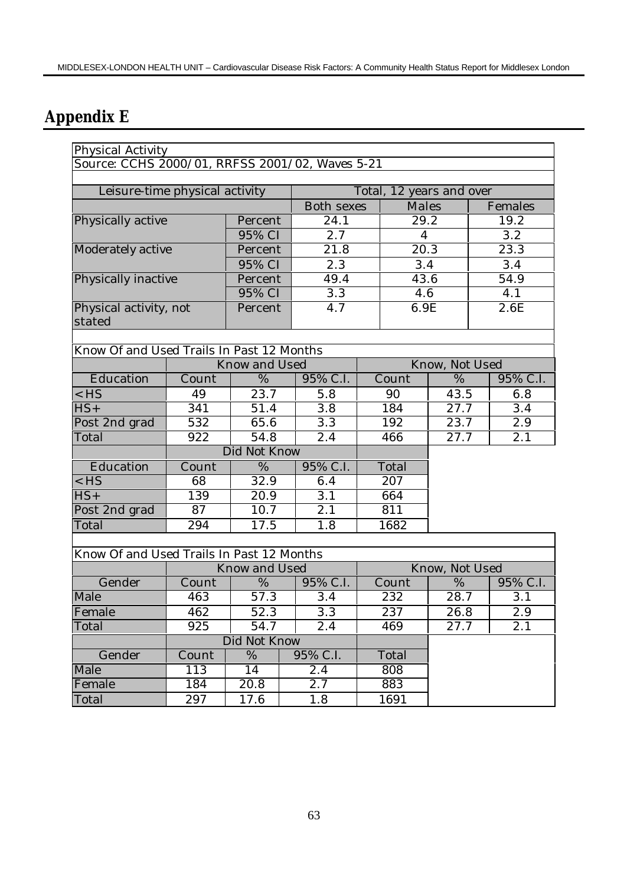# Appendix E

Physical Activity

Source: CCHS 2000/01, RRFSS 2001/02, Waves 5-21

| Leisure-time physical activity | | Total, 12 years and over | | |
|---|---|---|---|---|
| | | Both sexes | Males | Females |
| Physically active | Percent | 24.1 | 29.2 | 19.2 |
| | 95% CI | 2.7 | 4 | 3.2 |
| Moderately active | Percent | 21.8 | 20.3 | 23.3 |
| | 95% CI | 2.3 | 3.4 | 3.4 |
| Physically inactive | Percent | 49.4 | 43.6 | 54.9 |
| | 95% CI | 3.3 | 4.6 | 4.1 |
| Physical activity, not stated | Percent | 4.7 | 6.9E | 2.6E |

Know Of and Used Trails In Past 12 Months

| | Know and Used | | | Know, Not Used | | |
|---|---|---|---|---|---|---|
| Education | Count | % | 95% C.I. | Count | % | 95% C.I. |
| <HS | 49 | 23.7 | 5.8 | 90 | 43.5 | 6.8 |
| HS+ | 341 | 51.4 | 3.8 | 184 | 27.7 | 3.4 |
| Post 2nd grad | 532 | 65.6 | 3.3 | 192 | 23.7 | 2.9 |
| Total | 922 | 54.8 | 2.4 | 466 | 27.7 | 2.1 |

| | Did Not Know | | | |
|---|---|---|---|---|
| Education | Count | % | 95% C.I. | Total |
| <HS | 68 | 32.9 | 6.4 | 207 |
| HS+ | 139 | 20.9 | 3.1 | 664 |
| Post 2nd grad | 87 | 10.7 | 2.1 | 811 |
| Total | 294 | 17.5 | 1.8 | 1682 |

Know Of and Used Trails In Past 12 Months

| | Know and Used | | | Know, Not Used | | |
|---|---|---|---|---|---|---|
| Gender | Count | % | 95% C.I. | Count | % | 95% C.I. |
| Male | 463 | 57.3 | 3.4 | 232 | 28.7 | 3.1 |
| Female | 462 | 52.3 | 3.3 | 237 | 26.8 | 2.9 |
| Total | 925 | 54.7 | 2.4 | 469 | 27.7 | 2.1 |

| | Did Not Know | | | |
|---|---|---|---|---|
| Gender | Count | % | 95% C.I. | Total |
| Male | 113 | 14 | 2.4 | 808 |
| Female | 184 | 20.8 | 2.7 | 883 |
| Total | 297 | 17.6 | 1.8 | 1691 |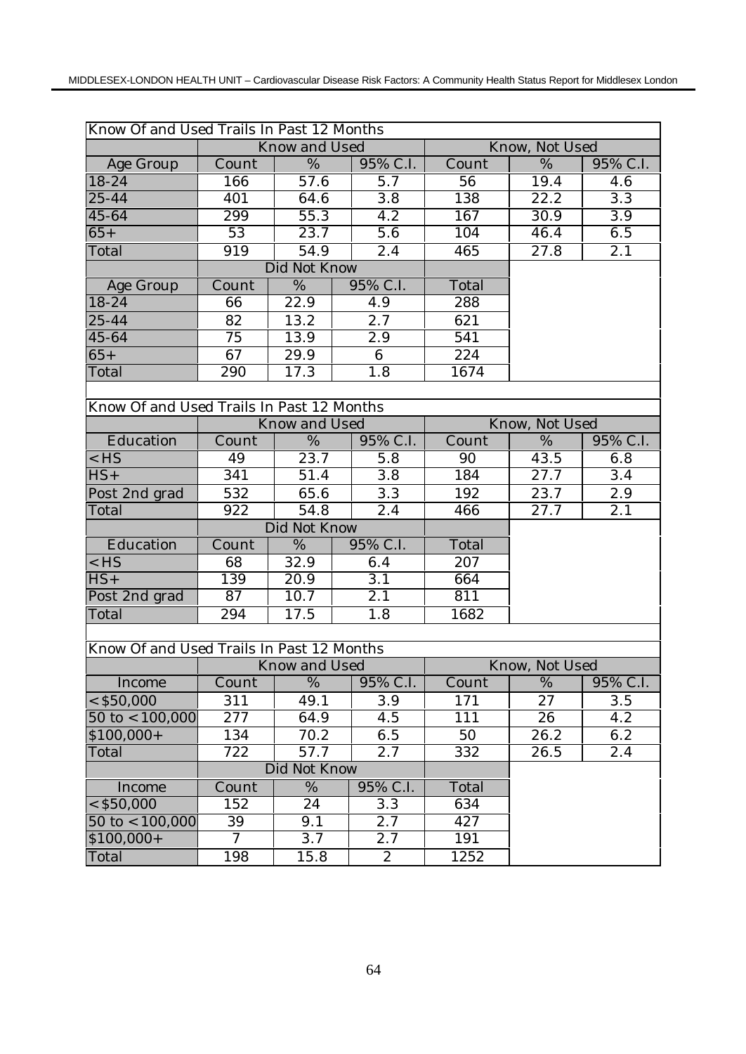| Know Of and Used Trails In Past 12 Months | | | | | | |
|---|---|---|---|---|---|---|
| | Know and Used | | | Know, Not Used | | |
| Age Group | Count | % | 95% C.I. | Count | % | 95% C.I. |
| 18-24 | 166 | 57.6 | 5.7 | 56 | 19.4 | 4.6 |
| 25-44 | 401 | 64.6 | 3.8 | 138 | 22.2 | 3.3 |
| 45-64 | 299 | 55.3 | 4.2 | 167 | 30.9 | 3.9 |
| 65+ | 53 | 23.7 | 5.6 | 104 | 46.4 | 6.5 |
| Total | 919 | 54.9 | 2.4 | 465 | 27.8 | 2.1 |
| | Did Not Know | | | | | |
| Age Group | Count | % | 95% C.I. | Total | | |
| 18-24 | 66 | 22.9 | 4.9 | 288 | | |
| 25-44 | 82 | 13.2 | 2.7 | 621 | | |
| 45-64 | 75 | 13.9 | 2.9 | 541 | | |
| 65+ | 67 | 29.9 | 6 | 224 | | |
| Total | 290 | 17.3 | 1.8 | 1674 | | |

| Know Of and Used Trails In Past 12 Months | | | | | | |
|---|---|---|---|---|---|---|
| | Know and Used | | | Know, Not Used | | |
| Education | Count | % | 95% C.I. | Count | % | 95% C.I. |
| <HS | 49 | 23.7 | 5.8 | 90 | 43.5 | 6.8 |
| HS+ | 341 | 51.4 | 3.8 | 184 | 27.7 | 3.4 |
| Post 2nd grad | 532 | 65.6 | 3.3 | 192 | 23.7 | 2.9 |
| Total | 922 | 54.8 | 2.4 | 466 | 27.7 | 2.1 |
| | Did Not Know | | | | | |
| Education | Count | % | 95% C.I. | Total | | |
| <HS | 68 | 32.9 | 6.4 | 207 | | |
| HS+ | 139 | 20.9 | 3.1 | 664 | | |
| Post 2nd grad | 87 | 10.7 | 2.1 | 811 | | |
| Total | 294 | 17.5 | 1.8 | 1682 | | |

| Know Of and Used Trails In Past 12 Months | | | | | | |
|---|---|---|---|---|---|---|
| | Know and Used | | | Know, Not Used | | |
| Income | Count | % | 95% C.I. | Count | % | 95% C.I. |
| <$50,000 | 311 | 49.1 | 3.9 | 171 | 27 | 3.5 |
| 50 to <100,000 | 277 | 64.9 | 4.5 | 111 | 26 | 4.2 |
| $100,000+ | 134 | 70.2 | 6.5 | 50 | 26.2 | 6.2 |
| Total | 722 | 57.7 | 2.7 | 332 | 26.5 | 2.4 |
| | Did Not Know | | | | | |
| Income | Count | % | 95% C.I. | Total | | |
| <$50,000 | 152 | 24 | 3.3 | 634 | | |
| 50 to <100,000 | 39 | 9.1 | 2.7 | 427 | | |
| $100,000+ | 7 | 3.7 | 2.7 | 191 | | |
| Total | 198 | 15.8 | 2 | 1252 | | |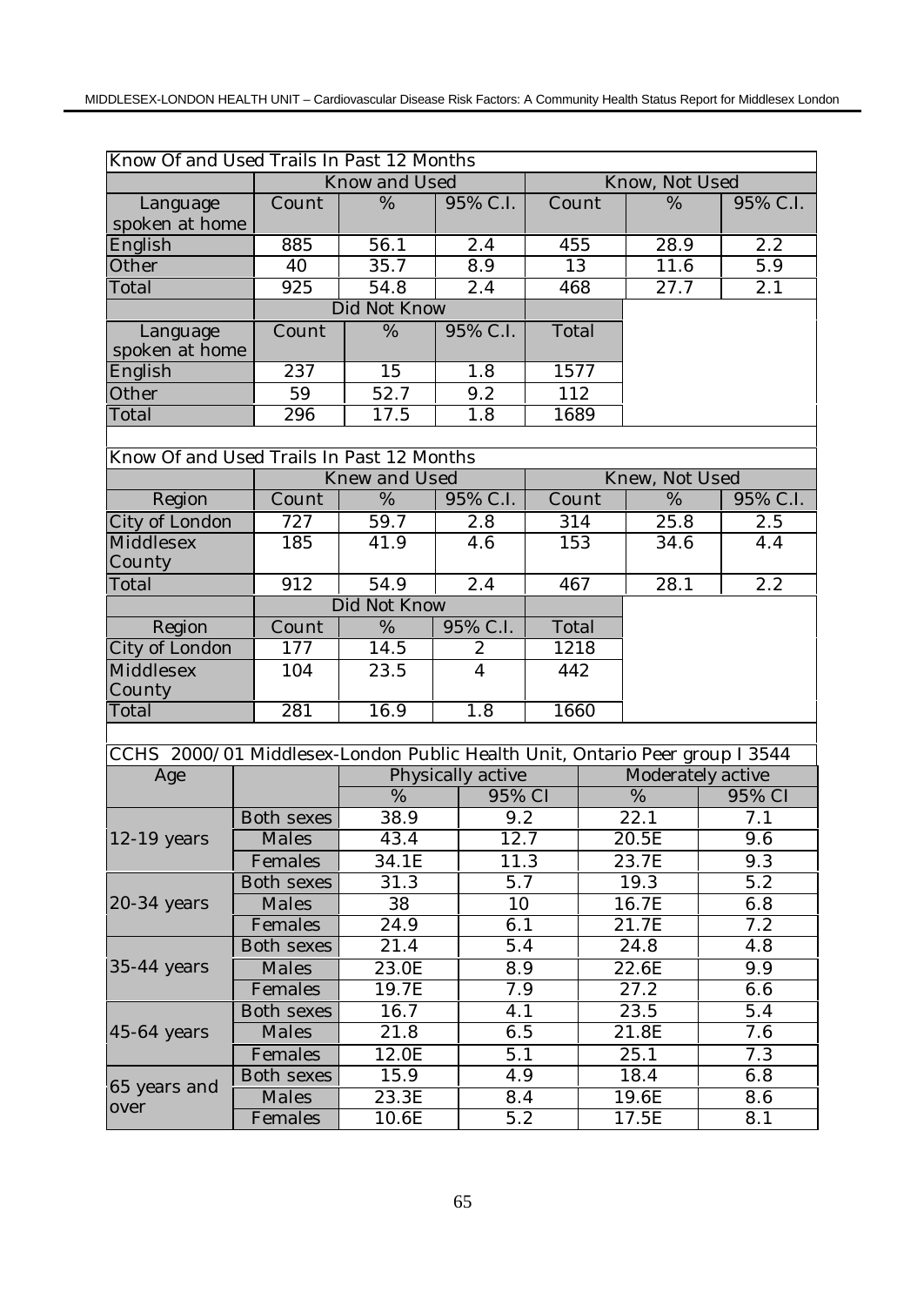| Know Of and Used Trails In Past 12 Months | | | | | | |
|---|---|---|---|---|---|---|
| | Know and Used | | | Know, Not Used | | |
| Language spoken at home | Count | % | 95% C.I. | Count | % | 95% C.I. |
| English | 885 | 56.1 | 2.4 | 455 | 28.9 | 2.2 |
| Other | 40 | 35.7 | 8.9 | 13 | 11.6 | 5.9 |
| Total | 925 | 54.8 | 2.4 | 468 | 27.7 | 2.1 |
| | Did Not Know | | | | | |
| Language spoken at home | Count | % | 95% C.I. | Total | | |
| English | 237 | 15 | 1.8 | 1577 | | |
| Other | 59 | 52.7 | 9.2 | 112 | | |
| Total | 296 | 17.5 | 1.8 | 1689 | | |

| Know Of and Used Trails In Past 12 Months | | | | | | |
|---|---|---|---|---|---|---|
| | Knew and Used | | | Knew, Not Used | | |
| Region | Count | % | 95% C.I. | Count | % | 95% C.I. |
| City of London | 727 | 59.7 | 2.8 | 314 | 25.8 | 2.5 |
| Middlesex County | 185 | 41.9 | 4.6 | 153 | 34.6 | 4.4 |
| Total | 912 | 54.9 | 2.4 | 467 | 28.1 | 2.2 |
| | Did Not Know | | | | | |
| Region | Count | % | 95% C.I. | Total | | |
| City of London | 177 | 14.5 | 2 | 1218 | | |
| Middlesex County | 104 | 23.5 | 4 | 442 | | |
| Total | 281 | 16.9 | 1.8 | 1660 | | |

| CCHS 2000/01 Middlesex-London Public Health Unit, Ontario Peer group I 3544 | | | | | |
|---|---|---|---|---|---|
| Age | | Physically active | | Moderately active | |
| | | % | 95% CI | % | 95% CI |
| 12-19 years | Both sexes | 38.9 | 9.2 | 22.1 | 7.1 |
| | Males | 43.4 | 12.7 | 20.5E | 9.6 |
| | Females | 34.1E | 11.3 | 23.7E | 9.3 |
| 20-34 years | Both sexes | 31.3 | 5.7 | 19.3 | 5.2 |
| | Males | 38 | 10 | 16.7E | 6.8 |
| | Females | 24.9 | 6.1 | 21.7E | 7.2 |
| 35-44 years | Both sexes | 21.4 | 5.4 | 24.8 | 4.8 |
| | Males | 23.0E | 8.9 | 22.6E | 9.9 |
| | Females | 19.7E | 7.9 | 27.2 | 6.6 |
| 45-64 years | Both sexes | 16.7 | 4.1 | 23.5 | 5.4 |
| | Males | 21.8 | 6.5 | 21.8E | 7.6 |
| | Females | 12.0E | 5.1 | 25.1 | 7.3 |
| 65 years and over | Both sexes | 15.9 | 4.9 | 18.4 | 6.8 |
| | Males | 23.3E | 8.4 | 19.6E | 8.6 |
| | Females | 10.6E | 5.2 | 17.5E | 8.1 |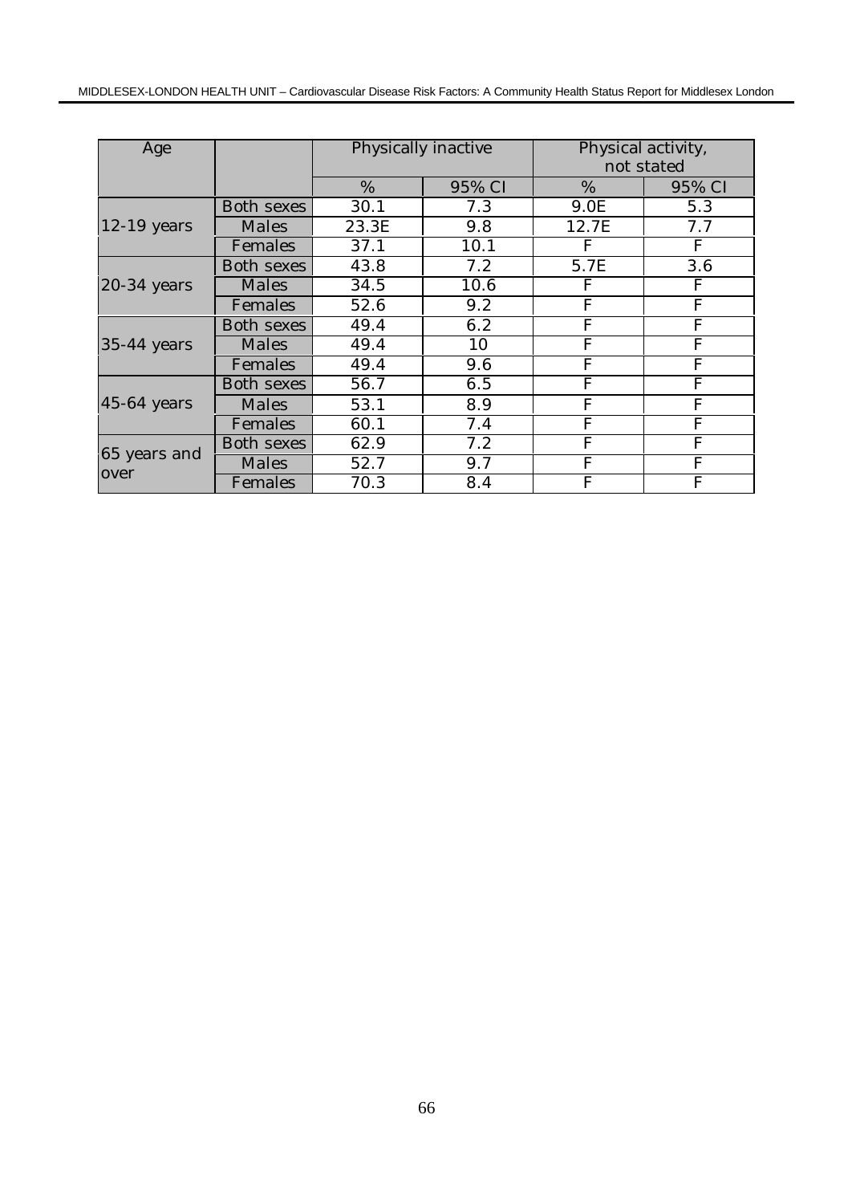| Age | | Physically inactive | | Physical activity, not stated | |
|---|---|---|---|---|---|
| | | % | 95% CI | % | 95% CI |
| 12-19 years | Both sexes | 30.1 | 7.3 | 9.0E | 5.3 |
| | Males | 23.3E | 9.8 | 12.7E | 7.7 |
| | Females | 37.1 | 10.1 | F | F |
| 20-34 years | Both sexes | 43.8 | 7.2 | 5.7E | 3.6 |
| | Males | 34.5 | 10.6 | F | F |
| | Females | 52.6 | 9.2 | F | F |
| 35-44 years | Both sexes | 49.4 | 6.2 | F | F |
| | Males | 49.4 | 10 | F | F |
| | Females | 49.4 | 9.6 | F | F |
| 45-64 years | Both sexes | 56.7 | 6.5 | F | F |
| | Males | 53.1 | 8.9 | F | F |
| | Females | 60.1 | 7.4 | F | F |
| 65 years and over | Both sexes | 62.9 | 7.2 | F | F |
| | Males | 52.7 | 9.7 | F | F |
| | Females | 70.3 | 8.4 | F | F |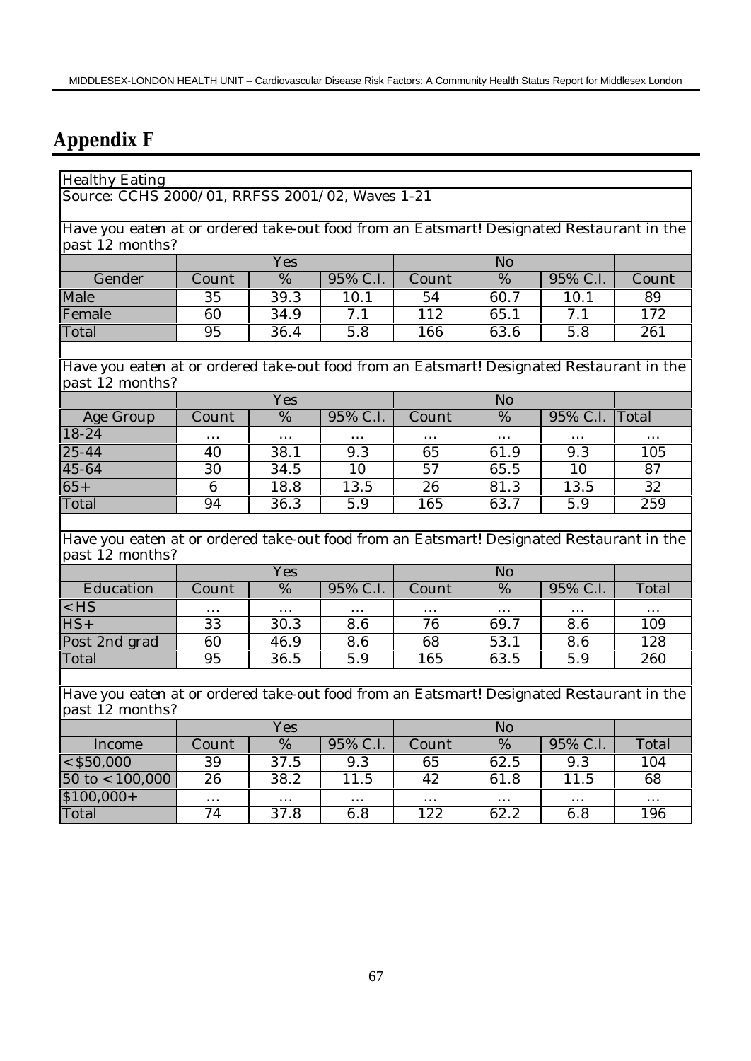# Appendix F

Healthy Eating

Source: CCHS 2000/01, RRFSS 2001/02, Waves 1-21

Have you eaten at or ordered take-out food from an Eatsmart! Designated Restaurant in the past 12 months?

| | Yes | | | No | | | |
|---|---|---|---|---|---|---|---|
| Gender | Count | % | 95% C.I. | Count | % | 95% C.I. | Count |
| Male | 35 | 39.3 | 10.1 | 54 | 60.7 | 10.1 | 89 |
| Female | 60 | 34.9 | 7.1 | 112 | 65.1 | 7.1 | 172 |
| Total | 95 | 36.4 | 5.8 | 166 | 63.6 | 5.8 | 261 |

Have you eaten at or ordered take-out food from an Eatsmart! Designated Restaurant in the past 12 months?

| | Yes | | | No | | | |
|---|---|---|---|---|---|---|---|
| Age Group | Count | % | 95% C.I. | Count | % | 95% C.I. | Total |
| 18-24 | ... | ... | ... | ... | ... | ... | ... |
| 25-44 | 40 | 38.1 | 9.3 | 65 | 61.9 | 9.3 | 105 |
| 45-64 | 30 | 34.5 | 10 | 57 | 65.5 | 10 | 87 |
| 65+ | 6 | 18.8 | 13.5 | 26 | 81.3 | 13.5 | 32 |
| Total | 94 | 36.3 | 5.9 | 165 | 63.7 | 5.9 | 259 |

Have you eaten at or ordered take-out food from an Eatsmart! Designated Restaurant in the past 12 months?

| | Yes | | | No | | | |
|---|---|---|---|---|---|---|---|
| Education | Count | % | 95% C.I. | Count | % | 95% C.I. | Total |
| <HS | ... | ... | ... | ... | ... | ... | ... |
| HS+ | 33 | 30.3 | 8.6 | 76 | 69.7 | 8.6 | 109 |
| Post 2nd grad | 60 | 46.9 | 8.6 | 68 | 53.1 | 8.6 | 128 |
| Total | 95 | 36.5 | 5.9 | 165 | 63.5 | 5.9 | 260 |

Have you eaten at or ordered take-out food from an Eatsmart! Designated Restaurant in the past 12 months?

| | Yes | | | No | | | |
|---|---|---|---|---|---|---|---|
| Income | Count | % | 95% C.I. | Count | % | 95% C.I. | Total |
| <$50,000 | 39 | 37.5 | 9.3 | 65 | 62.5 | 9.3 | 104 |
| 50 to <100,000 | 26 | 38.2 | 11.5 | 42 | 61.8 | 11.5 | 68 |
| $100,000+ | ... | ... | ... | ... | ... | ... | ... |
| Total | 74 | 37.8 | 6.8 | 122 | 62.2 | 6.8 | 196 |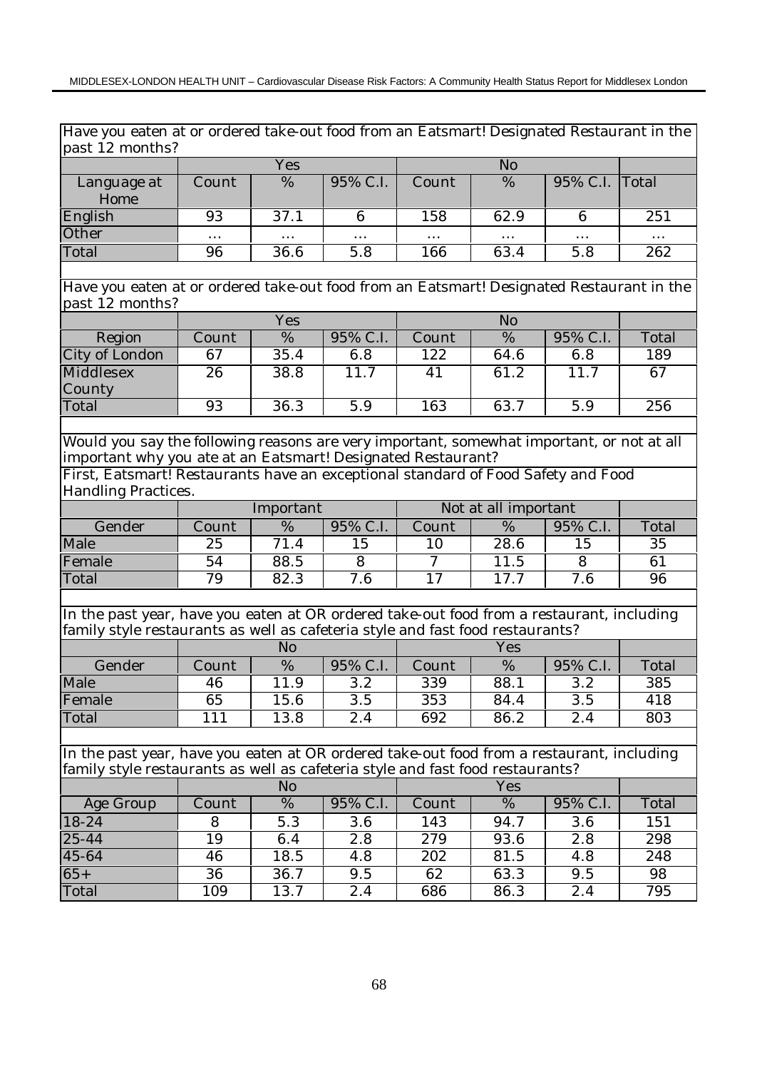Have you eaten at or ordered take-out food from an Eatsmart! Designated Restaurant in the past 12 months?

| | Yes | | | No | | | |
|---|---|---|---|---|---|---|---|
| Language at Home | Count | % | 95% C.I. | Count | % | 95% C.I. | Total |
| English | 93 | 37.1 | 6 | 158 | 62.9 | 6 | 251 |
| Other | ... | ... | ... | ... | ... | ... | ... |
| Total | 96 | 36.6 | 5.8 | 166 | 63.4 | 5.8 | 262 |

Have you eaten at or ordered take-out food from an Eatsmart! Designated Restaurant in the past 12 months?

| | Yes | | | No | | | |
|---|---|---|---|---|---|---|---|
| Region | Count | % | 95% C.I. | Count | % | 95% C.I. | Total |
| City of London | 67 | 35.4 | 6.8 | 122 | 64.6 | 6.8 | 189 |
| Middlesex County | 26 | 38.8 | 11.7 | 41 | 61.2 | 11.7 | 67 |
| Total | 93 | 36.3 | 5.9 | 163 | 63.7 | 5.9 | 256 |

Would you say the following reasons are very important, somewhat important, or not at all important why you ate at an Eatsmart! Designated Restaurant?

First, Eatsmart! Restaurants have an exceptional standard of Food Safety and Food Handling Practices.

| | Important | | | Not at all important | | | |
|---|---|---|---|---|---|---|---|
| Gender | Count | % | 95% C.I. | Count | % | 95% C.I. | Total |
| Male | 25 | 71.4 | 15 | 10 | 28.6 | 15 | 35 |
| Female | 54 | 88.5 | 8 | 7 | 11.5 | 8 | 61 |
| Total | 79 | 82.3 | 7.6 | 17 | 17.7 | 7.6 | 96 |

In the past year, have you eaten at OR ordered take-out food from a restaurant, including family style restaurants as well as cafeteria style and fast food restaurants?

| | No | | | Yes | | | |
|---|---|---|---|---|---|---|---|
| Gender | Count | % | 95% C.I. | Count | % | 95% C.I. | Total |
| Male | 46 | 11.9 | 3.2 | 339 | 88.1 | 3.2 | 385 |
| Female | 65 | 15.6 | 3.5 | 353 | 84.4 | 3.5 | 418 |
| Total | 111 | 13.8 | 2.4 | 692 | 86.2 | 2.4 | 803 |

In the past year, have you eaten at OR ordered take-out food from a restaurant, including family style restaurants as well as cafeteria style and fast food restaurants?

| | No | | | Yes | | | |
|---|---|---|---|---|---|---|---|
| Age Group | Count | % | 95% C.I. | Count | % | 95% C.I. | Total |
| 18-24 | 8 | 5.3 | 3.6 | 143 | 94.7 | 3.6 | 151 |
| 25-44 | 19 | 6.4 | 2.8 | 279 | 93.6 | 2.8 | 298 |
| 45-64 | 46 | 18.5 | 4.8 | 202 | 81.5 | 4.8 | 248 |
| 65+ | 36 | 36.7 | 9.5 | 62 | 63.3 | 9.5 | 98 |
| Total | 109 | 13.7 | 2.4 | 686 | 86.3 | 2.4 | 795 |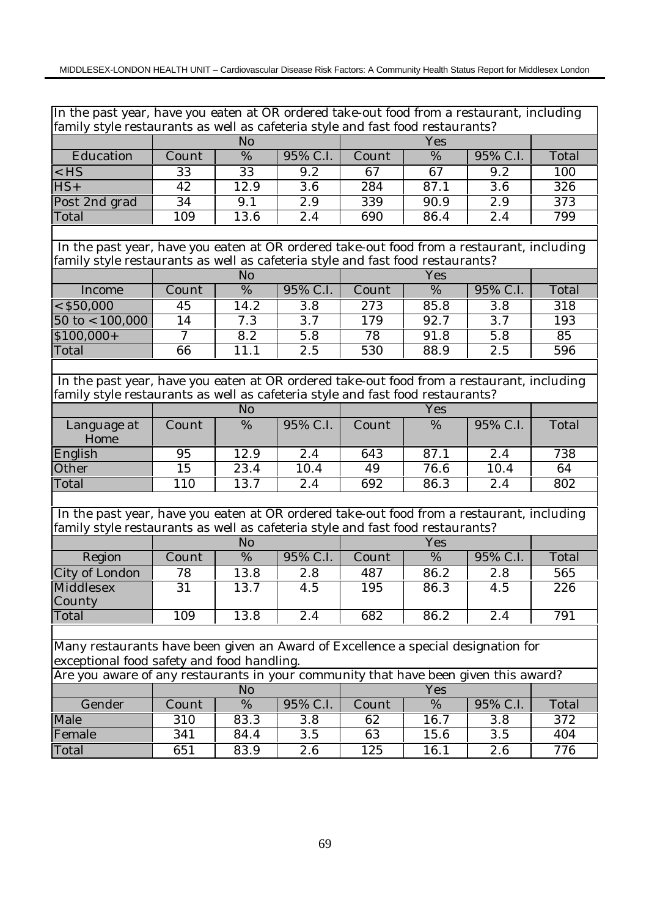| In the past year, have you eaten at OR ordered take-out food from a restaurant, including family style restaurants as well as cafeteria style and fast food restaurants? | | | | | | | |
|---|---|---|---|---|---|---|---|
| | No | | | Yes | | | |
| Education | Count | % | 95% C.I. | Count | % | 95% C.I. | Total |
| <HS | 33 | 33 | 9.2 | 67 | 67 | 9.2 | 100 |
| HS+ | 42 | 12.9 | 3.6 | 284 | 87.1 | 3.6 | 326 |
| Post 2nd grad | 34 | 9.1 | 2.9 | 339 | 90.9 | 2.9 | 373 |
| Total | 109 | 13.6 | 2.4 | 690 | 86.4 | 2.4 | 799 |

| In the past year, have you eaten at OR ordered take-out food from a restaurant, including family style restaurants as well as cafeteria style and fast food restaurants? | | | | | | | |
|---|---|---|---|---|---|---|---|
| | No | | | Yes | | | |
| Income | Count | % | 95% C.I. | Count | % | 95% C.I. | Total |
| <$50,000 | 45 | 14.2 | 3.8 | 273 | 85.8 | 3.8 | 318 |
| 50 to <100,000 | 14 | 7.3 | 3.7 | 179 | 92.7 | 3.7 | 193 |
| $100,000+ | 7 | 8.2 | 5.8 | 78 | 91.8 | 5.8 | 85 |
| Total | 66 | 11.1 | 2.5 | 530 | 88.9 | 2.5 | 596 |

| In the past year, have you eaten at OR ordered take-out food from a restaurant, including family style restaurants as well as cafeteria style and fast food restaurants? | | | | | | | |
|---|---|---|---|---|---|---|---|
| | No | | | Yes | | | |
| Language at Home | Count | % | 95% C.I. | Count | % | 95% C.I. | Total |
| English | 95 | 12.9 | 2.4 | 643 | 87.1 | 2.4 | 738 |
| Other | 15 | 23.4 | 10.4 | 49 | 76.6 | 10.4 | 64 |
| Total | 110 | 13.7 | 2.4 | 692 | 86.3 | 2.4 | 802 |

| In the past year, have you eaten at OR ordered take-out food from a restaurant, including family style restaurants as well as cafeteria style and fast food restaurants? | | | | | | | |
|---|---|---|---|---|---|---|---|
| | No | | | Yes | | | |
| Region | Count | % | 95% C.I. | Count | % | 95% C.I. | Total |
| City of London | 78 | 13.8 | 2.8 | 487 | 86.2 | 2.8 | 565 |
| Middlesex County | 31 | 13.7 | 4.5 | 195 | 86.3 | 4.5 | 226 |
| Total | 109 | 13.8 | 2.4 | 682 | 86.2 | 2.4 | 791 |

| Many restaurants have been given an Award of Excellence a special designation for exceptional food safety and food handling. Are you aware of any restaurants in your community that have been given this award? | | | | | | | |
|---|---|---|---|---|---|---|---|
| | No | | | Yes | | | |
| Gender | Count | % | 95% C.I. | Count | % | 95% C.I. | Total |
| Male | 310 | 83.3 | 3.8 | 62 | 16.7 | 3.8 | 372 |
| Female | 341 | 84.4 | 3.5 | 63 | 15.6 | 3.5 | 404 |
| Total | 651 | 83.9 | 2.6 | 125 | 16.1 | 2.6 | 776 |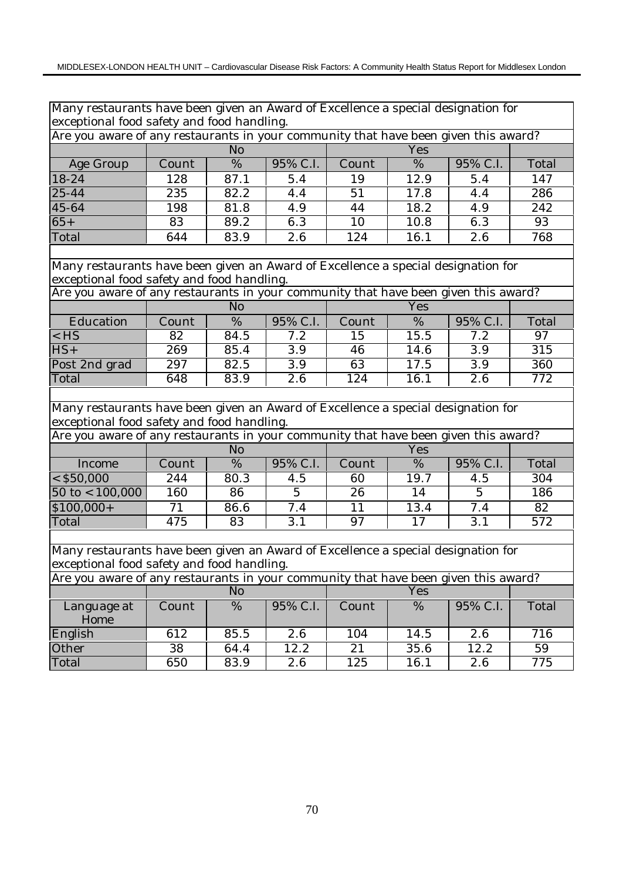Many restaurants have been given an Award of Excellence a special designation for exceptional food safety and food handling.

Are you aware of any restaurants in your community that have been given this award?

| | No | | | Yes | | | |
|---|---|---|---|---|---|---|---|
| Age Group | Count | % | 95% C.I. | Count | % | 95% C.I. | Total |
| 18-24 | 128 | 87.1 | 5.4 | 19 | 12.9 | 5.4 | 147 |
| 25-44 | 235 | 82.2 | 4.4 | 51 | 17.8 | 4.4 | 286 |
| 45-64 | 198 | 81.8 | 4.9 | 44 | 18.2 | 4.9 | 242 |
| 65+ | 83 | 89.2 | 6.3 | 10 | 10.8 | 6.3 | 93 |
| Total | 644 | 83.9 | 2.6 | 124 | 16.1 | 2.6 | 768 |

Many restaurants have been given an Award of Excellence a special designation for exceptional food safety and food handling.

Are you aware of any restaurants in your community that have been given this award?

| | No | | | Yes | | | |
|---|---|---|---|---|---|---|---|
| Education | Count | % | 95% C.I. | Count | % | 95% C.I. | Total |
| <HS | 82 | 84.5 | 7.2 | 15 | 15.5 | 7.2 | 97 |
| HS+ | 269 | 85.4 | 3.9 | 46 | 14.6 | 3.9 | 315 |
| Post 2nd grad | 297 | 82.5 | 3.9 | 63 | 17.5 | 3.9 | 360 |
| Total | 648 | 83.9 | 2.6 | 124 | 16.1 | 2.6 | 772 |

Many restaurants have been given an Award of Excellence a special designation for exceptional food safety and food handling.

Are you aware of any restaurants in your community that have been given this award?

| | No | | | Yes | | | |
|---|---|---|---|---|---|---|---|
| Income | Count | % | 95% C.I. | Count | % | 95% C.I. | Total |
| <$50,000 | 244 | 80.3 | 4.5 | 60 | 19.7 | 4.5 | 304 |
| 50 to <100,000 | 160 | 86 | 5 | 26 | 14 | 5 | 186 |
| $100,000+ | 71 | 86.6 | 7.4 | 11 | 13.4 | 7.4 | 82 |
| Total | 475 | 83 | 3.1 | 97 | 17 | 3.1 | 572 |

Many restaurants have been given an Award of Excellence a special designation for exceptional food safety and food handling.

Are you aware of any restaurants in your community that have been given this award?

| | No | | | Yes | | | |
|---|---|---|---|---|---|---|---|
| Language at Home | Count | % | 95% C.I. | Count | % | 95% C.I. | Total |
| English | 612 | 85.5 | 2.6 | 104 | 14.5 | 2.6 | 716 |
| Other | 38 | 64.4 | 12.2 | 21 | 35.6 | 12.2 | 59 |
| Total | 650 | 83.9 | 2.6 | 125 | 16.1 | 2.6 | 775 |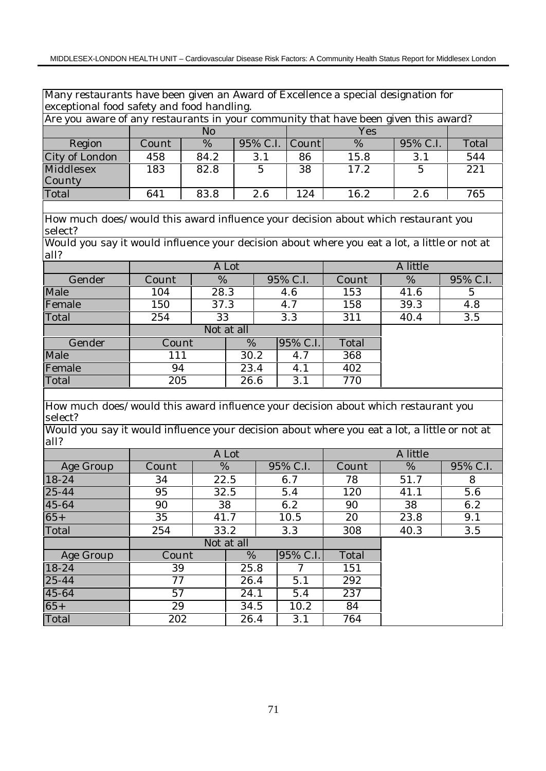Many restaurants have been given an Award of Excellence a special designation for exceptional food safety and food handling.

Are you aware of any restaurants in your community that have been given this award?

| | No | | | Yes | | | |
|---|---|---|---|---|---|---|---|
| Region | Count | % | 95% C.I. | Count | % | 95% C.I. | Total |
| City of London | 458 | 84.2 | 3.1 | 86 | 15.8 | 3.1 | 544 |
| Middlesex County | 183 | 82.8 | 5 | 38 | 17.2 | 5 | 221 |
| Total | 641 | 83.8 | 2.6 | 124 | 16.2 | 2.6 | 765 |

How much does/would this award influence your decision about which restaurant you select?

Would you say it would influence your decision about where you eat a lot, a little or not at all?

| | A Lot | | | A little | | |
|---|---|---|---|---|---|---|
| Gender | Count | % | 95% C.I. | Count | % | 95% C.I. |
| Male | 104 | 28.3 | 4.6 | 153 | 41.6 | 5 |
| Female | 150 | 37.3 | 4.7 | 158 | 39.3 | 4.8 |
| Total | 254 | 33 | 3.3 | 311 | 40.4 | 3.5 |

| | Not at all | | | |
|---|---|---|---|---|
| Gender | Count | % | 95% C.I. | Total |
| Male | 111 | 30.2 | 4.7 | 368 |
| Female | 94 | 23.4 | 4.1 | 402 |
| Total | 205 | 26.6 | 3.1 | 770 |

How much does/would this award influence your decision about which restaurant you select?

Would you say it would influence your decision about where you eat a lot, a little or not at all?

| | A Lot | | | A little | | |
|---|---|---|---|---|---|---|
| Age Group | Count | % | 95% C.I. | Count | % | 95% C.I. |
| 18-24 | 34 | 22.5 | 6.7 | 78 | 51.7 | 8 |
| 25-44 | 95 | 32.5 | 5.4 | 120 | 41.1 | 5.6 |
| 45-64 | 90 | 38 | 6.2 | 90 | 38 | 6.2 |
| 65+ | 35 | 41.7 | 10.5 | 20 | 23.8 | 9.1 |
| Total | 254 | 33.2 | 3.3 | 308 | 40.3 | 3.5 |

| | Not at all | | | |
|---|---|---|---|---|
| Age Group | Count | % | 95% C.I. | Total |
| 18-24 | 39 | 25.8 | 7 | 151 |
| 25-44 | 77 | 26.4 | 5.1 | 292 |
| 45-64 | 57 | 24.1 | 5.4 | 237 |
| 65+ | 29 | 34.5 | 10.2 | 84 |
| Total | 202 | 26.4 | 3.1 | 764 |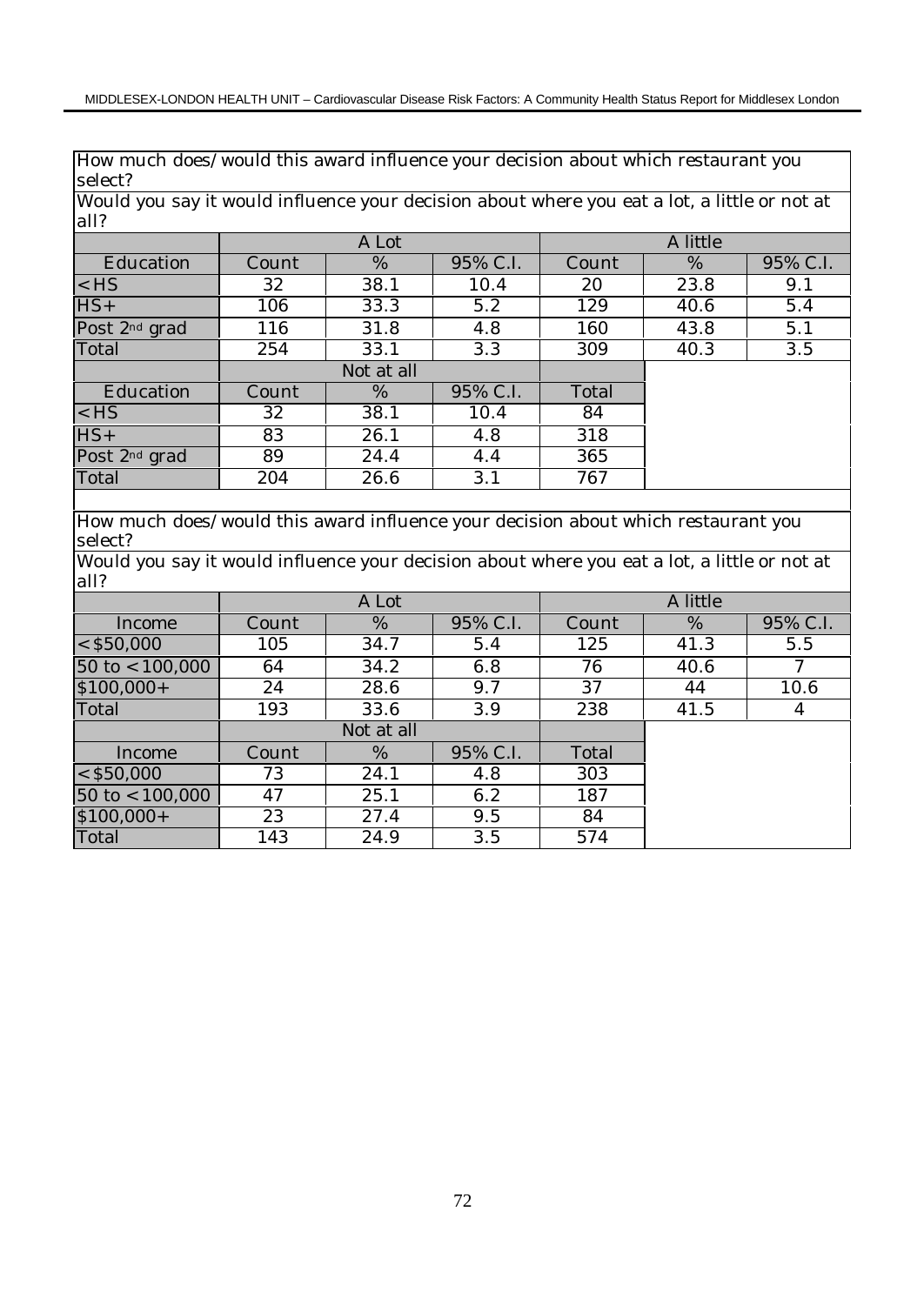How much does/would this award influence your decision about which restaurant you select?

Would you say it would influence your decision about where you eat a lot, a little or not at all?

| | A Lot | | | A little | | |
|---|---|---|---|---|---|---|
| Education | Count | % | 95% C.I. | Count | % | 95% C.I. |
| <HS | 32 | 38.1 | 10.4 | 20 | 23.8 | 9.1 |
| HS+ | 106 | 33.3 | 5.2 | 129 | 40.6 | 5.4 |
| Post 2nd grad | 116 | 31.8 | 4.8 | 160 | 43.8 | 5.1 |
| Total | 254 | 33.1 | 3.3 | 309 | 40.3 | 3.5 |

| | Not at all | | | |
|---|---|---|---|---|
| Education | Count | % | 95% C.I. | Total |
| <HS | 32 | 38.1 | 10.4 | 84 |
| HS+ | 83 | 26.1 | 4.8 | 318 |
| Post 2nd grad | 89 | 24.4 | 4.4 | 365 |
| Total | 204 | 26.6 | 3.1 | 767 |

How much does/would this award influence your decision about which restaurant you select?

Would you say it would influence your decision about where you eat a lot, a little or not at all?

| | A Lot | | | A little | | |
|---|---|---|---|---|---|---|
| Income | Count | % | 95% C.I. | Count | % | 95% C.I. |
| <$50,000 | 105 | 34.7 | 5.4 | 125 | 41.3 | 5.5 |
| 50 to <100,000 | 64 | 34.2 | 6.8 | 76 | 40.6 | 7 |
| $100,000+ | 24 | 28.6 | 9.7 | 37 | 44 | 10.6 |
| Total | 193 | 33.6 | 3.9 | 238 | 41.5 | 4 |

| | Not at all | | | |
|---|---|---|---|---|
| Income | Count | % | 95% C.I. | Total |
| <$50,000 | 73 | 24.1 | 4.8 | 303 |
| 50 to <100,000 | 47 | 25.1 | 6.2 | 187 |
| $100,000+ | 23 | 27.4 | 9.5 | 84 |
| Total | 143 | 24.9 | 3.5 | 574 |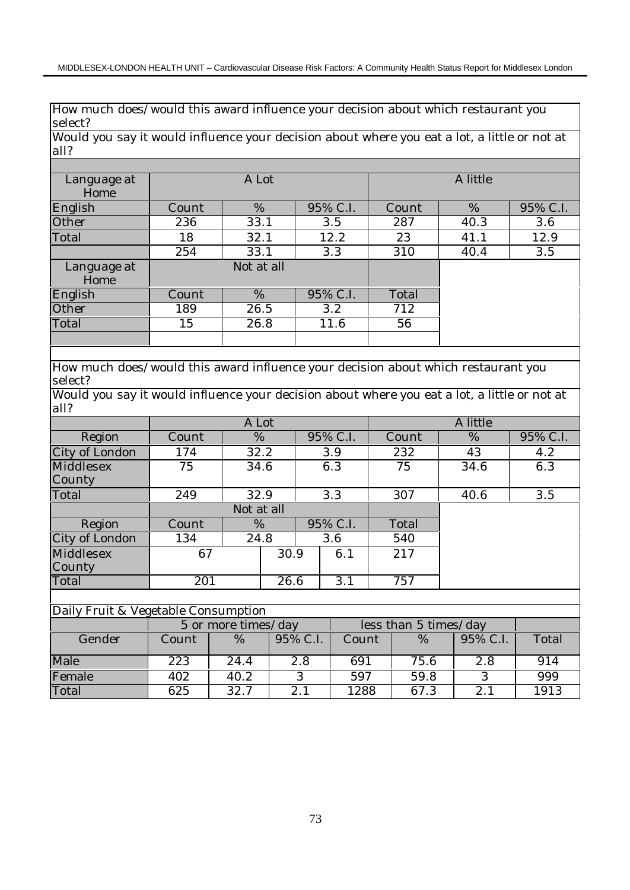How much does/would this award influence your decision about which restaurant you select?

Would you say it would influence your decision about where you eat a lot, a little or not at all?

| Language at Home | A Lot | | | A little | | |
|---|---|---|---|---|---|---|
| English | Count | % | 95% C.I. | Count | % | 95% C.I. |
| Other | 236 | 33.1 | 3.5 | 287 | 40.3 | 3.6 |
| Total | 18 | 32.1 | 12.2 | 23 | 41.1 | 12.9 |
| | 254 | 33.1 | 3.3 | 310 | 40.4 | 3.5 |
| **Language at Home** | **Not at all** | | | | | |
| English | Count | % | 95% C.I. | Total | | |
| Other | 189 | 26.5 | 3.2 | 712 | | |
| Total | 15 | 26.8 | 11.6 | 56 | | |
| | | | | | | |

How much does/would this award influence your decision about which restaurant you select?

Would you say it would influence your decision about where you eat a lot, a little or not at all?

| | A Lot | | | A little | | |
|---|---|---|---|---|---|---|
| Region | Count | % | 95% C.I. | Count | % | 95% C.I. |
| City of London | 174 | 32.2 | 3.9 | 232 | 43 | 4.2 |
| Middlesex County | 75 | 34.6 | 6.3 | 75 | 34.6 | 6.3 |
| Total | 249 | 32.9 | 3.3 | 307 | 40.6 | 3.5 |
| | **Not at all** | | | | | |
| Region | Count | % | 95% C.I. | Total | | |
| City of London | 134 | 24.8 | 3.6 | 540 | | |
| Middlesex County | 67 | 30.9 | 6.1 | 217 | | |
| Total | 201 | 26.6 | 3.1 | 757 | | |

Daily Fruit & Vegetable Consumption

| | 5 or more times/day | | | less than 5 times/day | | | |
|---|---|---|---|---|---|---|---|
| Gender | Count | % | 95% C.I. | Count | % | 95% C.I. | Total |
| Male | 223 | 24.4 | 2.8 | 691 | 75.6 | 2.8 | 914 |
| Female | 402 | 40.2 | 3 | 597 | 59.8 | 3 | 999 |
| Total | 625 | 32.7 | 2.1 | 1288 | 67.3 | 2.1 | 1913 |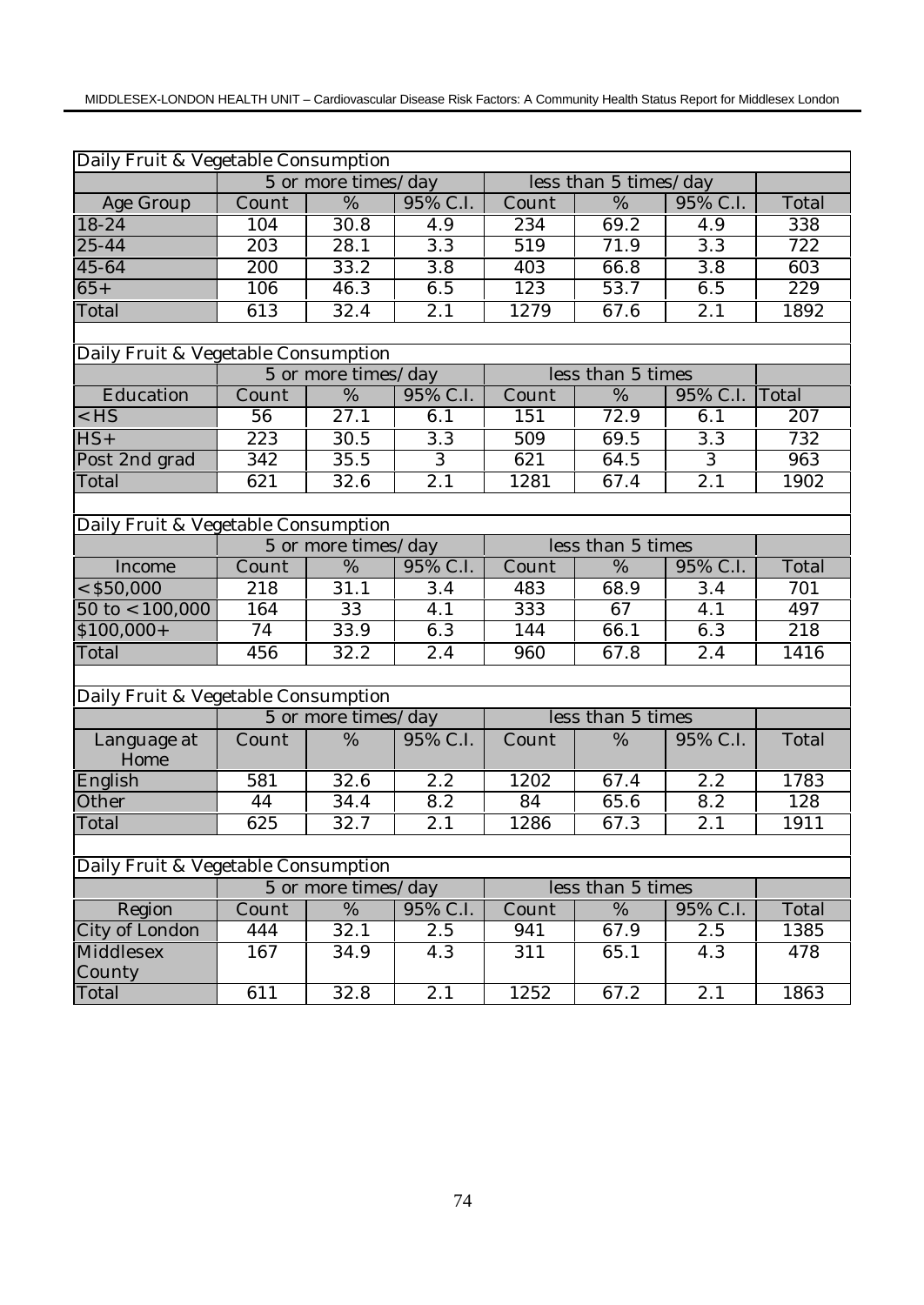| Daily Fruit & Vegetable Consumption | | | | | | | |
|---|---|---|---|---|---|---|---|
| | 5 or more times/day | | | less than 5 times/day | | | |
| Age Group | Count | % | 95% C.I. | Count | % | 95% C.I. | Total |
| 18-24 | 104 | 30.8 | 4.9 | 234 | 69.2 | 4.9 | 338 |
| 25-44 | 203 | 28.1 | 3.3 | 519 | 71.9 | 3.3 | 722 |
| 45-64 | 200 | 33.2 | 3.8 | 403 | 66.8 | 3.8 | 603 |
| 65+ | 106 | 46.3 | 6.5 | 123 | 53.7 | 6.5 | 229 |
| Total | 613 | 32.4 | 2.1 | 1279 | 67.6 | 2.1 | 1892 |

| Daily Fruit & Vegetable Consumption | | | | | | | |
|---|---|---|---|---|---|---|---|
| | 5 or more times/day | | | less than 5 times | | | |
| Education | Count | % | 95% C.I. | Count | % | 95% C.I. | Total |
| <HS | 56 | 27.1 | 6.1 | 151 | 72.9 | 6.1 | 207 |
| HS+ | 223 | 30.5 | 3.3 | 509 | 69.5 | 3.3 | 732 |
| Post 2nd grad | 342 | 35.5 | 3 | 621 | 64.5 | 3 | 963 |
| Total | 621 | 32.6 | 2.1 | 1281 | 67.4 | 2.1 | 1902 |

| Daily Fruit & Vegetable Consumption | | | | | | | |
|---|---|---|---|---|---|---|---|
| | 5 or more times/day | | | less than 5 times | | | |
| Income | Count | % | 95% C.I. | Count | % | 95% C.I. | Total |
| <$50,000 | 218 | 31.1 | 3.4 | 483 | 68.9 | 3.4 | 701 |
| 50 to <100,000 | 164 | 33 | 4.1 | 333 | 67 | 4.1 | 497 |
| $100,000+ | 74 | 33.9 | 6.3 | 144 | 66.1 | 6.3 | 218 |
| Total | 456 | 32.2 | 2.4 | 960 | 67.8 | 2.4 | 1416 |

| Daily Fruit & Vegetable Consumption | | | | | | | |
|---|---|---|---|---|---|---|---|
| | 5 or more times/day | | | less than 5 times | | | |
| Language at Home | Count | % | 95% C.I. | Count | % | 95% C.I. | Total |
| English | 581 | 32.6 | 2.2 | 1202 | 67.4 | 2.2 | 1783 |
| Other | 44 | 34.4 | 8.2 | 84 | 65.6 | 8.2 | 128 |
| Total | 625 | 32.7 | 2.1 | 1286 | 67.3 | 2.1 | 1911 |

| Daily Fruit & Vegetable Consumption | | | | | | | |
|---|---|---|---|---|---|---|---|
| | 5 or more times/day | | | less than 5 times | | | |
| Region | Count | % | 95% C.I. | Count | % | 95% C.I. | Total |
| City of London | 444 | 32.1 | 2.5 | 941 | 67.9 | 2.5 | 1385 |
| Middlesex County | 167 | 34.9 | 4.3 | 311 | 65.1 | 4.3 | 478 |
| Total | 611 | 32.8 | 2.1 | 1252 | 67.2 | 2.1 | 1863 |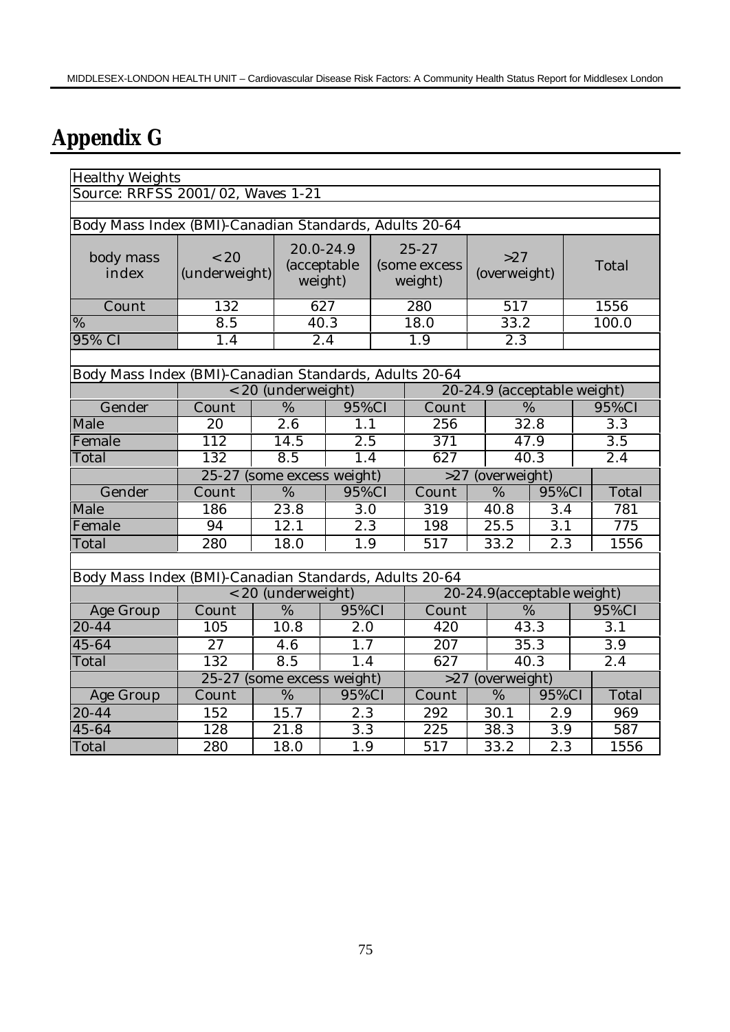# Appendix G

Healthy Weights

Source: RRFSS 2001/02, Waves 1-21

Body Mass Index (BMI)-Canadian Standards, Adults 20-64

| body mass index | <20 (underweight) | 20.0-24.9 (acceptable weight) | 25-27 (some excess weight) | >27 (overweight) | Total |
|---|---|---|---|---|---|
| Count | 132 | 627 | 280 | 517 | 1556 |
| % | 8.5 | 40.3 | 18.0 | 33.2 | 100.0 |
| 95% CI | 1.4 | 2.4 | 1.9 | 2.3 | |

Body Mass Index (BMI)-Canadian Standards, Adults 20-64

| | <20 (underweight) | | | 20-24.9 (acceptable weight) | | |
|---|---|---|---|---|---|---|
| Gender | Count | % | 95%CI | Count | % | 95%CI |
| Male | 20 | 2.6 | 1.1 | 256 | 32.8 | 3.3 |
| Female | 112 | 14.5 | 2.5 | 371 | 47.9 | 3.5 |
| Total | 132 | 8.5 | 1.4 | 627 | 40.3 | 2.4 |

| | 25-27 (some excess weight) | | | >27 (overweight) | | | |
|---|---|---|---|---|---|---|---|
| Gender | Count | % | 95%CI | Count | % | 95%CI | Total |
| Male | 186 | 23.8 | 3.0 | 319 | 40.8 | 3.4 | 781 |
| Female | 94 | 12.1 | 2.3 | 198 | 25.5 | 3.1 | 775 |
| Total | 280 | 18.0 | 1.9 | 517 | 33.2 | 2.3 | 1556 |

Body Mass Index (BMI)-Canadian Standards, Adults 20-64

| | <20 (underweight) | | | 20-24.9(acceptable weight) | | |
|---|---|---|---|---|---|---|
| Age Group | Count | % | 95%CI | Count | % | 95%CI |
| 20-44 | 105 | 10.8 | 2.0 | 420 | 43.3 | 3.1 |
| 45-64 | 27 | 4.6 | 1.7 | 207 | 35.3 | 3.9 |
| Total | 132 | 8.5 | 1.4 | 627 | 40.3 | 2.4 |

| | 25-27 (some excess weight) | | | >27 (overweight) | | | |
|---|---|---|---|---|---|---|---|
| Age Group | Count | % | 95%CI | Count | % | 95%CI | Total |
| 20-44 | 152 | 15.7 | 2.3 | 292 | 30.1 | 2.9 | 969 |
| 45-64 | 128 | 21.8 | 3.3 | 225 | 38.3 | 3.9 | 587 |
| Total | 280 | 18.0 | 1.9 | 517 | 33.2 | 2.3 | 1556 |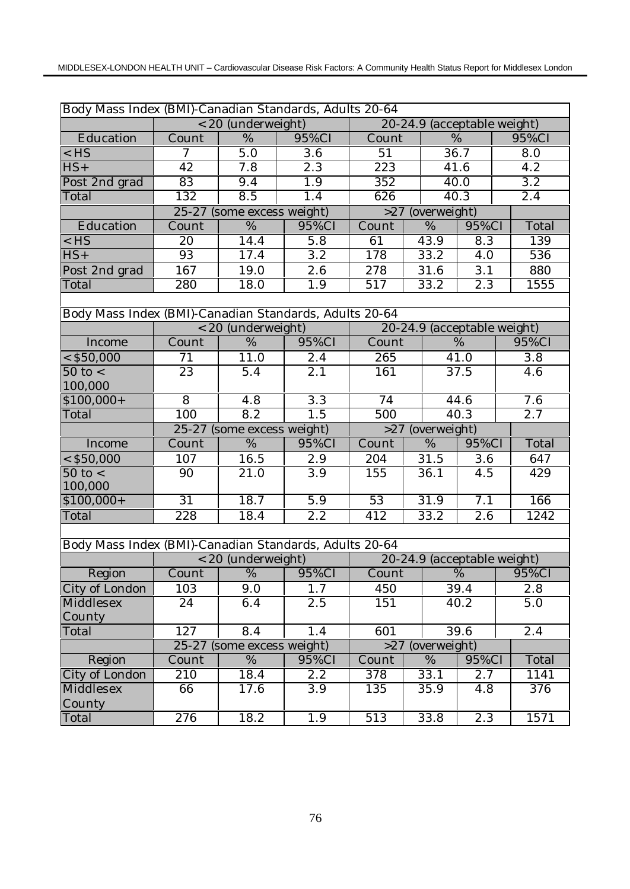| Body Mass Index (BMI)-Canadian Standards, Adults 20-64 | | | | | | | |
|---|---|---|---|---|---|---|---|
| | <20 (underweight) | | | 20-24.9 (acceptable weight) | | | |
| Education | Count | % | 95%CI | Count | % | | 95%CI |
| <HS | 7 | 5.0 | 3.6 | 51 | 36.7 | | 8.0 |
| HS+ | 42 | 7.8 | 2.3 | 223 | 41.6 | | 4.2 |
| Post 2nd grad | 83 | 9.4 | 1.9 | 352 | 40.0 | | 3.2 |
| Total | 132 | 8.5 | 1.4 | 626 | 40.3 | | 2.4 |
| | 25-27 (some excess weight) | | | >27 (overweight) | | | |
| Education | Count | % | 95%CI | Count | % | 95%CI | Total |
| <HS | 20 | 14.4 | 5.8 | 61 | 43.9 | 8.3 | 139 |
| HS+ | 93 | 17.4 | 3.2 | 178 | 33.2 | 4.0 | 536 |
| Post 2nd grad | 167 | 19.0 | 2.6 | 278 | 31.6 | 3.1 | 880 |
| Total | 280 | 18.0 | 1.9 | 517 | 33.2 | 2.3 | 1555 |

| Body Mass Index (BMI)-Canadian Standards, Adults 20-64 | | | | | | | |
|---|---|---|---|---|---|---|---|
| | <20 (underweight) | | | 20-24.9 (acceptable weight) | | | |
| Income | Count | % | 95%CI | Count | % | | 95%CI |
| <$50,000 | 71 | 11.0 | 2.4 | 265 | 41.0 | | 3.8 |
| 50 to < 100,000 | 23 | 5.4 | 2.1 | 161 | 37.5 | | 4.6 |
| $100,000+ | 8 | 4.8 | 3.3 | 74 | 44.6 | | 7.6 |
| Total | 100 | 8.2 | 1.5 | 500 | 40.3 | | 2.7 |
| | 25-27 (some excess weight) | | | >27 (overweight) | | | |
| Income | Count | % | 95%CI | Count | % | 95%CI | Total |
| <$50,000 | 107 | 16.5 | 2.9 | 204 | 31.5 | 3.6 | 647 |
| 50 to < 100,000 | 90 | 21.0 | 3.9 | 155 | 36.1 | 4.5 | 429 |
| $100,000+ | 31 | 18.7 | 5.9 | 53 | 31.9 | 7.1 | 166 |
| Total | 228 | 18.4 | 2.2 | 412 | 33.2 | 2.6 | 1242 |

| Body Mass Index (BMI)-Canadian Standards, Adults 20-64 | | | | | | | |
|---|---|---|---|---|---|---|---|
| | <20 (underweight) | | | 20-24.9 (acceptable weight) | | | |
| Region | Count | % | 95%CI | Count | % | | 95%CI |
| City of London | 103 | 9.0 | 1.7 | 450 | 39.4 | | 2.8 |
| Middlesex County | 24 | 6.4 | 2.5 | 151 | 40.2 | | 5.0 |
| Total | 127 | 8.4 | 1.4 | 601 | 39.6 | | 2.4 |
| | 25-27 (some excess weight) | | | >27 (overweight) | | | |
| Region | Count | % | 95%CI | Count | % | 95%CI | Total |
| City of London | 210 | 18.4 | 2.2 | 378 | 33.1 | 2.7 | 1141 |
| Middlesex County | 66 | 17.6 | 3.9 | 135 | 35.9 | 4.8 | 376 |
| Total | 276 | 18.2 | 1.9 | 513 | 33.8 | 2.3 | 1571 |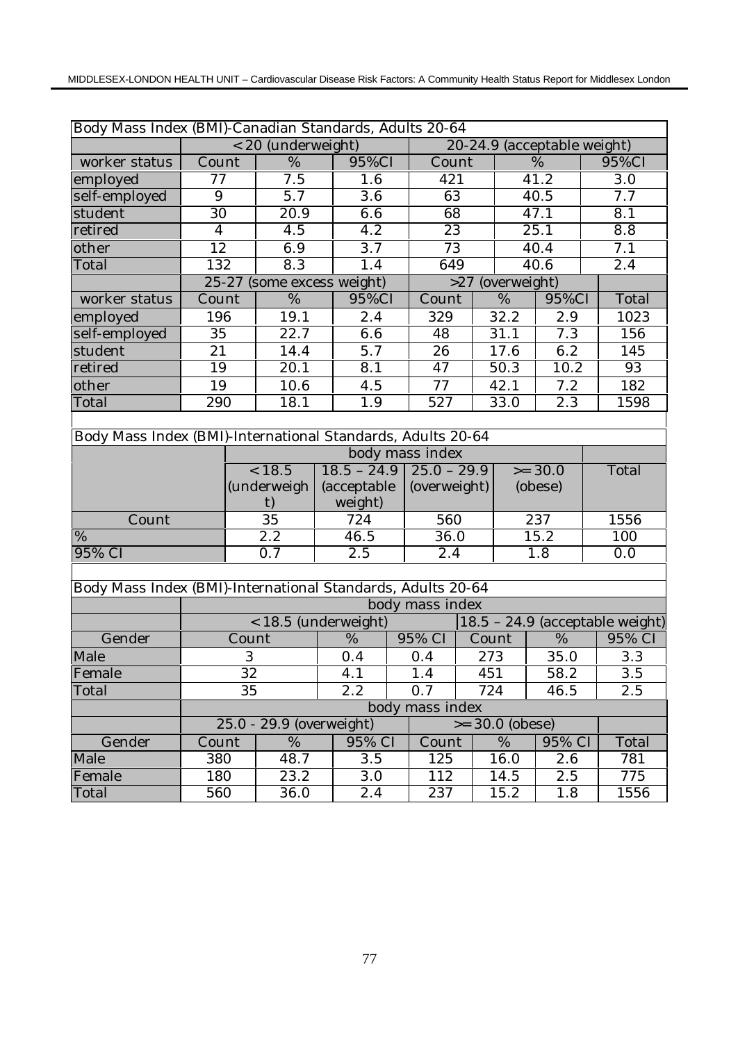| Body Mass Index (BMI)-Canadian Standards, Adults 20-64 | | | | | | | |
|---|---|---|---|---|---|---|---|
| | <20 (underweight) | | | 20-24.9 (acceptable weight) | | | |
| worker status | Count | % | 95%CI | Count | % | 95%CI | |
| employed | 77 | 7.5 | 1.6 | 421 | 41.2 | 3.0 | |
| self-employed | 9 | 5.7 | 3.6 | 63 | 40.5 | 7.7 | |
| student | 30 | 20.9 | 6.6 | 68 | 47.1 | 8.1 | |
| retired | 4 | 4.5 | 4.2 | 23 | 25.1 | 8.8 | |
| other | 12 | 6.9 | 3.7 | 73 | 40.4 | 7.1 | |
| Total | 132 | 8.3 | 1.4 | 649 | 40.6 | 2.4 | |
| | 25-27 (some excess weight) | | | >27 (overweight) | | | |
| worker status | Count | % | 95%CI | Count | % | 95%CI | Total |
| employed | 196 | 19.1 | 2.4 | 329 | 32.2 | 2.9 | 1023 |
| self-employed | 35 | 22.7 | 6.6 | 48 | 31.1 | 7.3 | 156 |
| student | 21 | 14.4 | 5.7 | 26 | 17.6 | 6.2 | 145 |
| retired | 19 | 20.1 | 8.1 | 47 | 50.3 | 10.2 | 93 |
| other | 19 | 10.6 | 4.5 | 77 | 42.1 | 7.2 | 182 |
| Total | 290 | 18.1 | 1.9 | 527 | 33.0 | 2.3 | 1598 |

| Body Mass Index (BMI)-International Standards, Adults 20-64 | | | | | |
|---|---|---|---|---|---|
| | body mass index | | | | |
| | <18.5 (underweight) | 18.5 – 24.9 (acceptable weight) | 25.0 – 29.9 (overweight) | >=30.0 (obese) | Total |
| Count | 35 | 724 | 560 | 237 | 1556 |
| % | 2.2 | 46.5 | 36.0 | 15.2 | 100 |
| 95% CI | 0.7 | 2.5 | 2.4 | 1.8 | 0.0 |

| Body Mass Index (BMI)-International Standards, Adults 20-64 | | | | | | | |
|---|---|---|---|---|---|---|---|
| | body mass index | | | | | | |
| | <18.5 (underweight) | | | 18.5 – 24.9 (acceptable weight) | | | |
| Gender | Count | % | 95% CI | Count | % | 95% CI | |
| Male | 3 | 0.4 | 0.4 | 273 | 35.0 | 3.3 | |
| Female | 32 | 4.1 | 1.4 | 451 | 58.2 | 3.5 | |
| Total | 35 | 2.2 | 0.7 | 724 | 46.5 | 2.5 | |
| | body mass index | | | | | | |
| | 25.0 - 29.9 (overweight) | | | >=30.0 (obese) | | | |
| Gender | Count | % | 95% CI | Count | % | 95% CI | Total |
| Male | 380 | 48.7 | 3.5 | 125 | 16.0 | 2.6 | 781 |
| Female | 180 | 23.2 | 3.0 | 112 | 14.5 | 2.5 | 775 |
| Total | 560 | 36.0 | 2.4 | 237 | 15.2 | 1.8 | 1556 |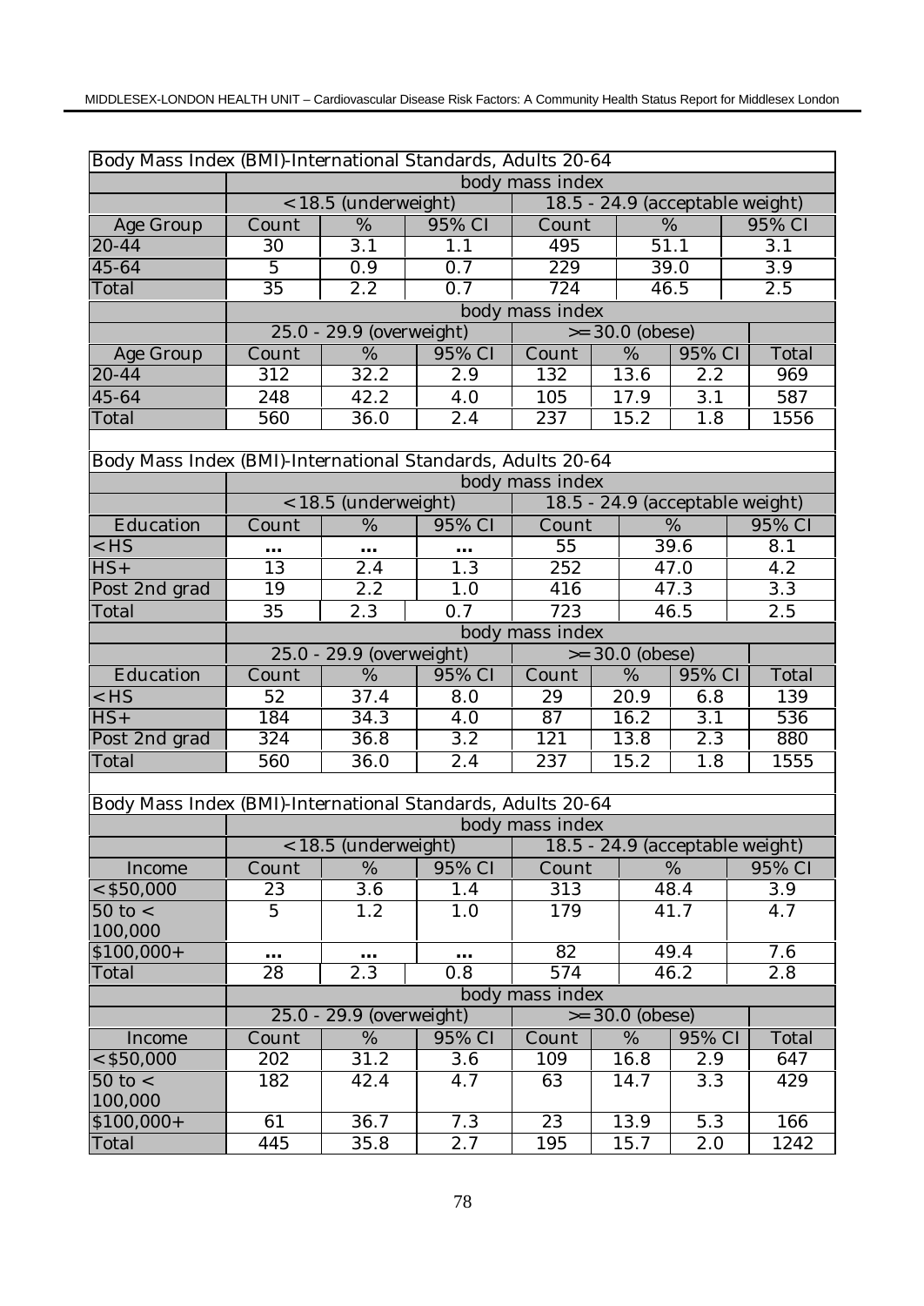| Body Mass Index (BMI)-International Standards, Adults 20-64 | | | | | | | |
|---|---|---|---|---|---|---|---|
| | body mass index | | | | | | |
| | <18.5 (underweight) | | | 18.5 - 24.9 (acceptable weight) | | | |
| Age Group | Count | % | 95% CI | Count | % | | 95% CI |
| 20-44 | 30 | 3.1 | 1.1 | 495 | 51.1 | | 3.1 |
| 45-64 | 5 | 0.9 | 0.7 | 229 | 39.0 | | 3.9 |
| Total | 35 | 2.2 | 0.7 | 724 | 46.5 | | 2.5 |
| | body mass index | | | | | | |
| | 25.0 - 29.9 (overweight) | | | >=30.0 (obese) | | | |
| Age Group | Count | % | 95% CI | Count | % | 95% CI | Total |
| 20-44 | 312 | 32.2 | 2.9 | 132 | 13.6 | 2.2 | 969 |
| 45-64 | 248 | 42.2 | 4.0 | 105 | 17.9 | 3.1 | 587 |
| Total | 560 | 36.0 | 2.4 | 237 | 15.2 | 1.8 | 1556 |

| Body Mass Index (BMI)-International Standards, Adults 20-64 | | | | | | | |
|---|---|---|---|---|---|---|---|
| | body mass index | | | | | | |
| | <18.5 (underweight) | | | 18.5 - 24.9 (acceptable weight) | | | |
| Education | Count | % | 95% CI | Count | % | | 95% CI |
| <HS | ... | ... | ... | 55 | 39.6 | | 8.1 |
| HS+ | 13 | 2.4 | 1.3 | 252 | 47.0 | | 4.2 |
| Post 2nd grad | 19 | 2.2 | 1.0 | 416 | 47.3 | | 3.3 |
| Total | 35 | 2.3 | 0.7 | 723 | 46.5 | | 2.5 |
| | body mass index | | | | | | |
| | 25.0 - 29.9 (overweight) | | | >=30.0 (obese) | | | |
| Education | Count | % | 95% CI | Count | % | 95% CI | Total |
| <HS | 52 | 37.4 | 8.0 | 29 | 20.9 | 6.8 | 139 |
| HS+ | 184 | 34.3 | 4.0 | 87 | 16.2 | 3.1 | 536 |
| Post 2nd grad | 324 | 36.8 | 3.2 | 121 | 13.8 | 2.3 | 880 |
| Total | 560 | 36.0 | 2.4 | 237 | 15.2 | 1.8 | 1555 |

| Body Mass Index (BMI)-International Standards, Adults 20-64 | | | | | | | |
|---|---|---|---|---|---|---|---|
| | body mass index | | | | | | |
| | <18.5 (underweight) | | | 18.5 - 24.9 (acceptable weight) | | | |
| Income | Count | % | 95% CI | Count | % | | 95% CI |
| <$50,000 | 23 | 3.6 | 1.4 | 313 | 48.4 | | 3.9 |
| 50 to < 100,000 | 5 | 1.2 | 1.0 | 179 | 41.7 | | 4.7 |
| $100,000+ | ... | ... | ... | 82 | 49.4 | | 7.6 |
| Total | 28 | 2.3 | 0.8 | 574 | 46.2 | | 2.8 |
| | body mass index | | | | | | |
| | 25.0 - 29.9 (overweight) | | | >=30.0 (obese) | | | |
| Income | Count | % | 95% CI | Count | % | 95% CI | Total |
| <$50,000 | 202 | 31.2 | 3.6 | 109 | 16.8 | 2.9 | 647 |
| 50 to < 100,000 | 182 | 42.4 | 4.7 | 63 | 14.7 | 3.3 | 429 |
| $100,000+ | 61 | 36.7 | 7.3 | 23 | 13.9 | 5.3 | 166 |
| Total | 445 | 35.8 | 2.7 | 195 | 15.7 | 2.0 | 1242 |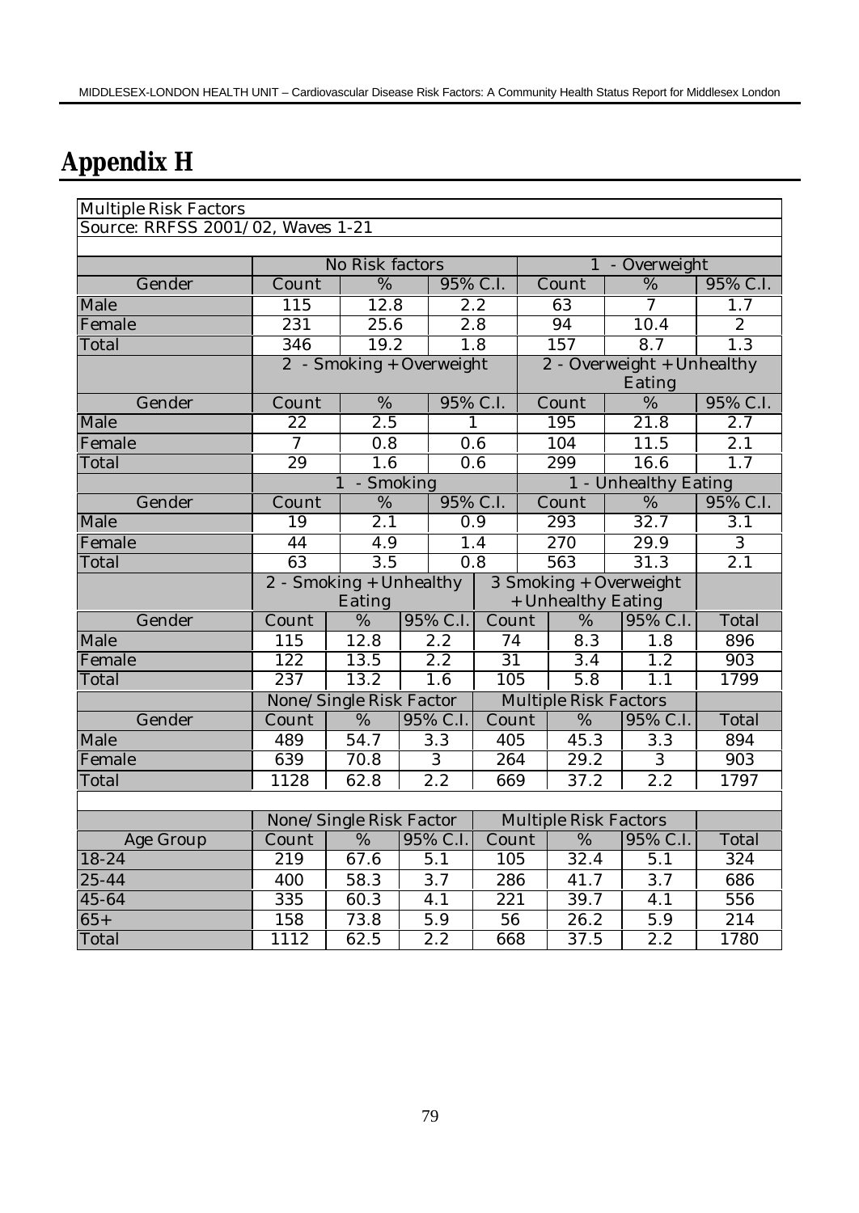# Appendix H

| Multiple Risk Factors | | | | | | | |
|---|---|---|---|---|---|---|---|
| Source: RRFSS 2001/02, Waves 1-21 | | | | | | | |
| | No Risk factors | | | 1 - Overweight | | | |
| Gender | Count | % | 95% C.I. | Count | % | 95% C.I. | |
| Male | 115 | 12.8 | 2.2 | 63 | 7 | 1.7 | |
| Female | 231 | 25.6 | 2.8 | 94 | 10.4 | 2 | |
| Total | 346 | 19.2 | 1.8 | 157 | 8.7 | 1.3 | |
| | 2 - Smoking + Overweight | | | 2 - Overweight + Unhealthy Eating | | | |
| Gender | Count | % | 95% C.I. | Count | % | 95% C.I. | |
| Male | 22 | 2.5 | 1 | 195 | 21.8 | 2.7 | |
| Female | 7 | 0.8 | 0.6 | 104 | 11.5 | 2.1 | |
| Total | 29 | 1.6 | 0.6 | 299 | 16.6 | 1.7 | |
| | 1 - Smoking | | | 1 - Unhealthy Eating | | | |
| Gender | Count | % | 95% C.I. | Count | % | 95% C.I. | |
| Male | 19 | 2.1 | 0.9 | 293 | 32.7 | 3.1 | |
| Female | 44 | 4.9 | 1.4 | 270 | 29.9 | 3 | |
| Total | 63 | 3.5 | 0.8 | 563 | 31.3 | 2.1 | |
| | 2 - Smoking + Unhealthy Eating | | | 3 Smoking + Overweight + Unhealthy Eating | | | |
| Gender | Count | % | 95% C.I. | Count | % | 95% C.I. | Total |
| Male | 115 | 12.8 | 2.2 | 74 | 8.3 | 1.8 | 896 |
| Female | 122 | 13.5 | 2.2 | 31 | 3.4 | 1.2 | 903 |
| Total | 237 | 13.2 | 1.6 | 105 | 5.8 | 1.1 | 1799 |
| | None/Single Risk Factor | | | Multiple Risk Factors | | | |
| Gender | Count | % | 95% C.I. | Count | % | 95% C.I. | Total |
| Male | 489 | 54.7 | 3.3 | 405 | 45.3 | 3.3 | 894 |
| Female | 639 | 70.8 | 3 | 264 | 29.2 | 3 | 903 |
| Total | 1128 | 62.8 | 2.2 | 669 | 37.2 | 2.2 | 1797 |
| | | | | | | | |
| | None/Single Risk Factor | | | Multiple Risk Factors | | | |
| Age Group | Count | % | 95% C.I. | Count | % | 95% C.I. | Total |
| 18-24 | 219 | 67.6 | 5.1 | 105 | 32.4 | 5.1 | 324 |
| 25-44 | 400 | 58.3 | 3.7 | 286 | 41.7 | 3.7 | 686 |
| 45-64 | 335 | 60.3 | 4.1 | 221 | 39.7 | 4.1 | 556 |
| 65+ | 158 | 73.8 | 5.9 | 56 | 26.2 | 5.9 | 214 |
| Total | 1112 | 62.5 | 2.2 | 668 | 37.5 | 2.2 | 1780 |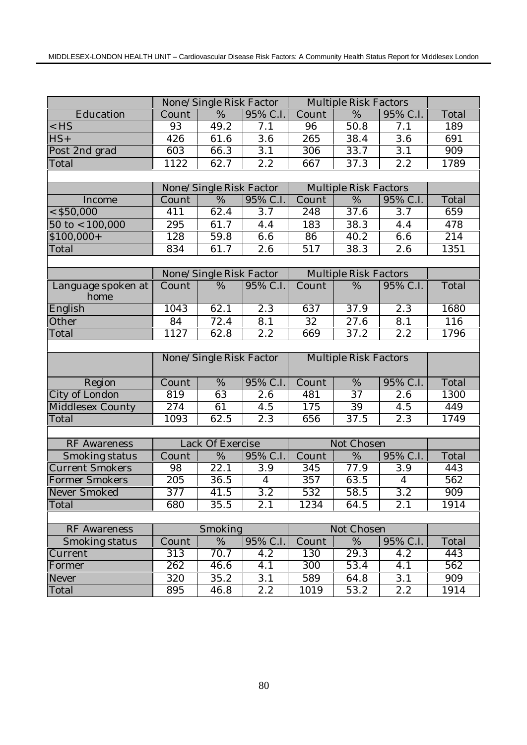| | None/Single Risk Factor | | | Multiple Risk Factors | | | |
|---|---|---|---|---|---|---|---|
| Education | Count | % | 95% C.I. | Count | % | 95% C.I. | Total |
| <HS | 93 | 49.2 | 7.1 | 96 | 50.8 | 7.1 | 189 |
| HS+ | 426 | 61.6 | 3.6 | 265 | 38.4 | 3.6 | 691 |
| Post 2nd grad | 603 | 66.3 | 3.1 | 306 | 33.7 | 3.1 | 909 |
| Total | 1122 | 62.7 | 2.2 | 667 | 37.3 | 2.2 | 1789 |

| | None/Single Risk Factor | | | Multiple Risk Factors | | | |
|---|---|---|---|---|---|---|---|
| Income | Count | % | 95% C.I. | Count | % | 95% C.I. | Total |
| <$50,000 | 411 | 62.4 | 3.7 | 248 | 37.6 | 3.7 | 659 |
| 50 to <100,000 | 295 | 61.7 | 4.4 | 183 | 38.3 | 4.4 | 478 |
| $100,000+ | 128 | 59.8 | 6.6 | 86 | 40.2 | 6.6 | 214 |
| Total | 834 | 61.7 | 2.6 | 517 | 38.3 | 2.6 | 1351 |

| | None/Single Risk Factor | | | Multiple Risk Factors | | | |
|---|---|---|---|---|---|---|---|
| Language spoken at home | Count | % | 95% C.I. | Count | % | 95% C.I. | Total |
| English | 1043 | 62.1 | 2.3 | 637 | 37.9 | 2.3 | 1680 |
| Other | 84 | 72.4 | 8.1 | 32 | 27.6 | 8.1 | 116 |
| Total | 1127 | 62.8 | 2.2 | 669 | 37.2 | 2.2 | 1796 |

| | None/Single Risk Factor | | | Multiple Risk Factors | | | |
|---|---|---|---|---|---|---|---|
| Region | Count | % | 95% C.I. | Count | % | 95% C.I. | Total |
| City of London | 819 | 63 | 2.6 | 481 | 37 | 2.6 | 1300 |
| Middlesex County | 274 | 61 | 4.5 | 175 | 39 | 4.5 | 449 |
| Total | 1093 | 62.5 | 2.3 | 656 | 37.5 | 2.3 | 1749 |

| RF Awareness | Lack Of Exercise | | | Not Chosen | | | |
|---|---|---|---|---|---|---|---|
| Smoking status | Count | % | 95% C.I. | Count | % | 95% C.I. | Total |
| Current Smokers | 98 | 22.1 | 3.9 | 345 | 77.9 | 3.9 | 443 |
| Former Smokers | 205 | 36.5 | 4 | 357 | 63.5 | 4 | 562 |
| Never Smoked | 377 | 41.5 | 3.2 | 532 | 58.5 | 3.2 | 909 |
| Total | 680 | 35.5 | 2.1 | 1234 | 64.5 | 2.1 | 1914 |

| RF Awareness | Smoking | | | Not Chosen | | | |
|---|---|---|---|---|---|---|---|
| Smoking status | Count | % | 95% C.I. | Count | % | 95% C.I. | Total |
| Current | 313 | 70.7 | 4.2 | 130 | 29.3 | 4.2 | 443 |
| Former | 262 | 46.6 | 4.1 | 300 | 53.4 | 4.1 | 562 |
| Never | 320 | 35.2 | 3.1 | 589 | 64.8 | 3.1 | 909 |
| Total | 895 | 46.8 | 2.2 | 1019 | 53.2 | 2.2 | 1914 |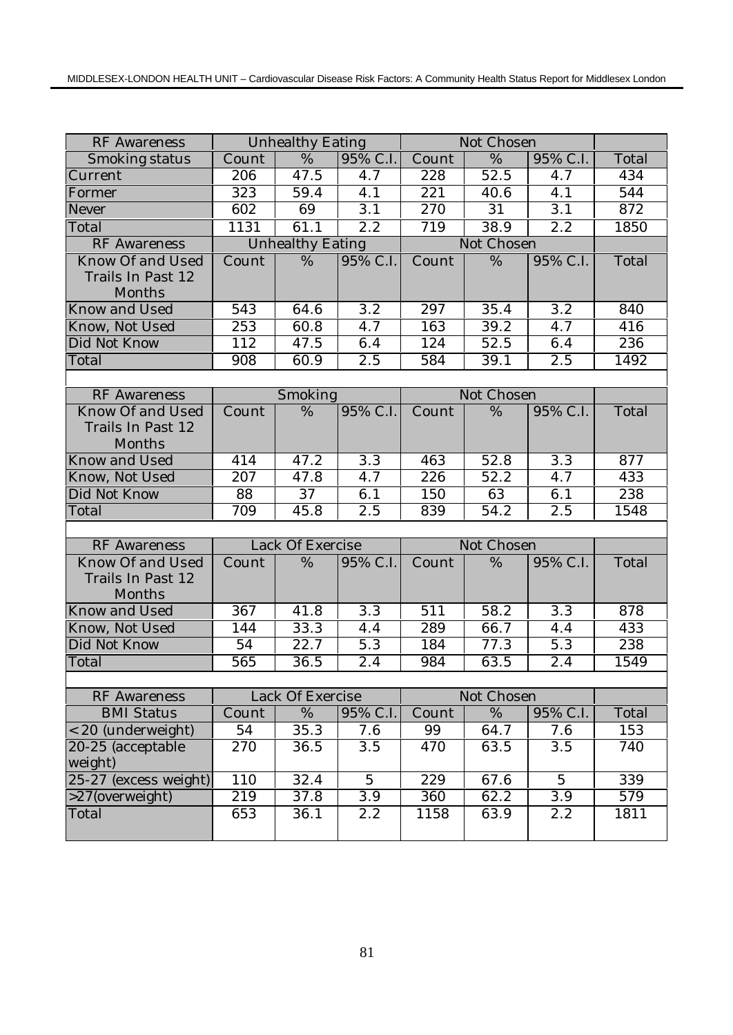| RF Awareness | Unhealthy Eating | | | Not Chosen | | | |
|---|---|---|---|---|---|---|---|
| Smoking status | Count | % | 95% C.I. | Count | % | 95% C.I. | Total |
| Current | 206 | 47.5 | 4.7 | 228 | 52.5 | 4.7 | 434 |
| Former | 323 | 59.4 | 4.1 | 221 | 40.6 | 4.1 | 544 |
| Never | 602 | 69 | 3.1 | 270 | 31 | 3.1 | 872 |
| Total | 1131 | 61.1 | 2.2 | 719 | 38.9 | 2.2 | 1850 |

| RF Awareness | Unhealthy Eating | | | Not Chosen | | | |
|---|---|---|---|---|---|---|---|
| Know Of and Used Trails In Past 12 Months | Count | % | 95% C.I. | Count | % | 95% C.I. | Total |
| Know and Used | 543 | 64.6 | 3.2 | 297 | 35.4 | 3.2 | 840 |
| Know, Not Used | 253 | 60.8 | 4.7 | 163 | 39.2 | 4.7 | 416 |
| Did Not Know | 112 | 47.5 | 6.4 | 124 | 52.5 | 6.4 | 236 |
| Total | 908 | 60.9 | 2.5 | 584 | 39.1 | 2.5 | 1492 |

| RF Awareness | Smoking | | | Not Chosen | | | |
|---|---|---|---|---|---|---|---|
| Know Of and Used Trails In Past 12 Months | Count | % | 95% C.I. | Count | % | 95% C.I. | Total |
| Know and Used | 414 | 47.2 | 3.3 | 463 | 52.8 | 3.3 | 877 |
| Know, Not Used | 207 | 47.8 | 4.7 | 226 | 52.2 | 4.7 | 433 |
| Did Not Know | 88 | 37 | 6.1 | 150 | 63 | 6.1 | 238 |
| Total | 709 | 45.8 | 2.5 | 839 | 54.2 | 2.5 | 1548 |

| RF Awareness | Lack Of Exercise | | | Not Chosen | | | |
|---|---|---|---|---|---|---|---|
| Know Of and Used Trails In Past 12 Months | Count | % | 95% C.I. | Count | % | 95% C.I. | Total |
| Know and Used | 367 | 41.8 | 3.3 | 511 | 58.2 | 3.3 | 878 |
| Know, Not Used | 144 | 33.3 | 4.4 | 289 | 66.7 | 4.4 | 433 |
| Did Not Know | 54 | 22.7 | 5.3 | 184 | 77.3 | 5.3 | 238 |
| Total | 565 | 36.5 | 2.4 | 984 | 63.5 | 2.4 | 1549 |

| RF Awareness | Lack Of Exercise | | | Not Chosen | | | |
|---|---|---|---|---|---|---|---|
| BMI Status | Count | % | 95% C.I. | Count | % | 95% C.I. | Total |
| <20 (underweight) | 54 | 35.3 | 7.6 | 99 | 64.7 | 7.6 | 153 |
| 20-25 (acceptable weight) | 270 | 36.5 | 3.5 | 470 | 63.5 | 3.5 | 740 |
| 25-27 (excess weight) | 110 | 32.4 | 5 | 229 | 67.6 | 5 | 339 |
| >27(overweight) | 219 | 37.8 | 3.9 | 360 | 62.2 | 3.9 | 579 |
| Total | 653 | 36.1 | 2.2 | 1158 | 63.9 | 2.2 | 1811 |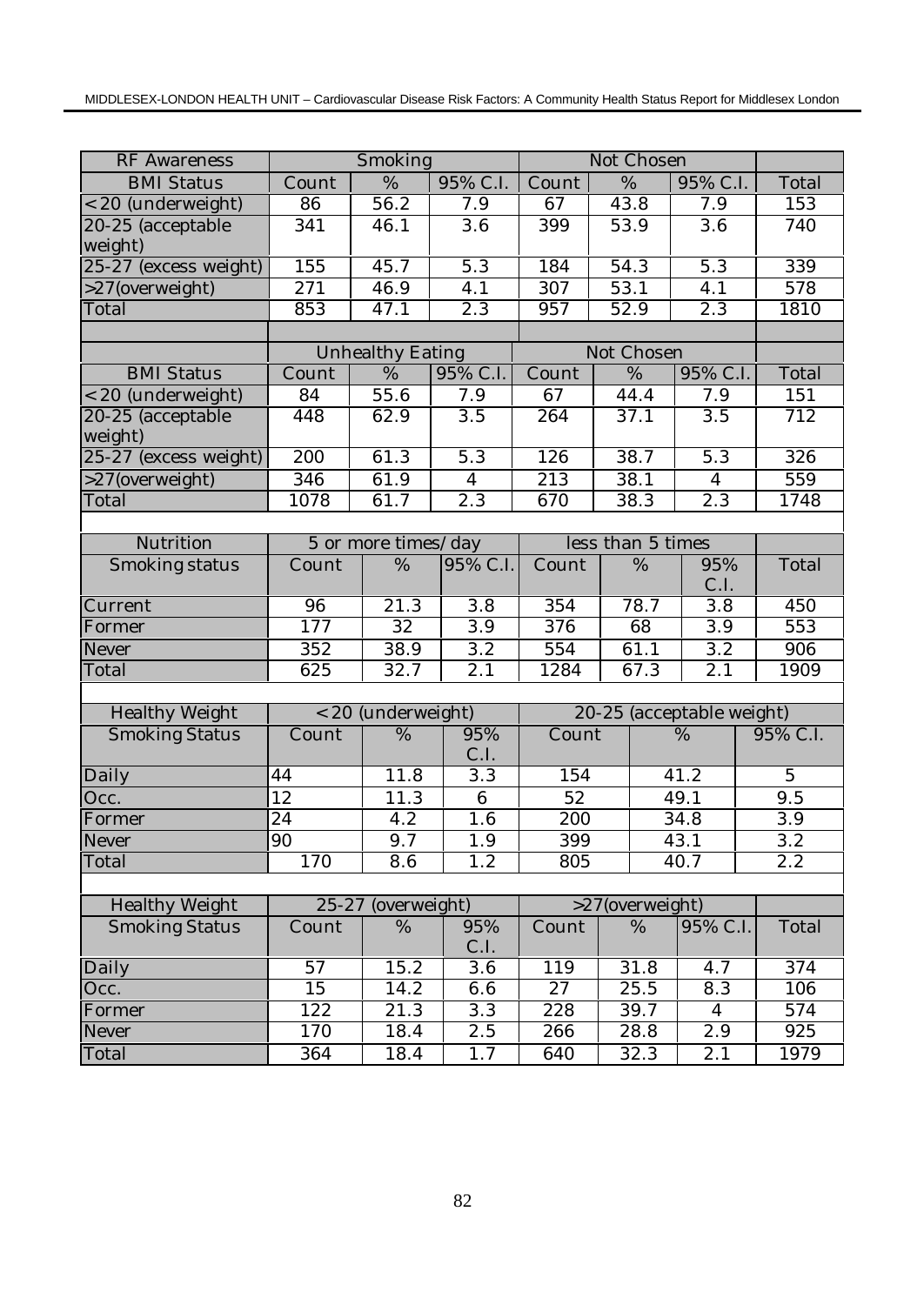| RF Awareness | Smoking | | | Not Chosen | | | |
|---|---|---|---|---|---|---|---|
| BMI Status | Count | % | 95% C.I. | Count | % | 95% C.I. | Total |
| <20 (underweight) | 86 | 56.2 | 7.9 | 67 | 43.8 | 7.9 | 153 |
| 20-25 (acceptable weight) | 341 | 46.1 | 3.6 | 399 | 53.9 | 3.6 | 740 |
| 25-27 (excess weight) | 155 | 45.7 | 5.3 | 184 | 54.3 | 5.3 | 339 |
| >27(overweight) | 271 | 46.9 | 4.1 | 307 | 53.1 | 4.1 | 578 |
| Total | 853 | 47.1 | 2.3 | 957 | 52.9 | 2.3 | 1810 |

| | Unhealthy Eating | | | Not Chosen | | | |
|---|---|---|---|---|---|---|---|
| BMI Status | Count | % | 95% C.I. | Count | % | 95% C.I. | Total |
| <20 (underweight) | 84 | 55.6 | 7.9 | 67 | 44.4 | 7.9 | 151 |
| 20-25 (acceptable weight) | 448 | 62.9 | 3.5 | 264 | 37.1 | 3.5 | 712 |
| 25-27 (excess weight) | 200 | 61.3 | 5.3 | 126 | 38.7 | 5.3 | 326 |
| >27(overweight) | 346 | 61.9 | 4 | 213 | 38.1 | 4 | 559 |
| Total | 1078 | 61.7 | 2.3 | 670 | 38.3 | 2.3 | 1748 |

| Nutrition | 5 or more times/day | | | less than 5 times | | | |
|---|---|---|---|---|---|---|---|
| Smoking status | Count | % | 95% C.I. | Count | % | 95% C.I. | Total |
| Current | 96 | 21.3 | 3.8 | 354 | 78.7 | 3.8 | 450 |
| Former | 177 | 32 | 3.9 | 376 | 68 | 3.9 | 553 |
| Never | 352 | 38.9 | 3.2 | 554 | 61.1 | 3.2 | 906 |
| Total | 625 | 32.7 | 2.1 | 1284 | 67.3 | 2.1 | 1909 |

| Healthy Weight | <20 (underweight) | | | 20-25 (acceptable weight) | | |
|---|---|---|---|---|---|---|
| Smoking Status | Count | % | 95% C.I. | Count | % | 95% C.I. |
| Daily | 44 | 11.8 | 3.3 | 154 | 41.2 | 5 |
| Occ. | 12 | 11.3 | 6 | 52 | 49.1 | 9.5 |
| Former | 24 | 4.2 | 1.6 | 200 | 34.8 | 3.9 |
| Never | 90 | 9.7 | 1.9 | 399 | 43.1 | 3.2 |
| Total | 170 | 8.6 | 1.2 | 805 | 40.7 | 2.2 |

| Healthy Weight | 25-27 (overweight) | | | >27(overweight) | | | |
|---|---|---|---|---|---|---|---|
| Smoking Status | Count | % | 95% C.I. | Count | % | 95% C.I. | Total |
| Daily | 57 | 15.2 | 3.6 | 119 | 31.8 | 4.7 | 374 |
| Occ. | 15 | 14.2 | 6.6 | 27 | 25.5 | 8.3 | 106 |
| Former | 122 | 21.3 | 3.3 | 228 | 39.7 | 4 | 574 |
| Never | 170 | 18.4 | 2.5 | 266 | 28.8 | 2.9 | 925 |
| Total | 364 | 18.4 | 1.7 | 640 | 32.3 | 2.1 | 1979 |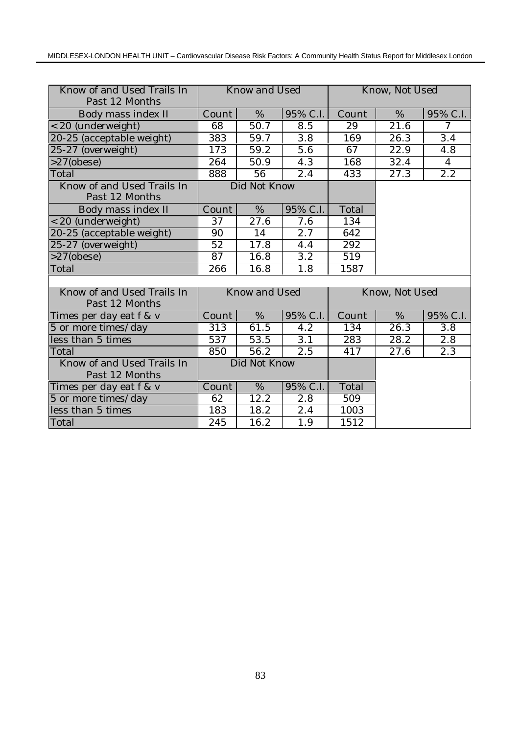| Know of and Used Trails In Past 12 Months | Know and Used | | | Know, Not Used | | |
|---|---|---|---|---|---|---|
| Body mass index II | Count | % | 95% C.I. | Count | % | 95% C.I. |
| <20 (underweight) | 68 | 50.7 | 8.5 | 29 | 21.6 | 7 |
| 20-25 (acceptable weight) | 383 | 59.7 | 3.8 | 169 | 26.3 | 3.4 |
| 25-27 (overweight) | 173 | 59.2 | 5.6 | 67 | 22.9 | 4.8 |
| >27(obese) | 264 | 50.9 | 4.3 | 168 | 32.4 | 4 |
| Total | 888 | 56 | 2.4 | 433 | 27.3 | 2.2 |

| Know of and Used Trails In Past 12 Months | Did Not Know | | | |
|---|---|---|---|---|
| Body mass index II | Count | % | 95% C.I. | Total |
| <20 (underweight) | 37 | 27.6 | 7.6 | 134 |
| 20-25 (acceptable weight) | 90 | 14 | 2.7 | 642 |
| 25-27 (overweight) | 52 | 17.8 | 4.4 | 292 |
| >27(obese) | 87 | 16.8 | 3.2 | 519 |
| Total | 266 | 16.8 | 1.8 | 1587 |

| Know of and Used Trails In Past 12 Months | Know and Used | | | Know, Not Used | | |
|---|---|---|---|---|---|---|
| Times per day eat f & v | Count | % | 95% C.I. | Count | % | 95% C.I. |
| 5 or more times/day | 313 | 61.5 | 4.2 | 134 | 26.3 | 3.8 |
| less than 5 times | 537 | 53.5 | 3.1 | 283 | 28.2 | 2.8 |
| Total | 850 | 56.2 | 2.5 | 417 | 27.6 | 2.3 |

| Know of and Used Trails In Past 12 Months | Did Not Know | | | |
|---|---|---|---|---|
| Times per day eat f & v | Count | % | 95% C.I. | Total |
| 5 or more times/day | 62 | 12.2 | 2.8 | 509 |
| less than 5 times | 183 | 18.2 | 2.4 | 1003 |
| Total | 245 | 16.2 | 1.9 | 1512 |